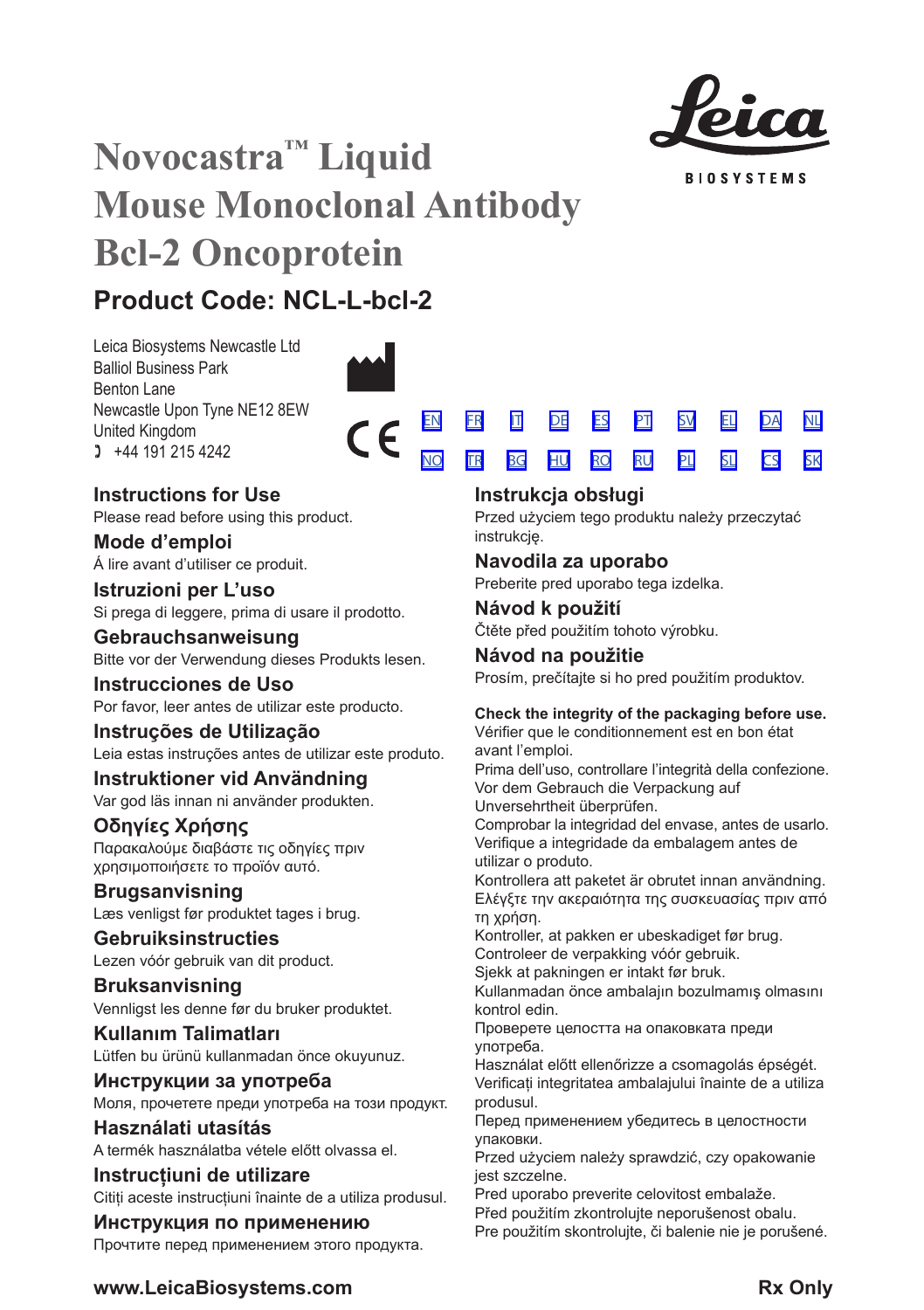# Novocastra™ Liquid Mouse Monoclonal Antibody Bcl-2 Oncoprotein

Leica BIOSYSTEMS

## Product Code: NCL-L-bcl-2

Leica Biosystems Newcastle Ltd
Balliol Business Park
Benton Lane
Newcastle Upon Tyne NE12 8EW
United Kingdom
+44 191 215 4242

CE

EN FR IT DE ES PT SV EL DA NL
NO TR BG HU RO RU PL SL CS SK

### Instructions for Use
Please read before using this product.

### Mode d'emploi
Á lire avant d'utiliser ce produit.

### Istruzioni per L'uso
Si prega di leggere, prima di usare il prodotto.

### Gebrauchsanweisung
Bitte vor der Verwendung dieses Produkts lesen.

### Instrucciones de Uso
Por favor, leer antes de utilizar este producto.

### Instruções de Utilização
Leia estas instruções antes de utilizar este produto.

### Instruktioner vid Användning
Var god läs innan ni använder produkten.

### Οδηγίες Χρήσης
Παρακαλούμε διαβάστε τις οδηγίες πριν χρησιμοποιήσετε το προϊόν αυτό.

### Brugsanvisning
Læs venligst før produktet tages i brug.

### Gebruiksinstructies
Lezen vóór gebruik van dit product.

### Bruksanvisning
Vennligst les denne før du bruker produktet.

### Kullanım Talimatları
Lütfen bu ürünü kullanmadan önce okuyunuz.

### Инструкции за употреба
Моля, прочетете преди употреба на този продукт.

### Használati utasítás
A termék használatba vétele előtt olvassa el.

### Instrucțiuni de utilizare
Citiți aceste instrucțiuni înainte de a utiliza produsul.

### Инструкция по применению
Прочтите перед применением этого продукта.

### Instrukcja obsługi
Przed użyciem tego produktu należy przeczytać instrukcję.

### Navodila za uporabo
Preberite pred uporabo tega izdelka.

### Návod k použití
Čtěte před použitím tohoto výrobku.

### Návod na použitie
Prosím, prečítajte si ho pred použitím produktov.

**Check the integrity of the packaging before use.**
Vérifier que le conditionnement est en bon état avant l'emploi.
Prima dell'uso, controllare l'integrità della confezione.
Vor dem Gebrauch die Verpackung auf Unversehrtheit überprüfen.
Comprobar la integridad del envase, antes de usarlo.
Verifique a integridade da embalagem antes de utilizar o produto.
Kontrollera att paketet är obrutet innan användning.
Ελέγξτε την ακεραιότητα της συσκευασίας πριν από τη χρήση.
Kontroller, at pakken er ubeskadiget før brug.
Controleer de verpakking vóór gebruik.
Sjekk at pakningen er intakt før bruk.
Kullanmadan önce ambalajın bozulmamış olmasını kontrol edin.
Проверете целостта на опаковката преди употреба.
Használat előtt ellenőrizze a csomagolás épségét.
Verificați integritatea ambalajului înainte de a utiliza produsul.
Перед применением убедитесь в целостности упаковки.
Przed użyciem należy sprawdzić, czy opakowanie jest szczelne.
Pred uporabo preverite celovitost embalaže.
Před použitím zkontrolujte neporušenost obalu.
Pre použitím skontrolujte, či balenie nie je porušené.

**www.LeicaBiosystems.com** **Rx Only**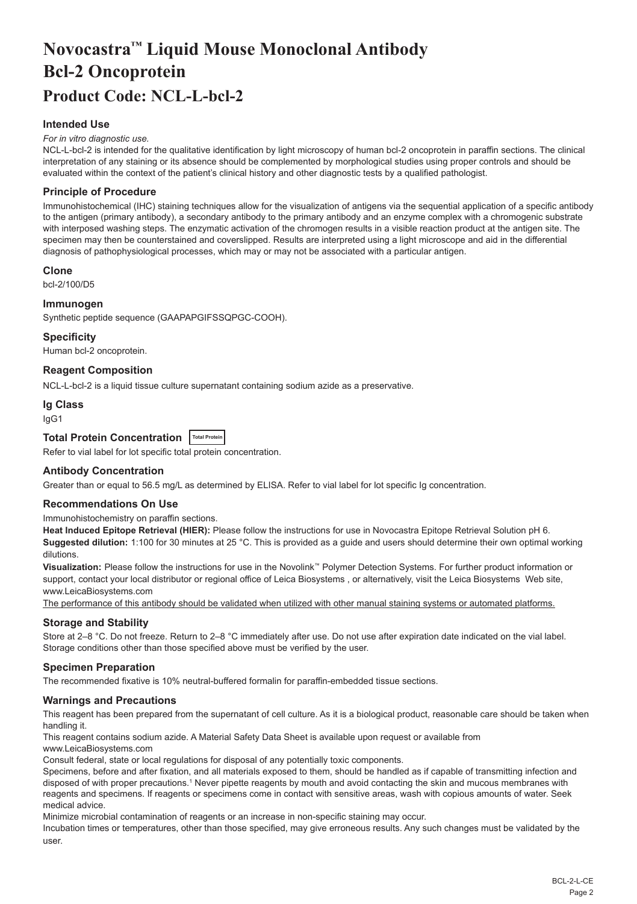# Novocastra™ Liquid Mouse Monoclonal Antibody Bcl-2 Oncoprotein

# Product Code: NCL-L-bcl-2

### Intended Use

*For in vitro diagnostic use.*

NCL-L-bcl-2 is intended for the qualitative identification by light microscopy of human bcl-2 oncoprotein in paraffin sections. The clinical interpretation of any staining or its absence should be complemented by morphological studies using proper controls and should be evaluated within the context of the patient's clinical history and other diagnostic tests by a qualified pathologist.

### Principle of Procedure

Immunohistochemical (IHC) staining techniques allow for the visualization of antigens via the sequential application of a specific antibody to the antigen (primary antibody), a secondary antibody to the primary antibody and an enzyme complex with a chromogenic substrate with interposed washing steps. The enzymatic activation of the chromogen results in a visible reaction product at the antigen site. The specimen may then be counterstained and coverslipped. Results are interpreted using a light microscope and aid in the differential diagnosis of pathophysiological processes, which may or may not be associated with a particular antigen.

### Clone

bcl-2/100/D5

### Immunogen

Synthetic peptide sequence (GAAPAPGIFSSQPGC-COOH).

### Specificity

Human bcl-2 oncoprotein.

### Reagent Composition

NCL-L-bcl-2 is a liquid tissue culture supernatant containing sodium azide as a preservative.

### Ig Class

IgG1

### Total Protein Concentration Total Protein

Refer to vial label for lot specific total protein concentration.

### Antibody Concentration

Greater than or equal to 56.5 mg/L as determined by ELISA. Refer to vial label for lot specific Ig concentration.

### Recommendations On Use

Immunohistochemistry on paraffin sections.

**Heat Induced Epitope Retrieval (HIER):** Please follow the instructions for use in Novocastra Epitope Retrieval Solution pH 6.

**Suggested dilution:** 1:100 for 30 minutes at 25 °C. This is provided as a guide and users should determine their own optimal working dilutions.

**Visualization:** Please follow the instructions for use in the Novolink™ Polymer Detection Systems. For further product information or support, contact your local distributor or regional office of Leica Biosystems , or alternatively, visit the Leica Biosystems Web site, www.LeicaBiosystems.com

The performance of this antibody should be validated when utilized with other manual staining systems or automated platforms.

### Storage and Stability

Store at 2–8 °C. Do not freeze. Return to 2–8 °C immediately after use. Do not use after expiration date indicated on the vial label. Storage conditions other than those specified above must be verified by the user.

### Specimen Preparation

The recommended fixative is 10% neutral-buffered formalin for paraffin-embedded tissue sections.

### Warnings and Precautions

This reagent has been prepared from the supernatant of cell culture. As it is a biological product, reasonable care should be taken when handling it.

This reagent contains sodium azide. A Material Safety Data Sheet is available upon request or available from www.LeicaBiosystems.com

Consult federal, state or local regulations for disposal of any potentially toxic components.

Specimens, before and after fixation, and all materials exposed to them, should be handled as if capable of transmitting infection and disposed of with proper precautions.[1] Never pipette reagents by mouth and avoid contacting the skin and mucous membranes with reagents and specimens. If reagents or specimens come in contact with sensitive areas, wash with copious amounts of water. Seek medical advice.

Minimize microbial contamination of reagents or an increase in non-specific staining may occur.

Incubation times or temperatures, other than those specified, may give erroneous results. Any such changes must be validated by the user.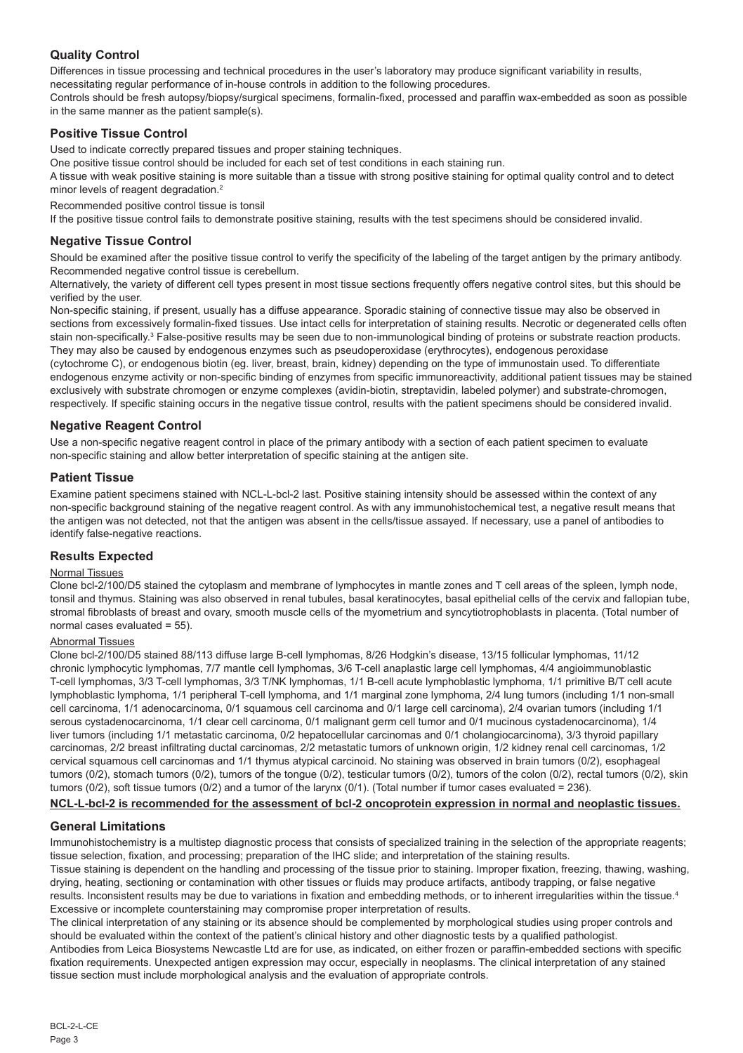## Quality Control

Differences in tissue processing and technical procedures in the user's laboratory may produce significant variability in results, necessitating regular performance of in-house controls in addition to the following procedures.

Controls should be fresh autopsy/biopsy/surgical specimens, formalin-fixed, processed and paraffin wax-embedded as soon as possible in the same manner as the patient sample(s).

## Positive Tissue Control

Used to indicate correctly prepared tissues and proper staining techniques.

One positive tissue control should be included for each set of test conditions in each staining run.

A tissue with weak positive staining is more suitable than a tissue with strong positive staining for optimal quality control and to detect minor levels of reagent degradation.[2]

Recommended positive control tissue is tonsil

If the positive tissue control fails to demonstrate positive staining, results with the test specimens should be considered invalid.

## Negative Tissue Control

Should be examined after the positive tissue control to verify the specificity of the labeling of the target antigen by the primary antibody.

Recommended negative control tissue is cerebellum.

Alternatively, the variety of different cell types present in most tissue sections frequently offers negative control sites, but this should be verified by the user.

Non-specific staining, if present, usually has a diffuse appearance. Sporadic staining of connective tissue may also be observed in sections from excessively formalin-fixed tissues. Use intact cells for interpretation of staining results. Necrotic or degenerated cells often stain non-specifically.[3] False-positive results may be seen due to non-immunological binding of proteins or substrate reaction products. They may also be caused by endogenous enzymes such as pseudoperoxidase (erythrocytes), endogenous peroxidase (cytochrome C), or endogenous biotin (eg. liver, breast, brain, kidney) depending on the type of immunostain used. To differentiate endogenous enzyme activity or non-specific binding of enzymes from specific immunoreactivity, additional patient tissues may be stained exclusively with substrate chromogen or enzyme complexes (avidin-biotin, streptavidin, labeled polymer) and substrate-chromogen, respectively. If specific staining occurs in the negative tissue control, results with the patient specimens should be considered invalid.

## Negative Reagent Control

Use a non-specific negative reagent control in place of the primary antibody with a section of each patient specimen to evaluate non-specific staining and allow better interpretation of specific staining at the antigen site.

## Patient Tissue

Examine patient specimens stained with NCL-L-bcl-2 last. Positive staining intensity should be assessed within the context of any non-specific background staining of the negative reagent control. As with any immunohistochemical test, a negative result means that the antigen was not detected, not that the antigen was absent in the cells/tissue assayed. If necessary, use a panel of antibodies to identify false-negative reactions.

## Results Expected

### Normal Tissues

Clone bcl-2/100/D5 stained the cytoplasm and membrane of lymphocytes in mantle zones and T cell areas of the spleen, lymph node, tonsil and thymus. Staining was also observed in renal tubules, basal keratinocytes, basal epithelial cells of the cervix and fallopian tube, stromal fibroblasts of breast and ovary, smooth muscle cells of the myometrium and syncytiotrophoblasts in placenta. (Total number of normal cases evaluated = 55).

### Abnormal Tissues

Clone bcl-2/100/D5 stained 88/113 diffuse large B-cell lymphomas, 8/26 Hodgkin's disease, 13/15 follicular lymphomas, 11/12 chronic lymphocytic lymphomas, 7/7 mantle cell lymphomas, 3/6 T-cell anaplastic large cell lymphomas, 4/4 angioimmunoblastic T-cell lymphomas, 3/3 T-cell lymphomas, 3/3 T/NK lymphomas, 1/1 B-cell acute lymphoblastic lymphoma, 1/1 primitive B/T cell acute lymphoblastic lymphoma, 1/1 peripheral T-cell lymphoma, and 1/1 marginal zone lymphoma, 2/4 lung tumors (including 1/1 non-small cell carcinoma, 1/1 adenocarcinoma, 0/1 squamous cell carcinoma and 0/1 large cell carcinoma), 2/4 ovarian tumors (including 1/1 serous cystadenocarcinoma, 1/1 clear cell carcinoma, 0/1 malignant germ cell tumor and 0/1 mucinous cystadenocarcinoma), 1/4 liver tumors (including 1/1 metastatic carcinoma, 0/2 hepatocellular carcinomas and 0/1 cholangiocarcinoma), 3/3 thyroid papillary carcinomas, 2/2 breast infiltrating ductal carcinomas, 2/2 metastatic tumors of unknown origin, 1/2 kidney renal cell carcinomas, 1/2 cervical squamous cell carcinomas and 1/1 thymus atypical carcinoid. No staining was observed in brain tumors (0/2), esophageal tumors (0/2), stomach tumors (0/2), tumors of the tongue (0/2), testicular tumors (0/2), tumors of the colon (0/2), rectal tumors (0/2), skin tumors (0/2), soft tissue tumors (0/2) and a tumor of the larynx (0/1). (Total number if tumor cases evaluated = 236).

**NCL-L-bcl-2 is recommended for the assessment of bcl-2 oncoprotein expression in normal and neoplastic tissues.**

## General Limitations

Immunohistochemistry is a multistep diagnostic process that consists of specialized training in the selection of the appropriate reagents; tissue selection, fixation, and processing; preparation of the IHC slide; and interpretation of the staining results.

Tissue staining is dependent on the handling and processing of the tissue prior to staining. Improper fixation, freezing, thawing, washing, drying, heating, sectioning or contamination with other tissues or fluids may produce artifacts, antibody trapping, or false negative results. Inconsistent results may be due to variations in fixation and embedding methods, or to inherent irregularities within the tissue.[4]

Excessive or incomplete counterstaining may compromise proper interpretation of results.

The clinical interpretation of any staining or its absence should be complemented by morphological studies using proper controls and should be evaluated within the context of the patient's clinical history and other diagnostic tests by a qualified pathologist.

Antibodies from Leica Biosystems Newcastle Ltd are for use, as indicated, on either frozen or paraffin-embedded sections with specific fixation requirements. Unexpected antigen expression may occur, especially in neoplasms. The clinical interpretation of any stained tissue section must include morphological analysis and the evaluation of appropriate controls.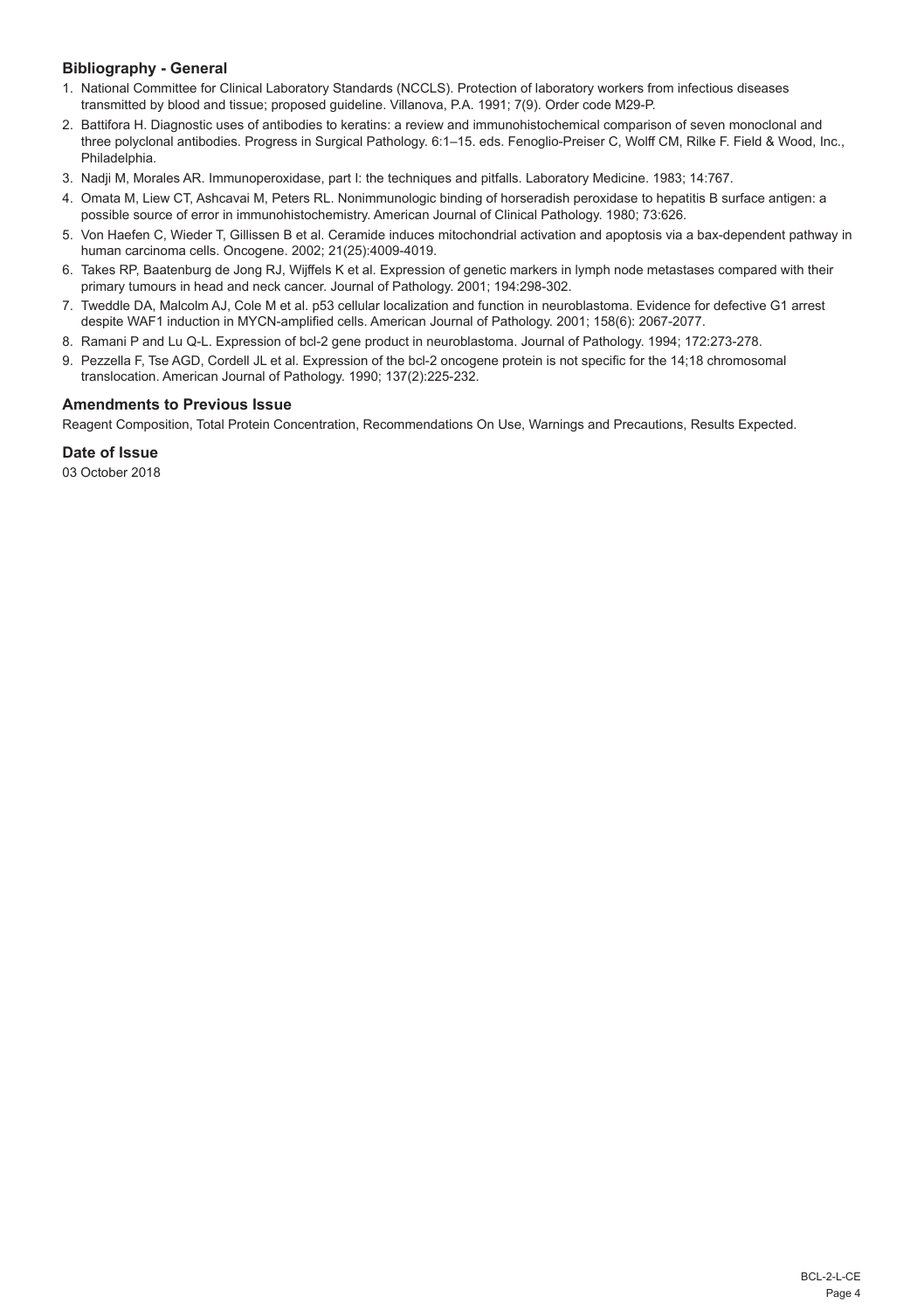## Bibliography - General

1. National Committee for Clinical Laboratory Standards (NCCLS). Protection of laboratory workers from infectious diseases transmitted by blood and tissue; proposed guideline. Villanova, P.A. 1991; 7(9). Order code M29-P.
2. Battifora H. Diagnostic uses of antibodies to keratins: a review and immunohistochemical comparison of seven monoclonal and three polyclonal antibodies. Progress in Surgical Pathology. 6:1–15. eds. Fenoglio-Preiser C, Wolff CM, Rilke F. Field & Wood, Inc., Philadelphia.
3. Nadji M, Morales AR. Immunoperoxidase, part I: the techniques and pitfalls. Laboratory Medicine. 1983; 14:767.
4. Omata M, Liew CT, Ashcavai M, Peters RL. Nonimmunologic binding of horseradish peroxidase to hepatitis B surface antigen: a possible source of error in immunohistochemistry. American Journal of Clinical Pathology. 1980; 73:626.
5. Von Haefen C, Wieder T, Gillissen B et al. Ceramide induces mitochondrial activation and apoptosis via a bax-dependent pathway in human carcinoma cells. Oncogene. 2002; 21(25):4009-4019.
6. Takes RP, Baatenburg de Jong RJ, Wijffels K et al. Expression of genetic markers in lymph node metastases compared with their primary tumours in head and neck cancer. Journal of Pathology. 2001; 194:298-302.
7. Tweddle DA, Malcolm AJ, Cole M et al. p53 cellular localization and function in neuroblastoma. Evidence for defective G1 arrest despite WAF1 induction in MYCN-amplified cells. American Journal of Pathology. 2001; 158(6): 2067-2077.
8. Ramani P and Lu Q-L. Expression of bcl-2 gene product in neuroblastoma. Journal of Pathology. 1994; 172:273-278.
9. Pezzella F, Tse AGD, Cordell JL et al. Expression of the bcl-2 oncogene protein is not specific for the 14;18 chromosomal translocation. American Journal of Pathology. 1990; 137(2):225-232.

## Amendments to Previous Issue

Reagent Composition, Total Protein Concentration, Recommendations On Use, Warnings and Precautions, Results Expected.

## Date of Issue

03 October 2018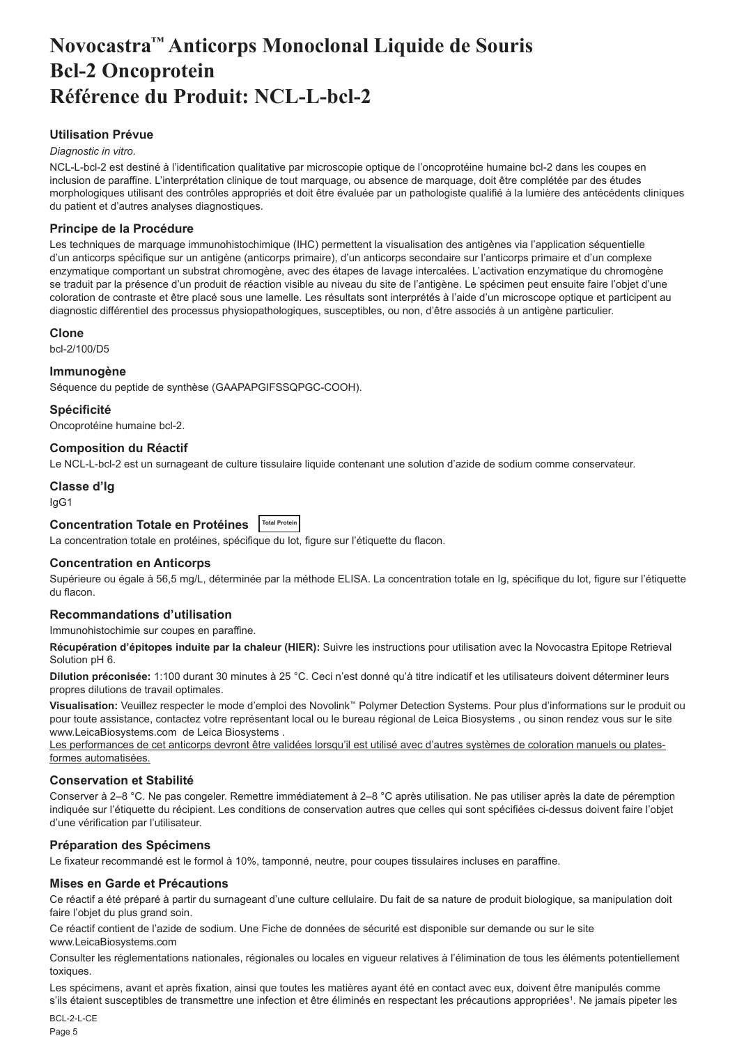# Novocastra™ Anticorps Monoclonal Liquide de Souris Bcl-2 Oncoprotein Référence du Produit: NCL-L-bcl-2

## Utilisation Prévue

*Diagnostic in vitro*.

NCL-L-bcl-2 est destiné à l'identification qualitative par microscopie optique de l'oncoprotéine humaine bcl-2 dans les coupes en inclusion de paraffine. L'interprétation clinique de tout marquage, ou absence de marquage, doit être complétée par des études morphologiques utilisant des contrôles appropriés et doit être évaluée par un pathologiste qualifié à la lumière des antécédents cliniques du patient et d'autres analyses diagnostiques.

## Principe de la Procédure

Les techniques de marquage immunohistochimique (IHC) permettent la visualisation des antigènes via l'application séquentielle d'un anticorps spécifique sur un antigène (anticorps primaire), d'un anticorps secondaire sur l'anticorps primaire et d'un complexe enzymatique comportant un substrat chromogène, avec des étapes de lavage intercalées. L'activation enzymatique du chromogène se traduit par la présence d'un produit de réaction visible au niveau du site de l'antigène. Le spécimen peut ensuite faire l'objet d'une coloration de contraste et être placé sous une lamelle. Les résultats sont interprétés à l'aide d'un microscope optique et participent au diagnostic différentiel des processus physiopathologiques, susceptibles, ou non, d'être associés à un antigène particulier.

## Clone

bcl-2/100/D5

## Immunogène

Séquence du peptide de synthèse (GAAPAPGIFSSQPGC-COOH).

## Spécificité

Oncoprotéine humaine bcl-2.

## Composition du Réactif

Le NCL-L-bcl-2 est un surnageant de culture tissulaire liquide contenant une solution d'azide de sodium comme conservateur.

## Classe d'Ig

IgG1

## Concentration Totale en Protéines Total Protein

La concentration totale en protéines, spécifique du lot, figure sur l'étiquette du flacon.

## Concentration en Anticorps

Supérieure ou égale à 56,5 mg/L, déterminée par la méthode ELISA. La concentration totale en Ig, spécifique du lot, figure sur l'étiquette du flacon.

## Recommandations d'utilisation

Immunohistochimie sur coupes en paraffine.

**Récupération d'épitopes induite par la chaleur (HIER):** Suivre les instructions pour utilisation avec la Novocastra Epitope Retrieval Solution pH 6.

**Dilution préconisée:** 1:100 durant 30 minutes à 25 °C. Ceci n'est donné qu'à titre indicatif et les utilisateurs doivent déterminer leurs propres dilutions de travail optimales.

**Visualisation:** Veuillez respecter le mode d'emploi des Novolink™ Polymer Detection Systems. Pour plus d'informations sur le produit ou pour toute assistance, contactez votre représentant local ou le bureau régional de Leica Biosystems , ou sinon rendez vous sur le site www.LeicaBiosystems.com de Leica Biosystems .

Les performances de cet anticorps devront être validées lorsqu'il est utilisé avec d'autres systèmes de coloration manuels ou plates-formes automatisées.

## Conservation et Stabilité

Conserver à 2–8 °C. Ne pas congeler. Remettre immédiatement à 2–8 °C après utilisation. Ne pas utiliser après la date de péremption indiquée sur l'étiquette du récipient. Les conditions de conservation autres que celles qui sont spécifiées ci-dessus doivent faire l'objet d'une vérification par l'utilisateur.

## Préparation des Spécimens

Le fixateur recommandé est le formol à 10%, tamponné, neutre, pour coupes tissulaires incluses en paraffine.

## Mises en Garde et Précautions

Ce réactif a été préparé à partir du surnageant d'une culture cellulaire. Du fait de sa nature de produit biologique, sa manipulation doit faire l'objet du plus grand soin.

Ce réactif contient de l'azide de sodium. Une Fiche de données de sécurité est disponible sur demande ou sur le site www.LeicaBiosystems.com

Consulter les réglementations nationales, régionales ou locales en vigueur relatives à l'élimination de tous les éléments potentiellement toxiques.

Les spécimens, avant et après fixation, ainsi que toutes les matières ayant été en contact avec eux, doivent être manipulés comme s'ils étaient susceptibles de transmettre une infection et être éliminés en respectant les précautions appropriées[1]. Ne jamais pipeter les

BCL-2-L-CE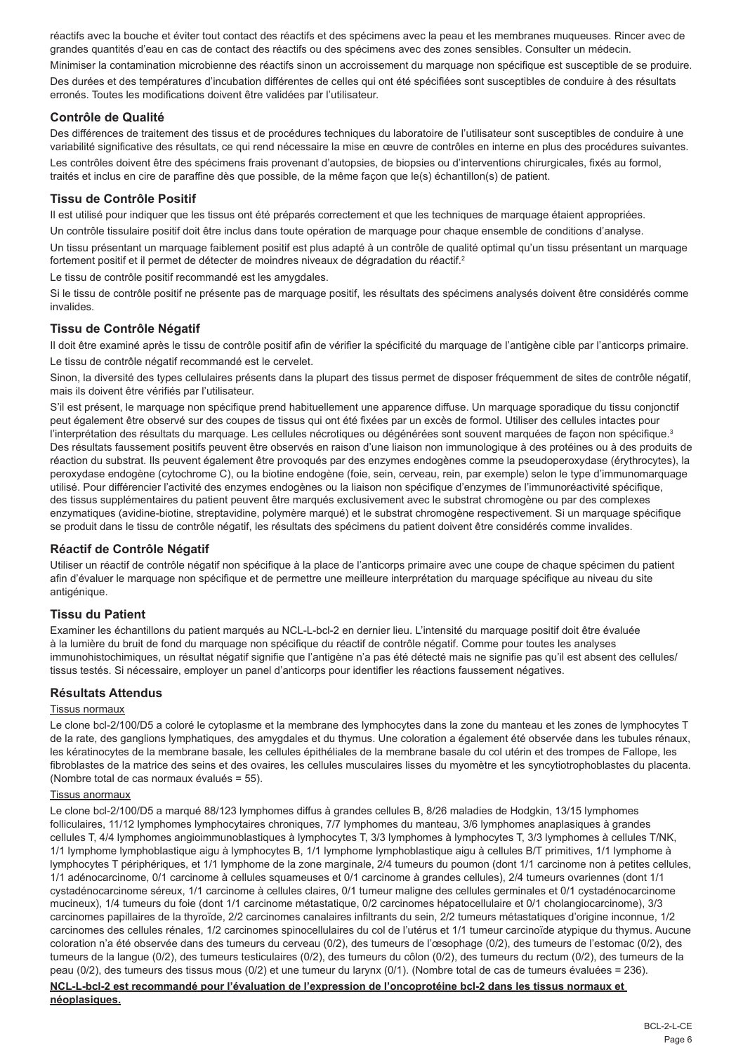réactifs avec la bouche et éviter tout contact des réactifs et des spécimens avec la peau et les membranes muqueuses. Rincer avec de grandes quantités d'eau en cas de contact des réactifs ou des spécimens avec des zones sensibles. Consulter un médecin.

Minimiser la contamination microbienne des réactifs sinon un accroissement du marquage non spécifique est susceptible de se produire.

Des durées et des températures d'incubation différentes de celles qui ont été spécifiées sont susceptibles de conduire à des résultats erronés. Toutes les modifications doivent être validées par l'utilisateur.

### Contrôle de Qualité

Des différences de traitement des tissus et de procédures techniques du laboratoire de l'utilisateur sont susceptibles de conduire à une variabilité significative des résultats, ce qui rend nécessaire la mise en œuvre de contrôles en interne en plus des procédures suivantes.

Les contrôles doivent être des spécimens frais provenant d'autopsies, de biopsies ou d'interventions chirurgicales, fixés au formol, traités et inclus en cire de paraffine dès que possible, de la même façon que le(s) échantillon(s) de patient.

### Tissu de Contrôle Positif

Il est utilisé pour indiquer que les tissus ont été préparés correctement et que les techniques de marquage étaient appropriées.

Un contrôle tissulaire positif doit être inclus dans toute opération de marquage pour chaque ensemble de conditions d'analyse.

Un tissu présentant un marquage faiblement positif est plus adapté à un contrôle de qualité optimal qu'un tissu présentant un marquage fortement positif et il permet de détecter de moindres niveaux de dégradation du réactif.[2]

Le tissu de contrôle positif recommandé est les amygdales.

Si le tissu de contrôle positif ne présente pas de marquage positif, les résultats des spécimens analysés doivent être considérés comme invalides.

### Tissu de Contrôle Négatif

Il doit être examiné après le tissu de contrôle positif afin de vérifier la spécificité du marquage de l'antigène cible par l'anticorps primaire.

Le tissu de contrôle négatif recommandé est le cervelet.

Sinon, la diversité des types cellulaires présents dans la plupart des tissus permet de disposer fréquemment de sites de contrôle négatif, mais ils doivent être vérifiés par l'utilisateur.

S'il est présent, le marquage non spécifique prend habituellement une apparence diffuse. Un marquage sporadique du tissu conjonctif peut également être observé sur des coupes de tissus qui ont été fixées par un excès de formol. Utiliser des cellules intactes pour l'interprétation des résultats du marquage. Les cellules nécrotiques ou dégénérées sont souvent marquées de façon non spécifique.[3] Des résultats faussement positifs peuvent être observés en raison d'une liaison non immunologique à des protéines ou à des produits de réaction du substrat. Ils peuvent également être provoqués par des enzymes endogènes comme la pseudoperoxydase (érythrocytes), la peroxydase endogène (cytochrome C), ou la biotine endogène (foie, sein, cerveau, rein, par exemple) selon le type d'immunomarquage utilisé. Pour différencier l'activité des enzymes endogènes ou la liaison non spécifique d'enzymes de l'immunoréactivité spécifique, des tissus supplémentaires du patient peuvent être marqués exclusivement avec le substrat chromogène ou par des complexes enzymatiques (avidine-biotine, streptavidine, polymère marqué) et le substrat chromogène respectivement. Si un marquage spécifique se produit dans le tissu de contrôle négatif, les résultats des spécimens du patient doivent être considérés comme invalides.

### Réactif de Contrôle Négatif

Utiliser un réactif de contrôle négatif non spécifique à la place de l'anticorps primaire avec une coupe de chaque spécimen du patient afin d'évaluer le marquage non spécifique et de permettre une meilleure interprétation du marquage spécifique au niveau du site antigénique.

### Tissu du Patient

Examiner les échantillons du patient marqués au NCL-L-bcl-2 en dernier lieu. L'intensité du marquage positif doit être évaluée à la lumière du bruit de fond du marquage non spécifique du réactif de contrôle négatif. Comme pour toutes les analyses immunohistochimiques, un résultat négatif signifie que l'antigène n'a pas été détecté mais ne signifie pas qu'il est absent des cellules/tissus testés. Si nécessaire, employer un panel d'anticorps pour identifier les réactions faussement négatives.

### Résultats Attendus

Tissus normaux

Le clone bcl-2/100/D5 a coloré le cytoplasme et la membrane des lymphocytes dans la zone du manteau et les zones de lymphocytes T de la rate, des ganglions lymphatiques, des amygdales et du thymus. Une coloration a également été observée dans les tubules rénaux, les kératinocytes de la membrane basale, les cellules épithéliales de la membrane basale du col utérin et des trompes de Fallope, les fibroblastes de la matrice des seins et des ovaires, les cellules musculaires lisses du myomètre et les syncytiotrophoblastes du placenta. (Nombre total de cas normaux évalués = 55).

Tissus anormaux

Le clone bcl-2/100/D5 a marqué 88/123 lymphomes diffus à grandes cellules B, 8/26 maladies de Hodgkin, 13/15 lymphomes folliculaires, 11/12 lymphomes lymphocytaires chroniques, 7/7 lymphomes du manteau, 3/6 lymphomes anaplasiques à grandes cellules T, 4/4 lymphomes angioimmunoblastiques à lymphocytes T, 3/3 lymphomes à lymphocytes T, 3/3 lymphomes à cellules T/NK, 1/1 lymphome lymphoblastique aigu à lymphocytes B, 1/1 lymphome lymphoblastique aigu à cellules B/T primitives, 1/1 lymphome à lymphocytes T périphériques, et 1/1 lymphome de la zone marginale, 2/4 tumeurs du poumon (dont 1/1 carcinome non à petites cellules, 1/1 adénocarcinome, 0/1 carcinome à cellules squameuses et 0/1 carcinome à grandes cellules), 2/4 tumeurs ovariennes (dont 1/1 cystadénocarcinome séreux, 1/1 carcinome à cellules claires, 0/1 tumeur maligne des cellules germinales et 0/1 cystadénocarcinome mucineux), 1/4 tumeurs du foie (dont 1/1 carcinome métastatique, 0/2 carcinomes hépatocellulaire et 0/1 cholangiocarcinome), 3/3 carcinomes papillaires de la thyroïde, 2/2 carcinomes canalaires infiltrants du sein, 2/2 tumeurs métastatiques d'origine inconnue, 1/2 carcinomes des cellules rénales, 1/2 carcinomes spinocellulaires du col de l'utérus et 1/1 tumeur carcinoïde atypique du thymus. Aucune coloration n'a été observée dans des tumeurs du cerveau (0/2), des tumeurs de l'œsophage (0/2), des tumeurs de l'estomac (0/2), des tumeurs de la langue (0/2), des tumeurs testiculaires (0/2), des tumeurs du côlon (0/2), des tumeurs du rectum (0/2), des tumeurs de la peau (0/2), des tumeurs des tissus mous (0/2) et une tumeur du larynx (0/1). (Nombre total de cas de tumeurs évaluées = 236).

**NCL-L-bcl-2 est recommandé pour l'évaluation de l'expression de l'oncoprotéine bcl-2 dans les tissus normaux et néoplasiques.**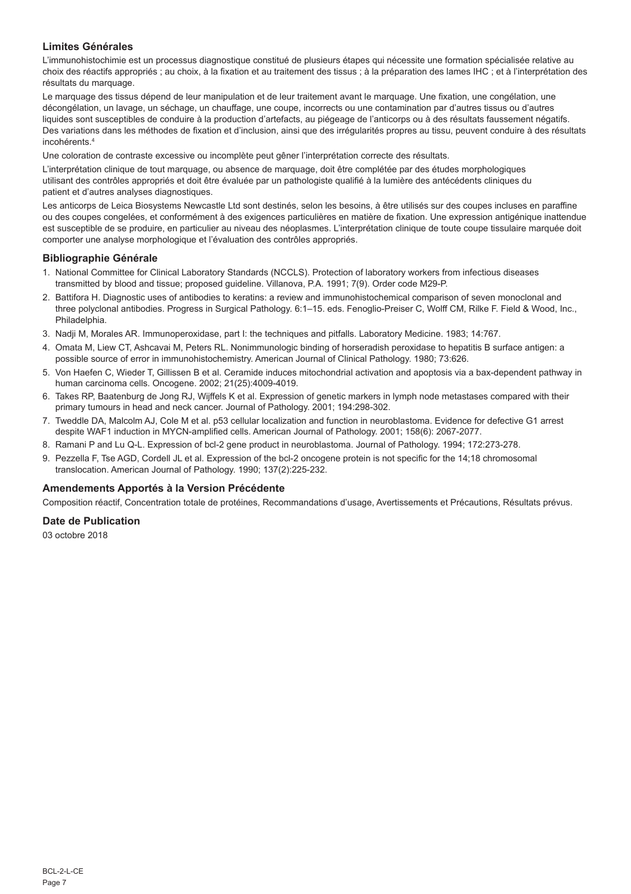## Limites Générales

L'immunohistochimie est un processus diagnostique constitué de plusieurs étapes qui nécessite une formation spécialisée relative au choix des réactifs appropriés ; au choix, à la fixation et au traitement des tissus ; à la préparation des lames IHC ; et à l'interprétation des résultats du marquage.

Le marquage des tissus dépend de leur manipulation et de leur traitement avant le marquage. Une fixation, une congélation, une décongélation, un lavage, un séchage, un chauffage, une coupe, incorrects ou une contamination par d'autres tissus ou d'autres liquides sont susceptibles de conduire à la production d'artefacts, au piégeage de l'anticorps ou à des résultats faussement négatifs. Des variations dans les méthodes de fixation et d'inclusion, ainsi que des irrégularités propres au tissu, peuvent conduire à des résultats incohérents.[4]

Une coloration de contraste excessive ou incomplète peut gêner l'interprétation correcte des résultats.

L'interprétation clinique de tout marquage, ou absence de marquage, doit être complétée par des études morphologiques utilisant des contrôles appropriés et doit être évaluée par un pathologiste qualifié à la lumière des antécédents cliniques du patient et d'autres analyses diagnostiques.

Les anticorps de Leica Biosystems Newcastle Ltd sont destinés, selon les besoins, à être utilisés sur des coupes incluses en paraffine ou des coupes congelées, et conformément à des exigences particulières en matière de fixation. Une expression antigénique inattendue est susceptible de se produire, en particulier au niveau des néoplasmes. L'interprétation clinique de toute coupe tissulaire marquée doit comporter une analyse morphologique et l'évaluation des contrôles appropriés.

## Bibliographie Générale

1. National Committee for Clinical Laboratory Standards (NCCLS). Protection of laboratory workers from infectious diseases transmitted by blood and tissue; proposed guideline. Villanova, P.A. 1991; 7(9). Order code M29-P.
2. Battifora H. Diagnostic uses of antibodies to keratins: a review and immunohistochemical comparison of seven monoclonal and three polyclonal antibodies. Progress in Surgical Pathology. 6:1–15. eds. Fenoglio-Preiser C, Wolff CM, Rilke F. Field & Wood, Inc., Philadelphia.
3. Nadji M, Morales AR. Immunoperoxidase, part I: the techniques and pitfalls. Laboratory Medicine. 1983; 14:767.
4. Omata M, Liew CT, Ashcavai M, Peters RL. Nonimmunologic binding of horseradish peroxidase to hepatitis B surface antigen: a possible source of error in immunohistochemistry. American Journal of Clinical Pathology. 1980; 73:626.
5. Von Haefen C, Wieder T, Gillissen B et al. Ceramide induces mitochondrial activation and apoptosis via a bax-dependent pathway in human carcinoma cells. Oncogene. 2002; 21(25):4009-4019.
6. Takes RP, Baatenburg de Jong RJ, Wijffels K et al. Expression of genetic markers in lymph node metastases compared with their primary tumours in head and neck cancer. Journal of Pathology. 2001; 194:298-302.
7. Tweddle DA, Malcolm AJ, Cole M et al. p53 cellular localization and function in neuroblastoma. Evidence for defective G1 arrest despite WAF1 induction in MYCN-amplified cells. American Journal of Pathology. 2001; 158(6): 2067-2077.
8. Ramani P and Lu Q-L. Expression of bcl-2 gene product in neuroblastoma. Journal of Pathology. 1994; 172:273-278.
9. Pezzella F, Tse AGD, Cordell JL et al. Expression of the bcl-2 oncogene protein is not specific for the 14;18 chromosomal translocation. American Journal of Pathology. 1990; 137(2):225-232.

## Amendements Apportés à la Version Précédente

Composition réactif, Concentration totale de protéines, Recommandations d'usage, Avertissements et Précautions, Résultats prévus.

## Date de Publication

03 octobre 2018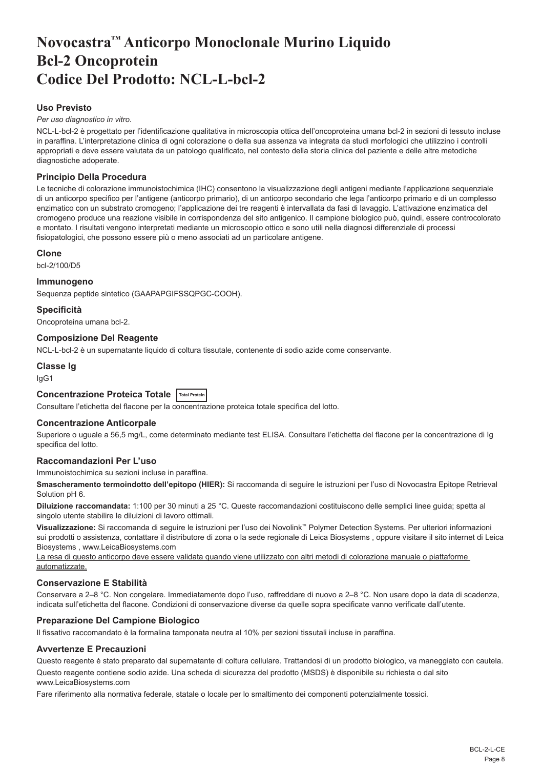# Novocastra™ Anticorpo Monoclonale Murino Liquido Bcl-2 Oncoprotein Codice Del Prodotto: NCL-L-bcl-2

## Uso Previsto

*Per uso diagnostico in vitro*.

NCL-L-bcl-2 è progettato per l'identificazione qualitativa in microscopia ottica dell'oncoproteina umana bcl-2 in sezioni di tessuto incluse in paraffina. L'interpretazione clinica di ogni colorazione o della sua assenza va integrata da studi morfologici che utilizzino i controlli appropriati e deve essere valutata da un patologo qualificato, nel contesto della storia clinica del paziente e delle altre metodiche diagnostiche adoperate.

## Principio Della Procedura

Le tecniche di colorazione immunoistochimica (IHC) consentono la visualizzazione degli antigeni mediante l'applicazione sequenziale di un anticorpo specifico per l'antigene (anticorpo primario), di un anticorpo secondario che lega l'anticorpo primario e di un complesso enzimatico con un substrato cromogeno; l'applicazione dei tre reagenti è intervallata da fasi di lavaggio. L'attivazione enzimatica del cromogeno produce una reazione visibile in corrispondenza del sito antigenico. Il campione biologico può, quindi, essere controcolorato e montato. I risultati vengono interpretati mediante un microscopio ottico e sono utili nella diagnosi differenziale di processi fisiopatologici, che possono essere più o meno associati ad un particolare antigene.

## Clone

bcl-2/100/D5

## Immunogeno

Sequenza peptide sintetico (GAAPAPGIFSSQPGC-COOH).

## Specificità

Oncoproteina umana bcl-2.

## Composizione Del Reagente

NCL-L-bcl-2 è un supernatante liquido di coltura tissutale, contenente di sodio azide come conservante.

## Classe Ig

IgG1

## Concentrazione Proteica Totale Total Protein

Consultare l'etichetta del flacone per la concentrazione proteica totale specifica del lotto.

## Concentrazione Anticorpale

Superiore o uguale a 56,5 mg/L, come determinato mediante test ELISA. Consultare l'etichetta del flacone per la concentrazione di Ig specifica del lotto.

## Raccomandazioni Per L'uso

Immunoistochimica su sezioni incluse in paraffina.

**Smascheramento termoindotto dell'epitopo (HIER):** Si raccomanda di seguire le istruzioni per l'uso di Novocastra Epitope Retrieval Solution pH 6.

**Diluizione raccomandata:** 1:100 per 30 minuti a 25 °C. Queste raccomandazioni costituiscono delle semplici linee guida; spetta al singolo utente stabilire le diluizioni di lavoro ottimali.

**Visualizzazione:** Si raccomanda di seguire le istruzioni per l'uso dei Novolink™ Polymer Detection Systems. Per ulteriori informazioni sui prodotti o assistenza, contattare il distributore di zona o la sede regionale di Leica Biosystems , oppure visitare il sito internet di Leica Biosystems , www.LeicaBiosystems.com

La resa di questo anticorpo deve essere validata quando viene utilizzato con altri metodi di colorazione manuale o piattaforme automatizzate.

## Conservazione E Stabilità

Conservare a 2–8 °C. Non congelare. Immediatamente dopo l'uso, raffreddare di nuovo a 2–8 °C. Non usare dopo la data di scadenza, indicata sull'etichetta del flacone. Condizioni di conservazione diverse da quelle sopra specificate vanno verificate dall'utente.

## Preparazione Del Campione Biologico

Il fissativo raccomandato è la formalina tamponata neutra al 10% per sezioni tissutali incluse in paraffina.

## Avvertenze E Precauzioni

Questo reagente è stato preparato dal supernatante di coltura cellulare. Trattandosi di un prodotto biologico, va maneggiato con cautela.

Questo reagente contiene sodio azide. Una scheda di sicurezza del prodotto (MSDS) è disponibile su richiesta o dal sito www.LeicaBiosystems.com

Fare riferimento alla normativa federale, statale o locale per lo smaltimento dei componenti potenzialmente tossici.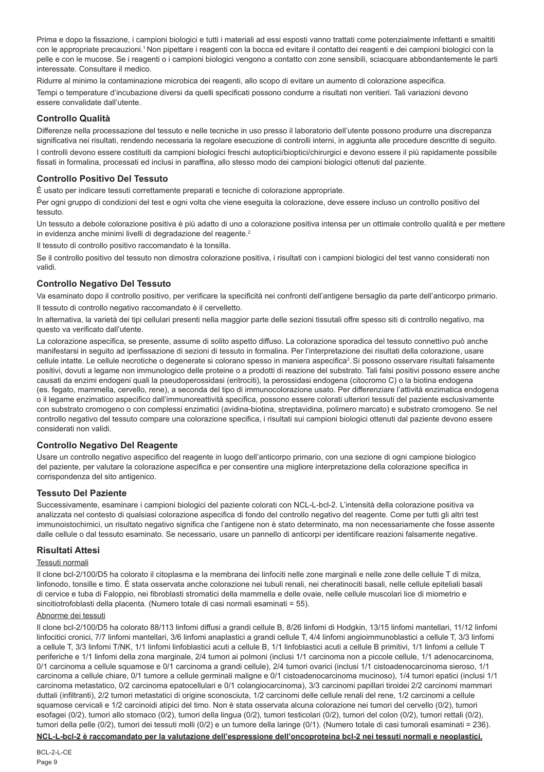Prima e dopo la fissazione, i campioni biologici e tutti i materiali ad essi esposti vanno trattati come potenzialmente infettanti e smaltiti con le appropriate precauzioni.[1] Non pipettare i reagenti con la bocca ed evitare il contatto dei reagenti e dei campioni biologici con la pelle e con le mucose. Se i reagenti o i campioni biologici vengono a contatto con zone sensibili, sciacquare abbondantemente le parti interessate. Consultare il medico.

Ridurre al minimo la contaminazione microbica dei reagenti, allo scopo di evitare un aumento di colorazione aspecifica.

Tempi o temperature d'incubazione diversi da quelli specificati possono condurre a risultati non veritieri. Tali variazioni devono essere convalidate dall'utente.

## Controllo Qualità

Differenze nella processazione del tessuto e nelle tecniche in uso presso il laboratorio dell'utente possono produrre una discrepanza significativa nei risultati, rendendo necessaria la regolare esecuzione di controlli interni, in aggiunta alle procedure descritte di seguito.

I controlli devono essere costituiti da campioni biologici freschi autoptici/bioptici/chirurgici e devono essere il più rapidamente possibile fissati in formalina, processati ed inclusi in paraffina, allo stesso modo dei campioni biologici ottenuti dal paziente.

## Controllo Positivo Del Tessuto

È usato per indicare tessuti correttamente preparati e tecniche di colorazione appropriate.

Per ogni gruppo di condizioni del test e ogni volta che viene eseguita la colorazione, deve essere incluso un controllo positivo del tessuto.

Un tessuto a debole colorazione positiva è più adatto di uno a colorazione positiva intensa per un ottimale controllo qualità e per mettere in evidenza anche minimi livelli di degradazione del reagente.[2]

Il tessuto di controllo positivo raccomandato è la tonsilla.

Se il controllo positivo del tessuto non dimostra colorazione positiva, i risultati con i campioni biologici del test vanno considerati non validi.

## Controllo Negativo Del Tessuto

Va esaminato dopo il controllo positivo, per verificare la specificità nei confronti dell'antigene bersaglio da parte dell'anticorpo primario.

Il tessuto di controllo negativo raccomandato è il cervelletto.

In alternativa, la varietà dei tipi cellulari presenti nella maggior parte delle sezioni tissutali offre spesso siti di controllo negativo, ma questo va verificato dall'utente.

La colorazione aspecifica, se presente, assume di solito aspetto diffuso. La colorazione sporadica del tessuto connettivo può anche manifestarsi in seguito ad iperfissazione di sezioni di tessuto in formalina. Per l'interpretazione dei risultati della colorazione, usare cellule intatte. Le cellule necrotiche o degenerate si colorano spesso in maniera aspecifica[3]. Si possono osservare risultati falsamente positivi, dovuti a legame non immunologico delle proteine o a prodotti di reazione del substrato. Tali falsi positivi possono essere anche causati da enzimi endogeni quali la pseudoperossidasi (eritrociti), la perossidasi endogena (citocromo C) o la biotina endogena (es. fegato, mammella, cervello, rene), a seconda del tipo di immunocolorazione usato. Per differenziare l'attività enzimatica endogena o il legame enzimatico aspecifico dall'immunoreattività specifica, possono essere colorati ulteriori tessuti del paziente esclusivamente con substrato cromogeno o con complessi enzimatici (avidina-biotina, streptavidina, polimero marcato) e substrato cromogeno. Se nel controllo negativo del tessuto compare una colorazione specifica, i risultati sui campioni biologici ottenuti dal paziente devono essere considerati non validi.

## Controllo Negativo Del Reagente

Usare un controllo negativo aspecifico del reagente in luogo dell'anticorpo primario, con una sezione di ogni campione biologico del paziente, per valutare la colorazione aspecifica e per consentire una migliore interpretazione della colorazione specifica in corrispondenza del sito antigenico.

## Tessuto Del Paziente

Successivamente, esaminare i campioni biologici del paziente colorati con NCL-L-bcl-2. L'intensità della colorazione positiva va analizzata nel contesto di qualsiasi colorazione aspecifica di fondo del controllo negativo del reagente. Come per tutti gli altri test immunoistochimici, un risultato negativo significa che l'antigene non è stato determinato, ma non necessariamente che fosse assente dalle cellule o dal tessuto esaminato. Se necessario, usare un pannello di anticorpi per identificare reazioni falsamente negative.

## Risultati Attesi

Tessuti normali

Il clone bcl-2/100/D5 ha colorato il citoplasma e la membrana dei linfociti nelle zone marginali e nelle zone delle cellule T di milza, linfonodo, tonsille e timo. È stata osservata anche colorazione nei tubuli renali, nei cheratinociti basali, nelle cellule epiteliali basali di cervice e tuba di Falloppio, nei fibroblasti stromatici della mammella e delle ovaie, nelle cellule muscolari lice di miometrio e sincitiotrofoblasti della placenta. (Numero totale di casi normali esaminati = 55).

Abnorme dei tessuti

Il clone bcl-2/100/D5 ha colorato 88/113 linfomi diffusi a grandi cellule B, 8/26 linfomi di Hodgkin, 13/15 linfomi mantellari, 11/12 linfomi linfocitici cronici, 7/7 linfomi mantellari, 3/6 linfomi anaplastici a grandi cellule T, 4/4 linfomi angioimmunoblastici a cellule T, 3/3 linfomi a cellule T, 3/3 linfomi T/NK, 1/1 linfomi linfoblastici acuti a cellule B, 1/1 linfoblastici acuti a cellule B primitivi, 1/1 linfomi a cellule T periferiche e 1/1 linfomi della zona marginale, 2/4 tumori ai polmoni (inclusi 1/1 carcinoma non a piccole cellule, 1/1 adenocarcinoma, 0/1 carcinoma a cellule squamose e 0/1 carcinoma a grandi cellule), 2/4 tumori ovarici (inclusi 1/1 cistoadenocarcinoma sieroso, 1/1 carcinoma a cellule chiare, 0/1 tumore a cellule germinali maligne e 0/1 cistoadenocarcinoma mucinoso), 1/4 tumori epatici (inclusi 1/1 carcinoma metastatico, 0/2 carcinoma epatocellulari e 0/1 colangiocarcinoma), 3/3 carcinomi papillari tiroidei 2/2 carcinomi mammari duttali (infiltranti), 2/2 tumori metastatici di origine sconosciuta, 1/2 carcinomi delle cellule renali del rene, 1/2 carcinomi a cellule squamose cervicali e 1/2 carcinoidi atipici del timo. Non è stata osservata alcuna colorazione nei tumori del cervello (0/2), tumori esofagei (0/2), tumori allo stomaco (0/2), tumori della lingua (0/2), tumori testicolari (0/2), tumori del colon (0/2), tumori rettali (0/2), tumori della pelle (0/2), tumori dei tessuti molli (0/2) e un tumore della laringe (0/1). (Numero totale di casi tumorali esaminati = 236).

**NCL-L-bcl-2 è raccomandato per la valutazione dell'espressione dell'oncoproteina bcl-2 nei tessuti normali e neoplastici.**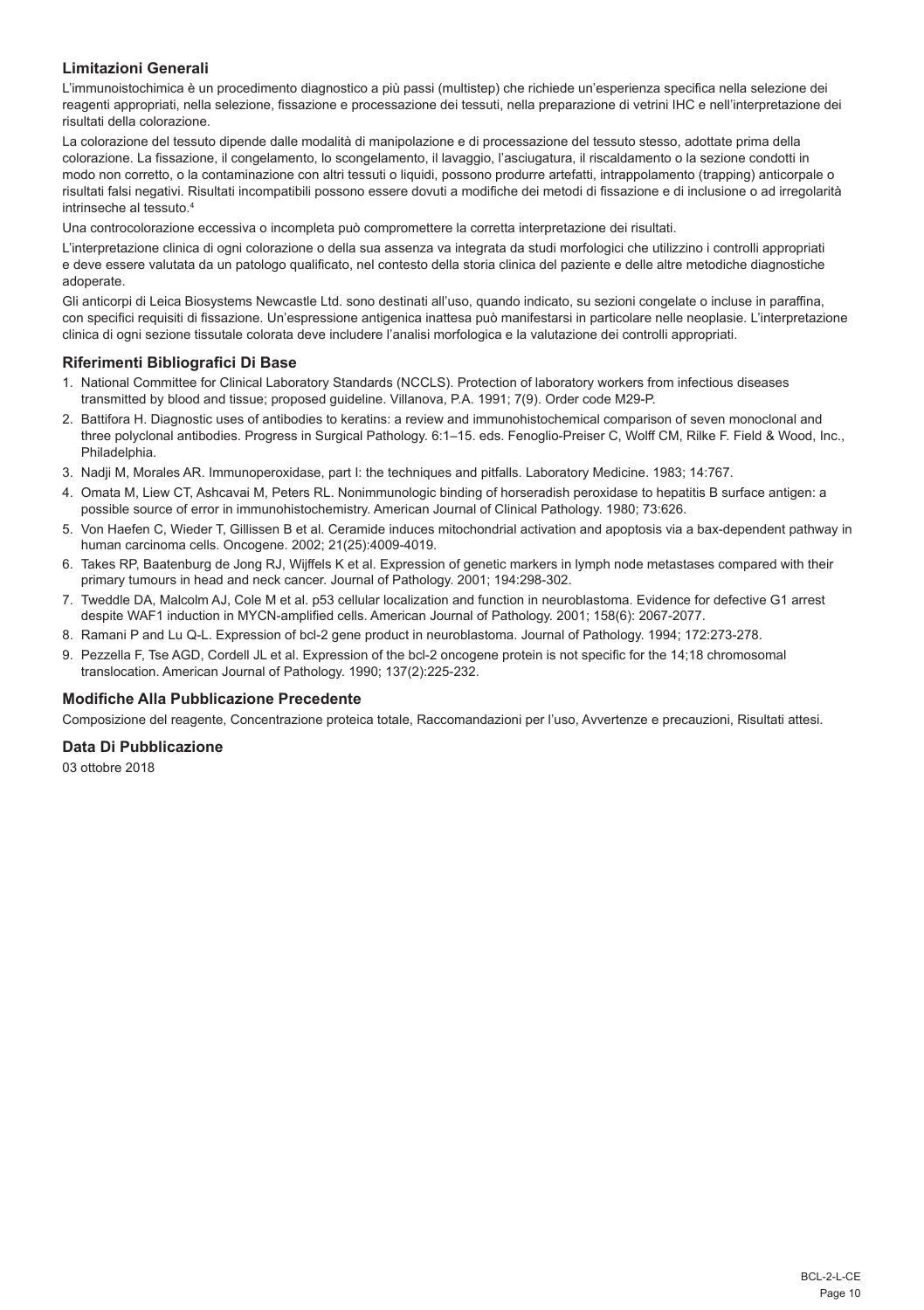## Limitazioni Generali

L'immunoistochimica è un procedimento diagnostico a più passi (multistep) che richiede un'esperienza specifica nella selezione dei reagenti appropriati, nella selezione, fissazione e processazione dei tessuti, nella preparazione di vetrini IHC e nell'interpretazione dei risultati della colorazione.

La colorazione del tessuto dipende dalle modalità di manipolazione e di processazione del tessuto stesso, adottate prima della colorazione. La fissazione, il congelamento, lo scongelamento, il lavaggio, l'asciugatura, il riscaldamento o la sezione condotti in modo non corretto, o la contaminazione con altri tessuti o liquidi, possono produrre artefatti, intrappolamento (trapping) anticorpale o risultati falsi negativi. Risultati incompatibili possono essere dovuti a modifiche dei metodi di fissazione e di inclusione o ad irregolarità intrinseche al tessuto.[4]

Una controcolorazione eccessiva o incompleta può compromettere la corretta interpretazione dei risultati.

L'interpretazione clinica di ogni colorazione o della sua assenza va integrata da studi morfologici che utilizzino i controlli appropriati e deve essere valutata da un patologo qualificato, nel contesto della storia clinica del paziente e delle altre metodiche diagnostiche adoperate.

Gli anticorpi di Leica Biosystems Newcastle Ltd. sono destinati all'uso, quando indicato, su sezioni congelate o incluse in paraffina, con specifici requisiti di fissazione. Un'espressione antigenica inattesa può manifestarsi in particolare nelle neoplasie. L'interpretazione clinica di ogni sezione tissutale colorata deve includere l'analisi morfologica e la valutazione dei controlli appropriati.

## Riferimenti Bibliografici Di Base

1. National Committee for Clinical Laboratory Standards (NCCLS). Protection of laboratory workers from infectious diseases transmitted by blood and tissue; proposed guideline. Villanova, P.A. 1991; 7(9). Order code M29-P.
2. Battifora H. Diagnostic uses of antibodies to keratins: a review and immunohistochemical comparison of seven monoclonal and three polyclonal antibodies. Progress in Surgical Pathology. 6:1–15. eds. Fenoglio-Preiser C, Wolff CM, Rilke F. Field & Wood, Inc., Philadelphia.
3. Nadji M, Morales AR. Immunoperoxidase, part I: the techniques and pitfalls. Laboratory Medicine. 1983; 14:767.
4. Omata M, Liew CT, Ashcavai M, Peters RL. Nonimmunologic binding of horseradish peroxidase to hepatitis B surface antigen: a possible source of error in immunohistochemistry. American Journal of Clinical Pathology. 1980; 73:626.
5. Von Haefen C, Wieder T, Gillissen B et al. Ceramide induces mitochondrial activation and apoptosis via a bax-dependent pathway in human carcinoma cells. Oncogene. 2002; 21(25):4009-4019.
6. Takes RP, Baatenburg de Jong RJ, Wijffels K et al. Expression of genetic markers in lymph node metastases compared with their primary tumours in head and neck cancer. Journal of Pathology. 2001; 194:298-302.
7. Tweddle DA, Malcolm AJ, Cole M et al. p53 cellular localization and function in neuroblastoma. Evidence for defective G1 arrest despite WAF1 induction in MYCN-amplified cells. American Journal of Pathology. 2001; 158(6): 2067-2077.
8. Ramani P and Lu Q-L. Expression of bcl-2 gene product in neuroblastoma. Journal of Pathology. 1994; 172:273-278.
9. Pezzella F, Tse AGD, Cordell JL et al. Expression of the bcl-2 oncogene protein is not specific for the 14;18 chromosomal translocation. American Journal of Pathology. 1990; 137(2):225-232.

## Modifiche Alla Pubblicazione Precedente

Composizione del reagente, Concentrazione proteica totale, Raccomandazioni per l'uso, Avvertenze e precauzioni, Risultati attesi.

## Data Di Pubblicazione

03 ottobre 2018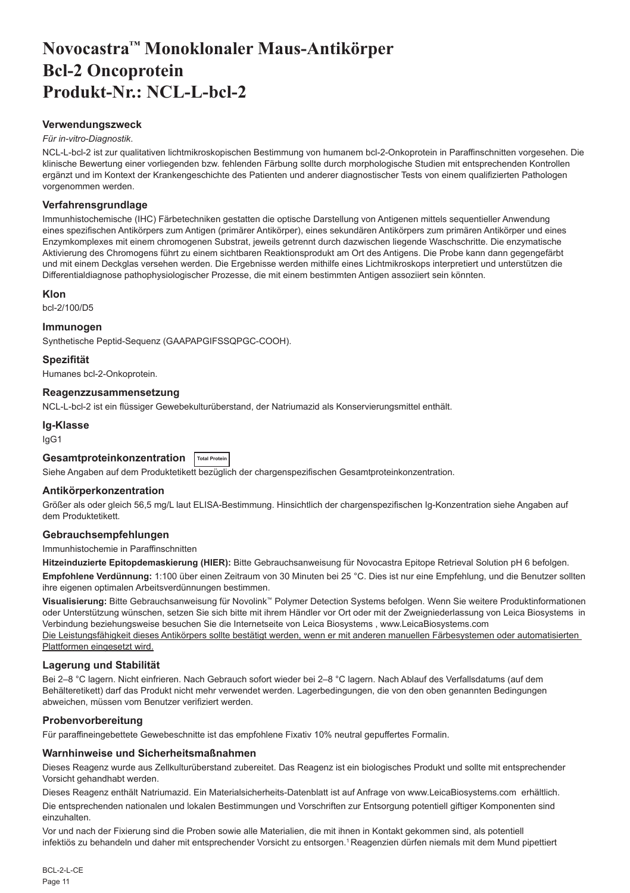# Novocastra™ Monoklonaler Maus-Antikörper
# Bcl-2 Oncoprotein
# Produkt-Nr.: NCL-L-bcl-2

## Verwendungszweck

*Für in-vitro-Diagnostik*.

NCL-L-bcl-2 ist zur qualitativen lichtmikroskopischen Bestimmung von humanem bcl-2-Onkoprotein in Paraffinschnitten vorgesehen. Die klinische Bewertung einer vorliegenden bzw. fehlenden Färbung sollte durch morphologische Studien mit entsprechenden Kontrollen ergänzt und im Kontext der Krankengeschichte des Patienten und anderer diagnostischer Tests von einem qualifizierten Pathologen vorgenommen werden.

## Verfahrensgrundlage

Immunhistochemische (IHC) Färbetechniken gestatten die optische Darstellung von Antigenen mittels sequentieller Anwendung eines spezifischen Antikörpers zum Antigen (primärer Antikörper), eines sekundären Antikörpers zum primären Antikörper und eines Enzymkomplexes mit einem chromogenen Substrat, jeweils getrennt durch dazwischen liegende Waschschritte. Die enzymatische Aktivierung des Chromogens führt zu einem sichtbaren Reaktionsprodukt am Ort des Antigens. Die Probe kann dann gegengefärbt und mit einem Deckglas versehen werden. Die Ergebnisse werden mithilfe eines Lichtmikroskops interpretiert und unterstützen die Differentialdiagnose pathophysiologischer Prozesse, die mit einem bestimmten Antigen assoziiert sein könnten.

## Klon

bcl-2/100/D5

## Immunogen

Synthetische Peptid-Sequenz (GAAPAPGIFSSQPGC-COOH).

## Spezifität

Humanes bcl-2-Onkoprotein.

## Reagenzzusammensetzung

NCL-L-bcl-2 ist ein flüssiger Gewebekulturüberstand, der Natriumazid als Konservierungsmittel enthält.

## Ig-Klasse

IgG1

## Gesamtproteinkonzentration Total Protein

Siehe Angaben auf dem Produktetikett bezüglich der chargenspezifischen Gesamtproteinkonzentration.

## Antikörperkonzentration

Größer als oder gleich 56,5 mg/L laut ELISA-Bestimmung. Hinsichtlich der chargenspezifischen Ig-Konzentration siehe Angaben auf dem Produktetikett.

## Gebrauchsempfehlungen

Immunhistochemie in Paraffinschnitten

**Hitzeinduzierte Epitopdemaskierung (HIER):** Bitte Gebrauchsanweisung für Novocastra Epitope Retrieval Solution pH 6 befolgen.

**Empfohlene Verdünnung:** 1:100 über einen Zeitraum von 30 Minuten bei 25 °C. Dies ist nur eine Empfehlung, und die Benutzer sollten ihre eigenen optimalen Arbeitsverdünnungen bestimmen.

**Visualisierung:** Bitte Gebrauchsanweisung für Novolink™ Polymer Detection Systems befolgen. Wenn Sie weitere Produktinformationen oder Unterstützung wünschen, setzen Sie sich bitte mit ihrem Händler vor Ort oder mit der Zweigniederlassung von Leica Biosystems in Verbindung beziehungsweise besuchen Sie die Internetseite von Leica Biosystems , www.LeicaBiosystems.com

Die Leistungsfähigkeit dieses Antikörpers sollte bestätigt werden, wenn er mit anderen manuellen Färbesystemen oder automatisierten Plattformen eingesetzt wird.

## Lagerung und Stabilität

Bei 2–8 °C lagern. Nicht einfrieren. Nach Gebrauch sofort wieder bei 2–8 °C lagern. Nach Ablauf des Verfallsdatums (auf dem Behälteretikett) darf das Produkt nicht mehr verwendet werden. Lagerbedingungen, die von den oben genannten Bedingungen abweichen, müssen vom Benutzer verifiziert werden.

## Probenvorbereitung

Für paraffineingebettete Gewebeschnitte ist das empfohlene Fixativ 10% neutral gepuffertes Formalin.

## Warnhinweise und Sicherheitsmaßnahmen

Dieses Reagenz wurde aus Zellkulturüberstand zubereitet. Das Reagenz ist ein biologisches Produkt und sollte mit entsprechender Vorsicht gehandhabt werden.

Dieses Reagenz enthält Natriumazid. Ein Materialsicherheits-Datenblatt ist auf Anfrage von www.LeicaBiosystems.com erhältlich.

Die entsprechenden nationalen und lokalen Bestimmungen und Vorschriften zur Entsorgung potentiell giftiger Komponenten sind einzuhalten.

Vor und nach der Fixierung sind die Proben sowie alle Materialien, die mit ihnen in Kontakt gekommen sind, als potentiell infektiös zu behandeln und daher mit entsprechender Vorsicht zu entsorgen.[1] Reagenzien dürfen niemals mit dem Mund pipettiert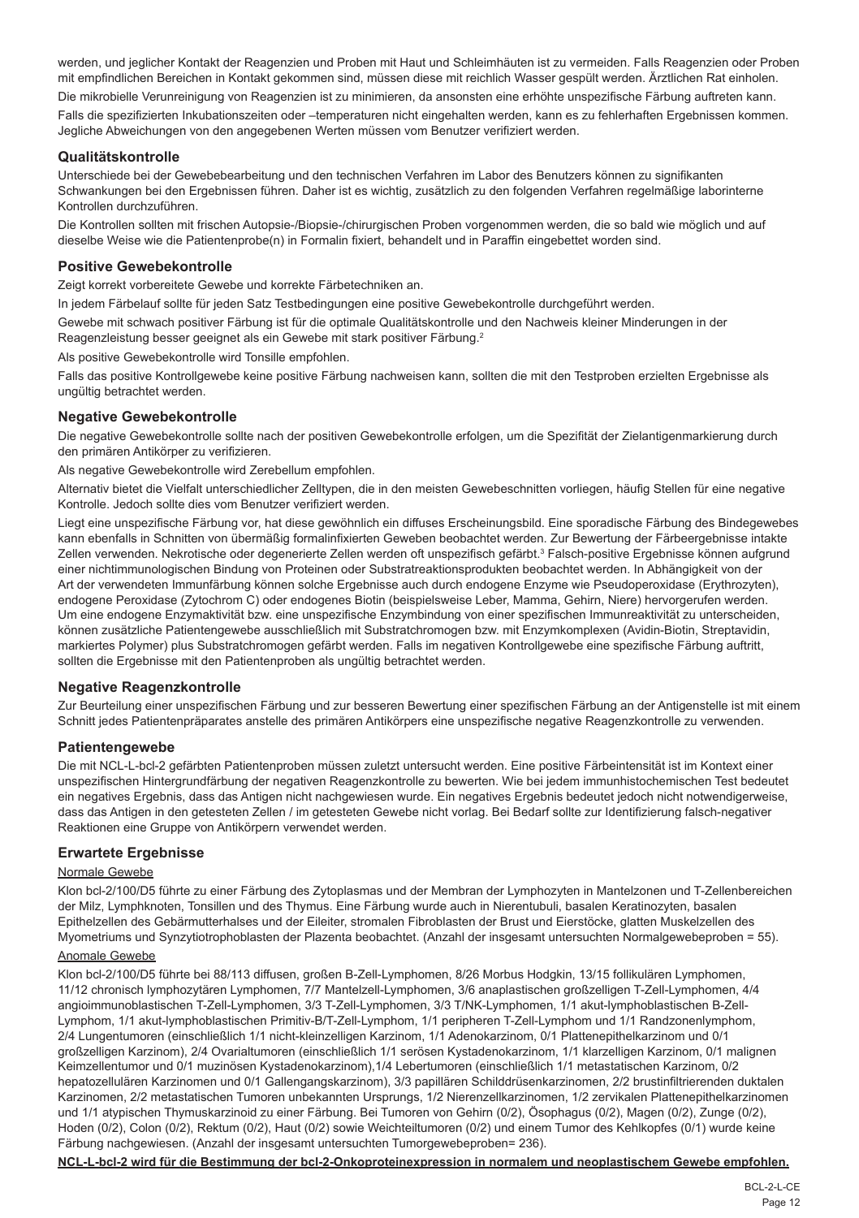werden, und jeglicher Kontakt der Reagenzien und Proben mit Haut und Schleimhäuten ist zu vermeiden. Falls Reagenzien oder Proben mit empfindlichen Bereichen in Kontakt gekommen sind, müssen diese mit reichlich Wasser gespült werden. Ärztlichen Rat einholen.

Die mikrobielle Verunreinigung von Reagenzien ist zu minimieren, da ansonsten eine erhöhte unspezifische Färbung auftreten kann.

Falls die spezifizierten Inkubationszeiten oder –temperaturen nicht eingehalten werden, kann es zu fehlerhaften Ergebnissen kommen. Jegliche Abweichungen von den angegebenen Werten müssen vom Benutzer verifiziert werden.

## Qualitätskontrolle

Unterschiede bei der Gewebebearbeitung und den technischen Verfahren im Labor des Benutzers können zu signifikanten Schwankungen bei den Ergebnissen führen. Daher ist es wichtig, zusätzlich zu den folgenden Verfahren regelmäßige laborinterne Kontrollen durchzuführen.

Die Kontrollen sollten mit frischen Autopsie-/Biopsie-/chirurgischen Proben vorgenommen werden, die so bald wie möglich und auf dieselbe Weise wie die Patientenprobe(n) in Formalin fixiert, behandelt und in Paraffin eingebettet worden sind.

## Positive Gewebekontrolle

Zeigt korrekt vorbereitete Gewebe und korrekte Färbetechniken an.

In jedem Färbelauf sollte für jeden Satz Testbedingungen eine positive Gewebekontrolle durchgeführt werden.

Gewebe mit schwach positiver Färbung ist für die optimale Qualitätskontrolle und den Nachweis kleiner Minderungen in der Reagenzleistung besser geeignet als ein Gewebe mit stark positiver Färbung.[2]

Als positive Gewebekontrolle wird Tonsille empfohlen.

Falls das positive Kontrollgewebe keine positive Färbung nachweisen kann, sollten die mit den Testproben erzielten Ergebnisse als ungültig betrachtet werden.

## Negative Gewebekontrolle

Die negative Gewebekontrolle sollte nach der positiven Gewebekontrolle erfolgen, um die Spezifität der Zielantigenmarkierung durch den primären Antikörper zu verifizieren.

Als negative Gewebekontrolle wird Zerebellum empfohlen.

Alternativ bietet die Vielfalt unterschiedlicher Zelltypen, die in den meisten Gewebeschnitten vorliegen, häufig Stellen für eine negative Kontrolle. Jedoch sollte dies vom Benutzer verifiziert werden.

Liegt eine unspezifische Färbung vor, hat diese gewöhnlich ein diffuses Erscheinungsbild. Eine sporadische Färbung des Bindegewebes kann ebenfalls in Schnitten von übermäßig formalinfixierten Geweben beobachtet werden. Zur Bewertung der Färbeergebnisse intakte Zellen verwenden. Nekrotische oder degenerierte Zellen werden oft unspezifisch gefärbt.[3] Falsch-positive Ergebnisse können aufgrund einer nichtimmunologischen Bindung von Proteinen oder Substratreaktionsprodukten beobachtet werden. In Abhängigkeit von der Art der verwendeten Immunfärbung können solche Ergebnisse auch durch endogene Enzyme wie Pseudoperoxidase (Erythrozyten), endogene Peroxidase (Zytochrom C) oder endogenes Biotin (beispielsweise Leber, Mamma, Gehirn, Niere) hervorgerufen werden. Um eine endogene Enzymaktivität bzw. eine unspezifische Enzymbindung von einer spezifischen Immunreaktivität zu unterscheiden, können zusätzliche Patientengewebe ausschließlich mit Substratchromogen bzw. mit Enzymkomplexen (Avidin-Biotin, Streptavidin, markiertes Polymer) plus Substratchromogen gefärbt werden. Falls im negativen Kontrollgewebe eine spezifische Färbung auftritt, sollten die Ergebnisse mit den Patientenproben als ungültig betrachtet werden.

## Negative Reagenzkontrolle

Zur Beurteilung einer unspezifischen Färbung und zur besseren Bewertung einer spezifischen Färbung an der Antigenstelle ist mit einem Schnitt jedes Patientenpräparates anstelle des primären Antikörpers eine unspezifische negative Reagenzkontrolle zu verwenden.

## Patientengewebe

Die mit NCL-L-bcl-2 gefärbten Patientenproben müssen zuletzt untersucht werden. Eine positive Färbeintensität ist im Kontext einer unspezifischen Hintergrundfärbung der negativen Reagenzkontrolle zu bewerten. Wie bei jedem immunhistochemischen Test bedeutet ein negatives Ergebnis, dass das Antigen nicht nachgewiesen wurde. Ein negatives Ergebnis bedeutet jedoch nicht notwendigerweise, dass das Antigen in den getesteten Zellen / im getesteten Gewebe nicht vorlag. Bei Bedarf sollte zur Identifizierung falsch-negativer Reaktionen eine Gruppe von Antikörpern verwendet werden.

## Erwartete Ergebnisse

### Normale Gewebe

Klon bcl-2/100/D5 führte zu einer Färbung des Zytoplasmas und der Membran der Lymphozyten in Mantelzonen und T-Zellenbereichen der Milz, Lymphknoten, Tonsillen und des Thymus. Eine Färbung wurde auch in Nierentubuli, basalen Keratinozyten, basalen Epithelzellen des Gebärmutterhalses und der Eileiter, stromalen Fibroblasten der Brust und Eierstöcke, glatten Muskelzellen des Myometriums und Synzytiotrophoblasten der Plazenta beobachtet. (Anzahl der insgesamt untersuchten Normalgewebeproben = 55).

### Anomale Gewebe

Klon bcl-2/100/D5 führte bei 88/113 diffusen, großen B-Zell-Lymphomen, 8/26 Morbus Hodgkin, 13/15 follikulären Lymphomen, 11/12 chronisch lymphozytären Lymphomen, 7/7 Mantelzell-Lymphomen, 3/6 anaplastischen großzelligen T-Zell-Lymphomen, 4/4 angioimmunoblastischen T-Zell-Lymphomen, 3/3 T-Zell-Lymphomen, 3/3 T/NK-Lymphomen, 1/1 akut-lymphoblastischen B-Zell-Lymphom, 1/1 akut-lymphoblastischen Primitiv-B/T-Zell-Lymphom, 1/1 peripheren T-Zell-Lymphom und 1/1 Randzonenlymphom, 2/4 Lungentumoren (einschließlich 1/1 nicht-kleinzelligen Karzinom, 1/1 Adenokarzinom, 0/1 Plattenepithelkarzinom und 0/1 großzelligen Karzinom), 2/4 Ovarialtumoren (einschließlich 1/1 serösen Kystadenokarzinom, 1/1 klarzelligen Karzinom, 0/1 malignen Keimzellentumor und 0/1 muzinösen Kystadenokarzinom),1/4 Lebertumoren (einschließlich 1/1 metastatischen Karzinom, 0/2 hepatozellulären Karzinomen und 0/1 Gallengangskarzinom), 3/3 papillären Schilddrüsenkarzinomen, 2/2 brustinfiltrierenden duktalen Karzinomen, 2/2 metastatischen Tumoren unbekannten Ursprungs, 1/2 Nierenzellkarzinomen, 1/2 zervikalen Plattenepithelkarzinomen und 1/1 atypischen Thymuskarzinoid zu einer Färbung. Bei Tumoren von Gehirn (0/2), Ösophagus (0/2), Magen (0/2), Zunge (0/2), Hoden (0/2), Colon (0/2), Rektum (0/2), Haut (0/2) sowie Weichteiltumoren (0/2) und einem Tumor des Kehlkopfes (0/1) wurde keine Färbung nachgewiesen. (Anzahl der insgesamt untersuchten Tumorgewebeproben= 236).

**NCL-L-bcl-2 wird für die Bestimmung der bcl-2-Onkoproteinexpression in normalem und neoplastischem Gewebe empfohlen.**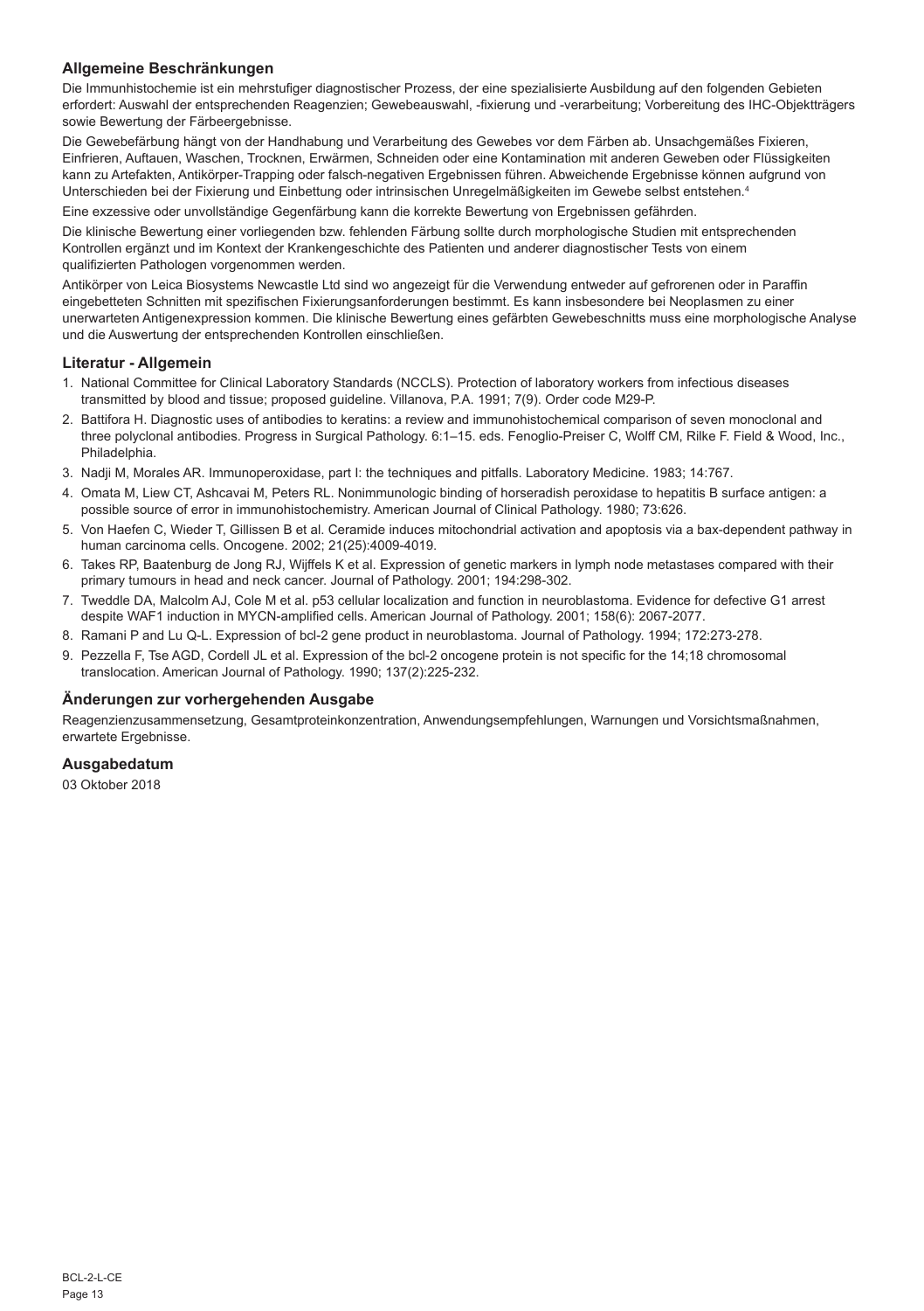## Allgemeine Beschränkungen

Die Immunhistochemie ist ein mehrstufiger diagnostischer Prozess, der eine spezialisierte Ausbildung auf den folgenden Gebieten erfordert: Auswahl der entsprechenden Reagenzien; Gewebeauswahl, -fixierung und -verarbeitung; Vorbereitung des IHC-Objektträgers sowie Bewertung der Färbeergebnisse.

Die Gewebefärbung hängt von der Handhabung und Verarbeitung des Gewebes vor dem Färben ab. Unsachgemäßes Fixieren, Einfrieren, Auftauen, Waschen, Trocknen, Erwärmen, Schneiden oder eine Kontamination mit anderen Geweben oder Flüssigkeiten kann zu Artefakten, Antikörper-Trapping oder falsch-negativen Ergebnissen führen. Abweichende Ergebnisse können aufgrund von Unterschieden bei der Fixierung und Einbettung oder intrinsischen Unregelmäßigkeiten im Gewebe selbst entstehen.[4]

Eine exzessive oder unvollständige Gegenfärbung kann die korrekte Bewertung von Ergebnissen gefährden.

Die klinische Bewertung einer vorliegenden bzw. fehlenden Färbung sollte durch morphologische Studien mit entsprechenden Kontrollen ergänzt und im Kontext der Krankengeschichte des Patienten und anderer diagnostischer Tests von einem qualifizierten Pathologen vorgenommen werden.

Antikörper von Leica Biosystems Newcastle Ltd sind wo angezeigt für die Verwendung entweder auf gefrorenen oder in Paraffin eingebetteten Schnitten mit spezifischen Fixierungsanforderungen bestimmt. Es kann insbesondere bei Neoplasmen zu einer unerwarteten Antigenexpression kommen. Die klinische Bewertung eines gefärbten Gewebeschnitts muss eine morphologische Analyse und die Auswertung der entsprechenden Kontrollen einschließen.

## Literatur - Allgemein

1. National Committee for Clinical Laboratory Standards (NCCLS). Protection of laboratory workers from infectious diseases transmitted by blood and tissue; proposed guideline. Villanova, P.A. 1991; 7(9). Order code M29-P.
2. Battifora H. Diagnostic uses of antibodies to keratins: a review and immunohistochemical comparison of seven monoclonal and three polyclonal antibodies. Progress in Surgical Pathology. 6:1–15. eds. Fenoglio-Preiser C, Wolff CM, Rilke F. Field & Wood, Inc., Philadelphia.
3. Nadji M, Morales AR. Immunoperoxidase, part I: the techniques and pitfalls. Laboratory Medicine. 1983; 14:767.
4. Omata M, Liew CT, Ashcavai M, Peters RL. Nonimmunologic binding of horseradish peroxidase to hepatitis B surface antigen: a possible source of error in immunohistochemistry. American Journal of Clinical Pathology. 1980; 73:626.
5. Von Haefen C, Wieder T, Gillissen B et al. Ceramide induces mitochondrial activation and apoptosis via a bax-dependent pathway in human carcinoma cells. Oncogene. 2002; 21(25):4009-4019.
6. Takes RP, Baatenburg de Jong RJ, Wijffels K et al. Expression of genetic markers in lymph node metastases compared with their primary tumours in head and neck cancer. Journal of Pathology. 2001; 194:298-302.
7. Tweddle DA, Malcolm AJ, Cole M et al. p53 cellular localization and function in neuroblastoma. Evidence for defective G1 arrest despite WAF1 induction in MYCN-amplified cells. American Journal of Pathology. 2001; 158(6): 2067-2077.
8. Ramani P and Lu Q-L. Expression of bcl-2 gene product in neuroblastoma. Journal of Pathology. 1994; 172:273-278.
9. Pezzella F, Tse AGD, Cordell JL et al. Expression of the bcl-2 oncogene protein is not specific for the 14;18 chromosomal translocation. American Journal of Pathology. 1990; 137(2):225-232.

## Änderungen zur vorhergehenden Ausgabe

Reagenzienzusammensetzung, Gesamtproteinkonzentration, Anwendungsempfehlungen, Warnungen und Vorsichtsmaßnahmen, erwartete Ergebnisse.

## Ausgabedatum

03 Oktober 2018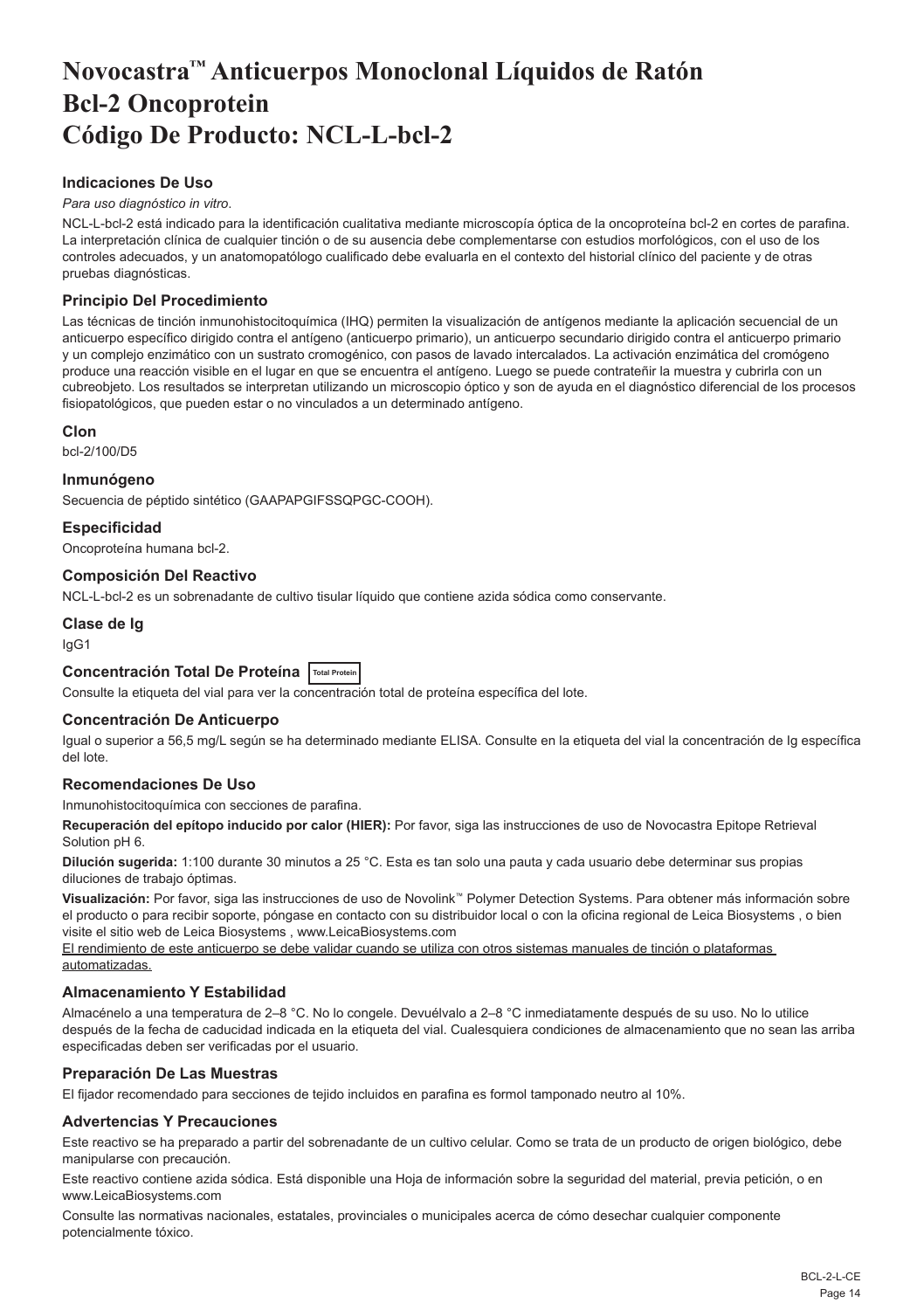# Novocastra™ Anticuerpos Monoclonal Líquidos de Ratón
# Bcl-2 Oncoprotein
# Código De Producto: NCL-L-bcl-2

### Indicaciones De Uso

*Para uso diagnóstico in vitro*.

NCL-L-bcl-2 está indicado para la identificación cualitativa mediante microscopía óptica de la oncoproteína bcl-2 en cortes de parafina. La interpretación clínica de cualquier tinción o de su ausencia debe complementarse con estudios morfológicos, con el uso de los controles adecuados, y un anatomopatólogo cualificado debe evaluarla en el contexto del historial clínico del paciente y de otras pruebas diagnósticas.

### Principio Del Procedimiento

Las técnicas de tinción inmunohistocitoquímica (IHQ) permiten la visualización de antígenos mediante la aplicación secuencial de un anticuerpo específico dirigido contra el antígeno (anticuerpo primario), un anticuerpo secundario dirigido contra el anticuerpo primario y un complejo enzimático con un sustrato cromogénico, con pasos de lavado intercalados. La activación enzimática del cromógeno produce una reacción visible en el lugar en que se encuentra el antígeno. Luego se puede contrateñir la muestra y cubrirla con un cubreobjeto. Los resultados se interpretan utilizando un microscopio óptico y son de ayuda en el diagnóstico diferencial de los procesos fisiopatológicos, que pueden estar o no vinculados a un determinado antígeno.

### Clon

bcl-2/100/D5

### Inmunógeno

Secuencia de péptido sintético (GAAPAPGIFSSQPGC-COOH).

### Especificidad

Oncoproteína humana bcl-2.

### Composición Del Reactivo

NCL-L-bcl-2 es un sobrenadante de cultivo tisular líquido que contiene azida sódica como conservante.

### Clase de Ig

IgG1

### Concentración Total De Proteína [Total Protein]

Consulte la etiqueta del vial para ver la concentración total de proteína específica del lote.

### Concentración De Anticuerpo

Igual o superior a 56,5 mg/L según se ha determinado mediante ELISA. Consulte en la etiqueta del vial la concentración de Ig específica del lote.

### Recomendaciones De Uso

Inmunohistocitoquímica con secciones de parafina.

**Recuperación del epítopo inducido por calor (HIER):** Por favor, siga las instrucciones de uso de Novocastra Epitope Retrieval Solution pH 6.

**Dilución sugerida:** 1:100 durante 30 minutos a 25 °C. Esta es tan solo una pauta y cada usuario debe determinar sus propias diluciones de trabajo óptimas.

**Visualización:** Por favor, siga las instrucciones de uso de Novolink™ Polymer Detection Systems. Para obtener más información sobre el producto o para recibir soporte, póngase en contacto con su distribuidor local o con la oficina regional de Leica Biosystems , o bien visite el sitio web de Leica Biosystems , www.LeicaBiosystems.com

<u>El rendimiento de este anticuerpo se debe validar cuando se utiliza con otros sistemas manuales de tinción o plataformas automatizadas.</u>

### Almacenamiento Y Estabilidad

Almacénelo a una temperatura de 2–8 °C. No lo congele. Devuélvalo a 2–8 °C inmediatamente después de su uso. No lo utilice después de la fecha de caducidad indicada en la etiqueta del vial. Cualesquiera condiciones de almacenamiento que no sean las arriba especificadas deben ser verificadas por el usuario.

### Preparación De Las Muestras

El fijador recomendado para secciones de tejido incluidos en parafina es formol tamponado neutro al 10%.

### Advertencias Y Precauciones

Este reactivo se ha preparado a partir del sobrenadante de un cultivo celular. Como se trata de un producto de origen biológico, debe manipularse con precaución.

Este reactivo contiene azida sódica. Está disponible una Hoja de información sobre la seguridad del material, previa petición, o en www.LeicaBiosystems.com

Consulte las normativas nacionales, estatales, provinciales o municipales acerca de cómo desechar cualquier componente potencialmente tóxico.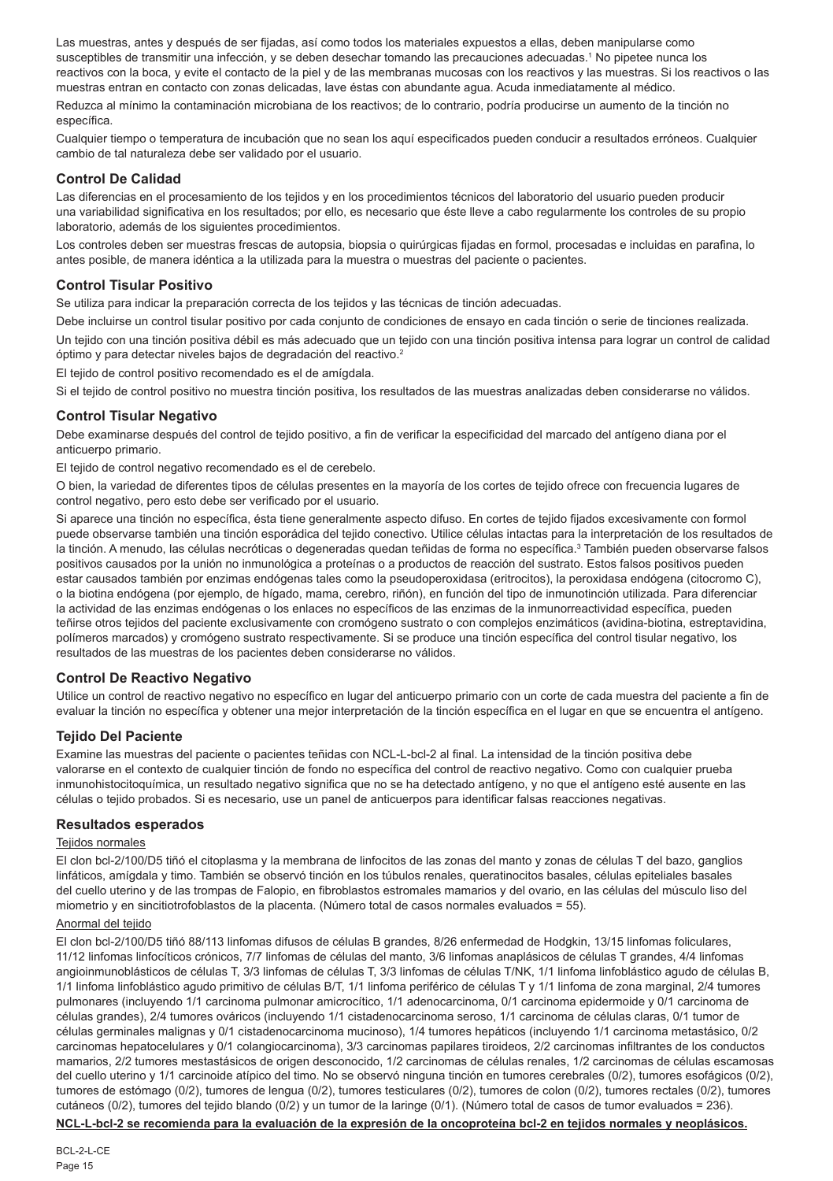Las muestras, antes y después de ser fijadas, así como todos los materiales expuestos a ellas, deben manipularse como susceptibles de transmitir una infección, y se deben desechar tomando las precauciones adecuadas.[1] No pipetee nunca los reactivos con la boca, y evite el contacto de la piel y de las membranas mucosas con los reactivos y las muestras. Si los reactivos o las muestras entran en contacto con zonas delicadas, lave éstas con abundante agua. Acuda inmediatamente al médico.

Reduzca al mínimo la contaminación microbiana de los reactivos; de lo contrario, podría producirse un aumento de la tinción no específica.

Cualquier tiempo o temperatura de incubación que no sean los aquí especificados pueden conducir a resultados erróneos. Cualquier cambio de tal naturaleza debe ser validado por el usuario.

## Control De Calidad

Las diferencias en el procesamiento de los tejidos y en los procedimientos técnicos del laboratorio del usuario pueden producir una variabilidad significativa en los resultados; por ello, es necesario que éste lleve a cabo regularmente los controles de su propio laboratorio, además de los siguientes procedimientos.

Los controles deben ser muestras frescas de autopsia, biopsia o quirúrgicas fijadas en formol, procesadas e incluidas en parafina, lo antes posible, de manera idéntica a la utilizada para la muestra o muestras del paciente o pacientes.

## Control Tisular Positivo

Se utiliza para indicar la preparación correcta de los tejidos y las técnicas de tinción adecuadas.

Debe incluirse un control tisular positivo por cada conjunto de condiciones de ensayo en cada tinción o serie de tinciones realizada.

Un tejido con una tinción positiva débil es más adecuado que un tejido con una tinción positiva intensa para lograr un control de calidad óptimo y para detectar niveles bajos de degradación del reactivo.[2]

El tejido de control positivo recomendado es el de amígdala.

Si el tejido de control positivo no muestra tinción positiva, los resultados de las muestras analizadas deben considerarse no válidos.

## Control Tisular Negativo

Debe examinarse después del control de tejido positivo, a fin de verificar la especificidad del marcado del antígeno diana por el anticuerpo primario.

El tejido de control negativo recomendado es el de cerebelo.

O bien, la variedad de diferentes tipos de células presentes en la mayoría de los cortes de tejido ofrece con frecuencia lugares de control negativo, pero esto debe ser verificado por el usuario.

Si aparece una tinción no específica, ésta tiene generalmente aspecto difuso. En cortes de tejido fijados excesivamente con formol puede observarse también una tinción esporádica del tejido conectivo. Utilice células intactas para la interpretación de los resultados de la tinción. A menudo, las células necróticas o degeneradas quedan teñidas de forma no específica.[3] También pueden observarse falsos positivos causados por la unión no inmunológica a proteínas o a productos de reacción del sustrato. Estos falsos positivos pueden estar causados también por enzimas endógenas tales como la pseudoperoxidasa (eritrocitos), la peroxidasa endógena (citocromo C), o la biotina endógena (por ejemplo, de hígado, mama, cerebro, riñón), en función del tipo de inmunotinción utilizada. Para diferenciar la actividad de las enzimas endógenas o los enlaces no específicos de las enzimas de la inmunorreactividad específica, pueden teñirse otros tejidos del paciente exclusivamente con cromógeno sustrato o con complejos enzimáticos (avidina-biotina, estreptavidina, polímeros marcados) y cromógeno sustrato respectivamente. Si se produce una tinción específica del control tisular negativo, los resultados de las muestras de los pacientes deben considerarse no válidos.

## Control De Reactivo Negativo

Utilice un control de reactivo negativo no específico en lugar del anticuerpo primario con un corte de cada muestra del paciente a fin de evaluar la tinción no específica y obtener una mejor interpretación de la tinción específica en el lugar en que se encuentra el antígeno.

## Tejido Del Paciente

Examine las muestras del paciente o pacientes teñidas con NCL-L-bcl-2 al final. La intensidad de la tinción positiva debe valorarse en el contexto de cualquier tinción de fondo no específica del control de reactivo negativo. Como con cualquier prueba inmunohistocitoquímica, un resultado negativo significa que no se ha detectado antígeno, y no que el antígeno esté ausente en las células o tejido probados. Si es necesario, use un panel de anticuerpos para identificar falsas reacciones negativas.

## Resultados esperados

Tejidos normales

El clon bcl-2/100/D5 tiñó el citoplasma y la membrana de linfocitos de las zonas del manto y zonas de células T del bazo, ganglios linfáticos, amígdala y timo. También se observó tinción en los túbulos renales, queratinocitos basales, células epiteliales basales del cuello uterino y de las trompas de Falopio, en fibroblastos estromales mamarios y del ovario, en las células del músculo liso del miometrio y en sincitiotrofoblastos de la placenta. (Número total de casos normales evaluados = 55).

Anormal del tejido

El clon bcl-2/100/D5 tiñó 88/113 linfomas difusos de células B grandes, 8/26 enfermedad de Hodgkin, 13/15 linfomas foliculares, 11/12 linfomas linfocíticos crónicos, 7/7 linfomas de células del manto, 3/6 linfomas anaplásicos de células T grandes, 4/4 linfomas angioinmunoblásticos de células T, 3/3 linfomas de células T, 3/3 linfomas de células T/NK, 1/1 linfoma linfoblástico agudo de células B, 1/1 linfoma linfoblástico agudo primitivo de células B/T, 1/1 linfoma periférico de células T y 1/1 linfoma de zona marginal, 2/4 tumores pulmonares (incluyendo 1/1 carcinoma pulmonar amicrocítico, 1/1 adenocarcinoma, 0/1 carcinoma epidermoide y 0/1 carcinoma de células grandes), 2/4 tumores ováricos (incluyendo 1/1 cistadenocarcinoma seroso, 1/1 carcinoma de células claras, 0/1 tumor de células germinales malignas y 0/1 cistadenocarcinoma mucinoso), 1/4 tumores hepáticos (incluyendo 1/1 carcinoma metastásico, 0/2 carcinomas hepatocelulares y 0/1 colangiocarcinoma), 3/3 carcinomas papilares tiroideos, 2/2 carcinomas infiltrantes de los conductos mamarios, 2/2 tumores metastásicos de origen desconocido, 1/2 carcinomas de células renales, 1/2 carcinomas de células escamosas del cuello uterino y 1/1 carcinoide atípico del timo. No se observó ninguna tinción en tumores cerebrales (0/2), tumores esofágicos (0/2), tumores de estómago (0/2), tumores de lengua (0/2), tumores testiculares (0/2), tumores de colon (0/2), tumores rectales (0/2), tumores cutáneos (0/2), tumores del tejido blando (0/2) y un tumor de la laringe (0/1). (Número total de casos de tumor evaluados = 236).

**NCL-L-bcl-2 se recomienda para la evaluación de la expresión de la oncoproteína bcl-2 en tejidos normales y neoplásicos.**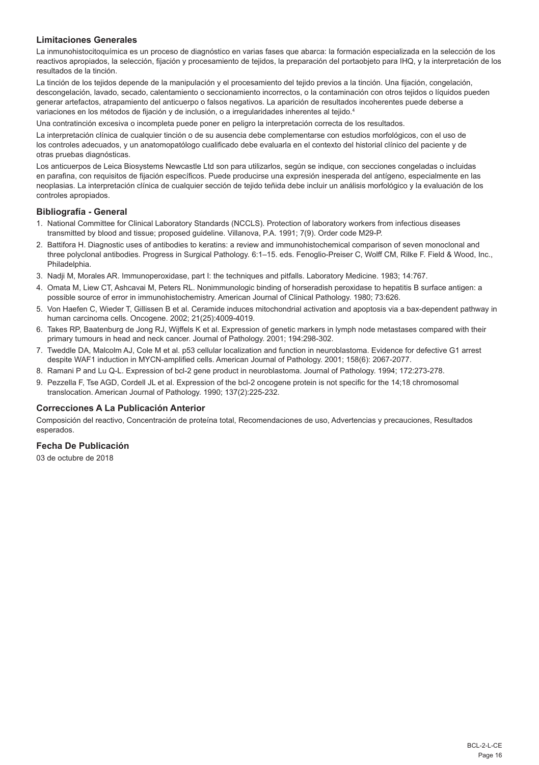## Limitaciones Generales

La inmunohistocitoquímica es un proceso de diagnóstico en varias fases que abarca: la formación especializada en la selección de los reactivos apropiados, la selección, fijación y procesamiento de tejidos, la preparación del portaobjeto para IHQ, y la interpretación de los resultados de la tinción.

La tinción de los tejidos depende de la manipulación y el procesamiento del tejido previos a la tinción. Una fijación, congelación, descongelación, lavado, secado, calentamiento o seccionamiento incorrectos, o la contaminación con otros tejidos o líquidos pueden generar artefactos, atrapamiento del anticuerpo o falsos negativos. La aparición de resultados incoherentes puede deberse a variaciones en los métodos de fijación y de inclusión, o a irregularidades inherentes al tejido.[4]

Una contratinción excesiva o incompleta puede poner en peligro la interpretación correcta de los resultados.

La interpretación clínica de cualquier tinción o de su ausencia debe complementarse con estudios morfológicos, con el uso de los controles adecuados, y un anatomopatólogo cualificado debe evaluarla en el contexto del historial clínico del paciente y de otras pruebas diagnósticas.

Los anticuerpos de Leica Biosystems Newcastle Ltd son para utilizarlos, según se indique, con secciones congeladas o incluidas en parafina, con requisitos de fijación específicos. Puede producirse una expresión inesperada del antígeno, especialmente en las neoplasias. La interpretación clínica de cualquier sección de tejido teñida debe incluir un análisis morfológico y la evaluación de los controles apropiados.

## Bibliografía - General

1. National Committee for Clinical Laboratory Standards (NCCLS). Protection of laboratory workers from infectious diseases transmitted by blood and tissue; proposed guideline. Villanova, P.A. 1991; 7(9). Order code M29-P.
2. Battifora H. Diagnostic uses of antibodies to keratins: a review and immunohistochemical comparison of seven monoclonal and three polyclonal antibodies. Progress in Surgical Pathology. 6:1–15. eds. Fenoglio-Preiser C, Wolff CM, Rilke F. Field & Wood, Inc., Philadelphia.
3. Nadji M, Morales AR. Immunoperoxidase, part I: the techniques and pitfalls. Laboratory Medicine. 1983; 14:767.
4. Omata M, Liew CT, Ashcavai M, Peters RL. Nonimmunologic binding of horseradish peroxidase to hepatitis B surface antigen: a possible source of error in immunohistochemistry. American Journal of Clinical Pathology. 1980; 73:626.
5. Von Haefen C, Wieder T, Gillissen B et al. Ceramide induces mitochondrial activation and apoptosis via a bax-dependent pathway in human carcinoma cells. Oncogene. 2002; 21(25):4009-4019.
6. Takes RP, Baatenburg de Jong RJ, Wijffels K et al. Expression of genetic markers in lymph node metastases compared with their primary tumours in head and neck cancer. Journal of Pathology. 2001; 194:298-302.
7. Tweddle DA, Malcolm AJ, Cole M et al. p53 cellular localization and function in neuroblastoma. Evidence for defective G1 arrest despite WAF1 induction in MYCN-amplified cells. American Journal of Pathology. 2001; 158(6): 2067-2077.
8. Ramani P and Lu Q-L. Expression of bcl-2 gene product in neuroblastoma. Journal of Pathology. 1994; 172:273-278.
9. Pezzella F, Tse AGD, Cordell JL et al. Expression of the bcl-2 oncogene protein is not specific for the 14;18 chromosomal translocation. American Journal of Pathology. 1990; 137(2):225-232.

## Correcciones A La Publicación Anterior

Composición del reactivo, Concentración de proteína total, Recomendaciones de uso, Advertencias y precauciones, Resultados esperados.

## Fecha De Publicación

03 de octubre de 2018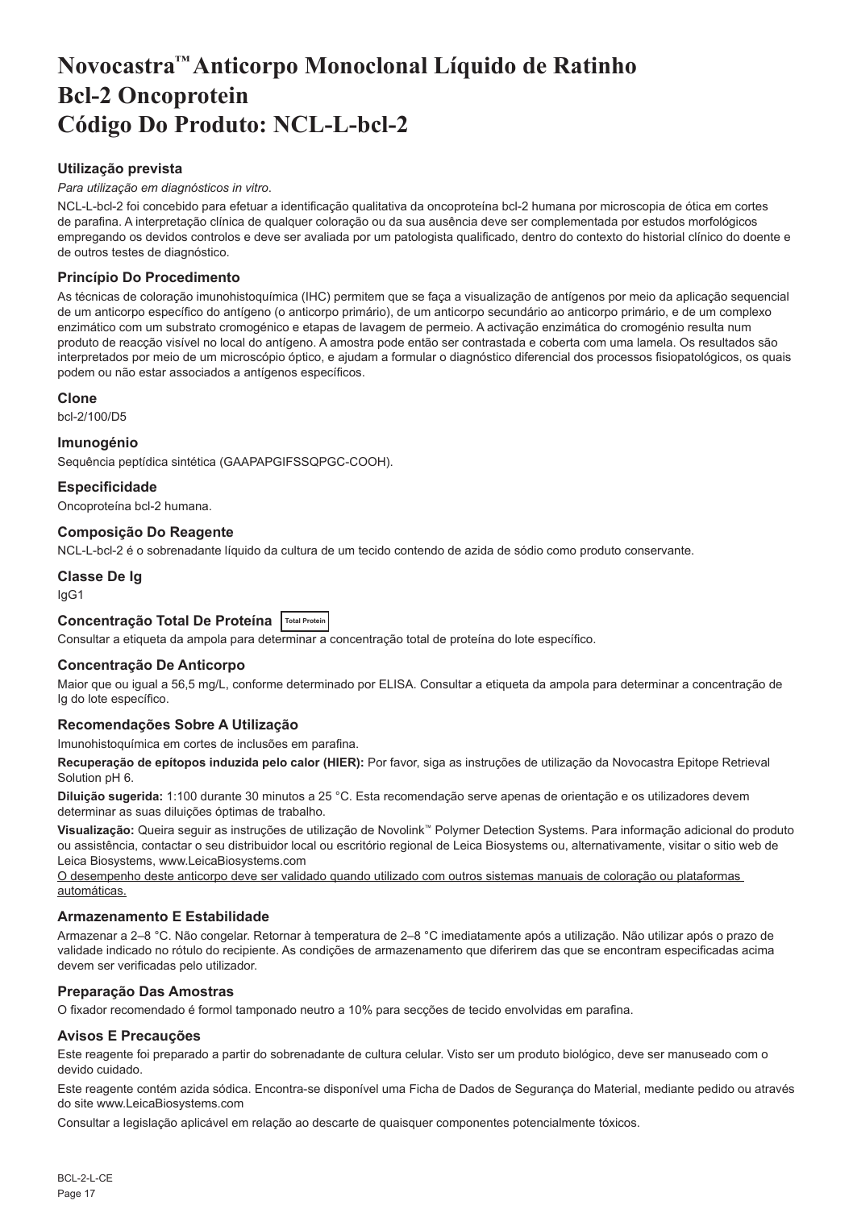# Novocastra™ Anticorpo Monoclonal Líquido de Ratinho Bcl-2 Oncoprotein Código Do Produto: NCL-L-bcl-2

### Utilização prevista

*Para utilização em diagnósticos in vitro.*

NCL-L-bcl-2 foi concebido para efetuar a identificação qualitativa da oncoproteína bcl-2 humana por microscopia de ótica em cortes de parafina. A interpretação clínica de qualquer coloração ou da sua ausência deve ser complementada por estudos morfológicos empregando os devidos controlos e deve ser avaliada por um patologista qualificado, dentro do contexto do historial clínico do doente e de outros testes de diagnóstico.

### Princípio Do Procedimento

As técnicas de coloração imunohistoquímica (IHC) permitem que se faça a visualização de antígenos por meio da aplicação sequencial de um anticorpo específico do antígeno (o anticorpo primário), de um anticorpo secundário ao anticorpo primário, e de um complexo enzimático com um substrato cromogénico e etapas de lavagem de permeio. A activação enzimática do cromogénio resulta num produto de reacção visível no local do antígeno. A amostra pode então ser contrastada e coberta com uma lamela. Os resultados são interpretados por meio de um microscópio óptico, e ajudam a formular o diagnóstico diferencial dos processos fisiopatológicos, os quais podem ou não estar associados a antígenos específicos.

### Clone

bcl-2/100/D5

### Imunogénio

Sequência peptídica sintética (GAAPAPGIFSSQPGC-COOH).

### Especificidade

Oncoproteína bcl-2 humana.

### Composição Do Reagente

NCL-L-bcl-2 é o sobrenadante líquido da cultura de um tecido contendo de azida de sódio como produto conservante.

### Classe De Ig

IgG1

### Concentração Total De Proteína Total Protein

Consultar a etiqueta da ampola para determinar a concentração total de proteína do lote específico.

### Concentração De Anticorpo

Maior que ou igual a 56,5 mg/L, conforme determinado por ELISA. Consultar a etiqueta da ampola para determinar a concentração de Ig do lote específico.

### Recomendações Sobre A Utilização

Imunohistoquímica em cortes de inclusões em parafina.

**Recuperação de epítopos induzida pelo calor (HIER):** Por favor, siga as instruções de utilização da Novocastra Epitope Retrieval Solution pH 6.

**Diluição sugerida:** 1:100 durante 30 minutos a 25 °C. Esta recomendação serve apenas de orientação e os utilizadores devem determinar as suas diluições óptimas de trabalho.

**Visualização:** Queira seguir as instruções de utilização de Novolink™ Polymer Detection Systems. Para informação adicional do produto ou assistência, contactar o seu distribuidor local ou escritório regional de Leica Biosystems ou, alternativamente, visitar o sitio web de Leica Biosystems, www.LeicaBiosystems.com

<u>O desempenho deste anticorpo deve ser validado quando utilizado com outros sistemas manuais de coloração ou plataformas automáticas.</u>

### Armazenamento E Estabilidade

Armazenar a 2–8 °C. Não congelar. Retornar à temperatura de 2–8 °C imediatamente após a utilização. Não utilizar após o prazo de validade indicado no rótulo do recipiente. As condições de armazenamento que diferirem das que se encontram especificadas acima devem ser verificadas pelo utilizador.

### Preparação Das Amostras

O fixador recomendado é formol tamponado neutro a 10% para secções de tecido envolvidas em parafina.

### Avisos E Precauções

Este reagente foi preparado a partir do sobrenadante de cultura celular. Visto ser um produto biológico, deve ser manuseado com o devido cuidado.

Este reagente contém azida sódica. Encontra-se disponível uma Ficha de Dados de Segurança do Material, mediante pedido ou através do site www.LeicaBiosystems.com

Consultar a legislação aplicável em relação ao descarte de quaisquer componentes potencialmente tóxicos.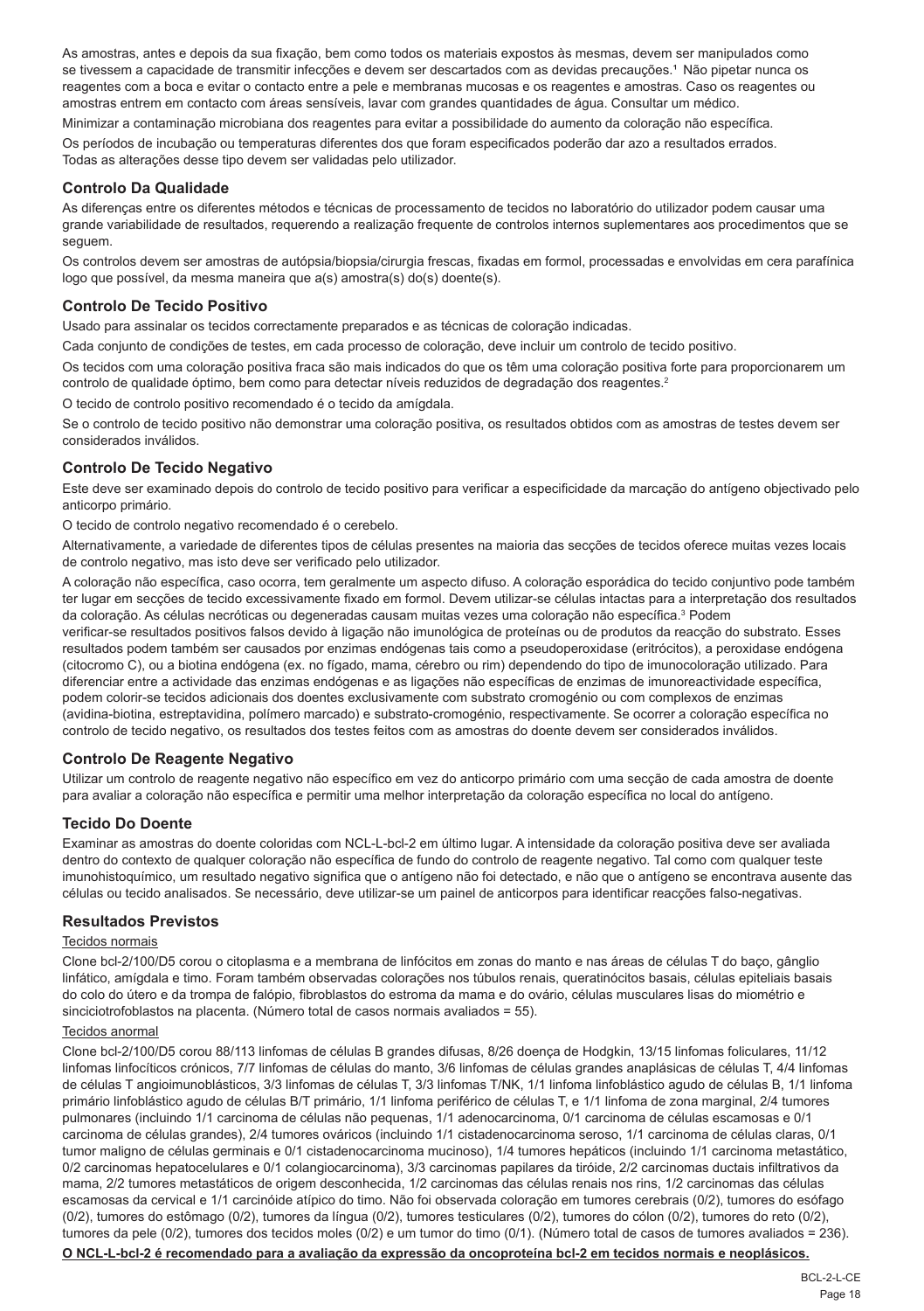As amostras, antes e depois da sua fixação, bem como todos os materiais expostos às mesmas, devem ser manipulados como se tivessem a capacidade de transmitir infecções e devem ser descartados com as devidas precauções.[1] Não pipetar nunca os reagentes com a boca e evitar o contacto entre a pele e membranas mucosas e os reagentes e amostras. Caso os reagentes ou amostras entrem em contacto com áreas sensíveis, lavar com grandes quantidades de água. Consultar um médico.

Minimizar a contaminação microbiana dos reagentes para evitar a possibilidade do aumento da coloração não específica.

Os períodos de incubação ou temperaturas diferentes dos que foram especificados poderão dar azo a resultados errados. Todas as alterações desse tipo devem ser validadas pelo utilizador.

## Controlo Da Qualidade

As diferenças entre os diferentes métodos e técnicas de processamento de tecidos no laboratório do utilizador podem causar uma grande variabilidade de resultados, requerendo a realização frequente de controlos internos suplementares aos procedimentos que se seguem.

Os controlos devem ser amostras de autópsia/biopsia/cirurgia frescas, fixadas em formol, processadas e envolvidas em cera parafínica logo que possível, da mesma maneira que a(s) amostra(s) do(s) doente(s).

## Controlo De Tecido Positivo

Usado para assinalar os tecidos correctamente preparados e as técnicas de coloração indicadas.

Cada conjunto de condições de testes, em cada processo de coloração, deve incluir um controlo de tecido positivo.

Os tecidos com uma coloração positiva fraca são mais indicados do que os têm uma coloração positiva forte para proporcionarem um controlo de qualidade óptimo, bem como para detectar níveis reduzidos de degradação dos reagentes.[2]

O tecido de controlo positivo recomendado é o tecido da amígdala.

Se o controlo de tecido positivo não demonstrar uma coloração positiva, os resultados obtidos com as amostras de testes devem ser considerados inválidos.

## Controlo De Tecido Negativo

Este deve ser examinado depois do controlo de tecido positivo para verificar a especificidade da marcação do antígeno objectivado pelo anticorpo primário.

O tecido de controlo negativo recomendado é o cerebelo.

Alternativamente, a variedade de diferentes tipos de células presentes na maioria das secções de tecidos oferece muitas vezes locais de controlo negativo, mas isto deve ser verificado pelo utilizador.

A coloração não específica, caso ocorra, tem geralmente um aspecto difuso. A coloração esporádica do tecido conjuntivo pode também ter lugar em secções de tecido excessivamente fixado em formol. Devem utilizar-se células intactas para a interpretação dos resultados da coloração. As células necróticas ou degeneradas causam muitas vezes uma coloração não específica.[3] Podem verificar-se resultados positivos falsos devido à ligação não imunológica de proteínas ou de produtos da reacção do substrato. Esses resultados podem também ser causados por enzimas endógenas tais como a pseudoperoxidase (eritrócitos), a peroxidase endógena (citocromo C), ou a biotina endógena (ex. no fígado, mama, cérebro ou rim) dependendo do tipo de imunocoloração utilizado. Para diferenciar entre a actividade das enzimas endógenas e as ligações não específicas de enzimas de imunoreactividade específica, podem colorir-se tecidos adicionais dos doentes exclusivamente com substrato cromogénio ou com complexos de enzimas (avidina-biotina, estreptavidina, polímero marcado) e substrato-cromogénio, respectivamente. Se ocorrer a coloração específica no controlo de tecido negativo, os resultados dos testes feitos com as amostras do doente devem ser considerados inválidos.

## Controlo De Reagente Negativo

Utilizar um controlo de reagente negativo não específico em vez do anticorpo primário com uma secção de cada amostra de doente para avaliar a coloração não específica e permitir uma melhor interpretação da coloração específica no local do antígeno.

## Tecido Do Doente

Examinar as amostras do doente coloridas com NCL-L-bcl-2 em último lugar. A intensidade da coloração positiva deve ser avaliada dentro do contexto de qualquer coloração não específica de fundo do controlo de reagente negativo. Tal como com qualquer teste imunohistoquímico, um resultado negativo significa que o antígeno não foi detectado, e não que o antígeno se encontrava ausente das células ou tecido analisados. Se necessário, deve utilizar-se um painel de anticorpos para identificar reacções falso-negativas.

## Resultados Previstos

Tecidos normais

Clone bcl-2/100/D5 corou o citoplasma e a membrana de linfócitos em zonas do manto e nas áreas de células T do baço, gânglio linfático, amígdala e timo. Foram também observadas colorações nos túbulos renais, queratinócitos basais, células epiteliais basais do colo do útero e da trompa de falópio, fibroblastos do estroma da mama e do ovário, células musculares lisas do miométrio e sinciciotrofoblastos na placenta. (Número total de casos normais avaliados = 55).

Tecidos anormal

Clone bcl-2/100/D5 corou 88/113 linfomas de células B grandes difusas, 8/26 doença de Hodgkin, 13/15 linfomas foliculares, 11/12 linfomas linfocíticos crónicos, 7/7 linfomas de células do manto, 3/6 linfomas de células grandes anaplásicas de células T, 4/4 linfomas de células T angioimunoblásticos, 3/3 linfomas de células T, 3/3 linfomas T/NK, 1/1 linfoma linfoblástico agudo de células B, 1/1 linfoma primário linfoblástico agudo de células B/T primário, 1/1 linfoma periférico de células T, e 1/1 linfoma de zona marginal, 2/4 tumores pulmonares (incluindo 1/1 carcinoma de células não pequenas, 1/1 adenocarcinoma, 0/1 carcinoma de células escamosas e 0/1 carcinoma de células grandes), 2/4 tumores ováricos (incluindo 1/1 cistadenocarcinoma seroso, 1/1 carcinoma de células claras, 0/1 tumor maligno de células germinais e 0/1 cistadenocarcinoma mucinoso), 1/4 tumores hepáticos (incluindo 1/1 carcinoma metastático, 0/2 carcinomas hepatocelulares e 0/1 colangiocarcinoma), 3/3 carcinomas papilares da tiróide, 2/2 carcinomas ductais infiltrativos da mama, 2/2 tumores metastáticos de origem desconhecida, 1/2 carcinomas das células renais nos rins, 1/2 carcinomas das células escamosas da cervical e 1/1 carcinóide atípico do timo. Não foi observada coloração em tumores cerebrais (0/2), tumores do esófago (0/2), tumores do estômago (0/2), tumores da língua (0/2), tumores testiculares (0/2), tumores do cólon (0/2), tumores do reto (0/2), tumores da pele (0/2), tumores dos tecidos moles (0/2) e um tumor do timo (0/1). (Número total de casos de tumores avaliados = 236).

**O NCL-L-bcl-2 é recomendado para a avaliação da expressão da oncoproteína bcl-2 em tecidos normais e neoplásicos.**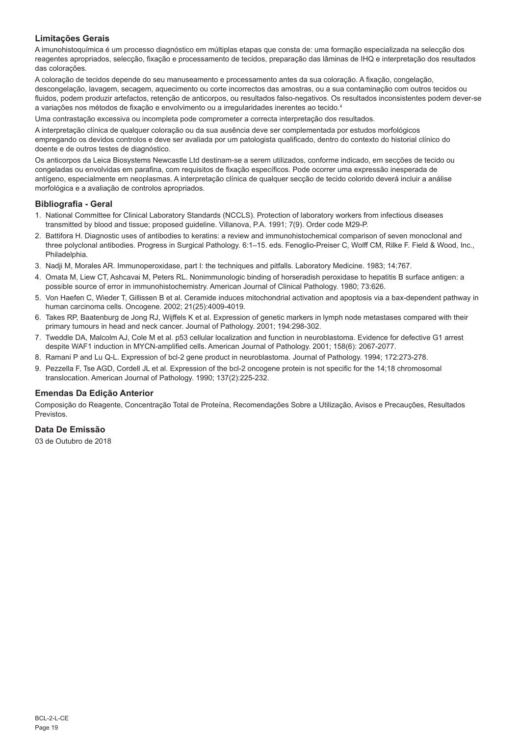## Limitações Gerais

A imunohistoquímica é um processo diagnóstico em múltiplas etapas que consta de: uma formação especializada na selecção dos reagentes apropriados, selecção, fixação e processamento de tecidos, preparação das lâminas de IHQ e interpretação dos resultados das colorações.

A coloração de tecidos depende do seu manuseamento e processamento antes da sua coloração. A fixação, congelação, descongelação, lavagem, secagem, aquecimento ou corte incorrectos das amostras, ou a sua contaminação com outros tecidos ou fluidos, podem produzir artefactos, retenção de anticorpos, ou resultados falso-negativos. Os resultados inconsistentes podem dever-se a variações nos métodos de fixação e envolvimento ou a irregularidades inerentes ao tecido.[4]

Uma contrastação excessiva ou incompleta pode comprometer a correcta interpretação dos resultados.

A interpretação clínica de qualquer coloração ou da sua ausência deve ser complementada por estudos morfológicos empregando os devidos controlos e deve ser avaliada por um patologista qualificado, dentro do contexto do historial clínico do doente e de outros testes de diagnóstico.

Os anticorpos da Leica Biosystems Newcastle Ltd destinam-se a serem utilizados, conforme indicado, em secções de tecido ou congeladas ou envolvidas em parafina, com requisitos de fixação específicos. Pode ocorrer uma expressão inesperada de antígeno, especialmente em neoplasmas. A interpretação clínica de qualquer secção de tecido colorido deverá incluir a análise morfológica e a avaliação de controlos apropriados.

## Bibliografia - Geral

1. National Committee for Clinical Laboratory Standards (NCCLS). Protection of laboratory workers from infectious diseases transmitted by blood and tissue; proposed guideline. Villanova, P.A. 1991; 7(9). Order code M29-P.
2. Battifora H. Diagnostic uses of antibodies to keratins: a review and immunohistochemical comparison of seven monoclonal and three polyclonal antibodies. Progress in Surgical Pathology. 6:1–15. eds. Fenoglio-Preiser C, Wolff CM, Rilke F. Field & Wood, Inc., Philadelphia.
3. Nadji M, Morales AR. Immunoperoxidase, part I: the techniques and pitfalls. Laboratory Medicine. 1983; 14:767.
4. Omata M, Liew CT, Ashcavai M, Peters RL. Nonimmunologic binding of horseradish peroxidase to hepatitis B surface antigen: a possible source of error in immunohistochemistry. American Journal of Clinical Pathology. 1980; 73:626.
5. Von Haefen C, Wieder T, Gillissen B et al. Ceramide induces mitochondrial activation and apoptosis via a bax-dependent pathway in human carcinoma cells. Oncogene. 2002; 21(25):4009-4019.
6. Takes RP, Baatenburg de Jong RJ, Wijffels K et al. Expression of genetic markers in lymph node metastases compared with their primary tumours in head and neck cancer. Journal of Pathology. 2001; 194:298-302.
7. Tweddle DA, Malcolm AJ, Cole M et al. p53 cellular localization and function in neuroblastoma. Evidence for defective G1 arrest despite WAF1 induction in MYCN-amplified cells. American Journal of Pathology. 2001; 158(6): 2067-2077.
8. Ramani P and Lu Q-L. Expression of bcl-2 gene product in neuroblastoma. Journal of Pathology. 1994; 172:273-278.
9. Pezzella F, Tse AGD, Cordell JL et al. Expression of the bcl-2 oncogene protein is not specific for the 14;18 chromosomal translocation. American Journal of Pathology. 1990; 137(2):225-232.

## Emendas Da Edição Anterior

Composição do Reagente, Concentração Total de Proteína, Recomendações Sobre a Utilização, Avisos e Precauções, Resultados Previstos.

## Data De Emissão

03 de Outubro de 2018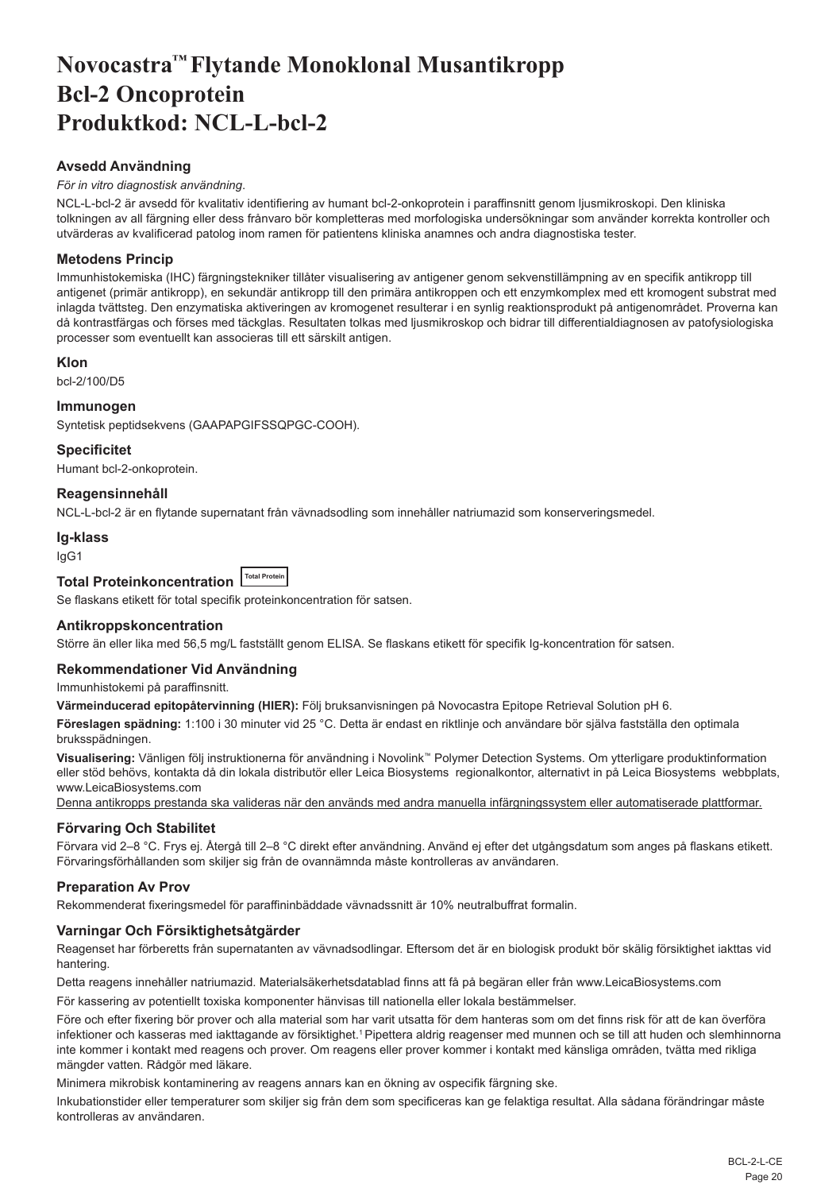# Novocastra™ Flytande Monoklonal Musantikropp Bcl-2 Oncoprotein Produktkod: NCL-L-bcl-2

### Avsedd Användning

*För in vitro diagnostisk användning*.

NCL-L-bcl-2 är avsedd för kvalitativ identifiering av humant bcl-2-onkoprotein i paraffinsnitt genom ljusmikroskopi. Den kliniska tolkningen av all färgning eller dess frånvaro bör kompletteras med morfologiska undersökningar som använder korrekta kontroller och utvärderas av kvalificerad patolog inom ramen för patientens kliniska anamnes och andra diagnostiska tester.

### Metodens Princip

Immunhistokemiska (IHC) färgningstekniker tillåter visualisering av antigener genom sekvenstillämpning av en specifik antikropp till antigenet (primär antikropp), en sekundär antikropp till den primära antikroppen och ett enzymkomplex med ett kromogent substrat med inlagda tvättsteg. Den enzymatiska aktiveringen av kromogenet resulterar i en synlig reaktionsprodukt på antigenområdet. Proverna kan då kontrastfärgas och förses med täckglas. Resultaten tolkas med ljusmikroskop och bidrar till differentialdiagnosen av patofysiologiska processer som eventuellt kan associeras till ett särskilt antigen.

### Klon

bcl-2/100/D5

### Immunogen

Syntetisk peptidsekvens (GAAPAPGIFSSQPGC-COOH).

### Specificitet

Humant bcl-2-onkoprotein.

### Reagensinnehåll

NCL-L-bcl-2 är en flytande supernatant från vävnadsodling som innehåller natriumazid som konserveringsmedel.

### Ig-klass

IgG1

### Total Proteinkoncentration Total Protein

Se flaskans etikett för total specifik proteinkoncentration för satsen.

### Antikroppskoncentration

Större än eller lika med 56,5 mg/L fastställt genom ELISA. Se flaskans etikett för specifik Ig-koncentration för satsen.

### Rekommendationer Vid Användning

Immunhistokemi på paraffinsnitt.

**Värmeinducerad epitopåtervinning (HIER):** Följ bruksanvisningen på Novocastra Epitope Retrieval Solution pH 6.

**Föreslagen spädning:** 1:100 i 30 minuter vid 25 °C. Detta är endast en riktlinje och användare bör själva fastställa den optimala bruksspädningen.

**Visualisering:** Vänligen följ instruktionerna för användning i Novolink™ Polymer Detection Systems. Om ytterligare produktinformation eller stöd behövs, kontakta då din lokala distributör eller Leica Biosystems regionalkontor, alternativt in på Leica Biosystems webbplats, www.LeicaBiosystems.com

Denna antikropps prestanda ska valideras när den används med andra manuella infärgningssystem eller automatiserade plattformar.

### Förvaring Och Stabilitet

Förvara vid 2–8 °C. Frys ej. Återgå till 2–8 °C direkt efter användning. Använd ej efter det utgångsdatum som anges på flaskans etikett. Förvaringsförhållanden som skiljer sig från de ovannämnda måste kontrolleras av användaren.

### Preparation Av Prov

Rekommenderat fixeringsmedel för paraffininbäddade vävnadssnitt är 10% neutralbuffrat formalin.

### Varningar Och Försiktighetsåtgärder

Reagenset har förberetts från supernatanten av vävnadsodlingar. Eftersom det är en biologisk produkt bör skälig försiktighet iakttas vid hantering.

Detta reagens innehåller natriumazid. Materialsäkerhetsdatablad finns att få på begäran eller från www.LeicaBiosystems.com

För kassering av potentiellt toxiska komponenter hänvisas till nationella eller lokala bestämmelser.

Före och efter fixering bör prover och alla material som har varit utsatta för dem hanteras som om det finns risk för att de kan överföra infektioner och kasseras med iakttagande av försiktighet.[1] Pipettera aldrig reagenser med munnen och se till att huden och slemhinnorna inte kommer i kontakt med reagens och prover. Om reagens eller prover kommer i kontakt med känsliga områden, tvätta med rikliga mängder vatten. Rådgör med läkare.

Minimera mikrobisk kontaminering av reagens annars kan en ökning av ospecifik färgning ske.

Inkubationstider eller temperaturer som skiljer sig från dem som specificeras kan ge felaktiga resultat. Alla sådana förändringar måste kontrolleras av användaren.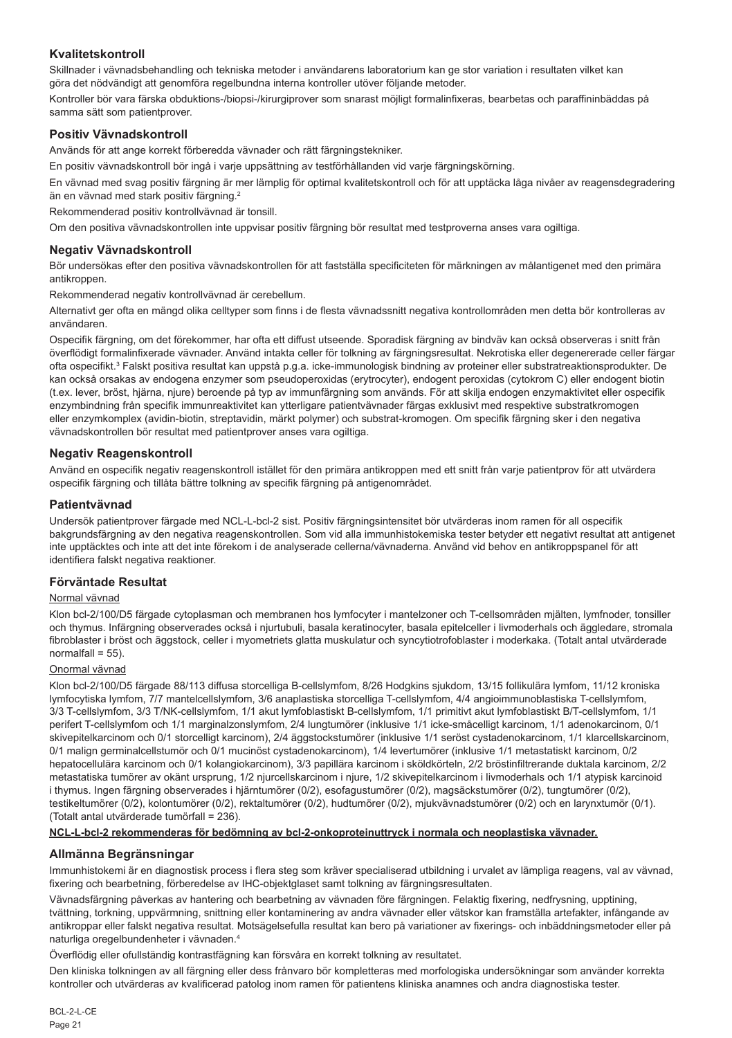## Kvalitetskontroll

Skillnader i vävnadsbehandling och tekniska metoder i användarens laboratorium kan ge stor variation i resultaten vilket kan göra det nödvändigt att genomföra regelbundna interna kontroller utöver följande metoder.

Kontroller bör vara färska obduktions-/biopsi-/kirurgiprover som snarast möjligt formalinfixeras, bearbetas och paraffininbäddas på samma sätt som patientprover.

## Positiv Vävnadskontroll

Används för att ange korrekt förberedda vävnader och rätt färgningstekniker.

En positiv vävnadskontroll bör ingå i varje uppsättning av testförhållanden vid varje färgningskörning.

En vävnad med svag positiv färgning är mer lämplig för optimal kvalitetskontroll och för att upptäcka låga nivåer av reagensdegradering än en vävnad med stark positiv färgning.[2]

Rekommenderad positiv kontrollvävnad är tonsill.

Om den positiva vävnadskontrollen inte uppvisar positiv färgning bör resultat med testproverna anses vara ogiltiga.

## Negativ Vävnadskontroll

Bör undersökas efter den positiva vävnadskontrollen för att fastställa specificiteten för märkningen av målantigenet med den primära antikroppen.

Rekommenderad negativ kontrollvävnad är cerebellum.

Alternativt ger ofta en mängd olika celltyper som finns i de flesta vävnadssnitt negativa kontrollområden men detta bör kontrolleras av användaren.

Ospecifik färgning, om det förekommer, har ofta ett diffust utseende. Sporadisk färgning av bindväv kan också observeras i snitt från överflödigt formalinfixerade vävnader. Använd intakta celler för tolkning av färgningsresultat. Nekrotiska eller degenererade celler färgar ofta ospecifikt.[3] Falskt positiva resultat kan uppstå p.g.a. icke-immunologisk bindning av proteiner eller substratreaktionsprodukter. De kan också orsakas av endogena enzymer som pseudoperoxidas (erytrocyter), endogent peroxidas (cytokrom C) eller endogent biotin (t.ex. lever, bröst, hjärna, njure) beroende på typ av immunfärgning som används. För att skilja endogen enzymaktivitet eller ospecifik enzymbindning från specifik immunreaktivitet kan ytterligare patientvävnader färgas exklusivt med respektive substratkromogen eller enzymkomplex (avidin-biotin, streptavidin, märkt polymer) och substrat-kromogen. Om specifik färgning sker i den negativa vävnadskontrollen bör resultat med patientprover anses vara ogiltiga.

## Negativ Reagenskontroll

Använd en ospecifik negativ reagenskontroll istället för den primära antikroppen med ett snitt från varje patientprov för att utvärdera ospecifik färgning och tillåta bättre tolkning av specifik färgning på antigenområdet.

## Patientvävnad

Undersök patientprover färgade med NCL-L-bcl-2 sist. Positiv färgningsintensitet bör utvärderas inom ramen för all ospecifik bakgrundsfärgning av den negativa reagenskontrollen. Som vid alla immunhistokemiska tester betyder ett negativt resultat att antigenet inte upptäcktes och inte att det inte förekom i de analyserade cellerna/vävnaderna. Använd vid behov en antikroppspanel för att identifiera falskt negativa reaktioner.

## Förväntade Resultat

Normal vävnad

Klon bcl-2/100/D5 färgade cytoplasman och membranen hos lymfocyter i mantelzoner och T-cellsområden mjälten, lymfnoder, tonsiller och thymus. Infärgning observerades också i njurtubuli, basala keratinocyter, basala epitelceller i livmoderhals och äggledare, stromala fibroblaster i bröst och äggstock, celler i myometriets glatta muskulatur och syncytiotrofoblaster i moderkaka. (Totalt antal utvärderade normalfall = 55).

Onormal vävnad

Klon bcl-2/100/D5 färgade 88/113 diffusa storcelliga B-cellslymfom, 8/26 Hodgkins sjukdom, 13/15 follikulära lymfom, 11/12 kroniska lymfocytiska lymfom, 7/7 mantelcellslymfom, 3/6 anaplastiska storcelliga T-cellslymfom, 4/4 angioimmunoblastiska T-cellslymfom, 3/3 T-cellslymfom, 3/3 T/NK-cellslymfom, 1/1 akut lymfoblastiskt B-cellslymfom, 1/1 primitivt akut lymfoblastiskt B/T-cellslymfom, 1/1 perifert T-cellslymfom och 1/1 marginalzonslymfom, 2/4 lungtumörer (inklusive 1/1 icke-småcelligt karcinom, 1/1 adenokarcinom, 0/1 skivepitelkarcinom och 0/1 storcelligt karcinom), 2/4 äggstockstumörer (inklusive 1/1 seröst cystadenokarcinom, 1/1 klarcellskarcinom, 0/1 malign germinalcellstumör och 0/1 mucinöst cystadenokarcinom), 1/4 levertumörer (inklusive 1/1 metastatiskt karcinom, 0/2 hepatocellulära karcinom och 0/1 kolangiokarcinom), 3/3 papillära karcinom i sköldkörteln, 2/2 bröstinfiltrerande duktala karcinom, 2/2 metastatiska tumörer av okänt ursprung, 1/2 njurcellskarcinom i njure, 1/2 skivepitelkarcinom i livmoderhals och 1/1 atypisk karcinoid i thymus. Ingen färgning observerades i hjärntumörer (0/2), esofagustumörer (0/2), magsäckstumörer (0/2), tungtumörer (0/2), testikeltumörer (0/2), kolontumörer (0/2), rektaltumörer (0/2), hudtumörer (0/2), mjukvävnadstumörer (0/2) och en larynxtumör (0/1). (Totalt antal utvärderade tumörfall = 236).

**NCL-L-bcl-2 rekommenderas för bedömning av bcl-2-onkoproteinuttryck i normala och neoplastiska vävnader.**

## Allmänna Begränsningar

Immunhistokemi är en diagnostisk process i flera steg som kräver specialiserad utbildning i urvalet av lämpliga reagens, val av vävnad, fixering och bearbetning, förberedelse av IHC-objektglaset samt tolkning av färgningsresultaten.

Vävnadsfärgning påverkas av hantering och bearbetning av vävnaden före färgningen. Felaktig fixering, nedfrysning, upptining, tvättning, torkning, uppvärmning, snittning eller kontaminering av andra vävnader eller vätskor kan framställa artefakter, infångande av antikroppar eller falskt negativa resultat. Motsägelsefulla resultat kan bero på variationer av fixerings- och inbäddningsmetoder eller på naturliga oregelbundenheter i vävnaden.[4]

Överflödig eller ofullständig kontrastfägning kan försvåra en korrekt tolkning av resultatet.

Den kliniska tolkningen av all färgning eller dess frånvaro bör kompletteras med morfologiska undersökningar som använder korrekta kontroller och utvärderas av kvalificerad patolog inom ramen för patientens kliniska anamnes och andra diagnostiska tester.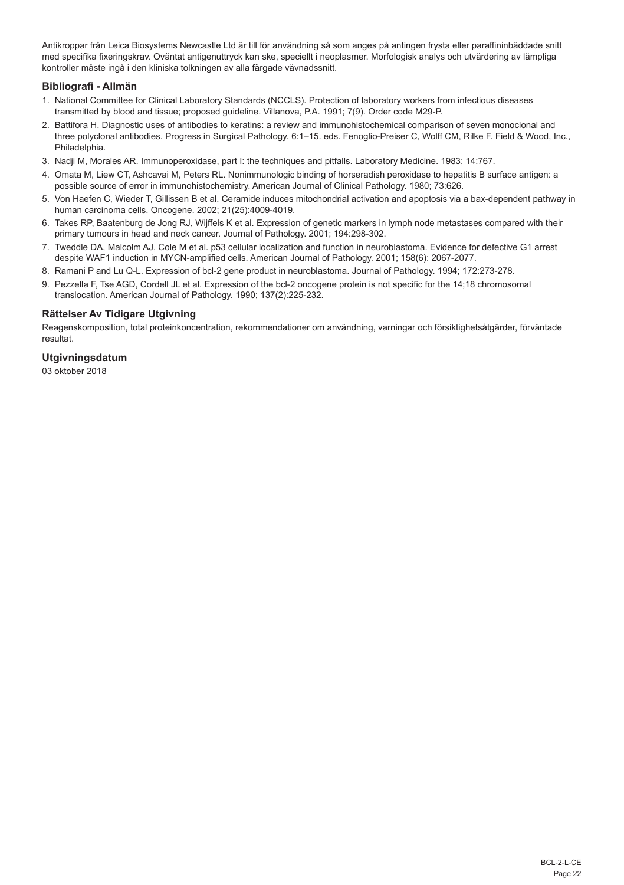Antikroppar från Leica Biosystems Newcastle Ltd är till för användning så som anges på antingen frysta eller paraffininbäddade snitt med specifika fixeringskrav. Oväntat antigenuttryck kan ske, speciellt i neoplasmer. Morfologisk analys och utvärdering av lämpliga kontroller måste ingå i den kliniska tolkningen av alla färgade vävnadssnitt.

## Bibliografi - Allmän

1. National Committee for Clinical Laboratory Standards (NCCLS). Protection of laboratory workers from infectious diseases transmitted by blood and tissue; proposed guideline. Villanova, P.A. 1991; 7(9). Order code M29-P.
2. Battifora H. Diagnostic uses of antibodies to keratins: a review and immunohistochemical comparison of seven monoclonal and three polyclonal antibodies. Progress in Surgical Pathology. 6:1–15. eds. Fenoglio-Preiser C, Wolff CM, Rilke F. Field & Wood, Inc., Philadelphia.
3. Nadji M, Morales AR. Immunoperoxidase, part I: the techniques and pitfalls. Laboratory Medicine. 1983; 14:767.
4. Omata M, Liew CT, Ashcavai M, Peters RL. Nonimmunologic binding of horseradish peroxidase to hepatitis B surface antigen: a possible source of error in immunohistochemistry. American Journal of Clinical Pathology. 1980; 73:626.
5. Von Haefen C, Wieder T, Gillissen B et al. Ceramide induces mitochondrial activation and apoptosis via a bax-dependent pathway in human carcinoma cells. Oncogene. 2002; 21(25):4009-4019.
6. Takes RP, Baatenburg de Jong RJ, Wijffels K et al. Expression of genetic markers in lymph node metastases compared with their primary tumours in head and neck cancer. Journal of Pathology. 2001; 194:298-302.
7. Tweddle DA, Malcolm AJ, Cole M et al. p53 cellular localization and function in neuroblastoma. Evidence for defective G1 arrest despite WAF1 induction in MYCN-amplified cells. American Journal of Pathology. 2001; 158(6): 2067-2077.
8. Ramani P and Lu Q-L. Expression of bcl-2 gene product in neuroblastoma. Journal of Pathology. 1994; 172:273-278.
9. Pezzella F, Tse AGD, Cordell JL et al. Expression of the bcl-2 oncogene protein is not specific for the 14;18 chromosomal translocation. American Journal of Pathology. 1990; 137(2):225-232.

## Rättelser Av Tidigare Utgivning

Reagenskomposition, total proteinkoncentration, rekommendationer om användning, varningar och försiktighetsåtgärder, förväntade resultat.

## Utgivningsdatum

03 oktober 2018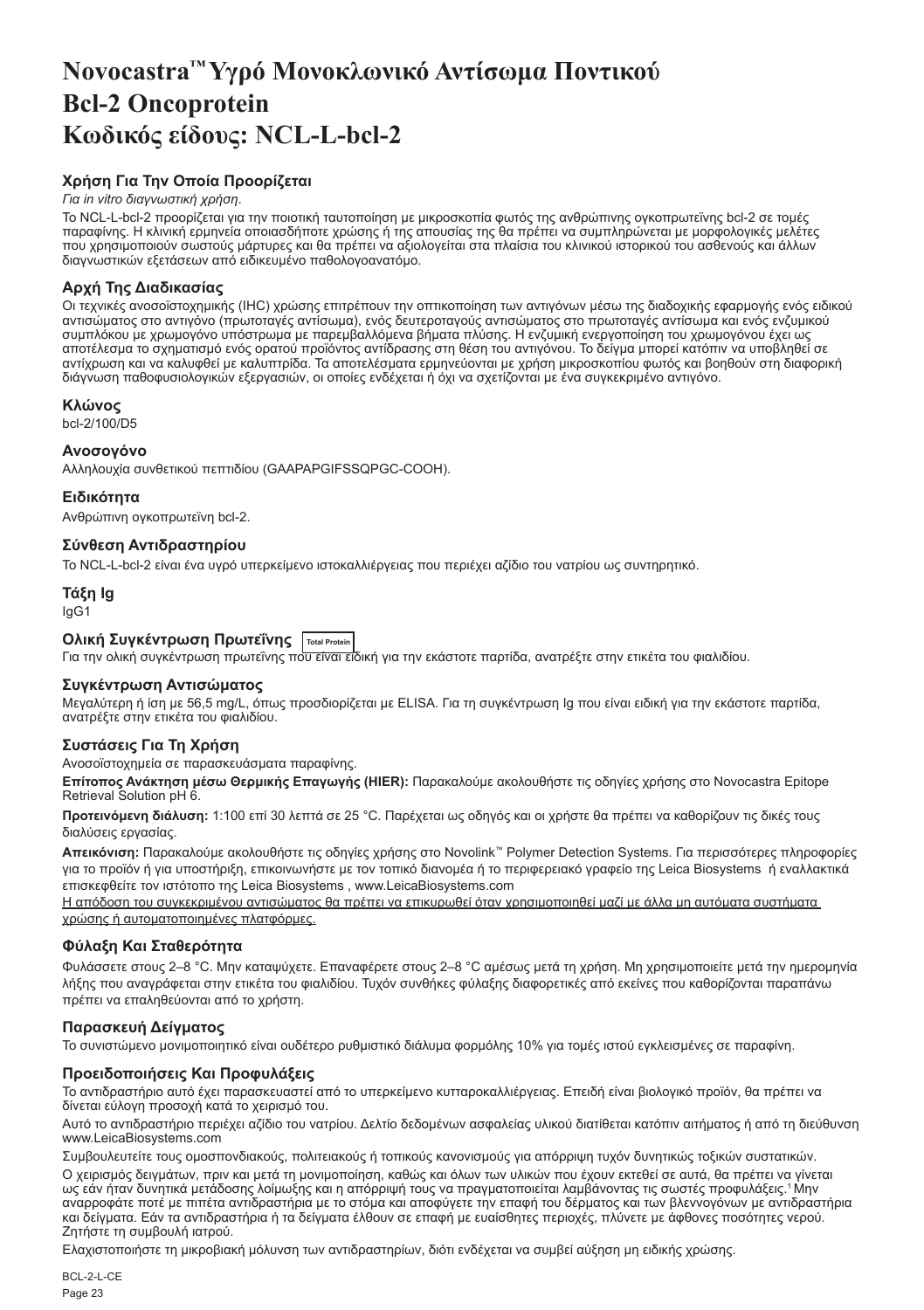# Novocastra™ Υγρό Μονοκλωνικό Αντίσωμα Ποντικού Bcl-2 Oncoprotein Κωδικός είδους: NCL-L-bcl-2

## Χρήση Για Την Οποία Προορίζεται

*Για in vitro διαγνωστική χρήση.*

Το NCL-L-bcl-2 προορίζεται για την ποιοτική ταυτοποίηση με μικροσκοπία φωτός της ανθρώπινης ογκοπρωτεΐνης bcl-2 σε τομές παραφίνης. Η κλινική ερμηνεία οποιασδήποτε χρώσης ή της απουσίας της θα πρέπει να συμπληρώνεται με μορφολογικές μελέτες που χρησιμοποιούν σωστούς μάρτυρες και θα πρέπει να αξιολογείται στα πλαίσια του κλινικού ιστορικού του ασθενούς και άλλων διαγνωστικών εξετάσεων από ειδικευμένο παθολογοανατόμο.

## Αρχή Της Διαδικασίας

Οι τεχνικές ανοσοϊστοχημικής (IHC) χρώσης επιτρέπουν την οπτικοποίηση των αντιγόνων μέσω της διαδοχικής εφαρμογής ενός ειδικού αντισώματος στο αντιγόνο (πρωτοταγές αντίσωμα), ενός δευτεροταγούς αντισώματος στο πρωτοταγές αντίσωμα και ενός ενζυμικού συμπλόκου με χρωμογόνο υπόστρωμα με παρεμβαλλόμενα βήματα πλύσης. Η ενζυμική ενεργοποίηση του χρωμογόνου έχει ως αποτέλεσμα το σχηματισμό ενός ορατού προϊόντος αντίδρασης στη θέση του αντιγόνου. Το δείγμα μπορεί κατόπιν να υποβληθεί σε αντίχρωση και να καλυφθεί με καλυπτρίδα. Τα αποτελέσματα ερμηνεύονται με χρήση μικροσκοπίου φωτός και βοηθούν στη διαφορική διάγνωση παθοφυσιολογικών εξεργασιών, οι οποίες ενδέχεται ή όχι να σχετίζονται με ένα συγκεκριμένο αντιγόνο.

## Κλώνος

bcl-2/100/D5

## Ανοσογόνο

Αλληλουχία συνθετικού πεπτιδίου (GAAPAPGIFSSQPGC-COOH).

## Ειδικότητα

Ανθρώπινη ογκοπρωτεΐνη bcl-2.

## Σύνθεση Αντιδραστηρίου

Το NCL-L-bcl-2 είναι ένα υγρό υπερκείμενο ιστοκαλλιέργειας που περιέχει αζίδιο του νατρίου ως συντηρητικό.

## Τάξη Ig

IgG1

## Ολική Συγκέντρωση Πρωτεΐνης Total Protein

Για την ολική συγκέντρωση πρωτεΐνης που είναι ειδική για την εκάστοτε παρτίδα, ανατρέξτε στην ετικέτα του φιαλιδίου.

## Συγκέντρωση Αντισώματος

Μεγαλύτερη ή ίση με 56,5 mg/L, όπως προσδιορίζεται με ELISA. Για τη συγκέντρωση Ig που είναι ειδική για την εκάστοτε παρτίδα, ανατρέξτε στην ετικέτα του φιαλιδίου.

## Συστάσεις Για Τη Χρήση

Ανοσοϊστοχημεία σε παρασκευάσματα παραφίνης.

**Επίτοπος Ανάκτηση μέσω Θερμικής Επαγωγής (HIER):** Παρακαλούμε ακολουθήστε τις οδηγίες χρήσης στο Novocastra Epitope Retrieval Solution pH 6.

**Προτεινόμενη διάλυση:** 1:100 επί 30 λεπτά σε 25 °C. Παρέχεται ως οδηγός και οι χρήστε θα πρέπει να καθορίζουν τις δικές τους διαλύσεις εργασίας.

**Απεικόνιση:** Παρακαλούμε ακολουθήστε τις οδηγίες χρήσης στο Novolink™ Polymer Detection Systems. Για περισσότερες πληροφορίες για το προϊόν ή για υποστήριξη, επικοινωνήστε με τον τοπικό διανομέα ή το περιφερειακό γραφείο της Leica Biosystems ή εναλλακτικά επισκεφθείτε τον ιστότοπο της Leica Biosystems , www.LeicaBiosystems.com

<u>Η απόδοση του συγκεκριμένου αντισώματος θα πρέπει να επικυρωθεί όταν χρησιμοποιηθεί μαζί με άλλα μη αυτόματα συστήματα χρώσης ή αυτοματοποιημένες πλατφόρμες.</u>

## Φύλαξη Και Σταθερότητα

Φυλάσσετε στους 2–8 °C. Μην καταψύχετε. Επαναφέρετε στους 2–8 °C αμέσως μετά τη χρήση. Μη χρησιμοποιείτε μετά την ημερομηνία λήξης που αναγράφεται στην ετικέτα του φιαλιδίου. Τυχόν συνθήκες φύλαξης διαφορετικές από εκείνες που καθορίζονται παραπάνω πρέπει να επαληθεύονται από το χρήστη.

## Παρασκευή Δείγματος

Το συνιστώμενο μονιμοποιητικό είναι ουδέτερο ρυθμιστικό διάλυμα φορμόλης 10% για τομές ιστού εγκλεισμένες σε παραφίνη.

## Προειδοποιήσεις Και Προφυλάξεις

Το αντιδραστήριο αυτό έχει παρασκευαστεί από το υπερκείμενο κυτταροκαλλιέργειας. Επειδή είναι βιολογικό προϊόν, θα πρέπει να δίνεται εύλογη προσοχή κατά το χειρισμό του.

Αυτό το αντιδραστήριο περιέχει αζίδιο του νατρίου. Δελτίο δεδομένων ασφαλείας υλικού διατίθεται κατόπιν αιτήματος ή από τη διεύθυνση www.LeicaBiosystems.com

Συμβουλευτείτε τους ομοσπονδιακούς, πολιτειακούς ή τοπικούς κανονισμούς για απόρριψη τυχόν δυνητικώς τοξικών συστατικών.

Ο χειρισμός δειγμάτων, πριν και μετά τη μονιμοποίηση, καθώς και όλων των υλικών που έχουν εκτεθεί σε αυτά, θα πρέπει να γίνεται ως εάν ήταν δυνητικά μετάδοσης λοίμωξης και η απόρριψή τους να πραγματοποιείται λαμβάνοντας τις σωστές προφυλάξεις.[1] Μην αναρροφάτε ποτέ με πιπέτα αντιδραστήρια με το στόμα και αποφύγετε την επαφή του δέρματος και των βλεννογόνων με αντιδραστήρια και δείγματα. Εάν τα αντιδραστήρια ή τα δείγματα έλθουν σε επαφή με ευαίσθητες περιοχές, πλύνετε με άφθονες ποσότητες νερού. Ζητήστε τη συμβουλή ιατρού.

Ελαχιστοποιήστε τη μικροβιακή μόλυνση των αντιδραστηρίων, διότι ενδέχεται να συμβεί αύξηση μη ειδικής χρώσης.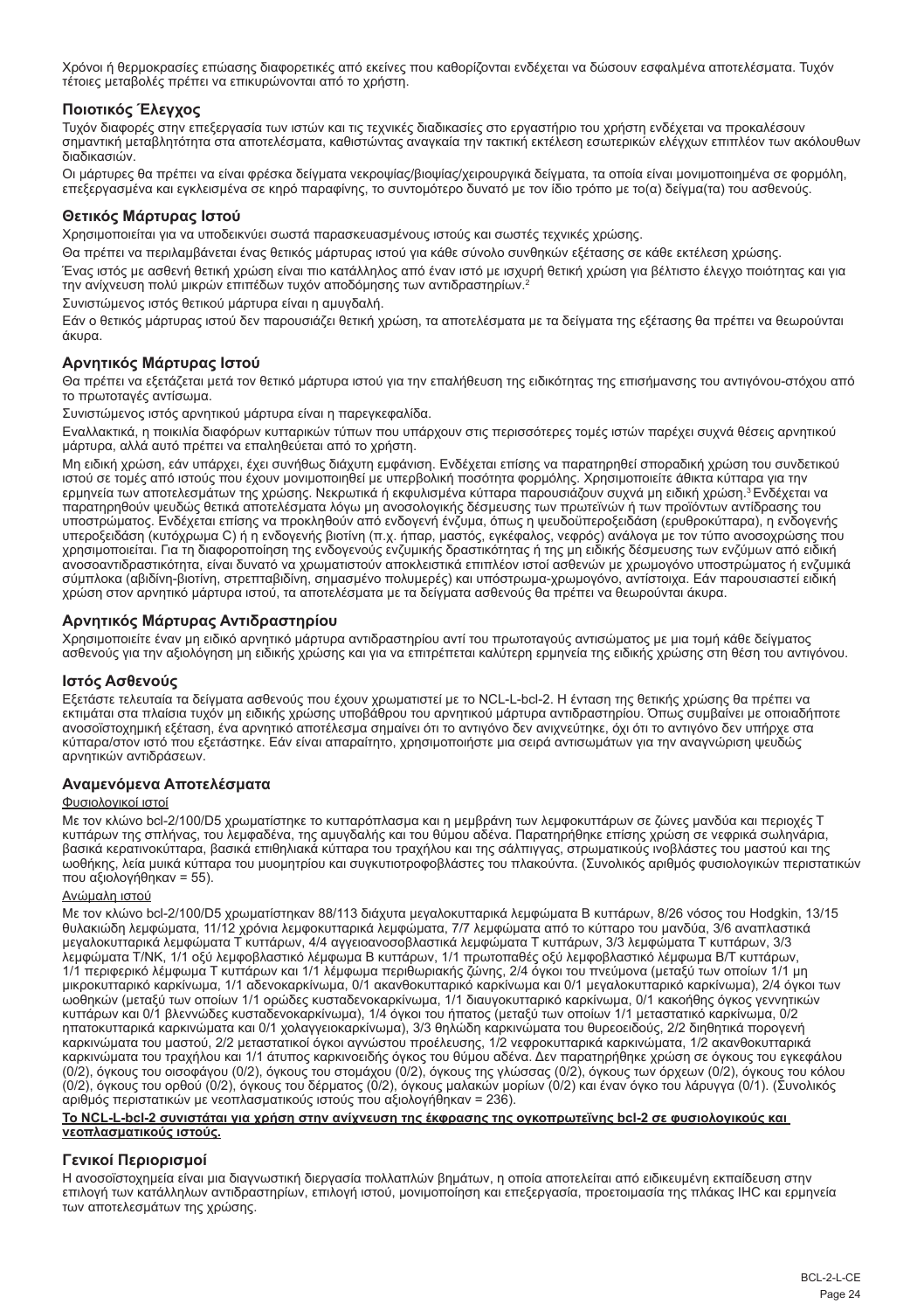Χρόνοι ή θερμοκρασίες επώασης διαφορετικές από εκείνες που καθορίζονται ενδέχεται να δώσουν εσφαλμένα αποτελέσματα. Τυχόν τέτοιες μεταβολές πρέπει να επικυρώνονται από το χρήστη.

## Ποιοτικός Έλεγχος

Τυχόν διαφορές στην επεξεργασία των ιστών και τις τεχνικές διαδικασίες στο εργαστήριο του χρήστη ενδέχεται να προκαλέσουν σημαντική μεταβλητότητα στα αποτελέσματα, καθιστώντας αναγκαία την τακτική εκτέλεση εσωτερικών ελέγχων επιπλέον των ακόλουθων διαδικασιών.

Οι μάρτυρες θα πρέπει να είναι φρέσκα δείγματα νεκροψίας/βιοψίας/χειρουργικά δείγματα, τα οποία είναι μονιμοποιημένα σε φορμόλη, επεξεργασμένα και εγκλεισμένα σε κηρό παραφίνης, το συντομότερο δυνατό με τον ίδιο τρόπο με το(α) δείγμα(τα) του ασθενούς.

## Θετικός Μάρτυρας Ιστού

Χρησιμοποιείται για να υποδεικνύει σωστά παρασκευασμένους ιστούς και σωστές τεχνικές χρώσης.

Θα πρέπει να περιλαμβάνεται ένας θετικός μάρτυρας ιστού για κάθε σύνολο συνθηκών εξέτασης σε κάθε εκτέλεση χρώσης.

Ένας ιστός με ασθενή θετική χρώση είναι πιο κατάλληλος από έναν ιστό με ισχυρή θετική χρώση για βέλτιστο έλεγχο ποιότητας και για την ανίχνευση πολύ μικρών επιπέδων τυχόν αποδόμησης των αντιδραστηρίων.[2]

Συνιστώμενος ιστός θετικού μάρτυρα είναι η αμυγδαλή.

Εάν ο θετικός μάρτυρας ιστού δεν παρουσιάζει θετική χρώση, τα αποτελέσματα με τα δείγματα της εξέτασης θα πρέπει να θεωρούνται άκυρα.

## Αρνητικός Μάρτυρας Ιστού

Θα πρέπει να εξετάζεται μετά τον θετικό μάρτυρα ιστού για την επαλήθευση της ειδικότητας της επισήμανσης του αντιγόνου-στόχου από το πρωτοταγές αντίσωμα.

Συνιστώμενος ιστός αρνητικού μάρτυρα είναι η παρεγκεφαλίδα.

Εναλλακτικά, η ποικιλία διαφόρων κυτταρικών τύπων που υπάρχουν στις περισσότερες τομές ιστών παρέχει συχνά θέσεις αρνητικού μάρτυρα, αλλά αυτό πρέπει να επαληθεύεται από το χρήστη.

Μη ειδική χρώση, εάν υπάρχει, έχει συνήθως διάχυτη εμφάνιση. Ενδέχεται επίσης να παρατηρηθεί σποραδική χρώση του συνδετικού ιστού σε τομές από ιστούς που έχουν μονιμοποιηθεί με υπερβολική ποσότητα φορμόλης. Χρησιμοποιείτε άθικτα κύτταρα για την ερμηνεία των αποτελεσμάτων της χρώσης. Νεκρωτικά ή εκφυλισμένα κύτταρα παρουσιάζουν συχνά μη ειδική χρώση.[3] Ενδέχεται να παρατηρηθούν ψευδώς θετικά αποτελέσματα λόγω μη ανοσολογικής δέσμευσης των πρωτεϊνών ή των προϊόντων αντίδρασης του υποστρώματος. Ενδέχεται επίσης να προκληθούν από ενδογενή ένζυμα, όπως η ψευδοϋπεροξειδάση (ερυθροκύτταρα), η ενδογενής υπεροξειδάση (κυτόχρωμα C) ή η ενδογενής βιοτίνη (π.χ. ήπαρ, μαστός, εγκέφαλος, νεφρός) ανάλογα με τον τύπο ανοσοχρώσης που χρησιμοποιείται. Για τη διαφοροποίηση της ενδογενούς ενζυμικής δραστικότητας ή της μη ειδικής δέσμευσης των ενζύμων από ειδική ανοσοαντιδραστικότητα, είναι δυνατό να χρωματιστούν αποκλειστικά επιπλέον ιστοί ασθενών με χρωμογόνο υποστρώματος ή ενζυμικά σύμπλοκα (αβιδίνη-βιοτίνη, στρεπταβιδίνη, σημασμένο πολυμερές) και υπόστρωμα-χρωμογόνο, αντίστοιχα. Εάν παρουσιαστεί ειδική χρώση στον αρνητικό μάρτυρα ιστού, τα αποτελέσματα με τα δείγματα ασθενούς θα πρέπει να θεωρούνται άκυρα.

## Αρνητικός Μάρτυρας Αντιδραστηρίου

Χρησιμοποιείτε έναν μη ειδικό αρνητικό μάρτυρα αντιδραστηρίου αντί του πρωτοταγούς αντισώματος με μια τομή κάθε δείγματος ασθενούς για την αξιολόγηση μη ειδικής χρώσης και για να επιτρέπεται καλύτερη ερμηνεία της ειδικής χρώσης στη θέση του αντιγόνου.

## Ιστός Ασθενούς

Εξετάστε τελευταία τα δείγματα ασθενούς που έχουν χρωματιστεί με το NCL-L-bcl-2. Η ένταση της θετικής χρώσης θα πρέπει να εκτιμάται στα πλαίσια τυχόν μη ειδικής χρώσης υποβάθρου του αρνητικού μάρτυρα αντιδραστηρίου. Όπως συμβαίνει με οποιαδήποτε ανοσοϊστοχημική εξέταση, ένα αρνητικό αποτέλεσμα σημαίνει ότι το αντιγόνο δεν ανιχνεύτηκε, όχι ότι το αντιγόνο δεν υπήρχε στα κύτταρα/στον ιστό που εξετάστηκε. Εάν είναι απαραίτητο, χρησιμοποιήστε μια σειρά αντισωμάτων για την αναγνώριση ψευδώς αρνητικών αντιδράσεων.

## Αναμενόμενα Αποτελέσματα

### Φυσιολογικοί ιστοί

Με τον κλώνο bcl-2/100/D5 χρωματίστηκε το κυτταρόπλασμα και η μεμβράνη των λεμφοκυττάρων σε ζώνες μανδύα και περιοχές Τ κυττάρων της σπλήνας, του λεμφαδένα, της αμυγδαλής και του θύμου αδένα. Παρατηρήθηκε επίσης χρώση σε νεφρικά σωληνάρια, βασικά κερατινοκύτταρα, βασικά επιθηλιακά κύτταρα του τραχήλου και της σάλπιγγας, στρωματικούς ινοβλάστες του μαστού και της ωοθήκης, λεία μυικά κύτταρα του μυομητρίου και συγκυτιοτροφοβλάστες του πλακούντα. (Συνολικός αριθμός φυσιολογικών περιστατικών που αξιολογήθηκαν = 55).

### Ανώμαλη ιστού

Με τον κλώνο bcl-2/100/D5 χρωματίστηκαν 88/113 διάχυτα μεγαλοκυτταρικά λεμφώματα Β κυττάρων, 8/26 νόσος του Hodgkin, 13/15 θυλακιώδη λεμφώματα, 11/12 χρόνια λεμφοκυτταρικά λεμφώματα, 7/7 λεμφώματα από το κύτταρο του μανδύα, 3/6 αναπλαστικά μεγαλοκυτταρικά λεμφώματα Τ κυττάρων, 4/4 αγγειοανοσοβλαστικά λεμφώματα Τ κυττάρων, 3/3 λεμφώματα Τ κυττάρων, 3/3 λεμφώματα T/NK, 1/1 οξύ λεμφοβλαστικό λέμφωμα Β κυττάρων, 1/1 πρωτοπαθές οξύ λεμφοβλαστικό λέμφωμα Β/Τ κυττάρων, 1/1 περιφερικό λέμφωμα Τ κυττάρων και 1/1 λέμφωμα περιθωριακής ζώνης, 2/4 όγκοι του πνεύμονα (μεταξύ των οποίων 1/1 μη μικροκυτταρικό καρκίνωμα, 1/1 αδενοκαρκίνωμα, 0/1 ακανθοκυτταρικό καρκίνωμα και 0/1 μεγαλοκυτταρικό καρκίνωμα), 2/4 όγκοι των ωοθηκών (μεταξύ των οποίων 1/1 ορώδες κυσταδενοκαρκίνωμα, 1/1 διαυγοκυτταρικό καρκίνωμα, 0/1 κακοήθης όγκος γεννητικών κυττάρων και 0/1 βλεννώδες κυσταδενοκαρκίνωμα), 1/4 όγκοι του ήπατος (μεταξύ των οποίων 1/1 μεταστατικό καρκίνωμα, 0/2 ηπατοκυτταρικά καρκινώματα και 0/1 χολαγγειοκαρκίνωμα), 3/3 θηλώδη καρκινώματα του θυρεοειδούς, 2/2 διηθητικά πορογενή καρκινώματα του μαστού, 2/2 μεταστατικοί όγκοι αγνώστου προέλευσης, 1/2 νεφροκυτταρικά καρκινώματα, 1/2 ακανθοκυτταρικά καρκινώματα του τραχήλου και 1/1 άτυπος καρκινοειδής όγκος του θύμου αδένα. Δεν παρατηρήθηκε χρώση σε όγκους του εγκεφάλου (0/2), όγκους του οισοφάγου (0/2), όγκους του στομάχου (0/2), όγκους της γλώσσας (0/2), όγκους των όρχεων (0/2), όγκους του κόλου (0/2), όγκους του ορθού (0/2), όγκους του δέρματος (0/2), όγκους μαλακών μορίων (0/2) και έναν όγκο του λάρυγγα (0/1). (Συνολικός αριθμός περιστατικών με νεοπλασματικούς ιστούς που αξιολογήθηκαν = 236).

**Το NCL-L-bcl-2 συνιστάται για χρήση στην ανίχνευση της έκφρασης της ογκοπρωτεΐνης bcl-2 σε φυσιολογικούς και νεοπλασματικούς ιστούς.**

## Γενικοί Περιορισμοί

Η ανοσοϊστοχημεία είναι μια διαγνωστική διεργασία πολλαπλών βημάτων, η οποία αποτελείται από ειδικευμένη εκπαίδευση στην επιλογή των κατάλληλων αντιδραστηρίων, επιλογή ιστού, μονιμοποίηση και επεξεργασία, προετοιμασία της πλάκας IHC και ερμηνεία των αποτελεσμάτων της χρώσης.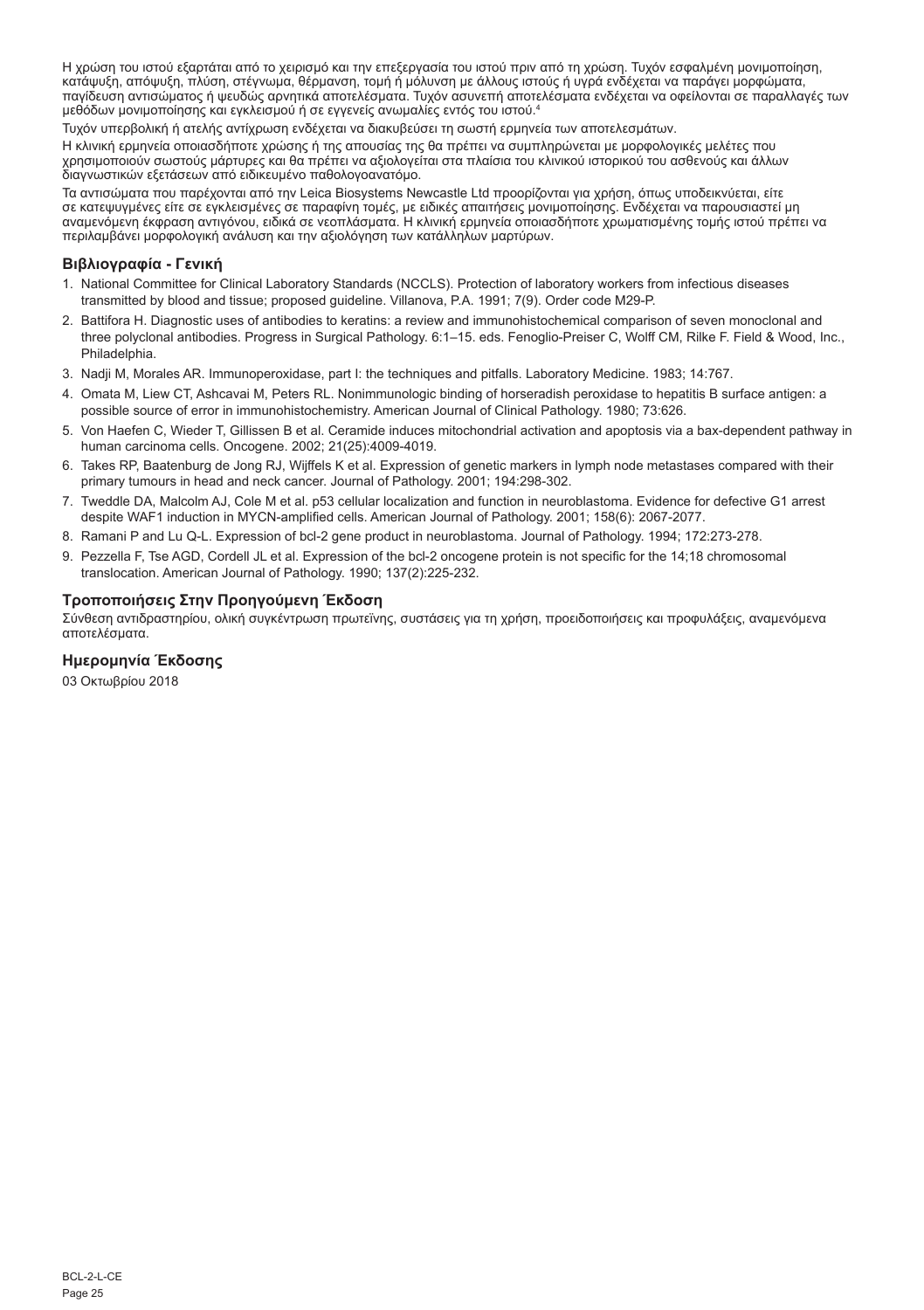Η χρώση του ιστού εξαρτάται από το χειρισμό και την επεξεργασία του ιστού πριν από τη χρώση. Τυχόν εσφαλμένη μονιμοποίηση, κατάψυξη, απόψυξη, πλύση, στέγνωμα, θέρμανση, τομή ή μόλυνση με άλλους ιστούς ή υγρά ενδέχεται να παράγει μορφώματα, παγίδευση αντισώματος ή ψευδώς αρνητικά αποτελέσματα. Τυχόν ασυνεπή αποτελέσματα ενδέχεται να οφείλονται σε παραλλαγές των μεθόδων μονιμοποίησης και εγκλεισμού ή σε εγγενείς ανωμαλίες εντός του ιστού.[4]

Τυχόν υπερβολική ή ατελής αντίχρωση ενδέχεται να διακυβεύσει τη σωστή ερμηνεία των αποτελεσμάτων.

Η κλινική ερμηνεία οποιασδήποτε χρώσης ή της απουσίας της θα πρέπει να συμπληρώνεται με μορφολογικές μελέτες που χρησιμοποιούν σωστούς μάρτυρες και θα πρέπει να αξιολογείται στα πλαίσια του κλινικού ιστορικού του ασθενούς και άλλων διαγνωστικών εξετάσεων από ειδικευμένο παθολογοανατόμο.

Τα αντισώματα που παρέχονται από την Leica Biosystems Newcastle Ltd προορίζονται για χρήση, όπως υποδεικνύεται, είτε σε κατεψυγμένες είτε σε εγκλεισμένες σε παραφίνη τομές, με ειδικές απαιτήσεις μονιμοποίησης. Ενδέχεται να παρουσιαστεί μη αναμενόμενη έκφραση αντιγόνου, ειδικά σε νεοπλάσματα. Η κλινική ερμηνεία οποιασδήποτε χρωματισμένης τομής ιστού πρέπει να περιλαμβάνει μορφολογική ανάλυση και την αξιολόγηση των κατάλληλων μαρτύρων.

## Βιβλιογραφία - Γενική

1. National Committee for Clinical Laboratory Standards (NCCLS). Protection of laboratory workers from infectious diseases transmitted by blood and tissue; proposed guideline. Villanova, P.A. 1991; 7(9). Order code M29-P.
2. Battifora H. Diagnostic uses of antibodies to keratins: a review and immunohistochemical comparison of seven monoclonal and three polyclonal antibodies. Progress in Surgical Pathology. 6:1–15. eds. Fenoglio-Preiser C, Wolff CM, Rilke F. Field & Wood, Inc., Philadelphia.
3. Nadji M, Morales AR. Immunoperoxidase, part I: the techniques and pitfalls. Laboratory Medicine. 1983; 14:767.
4. Omata M, Liew CT, Ashcavai M, Peters RL. Nonimmunologic binding of horseradish peroxidase to hepatitis B surface antigen: a possible source of error in immunohistochemistry. American Journal of Clinical Pathology. 1980; 73:626.
5. Von Haefen C, Wieder T, Gillissen B et al. Ceramide induces mitochondrial activation and apoptosis via a bax-dependent pathway in human carcinoma cells. Oncogene. 2002; 21(25):4009-4019.
6. Takes RP, Baatenburg de Jong RJ, Wijffels K et al. Expression of genetic markers in lymph node metastases compared with their primary tumours in head and neck cancer. Journal of Pathology. 2001; 194:298-302.
7. Tweddle DA, Malcolm AJ, Cole M et al. p53 cellular localization and function in neuroblastoma. Evidence for defective G1 arrest despite WAF1 induction in MYCN-amplified cells. American Journal of Pathology. 2001; 158(6): 2067-2077.
8. Ramani P and Lu Q-L. Expression of bcl-2 gene product in neuroblastoma. Journal of Pathology. 1994; 172:273-278.
9. Pezzella F, Tse AGD, Cordell JL et al. Expression of the bcl-2 oncogene protein is not specific for the 14;18 chromosomal translocation. American Journal of Pathology. 1990; 137(2):225-232.

## Τροποποιήσεις Στην Προηγούμενη Έκδοση

Σύνθεση αντιδραστηρίου, ολική συγκέντρωση πρωτεϊνης, συστάσεις για τη χρήση, προειδοποιήσεις και προφυλάξεις, αναμενόμενα αποτελέσματα.

## Ημερομηνία Έκδοσης

03 Οκτωβρίου 2018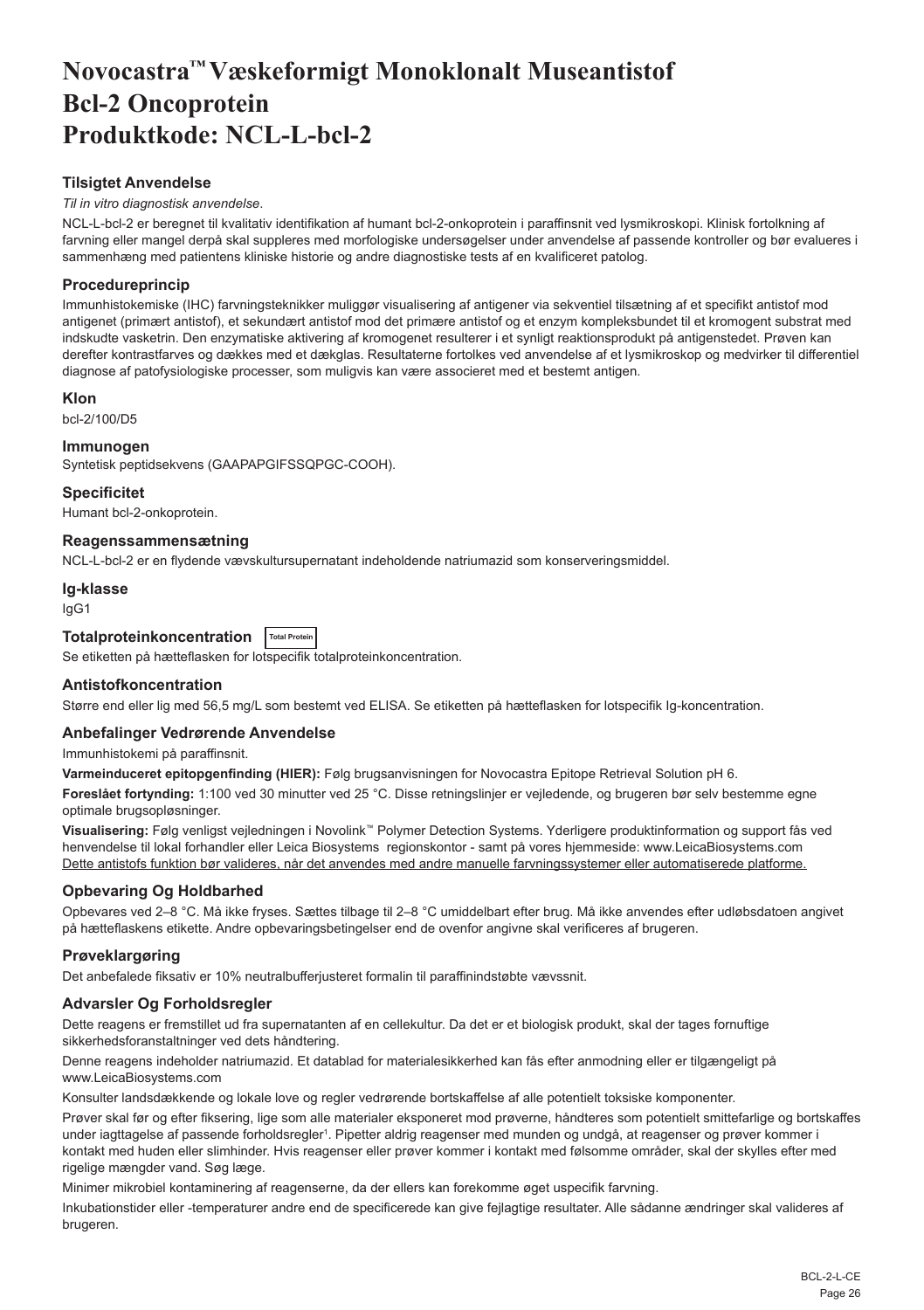# Novocastra™ Væskeformigt Monoklonalt Museantistof Bcl-2 Oncoprotein Produktkode: NCL-L-bcl-2

## Tilsigtet Anvendelse

*Til in vitro diagnostisk anvendelse*.

NCL-L-bcl-2 er beregnet til kvalitativ identifikation af humant bcl-2-onkoprotein i paraffinsnit ved lysmikroskopi. Klinisk fortolkning af farvning eller mangel derpå skal suppleres med morfologiske undersøgelser under anvendelse af passende kontroller og bør evalueres i sammenhæng med patientens kliniske historie og andre diagnostiske tests af en kvalificeret patolog.

## Procedureprincip

Immunhistokemiske (IHC) farvningsteknikker muliggør visualisering af antigener via sekventiel tilsætning af et specifikt antistof mod antigenet (primært antistof), et sekundært antistof mod det primære antistof og et enzym kompleksbundet til et kromogent substrat med indskudte vasketrin. Den enzymatiske aktivering af kromogenet resulterer i et synligt reaktionsprodukt på antigenstedet. Prøven kan derefter kontrastfarves og dækkes med et dækglas. Resultaterne fortolkes ved anvendelse af et lysmikroskop og medvirker til differentiel diagnose af patofysiologiske processer, som muligvis kan være associeret med et bestemt antigen.

## Klon

bcl-2/100/D5

## Immunogen

Syntetisk peptidsekvens (GAAPAPGIFSSQPGC-COOH).

## Specificitet

Humant bcl-2-onkoprotein.

## Reagenssammensætning

NCL-L-bcl-2 er en flydende vævskultursupernatant indeholdende natriumazid som konserveringsmiddel.

## Ig-klasse

IgG1

## Totalproteinkoncentration Total Protein

Se etiketten på hætteflasken for lotspecifik totalproteinkoncentration.

## Antistofkoncentration

Større end eller lig med 56,5 mg/L som bestemt ved ELISA. Se etiketten på hætteflasken for lotspecifik Ig-koncentration.

## Anbefalinger Vedrørende Anvendelse

Immunhistokemi på paraffinsnit.

**Varmeinduceret epitopgenfinding (HIER):** Følg brugsanvisningen for Novocastra Epitope Retrieval Solution pH 6.

**Foreslået fortynding:** 1:100 ved 30 minutter ved 25 °C. Disse retningslinjer er vejledende, og brugeren bør selv bestemme egne optimale brugsopløsninger.

**Visualisering:** Følg venligst vejledningen i Novolink™ Polymer Detection Systems. Yderligere produktinformation og support fås ved henvendelse til lokal forhandler eller Leica Biosystems regionskontor - samt på vores hjemmeside: www.LeicaBiosystems.com

Dette antistofs funktion bør valideres, når det anvendes med andre manuelle farvningssystemer eller automatiserede platforme.

## Opbevaring Og Holdbarhed

Opbevares ved 2–8 °C. Må ikke fryses. Sættes tilbage til 2–8 °C umiddelbart efter brug. Må ikke anvendes efter udløbsdatoen angivet på hætteflaskens etikette. Andre opbevaringsbetingelser end de ovenfor angivne skal verificeres af brugeren.

## Prøveklargøring

Det anbefalede fiksativ er 10% neutralbufferjusteret formalin til paraffinindstøbte vævssnit.

## Advarsler Og Forholdsregler

Dette reagens er fremstillet ud fra supernatanten af en cellekultur. Da det er et biologisk produkt, skal der tages fornuftige sikkerhedsforanstaltninger ved dets håndtering.

Denne reagens indeholder natriumazid. Et datablad for materialesikkerhed kan fås efter anmodning eller er tilgængeligt på www.LeicaBiosystems.com

Konsulter landsdækkende og lokale love og regler vedrørende bortskaffelse af alle potentielt toksiske komponenter.

Prøver skal før og efter fiksering, lige som alle materialer eksponeret mod prøverne, håndteres som potentielt smittefarlige og bortskaffes under iagttagelse af passende forholdsregler[1]. Pipetter aldrig reagenser med munden og undgå, at reagenser og prøver kommer i kontakt med huden eller slimhinder. Hvis reagenser eller prøver kommer i kontakt med følsomme områder, skal der skylles efter med rigelige mængder vand. Søg læge.

Minimer mikrobiel kontaminering af reagenserne, da der ellers kan forekomme øget uspecifik farvning.

Inkubationstider eller -temperaturer andre end de specificerede kan give fejlagtige resultater. Alle sådanne ændringer skal valideres af brugeren.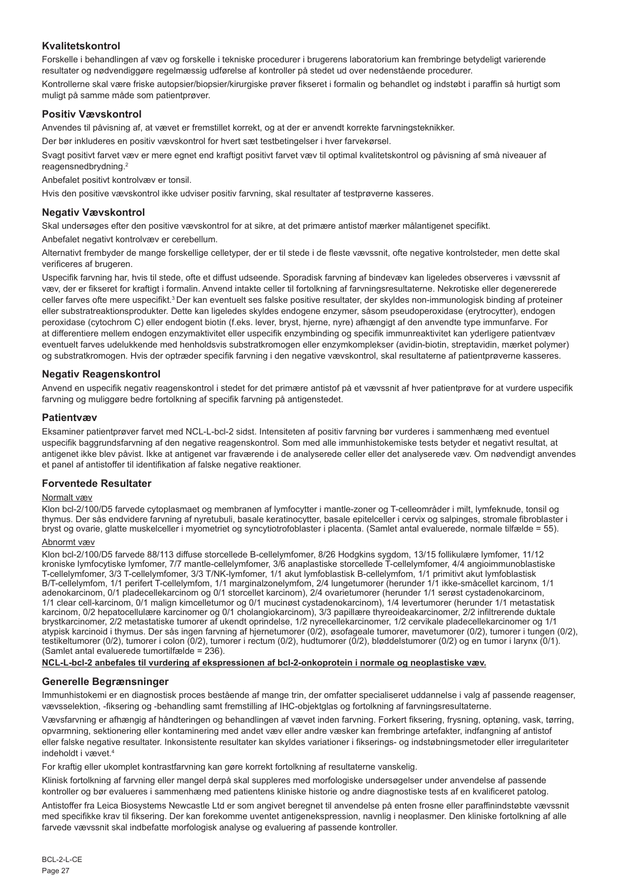## Kvalitetskontrol

Forskelle i behandlingen af væv og forskelle i tekniske procedurer i brugerens laboratorium kan frembringe betydeligt varierende resultater og nødvendiggøre regelmæssig udførelse af kontroller på stedet ud over nedenstående procedurer.

Kontrollerne skal være friske autopsier/biopsier/kirurgiske prøver fikseret i formalin og behandlet og indstøbt i paraffin så hurtigt som muligt på samme måde som patientprøver.

## Positiv Vævskontrol

Anvendes til påvisning af, at vævet er fremstillet korrekt, og at der er anvendt korrekte farvningsteknikker.

Der bør inkluderes en positiv vævskontrol for hvert sæt testbetingelser i hver farvekørsel.

Svagt positivt farvet væv er mere egnet end kraftigt positivt farvet væv til optimal kvalitetskontrol og påvisning af små niveauer af reagensnedbrydning.[2]

Anbefalet positivt kontrolvæv er tonsil.

Hvis den positive vævskontrol ikke udviser positiv farvning, skal resultater af testprøverne kasseres.

## Negativ Vævskontrol

Skal undersøges efter den positive vævskontrol for at sikre, at det primære antistof mærker målantigenet specifikt.

Anbefalet negativt kontrolvæv er cerebellum.

Alternativt frembyder de mange forskellige celletyper, der er til stede i de fleste vævssnit, ofte negative kontrolsteder, men dette skal verificeres af brugeren.

Uspecifik farvning har, hvis til stede, ofte et diffust udseende. Sporadisk farvning af bindevæv kan ligeledes observeres i vævssnit af væv, der er fikseret for kraftigt i formalin. Anvend intakte celler til fortolkning af farvningsresultaterne. Nekrotiske eller degenererede celler farves ofte mere uspecifikt.[3] Der kan eventuelt ses falske positive resultater, der skyldes non-immunologisk binding af proteiner eller substratreaktionsprodukter. Dette kan ligeledes skyldes endogene enzymer, såsom pseudoperoxidase (erytrocytter), endogen peroxidase (cytochrom C) eller endogent biotin (f.eks. lever, bryst, hjerne, nyre) afhængigt af den anvendte type immunfarve. For at differentiere mellem endogen enzymaktivitet eller uspecifik enzymbinding og specifik immunreaktivitet kan yderligere patientvæv eventuelt farves udelukkende med henholdsvis substratkromogen eller enzymkomplekser (avidin-biotin, streptavidin, mærket polymer) og substratkromogen. Hvis der optræder specifik farvning i den negative vævskontrol, skal resultaterne af patientprøverne kasseres.

## Negativ Reagenskontrol

Anvend en uspecifik negativ reagenskontrol i stedet for det primære antistof på et vævssnit af hver patientprøve for at vurdere uspecifik farvning og muliggøre bedre fortolkning af specifik farvning på antigenstedet.

## Patientvæv

Eksaminer patientprøver farvet med NCL-L-bcl-2 sidst. Intensiteten af positiv farvning bør vurderes i sammenhæng med eventuel uspecifik baggrundsfarvning af den negative reagenskontrol. Som med alle immunhistokemiske tests betyder et negativt resultat, at antigenet ikke blev påvist. Ikke at antigenet var fraværende i de analyserede celler eller det analyserede væv. Om nødvendigt anvendes et panel af antistoffer til identifikation af falske negative reaktioner.

## Forventede Resultater

Normalt væv

Klon bcl-2/100/D5 farvede cytoplasmaet og membranen af lymfocytter i mantle-zoner og T-celleområder i milt, lymfeknude, tonsil og thymus. Der sås endvidere farvning af nyretubuli, basale keratinocytter, basale epitelceller i cervix og salpinges, stromale fibroblaster i bryst og ovarie, glatte muskelceller i myometriet og syncytiotrofoblaster i placenta. (Samlet antal evaluerede, normale tilfælde = 55).

Abnormt væv

Klon bcl-2/100/D5 farvede 88/113 diffuse storcellede B-cellelymfomer, 8/26 Hodgkins sygdom, 13/15 follikulære lymfomer, 11/12 kroniske lymfocytiske lymfomer, 7/7 mantle-cellelymfomer, 3/6 anaplastiske storcellede T-cellelymfomer, 4/4 angioimmunoblastiske T-cellelymfomer, 3/3 T-cellelymfomer, 3/3 T/NK-lymfomer, 1/1 akut lymfoblastisk B-cellelymfom, 1/1 primitivt akut lymfoblastisk B/T-cellelymfom, 1/1 perifert T-cellelymfom, 1/1 marginalzonelymfom, 2/4 lungetumorer (herunder 1/1 ikke-småcellet karcinom, 1/1 adenokarcinom, 0/1 pladecellekarcinom og 0/1 storcellet karcinom), 2/4 ovarietumorer (herunder 1/1 serøst cystadenokarcinom, 1/1 clear cell-karcinom, 0/1 malign kimcelletumor og 0/1 mucinøst cystadenokarcinom), 1/4 levertumorer (herunder 1/1 metastatisk karcinom, 0/2 hepatocellulære karcinomer og 0/1 cholangiokarcinom), 3/3 papillære thyreoideakarcinomer, 2/2 infiltrerende duktale brystkarcinomer, 2/2 metastatiske tumorer af ukendt oprindelse, 1/2 nyrecellekarcinomer, 1/2 cervikale pladecellekarcinomer og 1/1 atypisk karcinoid i thymus. Der sås ingen farvning af hjernetumorer (0/2), øsofageale tumorer, mavetumorer (0/2), tumorer i tungen (0/2), testikeltumorer (0/2), tumorer i colon (0/2), tumorer i rectum (0/2), hudtumorer (0/2), bløddelstumorer (0/2) og en tumor i larynx (0/1). (Samlet antal evaluerede tumortilfælde = 236).

**NCL-L-bcl-2 anbefales til vurdering af ekspressionen af bcl-2-onkoprotein i normale og neoplastiske væv.**

## Generelle Begrænsninger

Immunhistokemi er en diagnostisk proces bestående af mange trin, der omfatter specialiseret uddannelse i valg af passende reagenser, vævsselektion, -fiksering og -behandling samt fremstilling af IHC-objektglas og fortolkning af farvningsresultaterne.

Vævsfarvning er afhængig af håndteringen og behandlingen af vævet inden farvning. Forkert fiksering, frysning, optøning, vask, tørring, opvarmning, sektionering eller kontaminering med andet væv eller andre væsker kan frembringe artefakter, indfangning af antistof eller falske negative resultater. Inkonsistente resultater kan skyldes variationer i fikserings- og indstøbningsmetoder eller irregulariteter indeholdt i vævet.[4]

For kraftig eller ukomplet kontrastfarvning kan gøre korrekt fortolkning af resultaterne vanskelig.

Klinisk fortolkning af farvning eller mangel derpå skal suppleres med morfologiske undersøgelser under anvendelse af passende kontroller og bør evalueres i sammenhæng med patientens kliniske historie og andre diagnostiske tests af en kvalificeret patolog.

Antistoffer fra Leica Biosystems Newcastle Ltd er som angivet beregnet til anvendelse på enten frosne eller paraffinindstøbte vævssnit med specifikke krav til fiksering. Der kan forekomme uventet antigenekspression, navnlig i neoplasmer. Den kliniske fortolkning af alle farvede vævssnit skal indbefatte morfologisk analyse og evaluering af passende kontroller.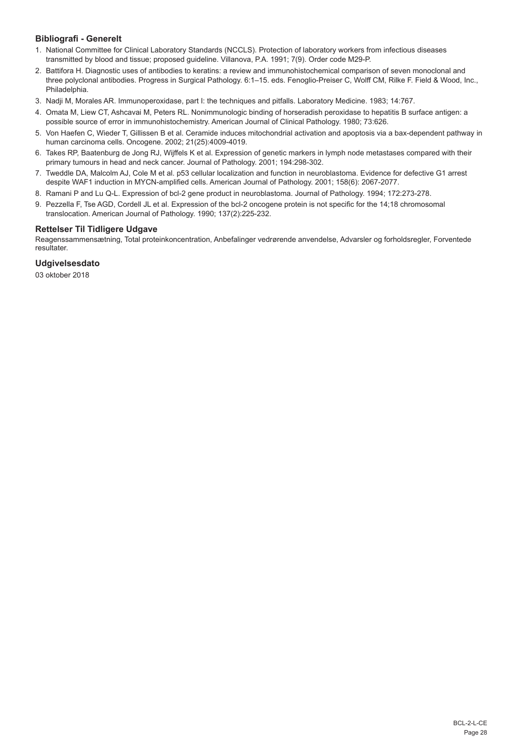## Bibliografi - Generelt

1. National Committee for Clinical Laboratory Standards (NCCLS). Protection of laboratory workers from infectious diseases transmitted by blood and tissue; proposed guideline. Villanova, P.A. 1991; 7(9). Order code M29-P.
2. Battifora H. Diagnostic uses of antibodies to keratins: a review and immunohistochemical comparison of seven monoclonal and three polyclonal antibodies. Progress in Surgical Pathology. 6:1–15. eds. Fenoglio-Preiser C, Wolff CM, Rilke F. Field & Wood, Inc., Philadelphia.
3. Nadji M, Morales AR. Immunoperoxidase, part I: the techniques and pitfalls. Laboratory Medicine. 1983; 14:767.
4. Omata M, Liew CT, Ashcavai M, Peters RL. Nonimmunologic binding of horseradish peroxidase to hepatitis B surface antigen: a possible source of error in immunohistochemistry. American Journal of Clinical Pathology. 1980; 73:626.
5. Von Haefen C, Wieder T, Gillissen B et al. Ceramide induces mitochondrial activation and apoptosis via a bax-dependent pathway in human carcinoma cells. Oncogene. 2002; 21(25):4009-4019.
6. Takes RP, Baatenburg de Jong RJ, Wijffels K et al. Expression of genetic markers in lymph node metastases compared with their primary tumours in head and neck cancer. Journal of Pathology. 2001; 194:298-302.
7. Tweddle DA, Malcolm AJ, Cole M et al. p53 cellular localization and function in neuroblastoma. Evidence for defective G1 arrest despite WAF1 induction in MYCN-amplified cells. American Journal of Pathology. 2001; 158(6): 2067-2077.
8. Ramani P and Lu Q-L. Expression of bcl-2 gene product in neuroblastoma. Journal of Pathology. 1994; 172:273-278.
9. Pezzella F, Tse AGD, Cordell JL et al. Expression of the bcl-2 oncogene protein is not specific for the 14;18 chromosomal translocation. American Journal of Pathology. 1990; 137(2):225-232.

## Rettelser Til Tidligere Udgave

Reagenssammensætning, Total proteinkoncentration, Anbefalinger vedrørende anvendelse, Advarsler og forholdsregler, Forventede resultater.

## Udgivelsesdato

03 oktober 2018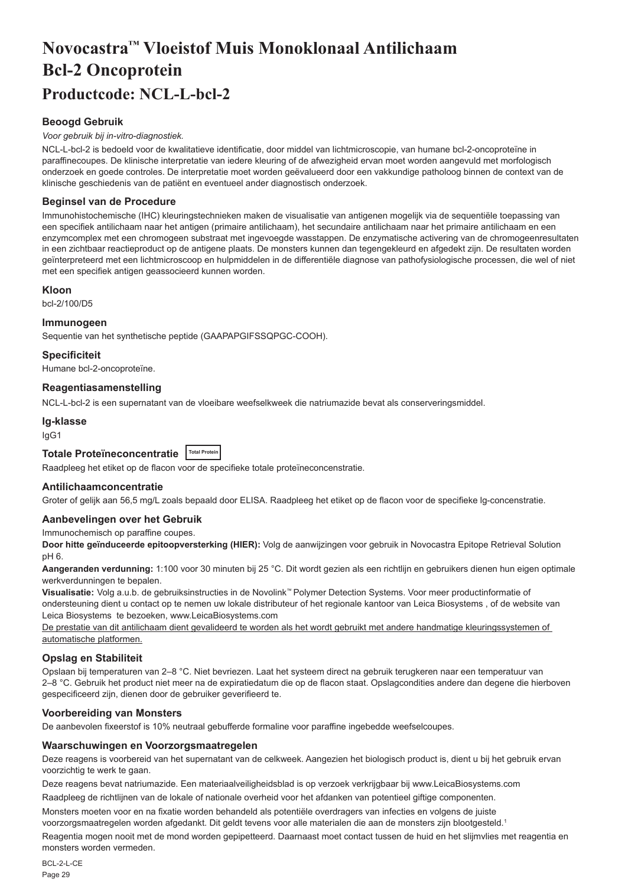# Novocastra™ Vloeistof Muis Monoklonaal Antilichaam Bcl-2 Oncoprotein

## Productcode: NCL-L-bcl-2

### Beoogd Gebruik

*Voor gebruik bij in-vitro-diagnostiek.*

NCL-L-bcl-2 is bedoeld voor de kwalitatieve identificatie, door middel van lichtmicroscopie, van humane bcl-2-oncoproteïne in paraffinecoupes. De klinische interpretatie van iedere kleuring of de afwezigheid ervan moet worden aangevuld met morfologisch onderzoek en goede controles. De interpretatie moet worden geëvalueerd door een vakkundige patholoog binnen de context van de klinische geschiedenis van de patiënt en eventueel ander diagnostisch onderzoek.

### Beginsel van de Procedure

Immunohistochemische (IHC) kleuringstechnieken maken de visualisatie van antigenen mogelijk via de sequentiële toepassing van een specifiek antilichaam naar het antigen (primaire antilichaam), het secundaire antilichaam naar het primaire antilichaam en een enzymcomplex met een chromogeen substraat met ingevoegde wasstappen. De enzymatische activering van de chromogeenresultaten in een zichtbaar reactieproduct op de antigene plaats. De monsters kunnen dan tegengekleurd en afgedekt zijn. De resultaten worden geïnterpreteerd met een lichtmicroscoop en hulpmiddelen in de differentiële diagnose van pathofysiologische processen, die wel of niet met een specifiek antigen geassocieerd kunnen worden.

### Kloon

bcl-2/100/D5

### Immunogeen

Sequentie van het synthetische peptide (GAAPAPGIFSSQPGC-COOH).

### Specificiteit

Humane bcl-2-oncoproteïne.

### Reagentiasamenstelling

NCL-L-bcl-2 is een supernatant van de vloeibare weefselkweek die natriumazide bevat als conserveringsmiddel.

### Ig-klasse

IgG1

### Totale Proteïneconcentratie Total Protein

Raadpleeg het etiket op de flacon voor de specifieke totale proteïneconcentratie.

### Antilichaamconcentratie

Groter of gelijk aan 56,5 mg/L zoals bepaald door ELISA. Raadpleeg het etiket op de flacon voor de specifieke lg-concentratie.

### Aanbevelingen over het Gebruik

Immunochemisch op paraffine coupes.

**Door hitte geïnduceerde epitoopversterking (HIER):** Volg de aanwijzingen voor gebruik in Novocastra Epitope Retrieval Solution pH 6.

**Aangeranden verdunning:** 1:100 voor 30 minuten bij 25 °C. Dit wordt gezien als een richtlijn en gebruikers dienen hun eigen optimale werkverdunningen te bepalen.

**Visualisatie:** Volg a.u.b. de gebruiksinstructies in de Novolink™ Polymer Detection Systems. Voor meer productinformatie of ondersteuning dient u contact op te nemen uw lokale distributeur of het regionale kantoor van Leica Biosystems , of de website van Leica Biosystems te bezoeken, www.LeicaBiosystems.com

De prestatie van dit antilichaam dient gevalideerd te worden als het wordt gebruikt met andere handmatige kleuringssystemen of automatische platformen.

### Opslag en Stabiliteit

Opslaan bij temperaturen van 2–8 °C. Niet bevriezen. Laat het systeem direct na gebruik terugkeren naar een temperatuur van 2–8 °C. Gebruik het product niet meer na de expiratiedatum die op de flacon staat. Opslagcondities andere dan degene die hierboven gespecificeerd zijn, dienen door de gebruiker geverifieerd te.

### Voorbereiding van Monsters

De aanbevolen fixeerstof is 10% neutraal gebufferde formaline voor paraffine ingebedde weefselcoupes.

### Waarschuwingen en Voorzorgsmaatregelen

Deze reagens is voorbereid van het supernatant van de celkweek. Aangezien het biologisch product is, dient u bij het gebruik ervan voorzichtig te werk te gaan.

Deze reagens bevat natriumazide. Een materiaalveiligheidsblad is op verzoek verkrijgbaar bij www.LeicaBiosystems.com

Raadpleeg de richtlijnen van de lokale of nationale overheid voor het afdanken van potentieel giftige componenten.

Monsters moeten voor en na fixatie worden behandeld als potentiële overdragers van infecties en volgens de juiste voorzorgsmaatregelen worden afgedankt. Dit geldt tevens voor alle materialen die aan de monsters zijn blootgesteld.[1]

Reagentia mogen nooit met de mond worden gepipetteerd. Daarnaast moet contact tussen de huid en het slijmvlies met reagentia en monsters worden vermeden.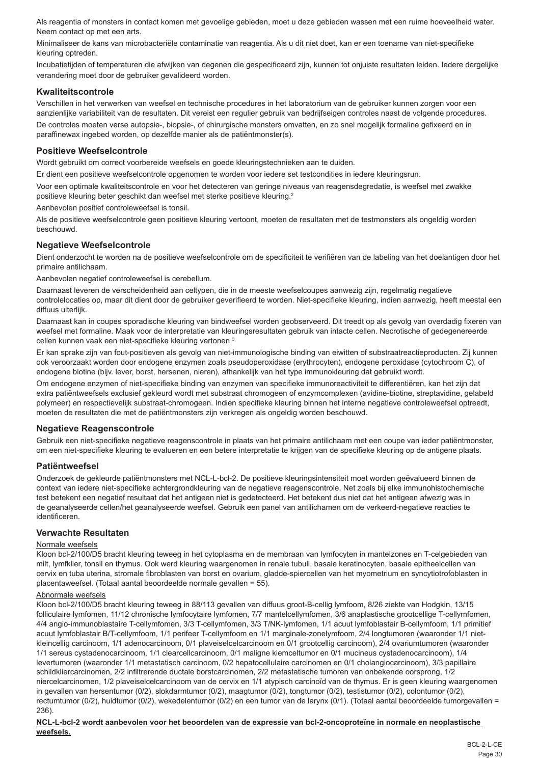Als reagentia of monsters in contact komen met gevoelige gebieden, moet u deze gebieden wassen met een ruime hoeveelheid water. Neem contact op met een arts.

Minimaliseer de kans van microbacteriële contaminatie van reagentia. Als u dit niet doet, kan er een toename van niet-specifieke kleuring optreden.

Incubatietijden of temperaturen die afwijken van degenen die gespecificeerd zijn, kunnen tot onjuiste resultaten leiden. Iedere dergelijke verandering moet door de gebruiker gevalideerd worden.

## Kwaliteitscontrole

Verschillen in het verwerken van weefsel en technische procedures in het laboratorium van de gebruiker kunnen zorgen voor een aanzienlijke variabiliteit van de resultaten. Dit vereist een regulier gebruik van bedrijfseigen controles naast de volgende procedures.

De controles moeten verse autopsie-, biopsie-, of chirurgische monsters omvatten, en zo snel mogelijk formaline gefixeerd en in paraffinewax ingebed worden, op dezelfde manier als de patiëntmonster(s).

## Positieve Weefselcontrole

Wordt gebruikt om correct voorbereide weefsels en goede kleuringstechnieken aan te duiden.

Er dient een positieve weefselcontrole opgenomen te worden voor iedere set testcondities in iedere kleuringsrun.

Voor een optimale kwaliteitscontrole en voor het detecteren van geringe niveaus van reagensdegradatie, is weefsel met zwakke positieve kleuring beter geschikt dan weefsel met sterke positieve kleuring.[2]

Aanbevolen positief controleweefsel is tonsil.

Als de positieve weefselcontrole geen positieve kleuring vertoont, moeten de resultaten met de testmonsters als ongeldig worden beschouwd.

## Negatieve Weefselcontrole

Dient onderzocht te worden na de positieve weefselcontrole om de specificiteit te verifiëren van de labeling van het doelantigen door het primaire antilichaam.

Aanbevolen negatief controleweefsel is cerebellum.

Daarnaast leveren de verscheidenheid aan celtypen, die in de meeste weefselcoupes aanwezig zijn, regelmatig negatieve controlelocaties op, maar dit dient door de gebruiker geverifieerd te worden. Niet-specifieke kleuring, indien aanwezig, heeft meestal een diffuus uiterlijk.

Daarnaast kan in coupes sporadische kleuring van bindweefsel worden geobserveerd. Dit treedt op als gevolg van overdadig fixeren van weefsel met formaline. Maak voor de interpretatie van kleuringsresultaten gebruik van intacte cellen. Necrotische of gedegenereerde cellen kunnen vaak een niet-specifieke kleuring vertonen.[3]

Er kan sprake zijn van fout-positieven als gevolg van niet-immunologische binding van eiwitten of substraatreactieproducten. Zij kunnen ook veroorzaakt worden door endogene enzymen zoals pseudoperoxidase (erythrocyten), endogene peroxidase (cytochroom C), of endogene biotine (bijv. lever, borst, hersenen, nieren), afhankelijk van het type immunokleuring dat gebruikt wordt.

Om endogene enzymen of niet-specifieke binding van enzymen van specifieke immunoreactiviteit te differentiëren, kan het zijn dat extra patiëntweefsels exclusief gekleurd wordt met substraat chromogeen of enzymcomplexen (avidine-biotine, streptavidine, gelabeld polymeer) en respectievelijk substraat-chromogeen. Indien specifieke kleuring binnen het interne negatieve controleweefsel optreedt, moeten de resultaten die met de patiëntmonsters zijn verkregen als ongeldig worden beschouwd.

## Negatieve Reagenscontrole

Gebruik een niet-specifieke negatieve reagenscontrole in plaats van het primaire antilichaam met een coupe van ieder patiëntmonster, om een niet-specifieke kleuring te evalueren en een betere interpretatie te krijgen van de specifieke kleuring op de antigene plaats.

## Patiëntweefsel

Onderzoek de gekleurde patiëntmonsters met NCL-L-bcl-2. De positieve kleuringsintensiteit moet worden geëvalueerd binnen de context van iedere niet-specifieke achtergrondkleuring van de negatieve reagenscontrole. Net zoals bij elke immunohistochemische test betekent een negatief resultaat dat het antigeen niet is gedetecteerd. Het betekent dus niet dat het antigeen afwezig was in de geanalyseerde cellen/het geanalyseerde weefsel. Gebruik een panel van antilichamen om de verkeerd-negatieve reacties te identificeren.

## Verwachte Resultaten

Normale weefsels

Kloon bcl-2/100/D5 bracht kleuring teweeg in het cytoplasma en de membraan van lymfocyten in mantelzones en T-celgebieden van milt, lymfklier, tonsil en thymus. Ook werd kleuring waargenomen in renale tubuli, basale keratinocyten, basale epitheelcellen van cervix en tuba uterina, stromale fibroblasten van borst en ovarium, gladde-spiercellen van het myometrium en syncytiotrofoblasten in placentaweefsel. (Totaal aantal beoordeelde normale gevallen = 55).

Abnormale weefsels

Kloon bcl-2/100/D5 bracht kleuring teweeg in 88/113 gevallen van diffuus groot-B-cellig lymfoom, 8/26 ziekte van Hodgkin, 13/15 folliculaire lymfomen, 11/12 chronische lymfocytaire lymfomen, 7/7 mantelcellymfomen, 3/6 anaplastische grootcellige T-cellymfomen, 4/4 angio-immunoblastaire T-cellymfomen, 3/3 T-cellymfomen, 3/3 T/NK-lymfomen, 1/1 acuut lymfoblastair B-cellymfoom, 1/1 primitief acuut lymfoblastair B/T-cellymfoom, 1/1 perifeer T-cellymfoom en 1/1 marginale-zonelymfoom, 2/4 longtumoren (waaronder 1/1 niet-kleincellig carcinoom, 1/1 adenocarcinoom, 0/1 plaveiselcelcarcinoom en 0/1 grootcellig carcinoom), 2/4 ovariumtumoren (waaronder 1/1 sereus cystadenocarcinoom, 1/1 clearcellcarcinoom, 0/1 maligne kiemceltumor en 0/1 mucineus cystadenocarcinoom), 1/4 levertumoren (waaronder 1/1 metastatisch carcinoom, 0/2 hepatocellulaire carcinomen en 0/1 cholangiocarcinoom), 3/3 papillaire schildkliercarcinomen, 2/2 infiltrerende ductale borstcarcinomen, 2/2 metastatische tumoren van onbekende oorsprong, 1/2 niercelcarcinomen, 1/2 plaveiselcelcarcinoom van de cervix en 1/1 atypisch carcinoïd van de thymus. Er is geen kleuring waargenomen in gevallen van hersentumor (0/2), slokdarmtumor (0/2), maagtumor (0/2), tongtumor (0/2), testistumor (0/2), colontumor (0/2), rectumtumor (0/2), huidtumor (0/2), wekedelentumor (0/2) en een tumor van de larynx (0/1). (Totaal aantal beoordeelde tumorgevallen = 236).

**NCL-L-bcl-2 wordt aanbevolen voor het beoordelen van de expressie van bcl-2-oncoproteïne in normale en neoplastische weefsels.**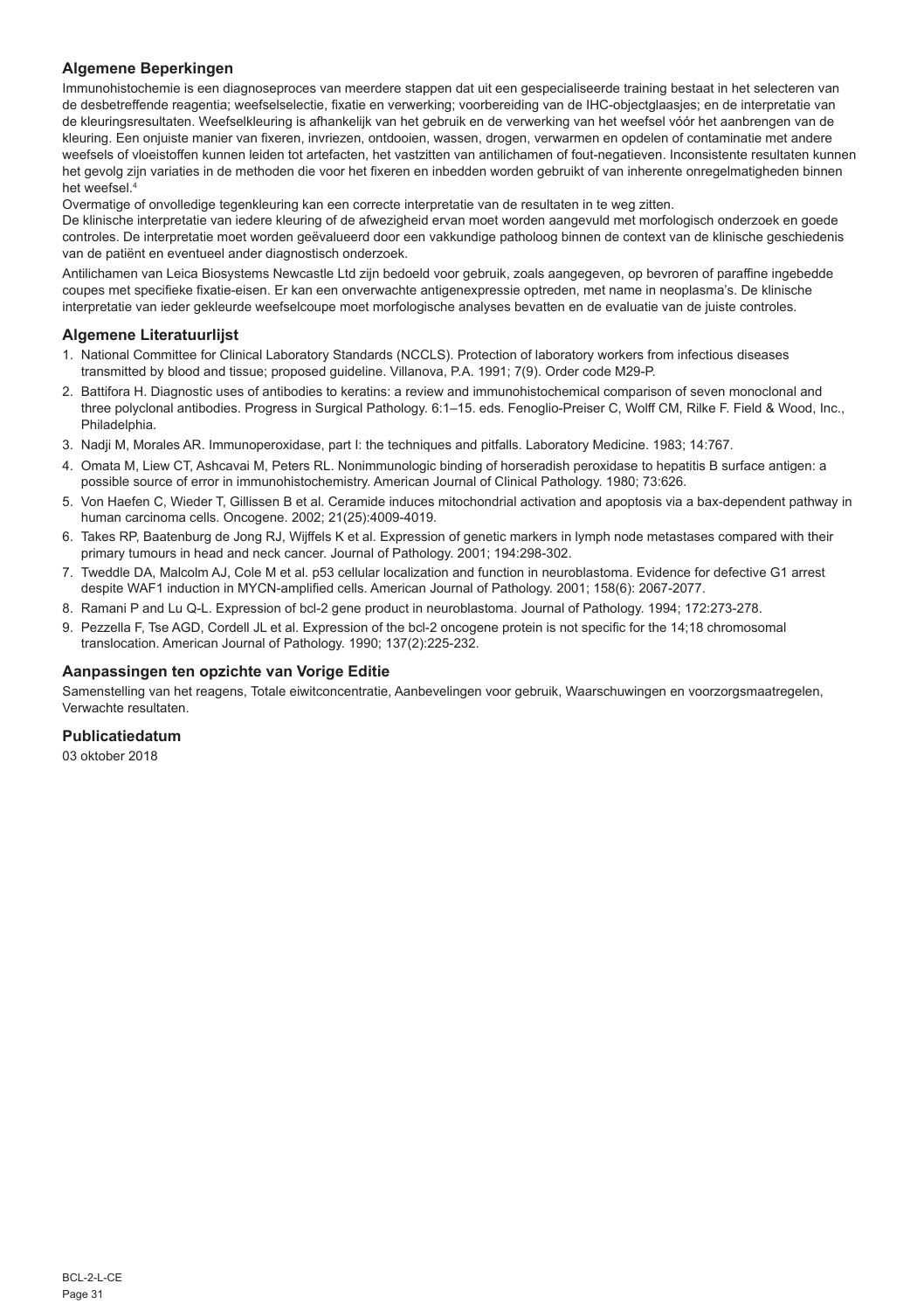## Algemene Beperkingen

Immunohistochemie is een diagnoseproces van meerdere stappen dat uit een gespecialiseerde training bestaat in het selecteren van de desbetreffende reagentia; weefselselectie, fixatie en verwerking; voorbereiding van de IHC-objectglaasjes; en de interpretatie van de kleuringsresultaten. Weefselkleuring is afhankelijk van het gebruik en de verwerking van het weefsel vóór het aanbrengen van de kleuring. Een onjuiste manier van fixeren, invriezen, ontdooien, wassen, drogen, verwarmen en opdelen of contaminatie met andere weefsels of vloeistoffen kunnen leiden tot artefacten, het vastzitten van antilichamen of fout-negatieven. Inconsistente resultaten kunnen het gevolg zijn variaties in de methoden die voor het fixeren en inbedden worden gebruikt of van inherente onregelmatigheden binnen het weefsel.[4]

Overmatige of onvolledige tegenkleuring kan een correcte interpretatie van de resultaten in te weg zitten.

De klinische interpretatie van iedere kleuring of de afwezigheid ervan moet worden aangevuld met morfologisch onderzoek en goede controles. De interpretatie moet worden geëvalueerd door een vakkundige patholoog binnen de context van de klinische geschiedenis van de patiënt en eventueel ander diagnostisch onderzoek.

Antilichamen van Leica Biosystems Newcastle Ltd zijn bedoeld voor gebruik, zoals aangegeven, op bevroren of paraffine ingebedde coupes met specifieke fixatie-eisen. Er kan een onverwachte antigenexpressie optreden, met name in neoplasma's. De klinische interpretatie van ieder gekleurde weefselcoupe moet morfologische analyses bevatten en de evaluatie van de juiste controles.

## Algemene Literatuurlijst

1. National Committee for Clinical Laboratory Standards (NCCLS). Protection of laboratory workers from infectious diseases transmitted by blood and tissue; proposed guideline. Villanova, P.A. 1991; 7(9). Order code M29-P.
2. Battifora H. Diagnostic uses of antibodies to keratins: a review and immunohistochemical comparison of seven monoclonal and three polyclonal antibodies. Progress in Surgical Pathology. 6:1–15. eds. Fenoglio-Preiser C, Wolff CM, Rilke F. Field & Wood, Inc., Philadelphia.
3. Nadji M, Morales AR. Immunoperoxidase, part I: the techniques and pitfalls. Laboratory Medicine. 1983; 14:767.
4. Omata M, Liew CT, Ashcavai M, Peters RL. Nonimmunologic binding of horseradish peroxidase to hepatitis B surface antigen: a possible source of error in immunohistochemistry. American Journal of Clinical Pathology. 1980; 73:626.
5. Von Haefen C, Wieder T, Gillissen B et al. Ceramide induces mitochondrial activation and apoptosis via a bax-dependent pathway in human carcinoma cells. Oncogene. 2002; 21(25):4009-4019.
6. Takes RP, Baatenburg de Jong RJ, Wijffels K et al. Expression of genetic markers in lymph node metastases compared with their primary tumours in head and neck cancer. Journal of Pathology. 2001; 194:298-302.
7. Tweddle DA, Malcolm AJ, Cole M et al. p53 cellular localization and function in neuroblastoma. Evidence for defective G1 arrest despite WAF1 induction in MYCN-amplified cells. American Journal of Pathology. 2001; 158(6): 2067-2077.
8. Ramani P and Lu Q-L. Expression of bcl-2 gene product in neuroblastoma. Journal of Pathology. 1994; 172:273-278.
9. Pezzella F, Tse AGD, Cordell JL et al. Expression of the bcl-2 oncogene protein is not specific for the 14;18 chromosomal translocation. American Journal of Pathology. 1990; 137(2):225-232.

## Aanpassingen ten opzichte van Vorige Editie

Samenstelling van het reagens, Totale eiwitconcentratie, Aanbevelingen voor gebruik, Waarschuwingen en voorzorgsmaatregelen, Verwachte resultaten.

## Publicatiedatum

03 oktober 2018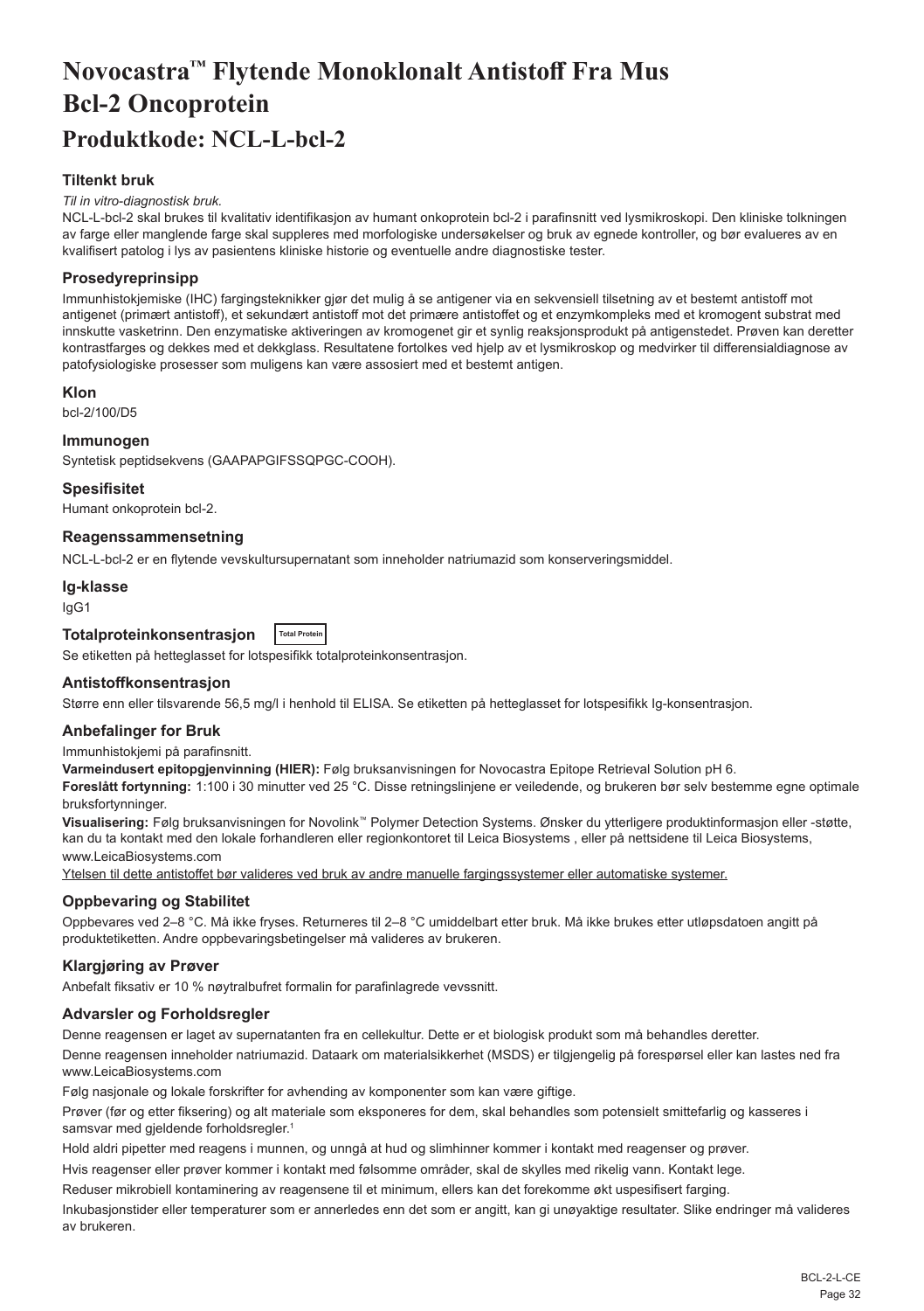# Novocastra™ Flytende Monoklonalt Antistoff Fra Mus Bcl-2 Oncoprotein

## Produktkode: NCL-L-bcl-2

### Tiltenkt bruk

*Til in vitro-diagnostisk bruk.*

NCL-L-bcl-2 skal brukes til kvalitativ identifikasjon av humant onkoprotein bcl-2 i parafinsnitt ved lysmikroskopi. Den kliniske tolkningen av farge eller manglende farge skal suppleres med morfologiske undersøkelser og bruk av egnede kontroller, og bør evalueres av en kvalifisert patolog i lys av pasientens kliniske historie og eventuelle andre diagnostiske tester.

### Prosedyreprinsipp

Immunhistokjemiske (IHC) fargingsteknikker gjør det mulig å se antigener via en sekvensiell tilsetning av et bestemt antistoff mot antigenet (primært antistoff), et sekundært antistoff mot det primære antistoffet og et enzymkompleks med et kromogent substrat med innskutte vasketrinn. Den enzymatiske aktiveringen av kromogenet gir et synlig reaksjonsprodukt på antigenstedet. Prøven kan deretter kontrastfarges og dekkes med et dekkglass. Resultatene fortolkes ved hjelp av et lysmikroskop og medvirker til differensialdiagnose av patofysiologiske prosesser som muligens kan være assosiert med et bestemt antigen.

### Klon

bcl-2/100/D5

### Immunogen

Syntetisk peptidsekvens (GAAPAPGIFSSQPGC-COOH).

### Spesifisitet

Humant onkoprotein bcl-2.

### Reagenssammensetning

NCL-L-bcl-2 er en flytende vevskultursupernatant som inneholder natriumazid som konserveringsmiddel.

### Ig-klasse

IgG1

### Totalproteinkonsentrasjon Total Protein

Se etiketten på hetteglasset for lotspesifikk totalproteinkonsentrasjon.

### Antistoffkonsentrasjon

Større enn eller tilsvarende 56,5 mg/l i henhold til ELISA. Se etiketten på hetteglasset for lotspesifikk Ig-konsentrasjon.

### Anbefalinger for Bruk

Immunhistokjemi på parafinsnitt.

**Varmeindusert epitopgjenvinning (HIER):** Følg bruksanvisningen for Novocastra Epitope Retrieval Solution pH 6.

**Foreslått fortynning:** 1:100 i 30 minutter ved 25 °C. Disse retningslinjene er veiledende, og brukeren bør selv bestemme egne optimale bruksfortynninger.

**Visualisering:** Følg bruksanvisningen for Novolink™ Polymer Detection Systems. Ønsker du ytterligere produktinformasjon eller -støtte, kan du ta kontakt med den lokale forhandleren eller regionkontoret til Leica Biosystems , eller på nettsidene til Leica Biosystems, www.LeicaBiosystems.com

Ytelsen til dette antistoffet bør valideres ved bruk av andre manuelle fargingssystemer eller automatiske systemer.

### Oppbevaring og Stabilitet

Oppbevares ved 2–8 °C. Må ikke fryses. Returneres til 2–8 °C umiddelbart etter bruk. Må ikke brukes etter utløpsdatoen angitt på produktetiketten. Andre oppbevaringsbetingelser må valideres av brukeren.

### Klargjøring av Prøver

Anbefalt fiksativ er 10 % nøytralbufret formalin for parafinlagrede vevssnitt.

### Advarsler og Forholdsregler

Denne reagensen er laget av supernatanten fra en cellekultur. Dette er et biologisk produkt som må behandles deretter.

Denne reagensen inneholder natriumazid. Dataark om materialsikkerhet (MSDS) er tilgjengelig på forespørsel eller kan lastes ned fra www.LeicaBiosystems.com

Følg nasjonale og lokale forskrifter for avhending av komponenter som kan være giftige.

Prøver (før og etter fiksering) og alt materiale som eksponeres for dem, skal behandles som potensielt smittefarlig og kasseres i samsvar med gjeldende forholdsregler.[1]

Hold aldri pipetter med reagens i munnen, og unngå at hud og slimhinner kommer i kontakt med reagenser og prøver.

Hvis reagenser eller prøver kommer i kontakt med følsomme områder, skal de skylles med rikelig vann. Kontakt lege.

Reduser mikrobiell kontaminering av reagensene til et minimum, ellers kan det forekomme økt uspesifisert farging.

Inkubasjonstider eller temperaturer som er annerledes enn det som er angitt, kan gi unøyaktige resultater. Slike endringer må valideres av brukeren.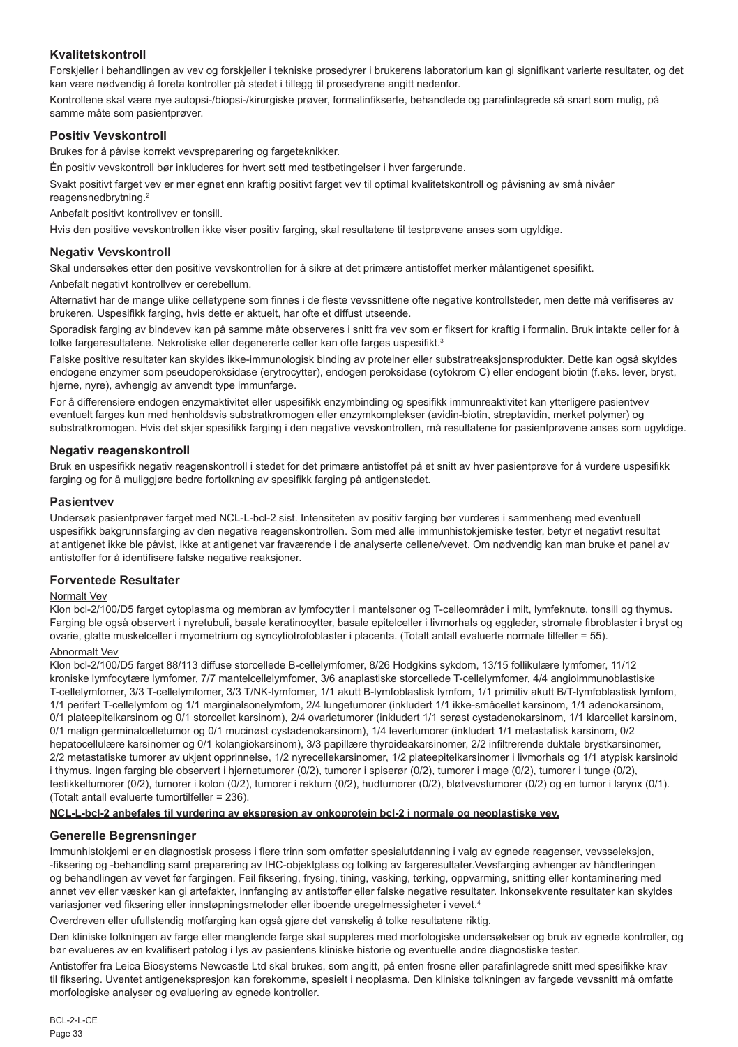## Kvalitetskontroll

Forskjeller i behandlingen av vev og forskjeller i tekniske prosedyrer i brukerens laboratorium kan gi signifikant varierte resultater, og det kan være nødvendig å foreta kontroller på stedet i tillegg til prosedyrene angitt nedenfor.

Kontrollene skal være nye autopsi-/biopsi-/kirurgiske prøver, formalinfikserte, behandlede og parafinlagrede så snart som mulig, på samme måte som pasientprøver.

## Positiv Vevskontroll

Brukes for å påvise korrekt vevspreparering og fargeteknikker.

Én positiv vevskontroll bør inkluderes for hvert sett med testbetingelser i hver fargerunde.

Svakt positivt farget vev er mer egnet enn kraftig positivt farget vev til optimal kvalitetskontroll og påvisning av små nivåer reagensnedbrytning.[2]

Anbefalt positivt kontrollvev er tonsill.

Hvis den positive vevskontrollen ikke viser positiv farging, skal resultatene til testprøvene anses som ugyldige.

## Negativ Vevskontroll

Skal undersøkes etter den positive vevskontrollen for å sikre at det primære antistoffet merker målantigenet spesifikt.

Anbefalt negativt kontrollvev er cerebellum.

Alternativt har de mange ulike celletypene som finnes i de fleste vevssnittene ofte negative kontrollsteder, men dette må verifiseres av brukeren. Uspesifikk farging, hvis dette er aktuelt, har ofte et diffust utseende.

Sporadisk farging av bindevev kan på samme måte observeres i snitt fra vev som er fiksert for kraftig i formalin. Bruk intakte celler for å tolke fargeresultatene. Nekrotiske eller degenererte celler kan ofte farges uspesifikt.[3]

Falske positive resultater kan skyldes ikke-immunologisk binding av proteiner eller substratreaksjonsprodukter. Dette kan også skyldes endogene enzymer som pseudoperoksidase (erytrocytter), endogen peroksidase (cytokrom C) eller endogent biotin (f.eks. lever, bryst, hjerne, nyre), avhengig av anvendt type immunfarge.

For å differensiere endogen enzymaktivitet eller uspesifikk enzymbinding og spesifikk immunreaktivitet kan ytterligere pasientvev eventuelt farges kun med henholdsvis substratkromogen eller enzymkomplekser (avidin-biotin, streptavidin, merket polymer) og substratkromogen. Hvis det skjer spesifikk farging i den negative vevskontrollen, må resultatene for pasientprøvene anses som ugyldige.

## Negativ reagenskontroll

Bruk en uspesifikk negativ reagenskontroll i stedet for det primære antistoffet på et snitt av hver pasientprøve for å vurdere uspesifikk farging og for å muliggjøre bedre fortolkning av spesifikk farging på antigenstedet.

## Pasientvev

Undersøk pasientprøver farget med NCL-L-bcl-2 sist. Intensiteten av positiv farging bør vurderes i sammenheng med eventuell uspesifikk bakgrunnsfarging av den negative reagenskontrollen. Som med alle immunhistokjemiske tester, betyr et negativt resultat at antigenet ikke ble påvist, ikke at antigenet var fraværende i de analyserte cellene/vevet. Om nødvendig kan man bruke et panel av antistoffer for å identifisere falske negative reaksjoner.

## Forventede Resultater

Normalt Vev

Klon bcl-2/100/D5 farget cytoplasma og membran av lymfocytter i mantelsoner og T-celleområder i milt, lymfeknute, tonsill og thymus. Farging ble også observert i nyretubuli, basale keratinocytter, basale epitelceller i livmorhals og eggleder, stromale fibroblaster i bryst og ovarie, glatte muskelceller i myometrium og syncytiotrofoblaster i placenta. (Totalt antall evaluerte normale tilfeller = 55).

Abnormalt Vev

Klon bcl-2/100/D5 farget 88/113 diffuse storcellede B-cellelymfomer, 8/26 Hodgkins sykdom, 13/15 follikulære lymfomer, 11/12 kroniske lymfocytære lymfomer, 7/7 mantelcellelymfomer, 3/6 anaplastiske storcellede T-cellelymfomer, 4/4 angioimmunoblastiske T-cellelymfomer, 3/3 T-cellelymfomer, 3/3 T/NK-lymfomer, 1/1 akutt B-lymfoblastisk lymfom, 1/1 primitiv akutt B/T-lymfoblastisk lymfom, 1/1 perifert T-cellelymfom og 1/1 marginalsonelymfom, 2/4 lungetumorer (inkludert 1/1 ikke-småcellet karsinom, 1/1 adenokarsinom, 0/1 plateepitelkarsinom og 0/1 storcellet karsinom), 2/4 ovarietumorer (inkludert 1/1 serøst cystadenokarsinom, 1/1 klarcellet karsinom, 0/1 malign germinalcelletumor og 0/1 mucinøst cystadenokarsinom), 1/4 levertumorer (inkludert 1/1 metastatisk karsinom, 0/2 hepatocellulære karsinomer og 0/1 kolangiokarsinom), 3/3 papillære thyroideakarsinomer, 2/2 infiltrerende duktale brystkarsinomer, 2/2 metastatiske tumorer av ukjent opprinnelse, 1/2 nyrecellekarsinomer, 1/2 plateepitelkarsinomer i livmorhals og 1/1 atypisk karsinoid i thymus. Ingen farging ble observert i hjernetumorer (0/2), tumorer i spiserør (0/2), tumorer i mage (0/2), tumorer i tunge (0/2), testikkeltumorer (0/2), tumorer i kolon (0/2), tumorer i rektum (0/2), hudtumorer (0/2), bløtvevstumorer (0/2) og en tumor i larynx (0/1). (Totalt antall evaluerte tumortilfeller = 236).

**NCL-L-bcl-2 anbefales til vurdering av ekspresjon av onkoprotein bcl-2 i normale og neoplastiske vev.**

## Generelle Begrensninger

Immunhistokjemi er en diagnostisk prosess i flere trinn som omfatter spesialutdanning i valg av egnede reagenser, vevsseleksjon, -fiksering og -behandling samt preparering av IHC-objektglass og tolking av fargeresultater.Vevsfarging avhenger av håndteringen og behandlingen av vevet før fargingen. Feil fiksering, frysing, tining, vasking, tørking, oppvarming, snitting eller kontaminering med annet vev eller væsker kan gi artefakter, innfanging av antistoffer eller falske negative resultater. Inkonsekvente resultater kan skyldes variasjoner ved fiksering eller innstøpningsmetoder eller iboende uregelmessigheter i vevet.[4]

Overdreven eller ufullstendig motfarging kan også gjøre det vanskelig å tolke resultatene riktig.

Den kliniske tolkningen av farge eller manglende farge skal suppleres med morfologiske undersøkelser og bruk av egnede kontroller, og bør evalueres av en kvalifisert patolog i lys av pasientens kliniske historie og eventuelle andre diagnostiske tester.

Antistoffer fra Leica Biosystems Newcastle Ltd skal brukes, som angitt, på enten frosne eller parafinlagrede snitt med spesifikke krav til fiksering. Uventet antigenekspresjon kan forekomme, spesielt i neoplasma. Den kliniske tolkningen av fargede vevssnitt må omfatte morfologiske analyser og evaluering av egnede kontroller.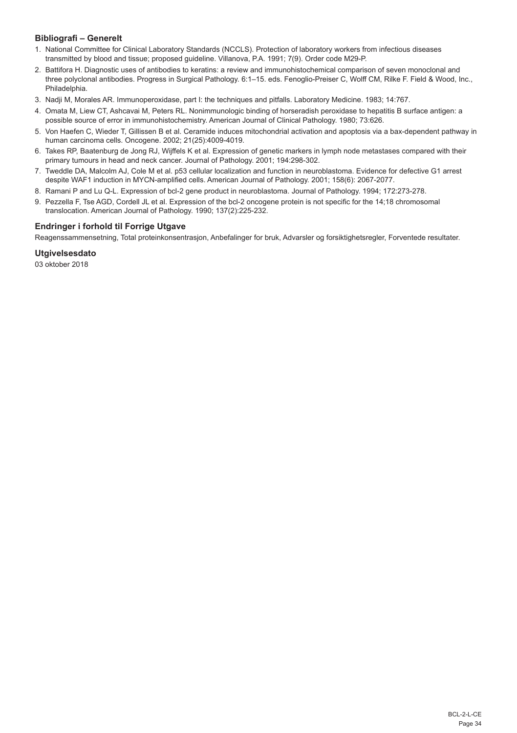### Bibliografi – Generelt

1. National Committee for Clinical Laboratory Standards (NCCLS). Protection of laboratory workers from infectious diseases transmitted by blood and tissue; proposed guideline. Villanova, P.A. 1991; 7(9). Order code M29-P.
2. Battifora H. Diagnostic uses of antibodies to keratins: a review and immunohistochemical comparison of seven monoclonal and three polyclonal antibodies. Progress in Surgical Pathology. 6:1–15. eds. Fenoglio-Preiser C, Wolff CM, Rilke F. Field & Wood, Inc., Philadelphia.
3. Nadji M, Morales AR. Immunoperoxidase, part I: the techniques and pitfalls. Laboratory Medicine. 1983; 14:767.
4. Omata M, Liew CT, Ashcavai M, Peters RL. Nonimmunologic binding of horseradish peroxidase to hepatitis B surface antigen: a possible source of error in immunohistochemistry. American Journal of Clinical Pathology. 1980; 73:626.
5. Von Haefen C, Wieder T, Gillissen B et al. Ceramide induces mitochondrial activation and apoptosis via a bax-dependent pathway in human carcinoma cells. Oncogene. 2002; 21(25):4009-4019.
6. Takes RP, Baatenburg de Jong RJ, Wijffels K et al. Expression of genetic markers in lymph node metastases compared with their primary tumours in head and neck cancer. Journal of Pathology. 2001; 194:298-302.
7. Tweddle DA, Malcolm AJ, Cole M et al. p53 cellular localization and function in neuroblastoma. Evidence for defective G1 arrest despite WAF1 induction in MYCN-amplified cells. American Journal of Pathology. 2001; 158(6): 2067-2077.
8. Ramani P and Lu Q-L. Expression of bcl-2 gene product in neuroblastoma. Journal of Pathology. 1994; 172:273-278.
9. Pezzella F, Tse AGD, Cordell JL et al. Expression of the bcl-2 oncogene protein is not specific for the 14;18 chromosomal translocation. American Journal of Pathology. 1990; 137(2):225-232.

### Endringer i forhold til Forrige Utgave

Reagenssammensetning, Total proteinkonsentrasjon, Anbefalinger for bruk, Advarsler og forsiktighetsregler, Forventede resultater.

### Utgivelsesdato

03 oktober 2018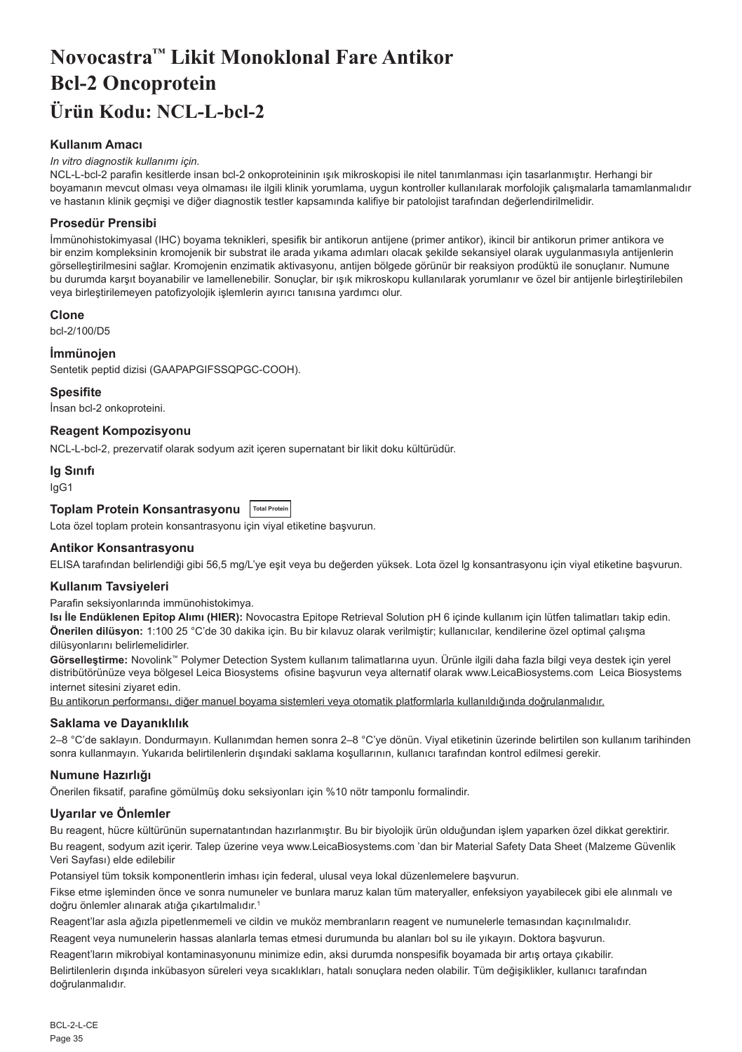# Novocastra™ Likit Monoklonal Fare Antikor Bcl-2 Oncoprotein

# Ürün Kodu: NCL-L-bcl-2

### Kullanım Amacı

*In vitro diagnostik kullanımı için.*

NCL-L-bcl-2 parafin kesitlerde insan bcl-2 onkoproteininin ışık mikroskopisi ile nitel tanımlanması için tasarlanmıştır. Herhangi bir boyamanın mevcut olması veya olmaması ile ilgili klinik yorumlama, uygun kontroller kullanılarak morfolojik çalışmalarla tamamlanmalıdır ve hastanın klinik geçmişi ve diğer diagnostik testler kapsamında kalifiye bir patolojist tarafından değerlendirilmelidir.

### Prosedür Prensibi

İmmünohistokimyasal (IHC) boyama teknikleri, spesifik bir antikorun antijene (primer antikor), ikincil bir antikorun primer antikora ve bir enzim kompleksinin kromojenik bir substrat ile arada yıkama adımları olacak şekilde sekansiyel olarak uygulanmasıyla antijenlerin görselleştirilmesini sağlar. Kromojenin enzimatik aktivasyonu, antijen bölgede görünür bir reaksiyon prodüktü ile sonuçlanır. Numune bu durumda karşıt boyanabilir ve lamellenebilir. Sonuçlar, bir ışık mikroskopu kullanılarak yorumlanır ve özel bir antijenle birleştirilebilen veya birleştirilemeyen patofizyolojik işlemlerin ayırıcı tanısına yardımcı olur.

### Clone

bcl-2/100/D5

### İmmünojen

Sentetik peptid dizisi (GAAPAPGIFSSQPGC-COOH).

### Spesifite

İnsan bcl-2 onkoproteini.

### Reagent Kompozisyonu

NCL-L-bcl-2, prezervatif olarak sodyum azit içeren supernatant bir likit doku kültürüdür.

### Ig Sınıfı

IgG1

### Toplam Protein Konsantrasyonu Total Protein

Lota özel toplam protein konsantrasyonu için viyal etiketine başvurun.

### Antikor Konsantrasyonu

ELISA tarafından belirlendiği gibi 56,5 mg/L'ye eşit veya bu değerden yüksek. Lota özel lg konsantrasyonu için viyal etiketine başvurun.

### Kullanım Tavsiyeleri

Parafin seksiyonlarında immünohistokimya.

**Isı İle Endüklenen Epitop Alımı (HIER):** Novocastra Epitope Retrieval Solution pH 6 içinde kullanım için lütfen talimatları takip edin.

**Önerilen dilüsyon:** 1:100 25 °C'de 30 dakika için. Bu bir kılavuz olarak verilmiştir; kullanıcılar, kendilerine özel optimal çalışma dilüsyonlarını belirlemelidirler.

**Görselleştirme:** Novolink™ Polymer Detection System kullanım talimatlarına uyun. Ürünle ilgili daha fazla bilgi veya destek için yerel distribütörünüze veya bölgesel Leica Biosystems ofisine başvurun veya alternatif olarak www.LeicaBiosystems.com Leica Biosystems internet sitesini ziyaret edin.

Bu antikorun performansı, diğer manuel boyama sistemleri veya otomatik platformlarla kullanıldığında doğrulanmalıdır.

### Saklama ve Dayanıklılık

2–8 °C'de saklayın. Dondurmayın. Kullanımdan hemen sonra 2–8 °C'ye dönün. Viyal etiketinin üzerinde belirtilen son kullanım tarihinden sonra kullanmayın. Yukarıda belirtilenlerin dışındaki saklama koşullarının, kullanıcı tarafından kontrol edilmesi gerekir.

### Numune Hazırlığı

Önerilen fiksatif, parafine gömülmüş doku seksiyonları için %10 nötr tamponlu formalindir.

### Uyarılar ve Önlemler

Bu reagent, hücre kültürünün supernatantından hazırlanmıştır. Bu bir biyolojik ürün olduğundan işlem yaparken özel dikkat gerektirir.

Bu reagent, sodyum azit içerir. Talep üzerine veya www.LeicaBiosystems.com 'dan bir Material Safety Data Sheet (Malzeme Güvenlik Veri Sayfası) elde edilebilir

Potansiyel tüm toksik komponentlerin imhası için federal, ulusal veya lokal düzenlemelere başvurun.

Fikse etme işleminden önce ve sonra numuneler ve bunlara maruz kalan tüm materyaller, enfeksiyon yayabilecek gibi ele alınmalı ve doğru önlemler alınarak atığa çıkartılmalıdır.[1]

Reagent'lar asla ağızla pipetlenmemeli ve cildin ve muköz membranların reagent ve numunelerle temasından kaçınılmalıdır.

Reagent veya numunelerin hassas alanlarla temas etmesi durumunda bu alanları bol su ile yıkayın. Doktora başvurun.

Reagent'ların mikrobiyal kontaminasyonunu minimize edin, aksi durumda nonspesifik boyamada bir artış ortaya çıkabilir.

Belirtilenlerin dışında inkübasyon süreleri veya sıcaklıkları, hatalı sonuçlara neden olabilir. Tüm değişiklikler, kullanıcı tarafından doğrulanmalıdır.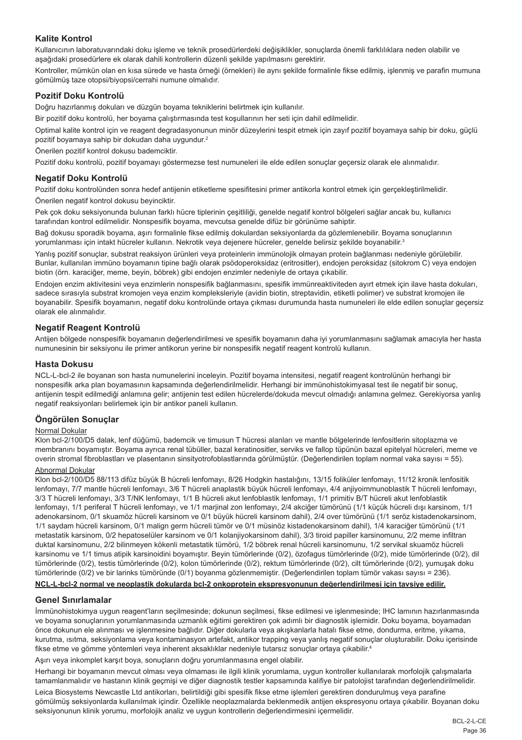## Kalite Kontrol

Kullanıcının laboratuvarındaki doku işleme ve teknik prosedürlerdeki değişiklikler, sonuçlarda önemli farklılıklara neden olabilir ve aşağıdaki prosedürlere ek olarak dahili kontrollerin düzenli şekilde yapılmasını gerektirir.

Kontroller, mümkün olan en kısa sürede ve hasta örneği (örnekleri) ile aynı şekilde formalinle fikse edilmiş, işlenmiş ve parafin mumuna gömülmüş taze otopsi/biyopsi/cerrahi numune olmalıdır.

## Pozitif Doku Kontrolü

Doğru hazırlanmış dokuları ve düzgün boyama tekniklerini belirtmek için kullanılır.

Bir pozitif doku kontrolü, her boyama çalıştırmasında test koşullarının her seti için dahil edilmelidir.

Optimal kalite kontrol için ve reagent degradasyonunun minör düzeylerini tespit etmek için zayıf pozitif boyamaya sahip bir doku, güçlü pozitif boyamaya sahip bir dokudan daha uygundur.[2]

Önerilen pozitif kontrol dokusu bademciktir.

Pozitif doku kontrolü, pozitif boyamayı göstermezse test numuneleri ile elde edilen sonuçlar geçersiz olarak ele alınmalıdır.

## Negatif Doku Kontrolü

Pozitif doku kontrolünden sonra hedef antijenin etiketleme spesifitesini primer antikorla kontrol etmek için gerçekleştirilmelidir.

Önerilen negatif kontrol dokusu beyinciktir.

Pek çok doku seksiyonunda bulunan farklı hücre tiplerinin çeşitliliği, genelde negatif kontrol bölgeleri sağlar ancak bu, kullanıcı tarafından kontrol edilmelidir. Nonspesifik boyama, mevcutsa genelde difüz bir görünüme sahiptir.

Bağ dokusu sporadik boyama, aşırı formalinle fikse edilmiş dokulardan seksiyonlarda da gözlemlenebilir. Boyama sonuçlarının yorumlanması için intakt hücreler kullanın. Nekrotik veya dejenere hücreler, genelde belirsiz şekilde boyanabilir.[3]

Yanlış pozitif sonuçlar, substrat reaksiyon ürünleri veya proteinlerin immünolojik olmayan protein bağlanması nedeniyle görülebilir. Bunlar, kullanılan immüno boyamanın tipine bağlı olarak psödoperoksidaz (eritrositler), endojen peroksidaz (sitokrom C) veya endojen biotin (örn. karaciğer, meme, beyin, böbrek) gibi endojen enzimler nedeniyle de ortaya çıkabilir.

Endojen enzim aktivitesini veya enzimlerin nonspesifik bağlanmasını, spesifik immünreaktiviteden ayırt etmek için ilave hasta dokuları, sadece sırasıyla substrat kromojen veya enzim kompleksleriyle (avidin biotin, streptavidin, etiketli polimer) ve substrat kromojen ile boyanabilir. Spesifik boyamanın, negatif doku kontrolünde ortaya çıkması durumunda hasta numuneleri ile elde edilen sonuçlar geçersiz olarak ele alınmalıdır.

## Negatif Reagent Kontrolü

Antijen bölgede nonspesifik boyamanın değerlendirilmesi ve spesifik boyamanın daha iyi yorumlanmasını sağlamak amacıyla her hasta numunesinin bir seksiyonu ile primer antikorun yerine bir nonspesifik negatif reagent kontrolü kullanın.

## Hasta Dokusu

NCL-L-bcl-2 ile boyanan son hasta numunelerini inceleyin. Pozitif boyama intensitesi, negatif reagent kontrolünün herhangi bir nonspesifik arka plan boyamasının kapsamında değerlendirilmelidir. Herhangi bir immünohistokimyasal test ile negatif bir sonuç, antijenin tespit edilmediği anlamına gelir; antijenin test edilen hücrelerde/dokuda mevcut olmadığı anlamına gelmez. Gerekiyorsa yanlış negatif reaksiyonları belirlemek için bir antikor paneli kullanın.

## Öngörülen Sonuçlar

Normal Dokular

Klon bcl-2/100/D5 dalak, lenf düğümü, bademcik ve timusun T hücresi alanları ve mantle bölgelerinde lenfositlerin sitoplazma ve membranını boyamıştır. Boyama ayrıca renal tübüller, bazal keratinositler, serviks ve fallop tüpünün bazal epitelyal hücreleri, meme ve overin stromal fibroblastları ve plasentanın sinsityotrofoblastlarında görülmüştür. (Değerlendirilen toplam normal vaka sayısı = 55).

Abnormal Dokular

Klon bcl-2/100/D5 88/113 difüz büyük B hücreli lenfomayı, 8/26 Hodgkin hastalığını, 13/15 foliküler lenfomayı, 11/12 kronik lenfositik lenfomayı, 7/7 mantle hücreli lenfomayı, 3/6 T hücreli anaplastik büyük hücreli lenfomayı, 4/4 anjiyoimmunoblastik T hücreli lenfomayı, 3/3 T hücreli lenfomayı, 3/3 T/NK lenfomayı, 1/1 B hücreli akut lenfoblastik lenfomayı, 1/1 primitiv B/T hücreli akut lenfoblastik lenfomayı, 1/1 periferal T hücreli lenfomayı, ve 1/1 marjinal zon lenfomayı, 2/4 akciğer tümörünü (1/1 küçük hücreli dışı karsinom, 1/1 adenokarsinom, 0/1 skuamöz hücreli karsinom ve 0/1 büyük hücreli karsinom dahil), 2/4 over tümörünü (1/1 seröz kistadenokarsinom, 1/1 saydam hücreli karsinom, 0/1 malign germ hücreli tümör ve 0/1 müsinöz kistadenokarsinom dahil), 1/4 karaciğer tümörünü (1/1 metastatik karsinom, 0/2 hepatoselüler karsinom ve 0/1 kolanjiyokarsinom dahil), 3/3 tiroid papiller karsinomunu, 2/2 meme infiltran duktal karsinomunu, 2/2 bilinmeyen kökenli metastatik tümörü, 1/2 böbrek renal hücreli karsinomunu, 1/2 servikal skuamöz hücreli karsinomu ve 1/1 timus atipik karsinoidini boyamıştır. Beyin tümörlerinde (0/2), özofagus tümörlerinde (0/2), mide tümörlerinde (0/2), dil tümörlerinde (0/2), testis tümörlerinde (0/2), kolon tümörlerinde (0/2), rektum tümörlerinde (0/2), cilt tümörlerinde (0/2), yumuşak doku tümörlerinde (0/2) ve bir larinks tümöründe (0/1) boyanma gözlenmemiştir. (Değerlendirilen toplam tümör vakası sayısı = 236).

**NCL-L-bcl-2 normal ve neoplastik dokularda bcl-2 onkoprotein ekspresyonunun değerlendirilmesi için tavsiye edilir.**

## Genel Sınırlamalar

İmmünohistokimya uygun reagent'ların seçilmesinde; dokunun seçilmesi, fikse edilmesi ve işlenmesinde; IHC lamının hazırlanmasında ve boyama sonuçlarının yorumlanmasında uzmanlık eğitimi gerektiren çok adımlı bir diagnostik işlemidir. Doku boyama, boyamadan önce dokunun ele alınması ve işlenmesine bağlıdır. Diğer dokularla veya akışkanlarla hatalı fikse etme, dondurma, eritme, yıkama, kurutma, ısıtma, seksiyonlama veya kontaminasyon artefakt, antikor trapping veya yanlış negatif sonuçlar oluşturabilir. Doku içerisinde fikse etme ve gömme yöntemleri veya inherent aksaklıklar nedeniyle tutarsız sonuçlar ortaya çıkabilir.[4]

Aşırı veya inkomplet karşıt boya, sonuçların doğru yorumlanmasına engel olabilir.

Herhangi bir boyamanın mevcut olması veya olmaması ile ilgili klinik yorumlama, uygun kontroller kullanılarak morfolojik çalışmalarla tamamlanmalıdır ve hastanın klinik geçmişi ve diğer diagnostik testler kapsamında kalifiye bir patolojist tarafından değerlendirilmelidir.

Leica Biosystems Newcastle Ltd antikorları, belirtildiği gibi spesifik fikse etme işlemleri gerektiren dondurulmuş veya parafine gömülmüş seksiyonlarda kullanılmak içindir. Özellikle neoplazmalarda beklenmedik antijen ekspresyonu ortaya çıkabilir. Boyanan doku seksiyonunun klinik yorumu, morfolojik analiz ve uygun kontrollerin değerlendirmesini içermelidir.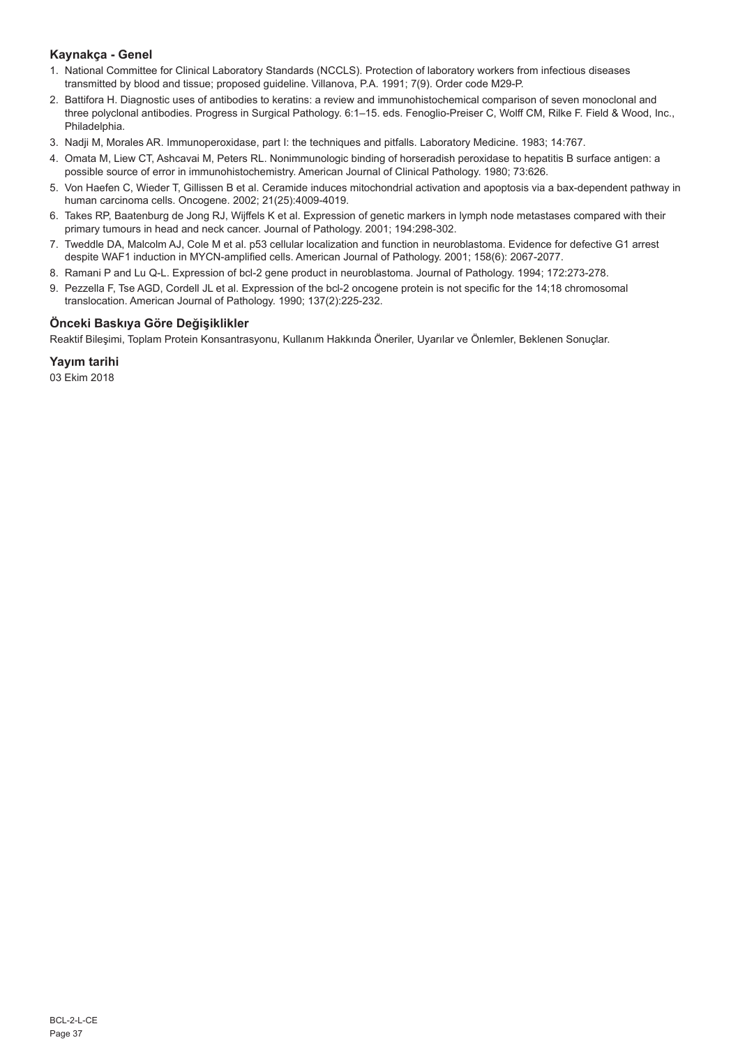## Kaynakça - Genel

1. National Committee for Clinical Laboratory Standards (NCCLS). Protection of laboratory workers from infectious diseases transmitted by blood and tissue; proposed guideline. Villanova, P.A. 1991; 7(9). Order code M29-P.
2. Battifora H. Diagnostic uses of antibodies to keratins: a review and immunohistochemical comparison of seven monoclonal and three polyclonal antibodies. Progress in Surgical Pathology. 6:1–15. eds. Fenoglio-Preiser C, Wolff CM, Rilke F. Field & Wood, Inc., Philadelphia.
3. Nadji M, Morales AR. Immunoperoxidase, part I: the techniques and pitfalls. Laboratory Medicine. 1983; 14:767.
4. Omata M, Liew CT, Ashcavai M, Peters RL. Nonimmunologic binding of horseradish peroxidase to hepatitis B surface antigen: a possible source of error in immunohistochemistry. American Journal of Clinical Pathology. 1980; 73:626.
5. Von Haefen C, Wieder T, Gillissen B et al. Ceramide induces mitochondrial activation and apoptosis via a bax-dependent pathway in human carcinoma cells. Oncogene. 2002; 21(25):4009-4019.
6. Takes RP, Baatenburg de Jong RJ, Wijffels K et al. Expression of genetic markers in lymph node metastases compared with their primary tumours in head and neck cancer. Journal of Pathology. 2001; 194:298-302.
7. Tweddle DA, Malcolm AJ, Cole M et al. p53 cellular localization and function in neuroblastoma. Evidence for defective G1 arrest despite WAF1 induction in MYCN-amplified cells. American Journal of Pathology. 2001; 158(6): 2067-2077.
8. Ramani P and Lu Q-L. Expression of bcl-2 gene product in neuroblastoma. Journal of Pathology. 1994; 172:273-278.
9. Pezzella F, Tse AGD, Cordell JL et al. Expression of the bcl-2 oncogene protein is not specific for the 14;18 chromosomal translocation. American Journal of Pathology. 1990; 137(2):225-232.

## Önceki Baskıya Göre Değişiklikler

Reaktif Bileşimi, Toplam Protein Konsantrasyonu, Kullanım Hakkında Öneriler, Uyarılar ve Önlemler, Beklenen Sonuçlar.

## Yayım tarihi

03 Ekim 2018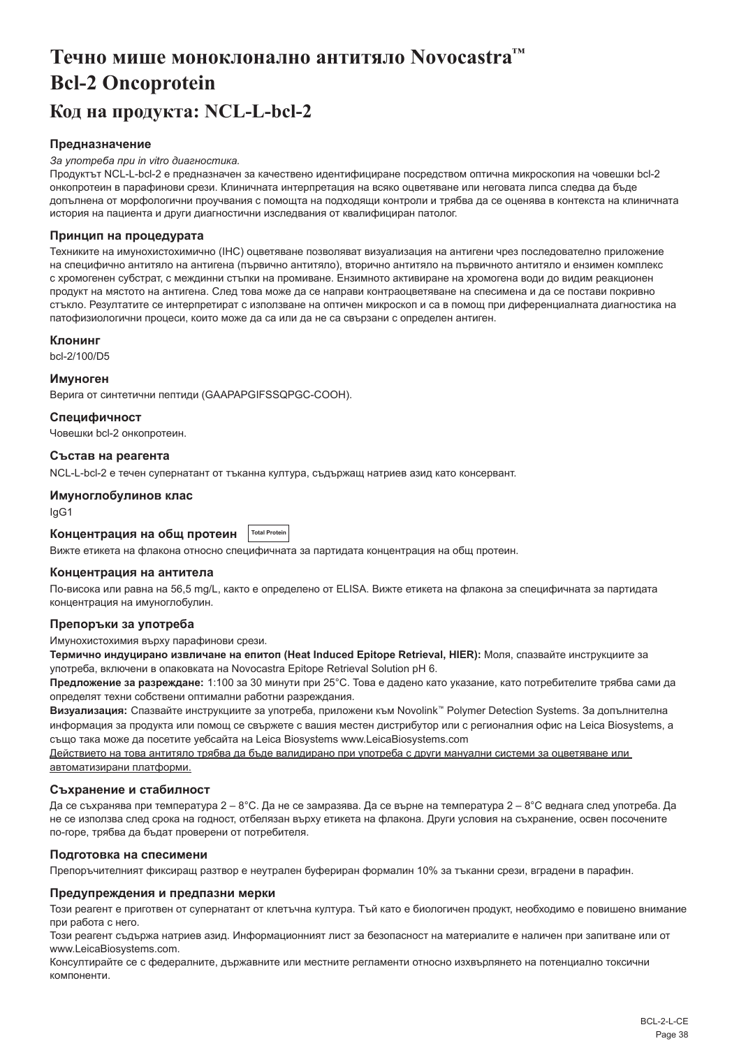# Течно мише моноклонално антитяло Novocastra™ Bcl-2 Oncoprotein

# Код на продукта: NCL-L-bcl-2

### Предназначение

*За употреба при in vitro диагностика.*

Продуктът NCL-L-bcl-2 е предназначен за качествено идентифициране посредством оптична микроскопия на човешки bcl-2 онкопротеин в парафинови срези. Клиничната интерпретация на всяко оцветяване или неговата липса следва да бъде допълнена от морфологични проучвания с помощта на подходящи контроли и трябва да се оценява в контекста на клиничната история на пациента и други диагностични изследвания от квалифициран патолог.

### Принцип на процедурата

Техниките на имунохистохимично (IHC) оцветяване позволяват визуализация на антигени чрез последователно приложение на специфично антитяло на антигена (първично антитяло), вторично антитяло на първичното антитяло и ензимен комплекс с хромогенен субстрат, с междинни стъпки на промиване. Ензимното активиране на хромогена води до видим реакционен продукт на мястото на антигена. След това може да се направи контраоцветяване на спесимена и да се постави покривно стъкло. Резултатите се интерпретират с използване на оптичен микроскоп и са в помощ при диференциалната диагностика на патофизиологични процеси, които може да са или да не са свързани с определен антиген.

### Клонинг

bcl-2/100/D5

### Имуноген

Верига от синтетични пептиди (GAAPAPGIFSSQPGC-COOH).

### Специфичност

Човешки bcl-2 онкопротеин.

### Състав на реагента

NCL-L-bcl-2 е течен супернатант от тъканна култура, съдържащ натриев азид като консервант.

### Имуноглобулинов клас

IgG1

### Концентрация на общ протеин Total Protein

Вижте етикета на флакона относно специфичната за партидата концентрация на общ протеин.

### Концентрация на антитела

По-висока или равна на 56,5 mg/L, както е определено от ELISA. Вижте етикета на флакона за специфичната за партидата концентрация на имуноглобулин.

### Препоръки за употреба

Имунохистохимия върху парафинови срези.

**Термично индуцирано извличане на епитоп (Heat Induced Epitope Retrieval, HIER):** Моля, спазвайте инструкциите за употреба, включени в опаковката на Novocastra Epitope Retrieval Solution pH 6.

**Предложение за разреждане:** 1:100 за 30 минути при 25°C. Това е дадено като указание, като потребителите трябва сами да определят техни собствени оптимални работни разреждания.

**Визуализация:** Спазвайте инструкциите за употреба, приложени към Novolink™ Polymer Detection Systems. За допълнителна информация за продукта или помощ се свържете с вашия местен дистрибутор или с регионалния офис на Leica Biosystems, а също така може да посетите уебсайта на Leica Biosystems www.LeicaBiosystems.com

<u>Действието на това антитяло трябва да бъде валидирано при употреба с други мануални системи за оцветяване или автоматизирани платформи.</u>

### Съхранение и стабилност

Да се съхранява при температура 2 – 8°C. Да не се замразява. Да се върне на температура 2 – 8°C веднага след употреба. Да не се използва след срока на годност, отбелязан върху етикета на флакона. Други условия на съхранение, освен посочените по-горе, трябва да бъдат проверени от потребителя.

### Подготовка на спесимени

Препоръчителният фиксиращ разтвор е неутрален буфериран формалин 10% за тъканни срези, вградени в парафин.

### Предупреждения и предпазни мерки

Този реагент е приготвен от супернатант от клетъчна култура. Тъй като е биологичен продукт, необходимо е повишено внимание при работа с него.

Този реагент съдържа натриев азид. Информационният лист за безопасност на материалите е наличен при запитване или от www.LeicaBiosystems.com.

Консултирайте се с федералните, държавните или местните регламенти относно изхвърлянето на потенциално токсични компоненти.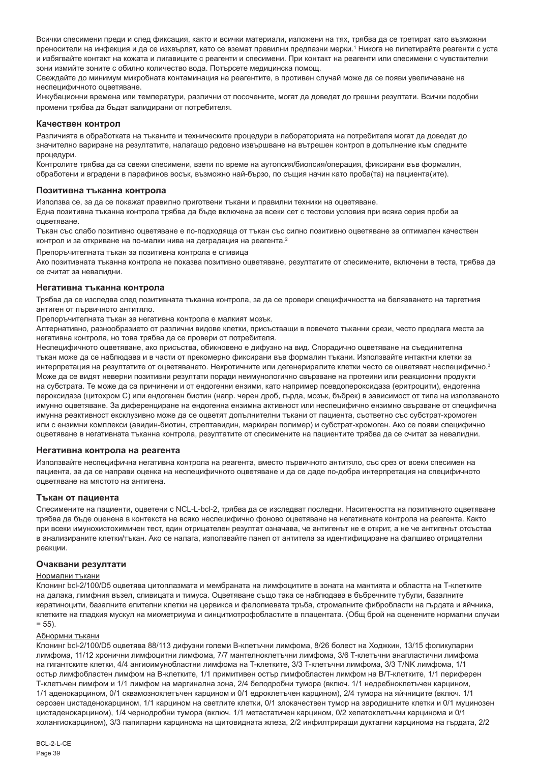Всички спесимени преди и след фиксация, както и всички материали, изложени на тях, трябва да се третират като възможни преносители на инфекция и да се изхвърлят, като се вземат правилни предпазни мерки.[1] Никога не пипетирайте реагенти с уста и избягвайте контакт на кожата и лигавиците с реагенти и спесимени. При контакт на реагенти или спесимени с чувствителни зони измийте зоните с обилно количество вода. Потърсете медицинска помощ.

Свеждайте до минимум микробната контаминация на реагентите, в противен случай може да се появи увеличаване на неспецифичното оцветяване.

Инкубационни времена или температури, различни от посочените, могат да доведат до грешни резултати. Всички подобни промени трябва да бъдат валидирани от потребителя.

### Качествен контрол

Различията в обработката на тъканите и техническите процедури в лабораторията на потребителя могат да доведат до значително вариране на резултатите, налагащо редовно извършване на вътрешен контрол в допълнение към следните процедури.

Контролите трябва да са свежи спесимени, взети по време на аутопсия/биопсия/операция, фиксирани във формалин, обработени и вградени в парафинов восък, възможно най-бързо, по същия начин като проба(та) на пациента(ите).

### Позитивна тъканна контрола

Използва се, за да се покажат правилно приготвени тъкани и правилни техники на оцветяване.

Една позитивна тъканна контрола трябва да бъде включена за всеки сет с тестови условия при всяка серия проби за оцветяване.

Тъкан със слабо позитивно оцветяване е по-подходяща от тъкан със силно позитивно оцветяване за оптимален качествен контрол и за откриване на по-малки нива на деградация на реагента.[2]

Препоръчителната тъкан за позитивна контрола е сливица

Ако позитивната тъканна контрола не показва позитивно оцветяване, резултатите от спесимените, включени в теста, трябва да се считат за невалидни.

### Негативна тъканна контрола

Трябва да се изследва след позитивната тъканна контрола, за да се провери специфичността на белязването на таргетния антиген от първичното антитяло.

Препоръчителната тъкан за негативна контрола е малкият мозък.

Алтернативно, разнообразието от различни видове клетки, присъстващи в повечето тъканни срези, често предлага места за негативна контрола, но това трябва да се провери от потребителя.

Неспецифичното оцветяване, ако присъства, обикновено е дифузно на вид. Спорадично оцветяване на съединителна тъкан може да се наблюдава и в части от прекомерно фиксирани във формалин тъкани. Използвайте интактни клетки за интерпретация на резултатите от оцветяването. Некротичните или дегенериралите клетки често се оцветяват неспецифично.[3] Може да се видят неверни позитивни резултати поради неимунологично свързване на протеини или реакционни продукти на субстрата. Те може да са причинени и от ендогенни ензими, като например псевдопероксидаза (еритроцити), ендогенна пероксидаза (цитохром С) или ендогенен биотин (напр. черен дроб, гърда, мозък, бъбрек) в зависимост от типа на използваното имунно оцветяване. За диференциране на ендогенна ензимна активност или неспецифично ензимно свързване от специфична имунна реактивност ексклузивно може да се оцветят допълнителни тъкани от пациента, съответно със субстрат-хромоген или с ензимни комплекси (авидин-биотин, стрептавидин, маркиран полимер) и субстрат-хромоген. Ако се появи специфично оцветяване в негативната тъканна контрола, резултатите от спесимените на пациентите трябва да се считат за невалидни.

### Негативна контрола на реагента

Използвайте неспецифична негативна контрола на реагента, вместо първичното антитяло, със срез от всеки спесимен на пациента, за да се направи оценка на неспецифичното оцветяване и да се даде по-добра интерпретация на специфичното оцветяване на мястото на антигена.

### Тъкан от пациента

Спесимените на пациенти, оцветени с NCL-L-bcl-2, трябва да се изследват последни. Наситеността на позитивното оцветяване трябва да бъде оценена в контекста на всяко неспецифично фоново оцветяване на негативната контрола на реагента. Както при всеки имунохистохимичен тест, един отрицателен резултат означава, че антигенът не е открит, а не че антигенът отсъства в анализираните клетки/тъкан. Ако се налага, използвайте панел от антитела за идентифициране на фалшиво отрицателни реакции.

### Очаквани резултати

#### Нормални тъкани

Клонинг bcl-2/100/D5 оцветява цитоплазмата и мембраната на лимфоцитите в зоната на мантията и областта на Т-клетките на далака, лимфния възел, сливицата и тимуса. Оцветяване също така се наблюдава в бъбречните тубули, базалните кератиноцити, базалните епителни клетки на цервикса и фалопиевата тръба, стромалните фибробласти на гърдата и яйчника, клетките на гладкия мускул на миометриума и синцитиотрофобластите в плацентата. (Общ брой на оценените нормални случаи = 55).

#### Абнормни тъкани

Клонинг bcl-2/100/D5 оцветява 88/113 дифузни големи В-клетъчни лимфома, 8/26 болест на Ходжкин, 13/15 фоликуларни лимфома, 11/12 хронични лимфоцитни лимфома, 7/7 мантелноклетъчни лимфома, 3/6 Т-клетъчни анапластични лимфома на гигантските клетки, 4/4 ангиоимунобластни лимфома на Т-клетките, 3/3 Т-клетъчни лимфома, 3/3 T/NK лимфома, 1/1 остър лимфобластен лимфом на В-клетките, 1/1 примитивен остър лимфобластен лимфом на В/Т-клетките, 1/1 периферен Т-клетъчен лимфом и 1/1 лимфом на маргинална зона, 2/4 белодробни тумора (включ. 1/1 недребноклетъчен карцином, 1/1 аденокарцином, 0/1 сквамозноклетъчен карцином и 0/1 едроклетъчен карцином), 2/4 тумора на яйчниците (включ. 1/1 серозен цистаденокарцином, 1/1 карцином на светлите клетки, 0/1 злокачествен тумор на зародишните клетки и 0/1 муцинозен цистаденокарцином), 1/4 чернодробни тумора (включ. 1/1 метастатичен карцином, 0/2 хепатоклетъчни карцинома и 0/1 холангиокарцином), 3/3 папиларни карцинома на щитовидната жлеза, 2/2 инфилтриращи дуктални карцинома на гърдата, 2/2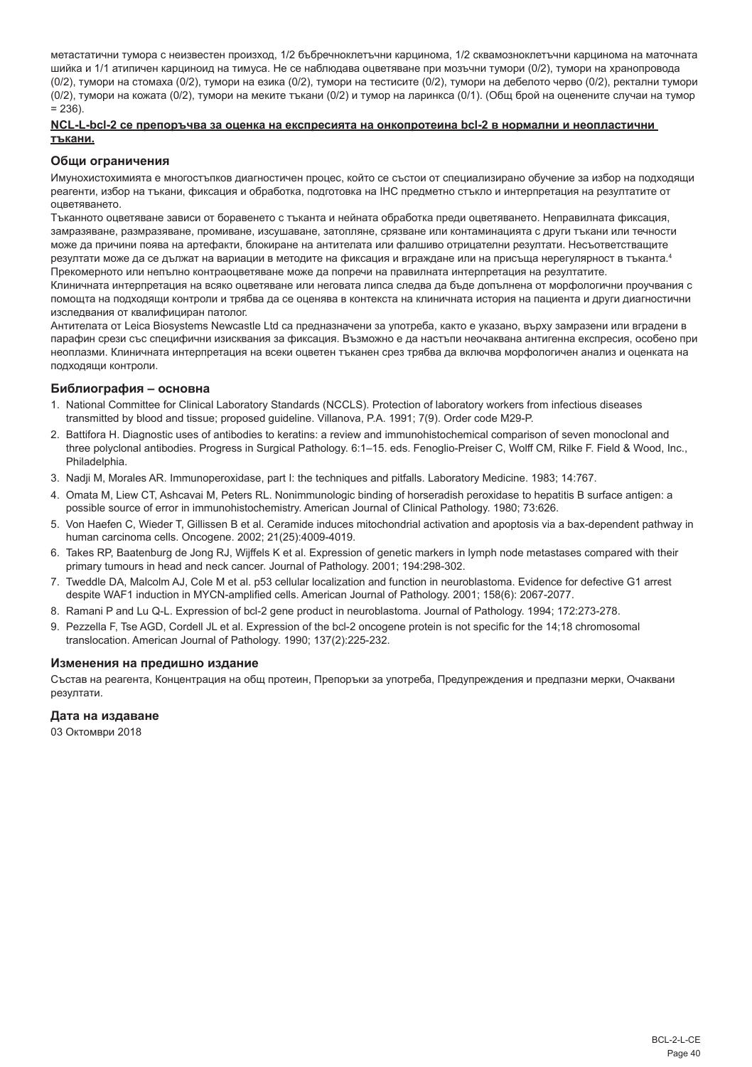метастатични тумора с неизвестен произход, 1/2 бъбречноклетъчни карцинома, 1/2 сквамозноклетъчни карцинома на маточната шийка и 1/1 атипичен карциноид на тимуса. Не се наблюдава оцветяване при мозъчни тумори (0/2), тумори на хранопровода (0/2), тумори на стомаха (0/2), тумори на езика (0/2), тумори на тестисите (0/2), тумори на дебелото черво (0/2), ректални тумори (0/2), тумори на кожата (0/2), тумори на меките тъкани (0/2) и тумор на ларинкса (0/1). (Общ брой на оценените случаи на тумор = 236).

**NCL-L-bcl-2 се препоръчва за оценка на експресията на онкопротеина bcl-2 в нормални и неопластични тъкани.**

## Общи ограничения

Имунохистохимията е многостъпков диагностичен процес, който се състои от специализирано обучение за избор на подходящи реагенти, избор на тъкани, фиксация и обработка, подготовка на IHC предметно стъкло и интерпретация на резултатите от оцветяването.

Тъканното оцветяване зависи от боравенето с тъканта и нейната обработка преди оцветяването. Неправилната фиксация, замразяване, размразяване, промиване, изсушаване, затопляне, срязване или контаминацията с други тъкани или течности може да причини поява на артефакти, блокиране на антитялата или фалшиво отрицателни резултати. Несъответстващите резултати може да се дължат на вариации в методите на фиксация и вграждане или на присъща нерегулярност в тъканта.[4]

Прекомерното или непълно контраоцветяване може да попречи на правилната интерпретация на резултатите.

Клиничната интерпретация на всяко оцветяване или неговата липса следва да бъде допълнена от морфологични проучвания с помощта на подходящи контроли и трябва да се оценява в контекста на клиничната история на пациента и други диагностични изследвания от квалифициран патолог.

Антителата от Leica Biosystems Newcastle Ltd са предназначени за употреба, както е указано, върху замразени или вградени в парафин срези със специфични изисквания за фиксация. Възможно е да настъпи неочаквана антигенна експресия, особено при неоплазми. Клиничната интерпретация на всеки оцветен тъканен срез трябва да включва морфологичен анализ и оценката на подходящи контроли.

## Библиография – основна

1. National Committee for Clinical Laboratory Standards (NCCLS). Protection of laboratory workers from infectious diseases transmitted by blood and tissue; proposed guideline. Villanova, P.A. 1991; 7(9). Order code M29-P.
2. Battifora H. Diagnostic uses of antibodies to keratins: a review and immunohistochemical comparison of seven monoclonal and three polyclonal antibodies. Progress in Surgical Pathology. 6:1–15. eds. Fenoglio-Preiser C, Wolff CM, Rilke F. Field & Wood, Inc., Philadelphia.
3. Nadji M, Morales AR. Immunoperoxidase, part I: the techniques and pitfalls. Laboratory Medicine. 1983; 14:767.
4. Omata M, Liew CT, Ashcavai M, Peters RL. Nonimmunologic binding of horseradish peroxidase to hepatitis B surface antigen: a possible source of error in immunohistochemistry. American Journal of Clinical Pathology. 1980; 73:626.
5. Von Haefen C, Wieder T, Gillissen B et al. Ceramide induces mitochondrial activation and apoptosis via a bax-dependent pathway in human carcinoma cells. Oncogene. 2002; 21(25):4009-4019.
6. Takes RP, Baatenburg de Jong RJ, Wijffels K et al. Expression of genetic markers in lymph node metastases compared with their primary tumours in head and neck cancer. Journal of Pathology. 2001; 194:298-302.
7. Tweddle DA, Malcolm AJ, Cole M et al. p53 cellular localization and function in neuroblastoma. Evidence for defective G1 arrest despite WAF1 induction in MYCN-amplified cells. American Journal of Pathology. 2001; 158(6): 2067-2077.
8. Ramani P and Lu Q-L. Expression of bcl-2 gene product in neuroblastoma. Journal of Pathology. 1994; 172:273-278.
9. Pezzella F, Tse AGD, Cordell JL et al. Expression of the bcl-2 oncogene protein is not specific for the 14;18 chromosomal translocation. American Journal of Pathology. 1990; 137(2):225-232.

## Изменения на предишно издание

Състав на реагента, Концентрация на общ протеин, Препоръки за употреба, Предупреждения и предпазни мерки, Очаквани резултати.

## Дата на издаване

03 Октомври 2018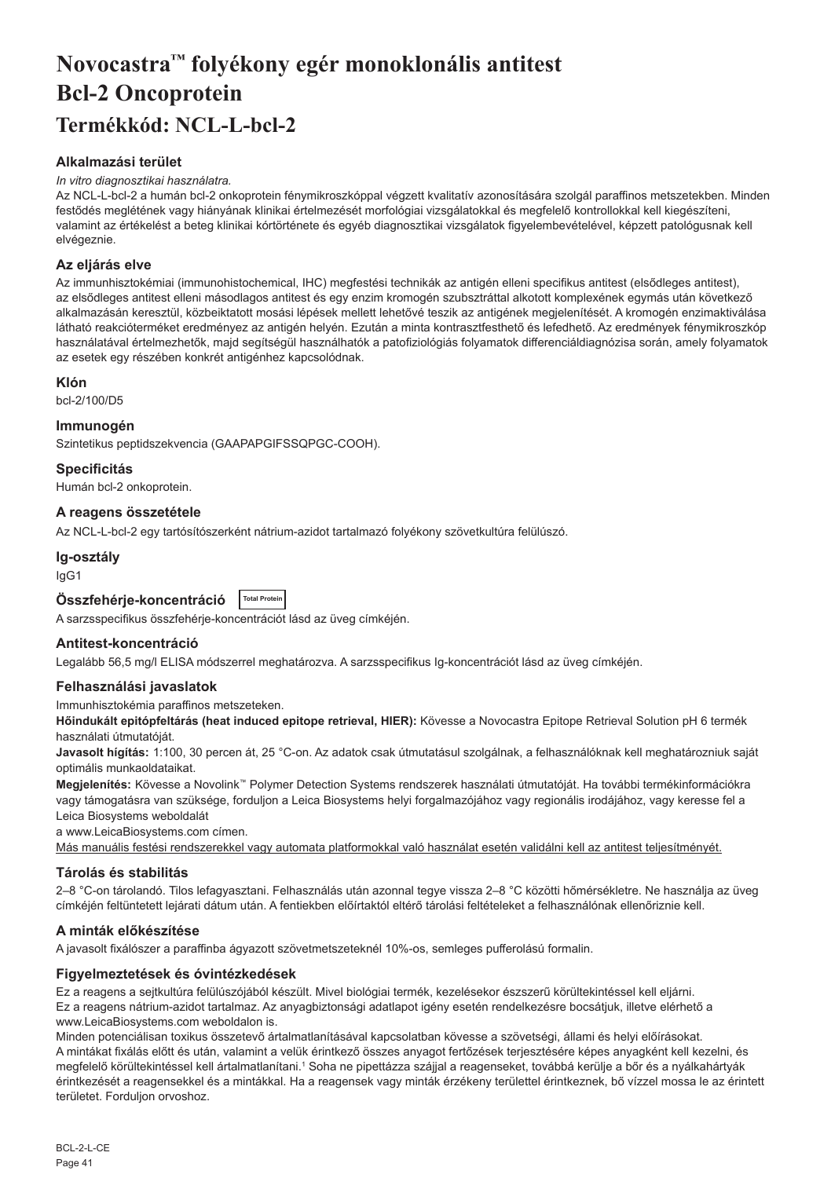# Novocastra™ folyékony egér monoklonális antitest Bcl-2 Oncoprotein

## Termékkód: NCL-L-bcl-2

### Alkalmazási terület

*In vitro diagnosztikai használatra.*

Az NCL-L-bcl-2 a humán bcl-2 onkoprotein fénymikroszkóppal végzett kvalitatív azonosítására szolgál paraffinos metszetekben. Minden festődés meglétének vagy hiányának klinikai értelmezését morfológiai vizsgálatokkal és megfelelő kontrollokkal kell kiegészíteni, valamint az értékelést a beteg klinikai kórtörténete és egyéb diagnosztikai vizsgálatok figyelembevételével, képzett patológusnak kell elvégeznie.

### Az eljárás elve

Az immunhisztokémiai (immunohistochemical, IHC) megfestési technikák az antigén elleni specifikus antitest (elsődleges antitest), az elsődleges antitest elleni másodlagos antitest és egy enzim kromogén szubsztráttal alkotott komplexének egymás után következő alkalmazásán keresztül, közbeiktatott mosási lépések mellett lehetővé teszik az antigének megjelenítését. A kromogén enzimaktiválása látható reakcióterméket eredményez az antigén helyén. Ezután a minta kontrasztfesthető és lefedhető. Az eredmények fénymikroszkóp használatával értelmezhetők, majd segítségül használhatók a patofiziológiás folyamatok differenciáldiagnózisa során, amely folyamatok az esetek egy részében konkrét antigénhez kapcsolódnak.

### Klón

bcl-2/100/D5

### Immunogén

Szintetikus peptidszekvencia (GAAPAPGIFSSQPGC-COOH).

### Specificitás

Humán bcl-2 onkoprotein.

### A reagens összetétele

Az NCL-L-bcl-2 egy tartósítószerként nátrium-azidot tartalmazó folyékony szövetkultúra felülúszó.

### Ig-osztály

IgG1

### Összfehérje-koncentráció Total Protein

A sarzsspecifikus összfehérje-koncentrációt lásd az üveg címkéjén.

### Antitest-koncentráció

Legalább 56,5 mg/l ELISA módszerrel meghatározva. A sarzsspecifikus Ig-koncentrációt lásd az üveg címkéjén.

### Felhasználási javaslatok

Immunhisztokémia paraffinos metszeteken.

**Hőindukált epitópfeltárás (heat induced epitope retrieval, HIER):** Kövesse a Novocastra Epitope Retrieval Solution pH 6 termék használati útmutatóját.

**Javasolt hígítás:** 1:100, 30 percen át, 25 °C-on. Az adatok csak útmutatásul szolgálnak, a felhasználóknak kell meghatározniuk saját optimális munkaoldataikat.

**Megjelenítés:** Kövesse a Novolink™ Polymer Detection Systems rendszerek használati útmutatóját. Ha további termékinformációkra vagy támogatásra van szüksége, forduljon a Leica Biosystems helyi forgalmazójához vagy regionális irodájához, vagy keresse fel a Leica Biosystems weboldalát a www.LeicaBiosystems.com címen.

Más manuális festési rendszerekkel vagy automata platformokkal való használat esetén validálni kell az antitest teljesítményét.

### Tárolás és stabilitás

2–8 °C-on tárolandó. Tilos lefagyasztani. Felhasználás után azonnal tegye vissza 2–8 °C közötti hőmérsékletre. Ne használja az üveg címkéjén feltüntetett lejárati dátum után. A fentiekben előírtaktól eltérő tárolási feltételeket a felhasználónak ellenőriznie kell.

### A minták előkészítése

A javasolt fixálószer a paraffinba ágyazott szövetmetszeteknél 10%-os, semleges pufferolású formalin.

### Figyelmeztetések és óvintézkedések

Ez a reagens a sejtkultúra felülúszójából készült. Mivel biológiai termék, kezelésekor észszerű körültekintéssel kell eljárni.

Ez a reagens nátrium-azidot tartalmaz. Az anyagbiztonsági adatlapot igény esetén rendelkezésre bocsátjuk, illetve elérhető a www.LeicaBiosystems.com weboldalon is.

Minden potenciálisan toxikus összetevő ártalmatlanításával kapcsolatban kövesse a szövetségi, állami és helyi előírásokat.

A mintákat fixálás előtt és után, valamint a velük érintkező összes anyagot fertőzések terjesztésére képes anyagként kell kezelni, és megfelelő körültekintéssel kell ártalmatlanítani.[1] Soha ne pipettázza szájjal a reagenseket, továbbá kerülje a bőr és a nyálkahártyák érintkezését a reagensekkel és a mintákkal. Ha a reagensek vagy minták érzékeny területtel érintkeznek, bő vízzel mossa le az érintett területet. Forduljon orvoshoz.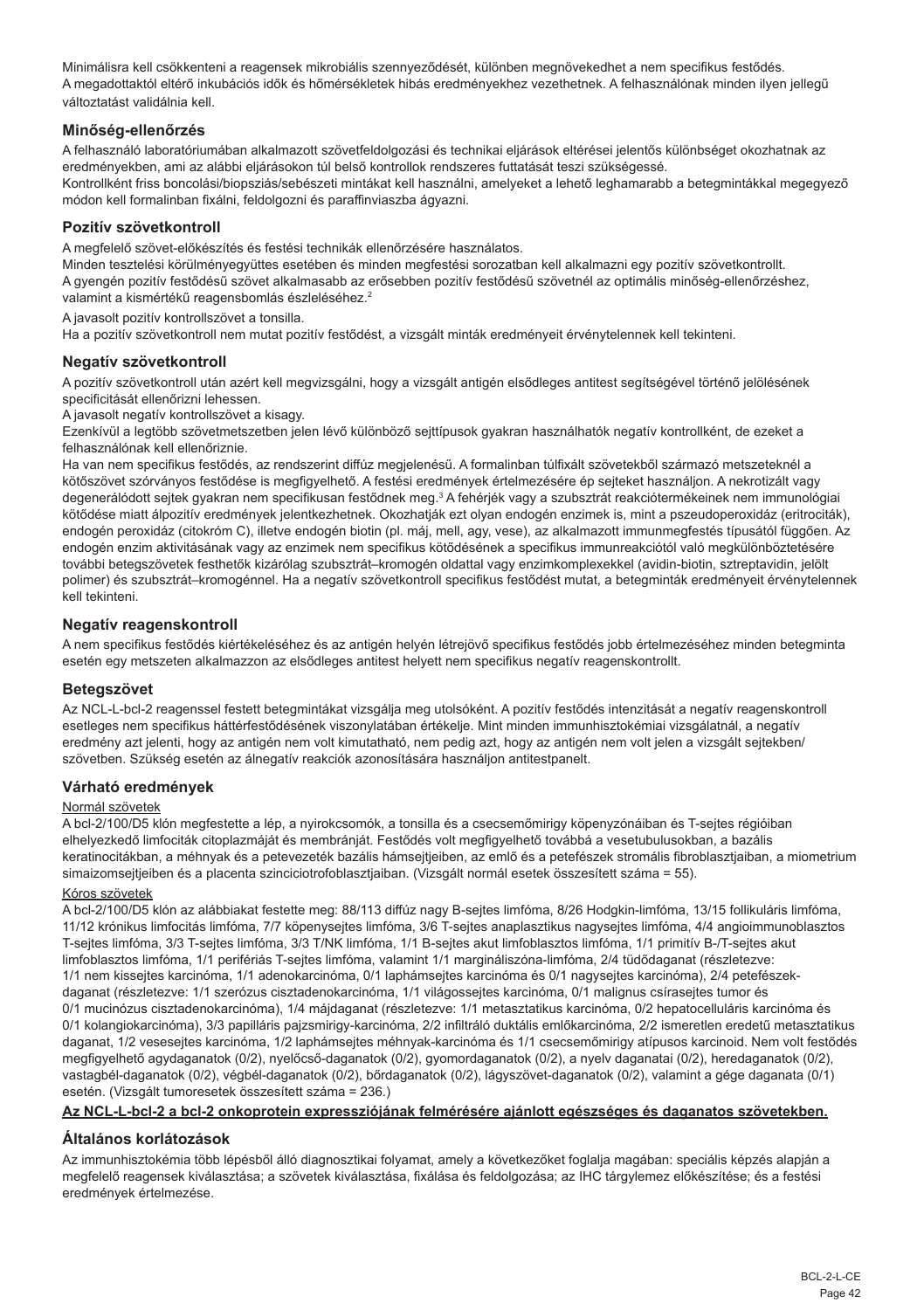Minimálisra kell csökkenteni a reagensek mikrobiális szennyeződését, különben megnövekedhet a nem specifikus festődés.
A megadottaktól eltérő inkubációs idők és hőmérsékletek hibás eredményekhez vezethetnek. A felhasználónak minden ilyen jellegű változtatást validálnia kell.

## Minőség-ellenőrzés

A felhasználó laboratóriumában alkalmazott szövetfeldolgozási és technikai eljárások eltérései jelentős különbséget okozhatnak az eredményekben, ami az alábbi eljárásokon túl belső kontrollok rendszeres futtatását teszi szükségessé.
Kontrollként friss boncolási/biopsziás/sebészeti mintákat kell használni, amelyeket a lehető leghamarabb a betegmintákkal megegyező módon kell formalinban fixálni, feldolgozni és paraffinviaszba ágyazni.

## Pozitív szövetkontroll

A megfelelő szövet-előkészítés és festési technikák ellenőrzésére használatos.
Minden tesztelési körülményegyüttes esetében és minden megfestési sorozatban kell alkalmazni egy pozitív szövetkontrollt.
A gyengén pozitív festődésű szövet alkalmasabb az erősebben pozitív festődésű szövetnél az optimális minőség-ellenőrzéshez, valamint a kismértékű reagensbomlás észleléséhez.[2]

A javasolt pozitív kontrollszövet a tonsilla.
Ha a pozitív szövetkontroll nem mutat pozitív festődést, a vizsgált minták eredményeit érvénytelennek kell tekinteni.

## Negatív szövetkontroll

A pozitív szövetkontroll után azért kell megvizsgálni, hogy a vizsgált antigén elsődleges antitest segítségével történő jelölésének specificitását ellenőrizni lehessen.
A javasolt negatív kontrollszövet a kisagy.
Ezenkívül a legtöbb szövetmetszetben jelen lévő különböző sejttípusok gyakran használhatók negatív kontrollként, de ezeket a felhasználónak kell ellenőriznie.
Ha van nem specifikus festődés, az rendszerint diffúz megjelenésű. A formalinban túlfixált szövetekből származó metszeteknél a kötőszövet szórványos festődése is megfigyelhető. A festési eredmények értelmezésére ép sejteket használjon. A nekrotizált vagy degenerálódott sejtek gyakran nem specifikusan festődnek meg.[3] A fehérjék vagy a szubsztrát reakciótermékeinek nem immunológiai kötődése miatt álpozitív eredmények jelentkezhetnek. Okozhatják ezt olyan endogén enzimek is, mint a pszeudoperoxidáz (eritrociták), endogén peroxidáz (citokróm C), illetve endogén biotin (pl. máj, mell, agy, vese), az alkalmazott immunmegfestés típusától függően. Az endogén enzim aktivitásának vagy az enzimek nem specifikus kötődésének a specifikus immunreakciótól való megkülönböztetésére további betegszövetek festhetők kizárólag szubsztrát–kromogén oldattal vagy enzimkomplexekkel (avidin-biotin, sztreptavidin, jelölt polimer) és szubsztrát–kromogénnel. Ha a negatív szövetkontroll specifikus festődést mutat, a betegminták eredményeit érvénytelennek kell tekinteni.

## Negatív reagenskontroll

A nem specifikus festődés kiértékeléséhez és az antigén helyén létrejövő specifikus festődés jobb értelmezéséhez minden betegminta esetén egy metszeten alkalmazzon az elsődleges antitest helyett nem specifikus negatív reagenskontrollt.

## Betegszövet

Az NCL-L-bcl-2 reagenssel festett betegmintákat vizsgálja meg utolsóként. A pozitív festődés intenzitását a negatív reagenskontroll esetleges nem specifikus háttérfestődésének viszonylatában értékelje. Mint minden immunhisztokémiai vizsgálatnál, a negatív eredmény azt jelenti, hogy az antigén nem volt kimutatható, nem pedig azt, hogy az antigén nem volt jelen a vizsgált sejtekben/szövetben. Szükség esetén az álnegatív reakciók azonosítására használjon antitestpanelt.

## Várható eredmények

Normál szövetek

A bcl-2/100/D5 klón megfestette a lép, a nyirokcsomók, a tonsilla és a csecsemőmirigy köpenyzónáiban és T-sejtes régióiban elhelyezkedő limfociták citoplazmáját és membránját. Festődés volt megfigyelhető továbbá a vesetubulusokban, a bazális keratinocitákban, a méhnyak és a petevezeték bazális hámsejtjeiben, az emlő és a petefészek stromális fibroblasztjaiban, a miometrium simaizomsejtjeiben és a placenta szinciciotrofoblasztjaiban. (Vizsgált normál esetek összesített száma = 55).

Kóros szövetek

A bcl-2/100/D5 klón az alábbiakat festette meg: 88/113 diffúz nagy B-sejtes limfóma, 8/26 Hodgkin-limfóma, 13/15 follikuláris limfóma, 11/12 krónikus limfocitás limfóma, 7/7 köpenysejtes limfóma, 3/6 T-sejtes anaplasztikus nagysejtes limfóma, 4/4 angioimmunoblasztos T-sejtes limfóma, 3/3 T-sejtes limfóma, 3/3 T/NK limfóma, 1/1 B-sejtes akut limfoblasztos limfóma, 1/1 primitív B-/T-sejtes akut limfoblasztos limfóma, 1/1 perifériás T-sejtes limfóma, valamint 1/1 marginálszóna-limfóma, 2/4 tüdődaganat (részletezve: 1/1 nem kissejtes karcinóma, 1/1 adenokarcinóma, 0/1 laphámsejtes karcinóma és 0/1 nagysejtes karcinóma), 2/4 petefészek-daganat (részletezve: 1/1 szerózus cisztadenokarcinóma, 1/1 világossejtes karcinóma, 0/1 malignus csírasejtes tumor és 0/1 mucinózus cisztadenokarcinóma), 1/4 májdaganat (részletezve: 1/1 metasztatikus karcinóma, 0/2 hepatocelluláris karcinóma és 0/1 kolangiokarcinóma), 3/3 papilláris pajzsmirigy-karcinóma, 2/2 infiltráló duktális emlőkarcinóma, 2/2 ismeretlen eredetű metasztatikus daganat, 1/2 vesesejtes karcinóma, 1/2 laphámsejtes méhnyak-karcinóma és 1/1 csecsemőmirigy atípusos karcinoid. Nem volt festődés megfigyelhető agydaganatok (0/2), nyelőcső-daganatok (0/2), gyomordaganatok (0/2), a nyelv daganatai (0/2), heredaganatok (0/2), vastagbél-daganatok (0/2), végbél-daganatok (0/2), bőrdaganatok (0/2), lágyszövet-daganatok (0/2), valamint a gége daganata (0/1) esetén. (Vizsgált tumoresetek összesített száma = 236.)

**Az NCL-L-bcl-2 a bcl-2 onkoprotein expressziójának felmérésére ajánlott egészséges és daganatos szövetekben.**

## Általános korlátozások

Az immunhisztokémia több lépésből álló diagnosztikai folyamat, amely a következőket foglalja magában: speciális képzés alapján a megfelelő reagensek kiválasztása; a szövetek kiválasztása, fixálása és feldolgozása; az IHC tárgylemez előkészítése; és a festési eredmények értelmezése.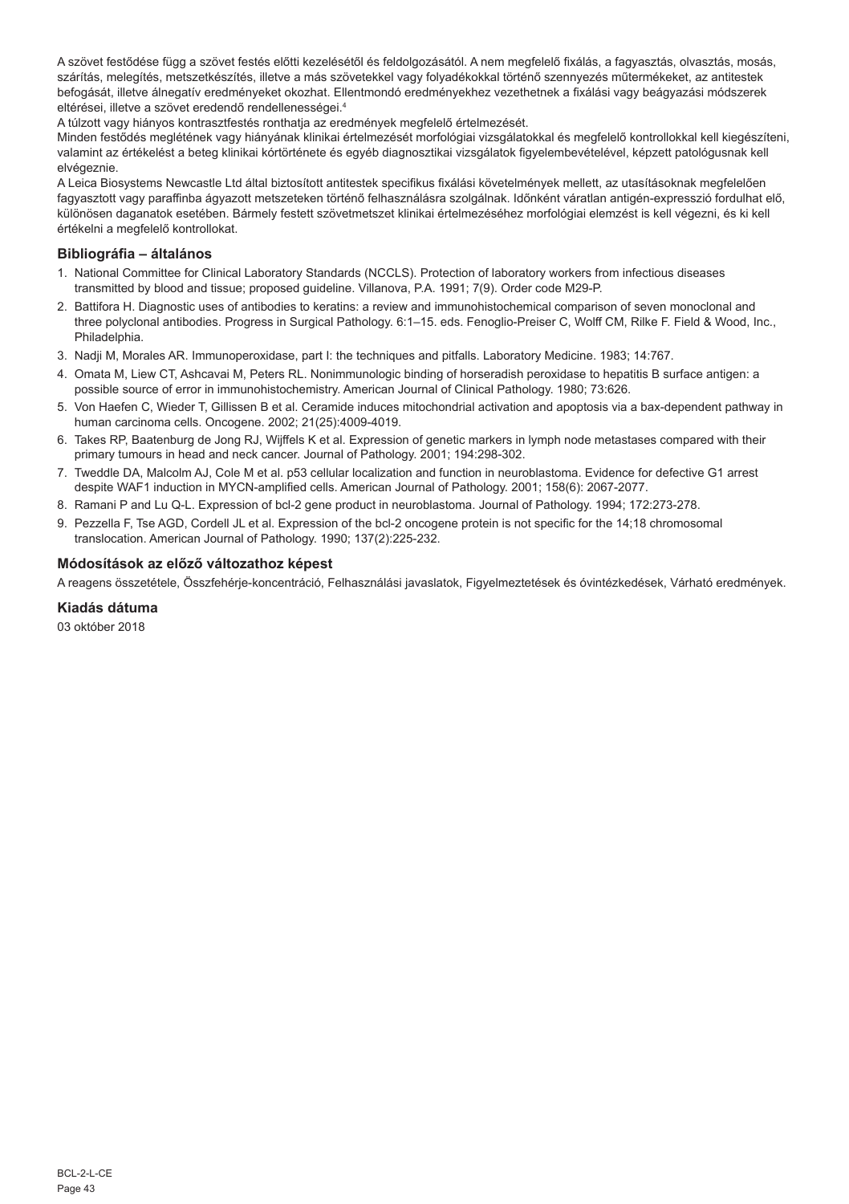A szövet festődése függ a szövet festés előtti kezelésétől és feldolgozásától. A nem megfelelő fixálás, a fagyasztás, olvasztás, mosás, szárítás, melegítés, metszetkészítés, illetve a más szövetekkel vagy folyadékokkal történő szennyezés műtermékeket, az antitestek befogását, illetve álnegatív eredményeket okozhat. Ellentmondó eredményekhez vezethetnek a fixálási vagy beágyazási módszerek eltérései, illetve a szövet eredendő rendellenességei.[4]

A túlzott vagy hiányos kontrasztfestés ronthatja az eredmények megfelelő értelmezését.

Minden festődés meglétének vagy hiányának klinikai értelmezését morfológiai vizsgálatokkal és megfelelő kontrollokkal kell kiegészíteni, valamint az értékelést a beteg klinikai kórtörténete és egyéb diagnosztikai vizsgálatok figyelembevételével, képzett patológusnak kell elvégeznie.

A Leica Biosystems Newcastle Ltd által biztosított antitestek specifikus fixálási követelmények mellett, az utasításoknak megfelelően fagyasztott vagy paraffinba ágyazott metszeteken történő felhasználásra szolgálnak. Időnként váratlan antigén-expresszió fordulhat elő, különösen daganatok esetében. Bármely festett szövetmetszet klinikai értelmezéséhez morfológiai elemzést is kell végezni, és ki kell értékelni a megfelelő kontrollokat.

## Bibliográfia – általános

1. National Committee for Clinical Laboratory Standards (NCCLS). Protection of laboratory workers from infectious diseases transmitted by blood and tissue; proposed guideline. Villanova, P.A. 1991; 7(9). Order code M29-P.
2. Battifora H. Diagnostic uses of antibodies to keratins: a review and immunohistochemical comparison of seven monoclonal and three polyclonal antibodies. Progress in Surgical Pathology. 6:1–15. eds. Fenoglio-Preiser C, Wolff CM, Rilke F. Field & Wood, Inc., Philadelphia.
3. Nadji M, Morales AR. Immunoperoxidase, part I: the techniques and pitfalls. Laboratory Medicine. 1983; 14:767.
4. Omata M, Liew CT, Ashcavai M, Peters RL. Nonimmunologic binding of horseradish peroxidase to hepatitis B surface antigen: a possible source of error in immunohistochemistry. American Journal of Clinical Pathology. 1980; 73:626.
5. Von Haefen C, Wieder T, Gillissen B et al. Ceramide induces mitochondrial activation and apoptosis via a bax-dependent pathway in human carcinoma cells. Oncogene. 2002; 21(25):4009-4019.
6. Takes RP, Baatenburg de Jong RJ, Wijffels K et al. Expression of genetic markers in lymph node metastases compared with their primary tumours in head and neck cancer. Journal of Pathology. 2001; 194:298-302.
7. Tweddle DA, Malcolm AJ, Cole M et al. p53 cellular localization and function in neuroblastoma. Evidence for defective G1 arrest despite WAF1 induction in MYCN-amplified cells. American Journal of Pathology. 2001; 158(6): 2067-2077.
8. Ramani P and Lu Q-L. Expression of bcl-2 gene product in neuroblastoma. Journal of Pathology. 1994; 172:273-278.
9. Pezzella F, Tse AGD, Cordell JL et al. Expression of the bcl-2 oncogene protein is not specific for the 14;18 chromosomal translocation. American Journal of Pathology. 1990; 137(2):225-232.

## Módosítások az előző változathoz képest

A reagens összetétele, Összfehérje-koncentráció, Felhasználási javaslatok, Figyelmeztetések és óvintézkedések, Várható eredmények.

## Kiadás dátuma

03 október 2018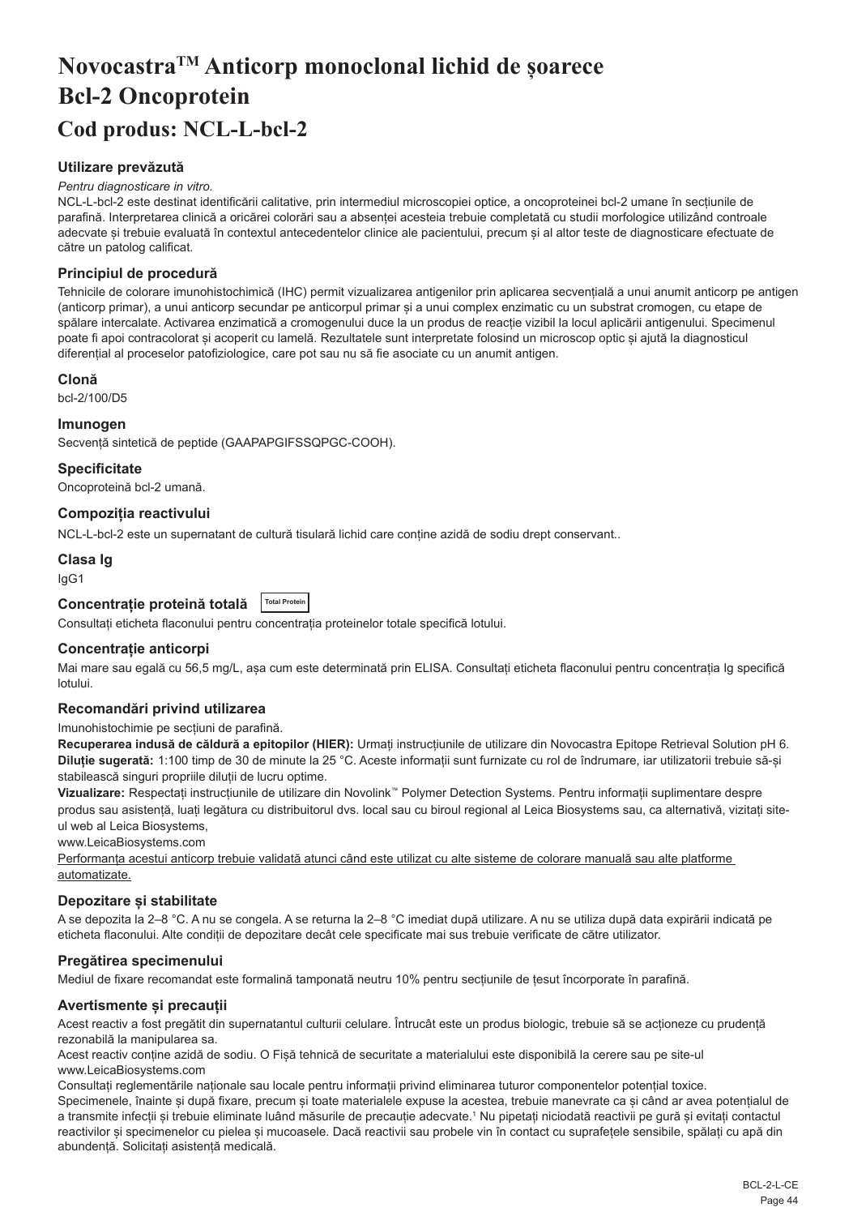# Novocastra™ Anticorp monoclonal lichid de șoarece Bcl-2 Oncoprotein

## Cod produs: NCL-L-bcl-2

### Utilizare prevăzută

*Pentru diagnosticare in vitro.*

NCL-L-bcl-2 este destinat identificării calitative, prin intermediul microscopiei optice, a oncoproteinei bcl-2 umane în secțiunile de parafină. Interpretarea clinică a oricărei colorări sau a absenței acesteia trebuie completată cu studii morfologice utilizând controale adecvate și trebuie evaluată în contextul antecedentelor clinice ale pacientului, precum și al altor teste de diagnosticare efectuate de către un patolog calificat.

### Principiul de procedură

Tehnicile de colorare imunohistochimică (IHC) permit vizualizarea antigenilor prin aplicarea secvențială a unui anumit anticorp pe antigen (anticorp primar), a unui anticorp secundar pe anticorpul primar și a unui complex enzimatic cu un substrat cromogen, cu etape de spălare intercalate. Activarea enzimatică a cromogenului duce la un produs de reacție vizibil la locul aplicării antigenului. Specimenul poate fi apoi contracolorat și acoperit cu lamelă. Rezultatele sunt interpretate folosind un microscop optic și ajută la diagnosticul diferențial al proceselor patofiziologice, care pot sau nu să fie asociate cu un anumit antigen.

### Clonă

bcl-2/100/D5

### Imunogen

Secvență sintetică de peptide (GAAPAPGIFSSQPGC-COOH).

### Specificitate

Oncoproteină bcl-2 umană.

### Compoziția reactivului

NCL-L-bcl-2 este un supernatant de cultură tisulară lichid care conține azidă de sodiu drept conservant..

### Clasa Ig

IgG1

### Concentrație proteină totală Total Protein

Consultați eticheta flaconului pentru concentrația proteinelor totale specifică lotului.

### Concentrație anticorpi

Mai mare sau egală cu 56,5 mg/L, așa cum este determinată prin ELISA. Consultați eticheta flaconului pentru concentrația Ig specifică lotului.

### Recomandări privind utilizarea

Imunohistochimie pe secțiuni de parafină.

**Recuperarea indusă de căldură a epitopilor (HIER):** Urmați instrucțiunile de utilizare din Novocastra Epitope Retrieval Solution pH 6.

**Diluție sugerată:** 1:100 timp de 30 de minute la 25 °C. Aceste informații sunt furnizate cu rol de îndrumare, iar utilizatorii trebuie să-și stabilească singuri propriile diluții de lucru optime.

**Vizualizare:** Respectați instrucțiunile de utilizare din Novolink™ Polymer Detection Systems. Pentru informații suplimentare despre produs sau asistență, luați legătura cu distribuitorul dvs. local sau cu biroul regional al Leica Biosystems sau, ca alternativă, vizitați site-ul web al Leica Biosystems,

www.LeicaBiosystems.com

<u>Performanța acestui anticorp trebuie validată atunci când este utilizat cu alte sisteme de colorare manuală sau alte platforme automatizate.</u>

### Depozitare și stabilitate

A se depozita la 2–8 °C. A nu se congela. A se returna la 2–8 °C imediat după utilizare. A nu se utiliza după data expirării indicată pe eticheta flaconului. Alte condiții de depozitare decât cele specificate mai sus trebuie verificate de către utilizator.

### Pregătirea specimenului

Mediul de fixare recomandat este formalină tamponată neutru 10% pentru secțiunile de țesut încorporate în parafină.

### Avertismente și precauții

Acest reactiv a fost pregătit din supernatantul culturii celulare. Întrucât este un produs biologic, trebuie să se acționeze cu prudență rezonabilă la manipularea sa.

Acest reactiv conține azidă de sodiu. O Fișă tehnică de securitate a materialului este disponibilă la cerere sau pe site-ul www.LeicaBiosystems.com

Consultați reglementările naționale sau locale pentru informații privind eliminarea tuturor componentelor potențial toxice.

Specimenele, înainte și după fixare, precum și toate materialele expuse la acestea, trebuie manevrate ca și când ar avea potențialul de a transmite infecții și trebuie eliminate luând măsurile de precauție adecvate.[1] Nu pipetați niciodată reactivii pe gură și evitați contactul reactivilor și specimenelor cu pielea și mucoasele. Dacă reactivii sau probele vin în contact cu suprafețele sensibile, spălați cu apă din abundență. Solicitați asistență medicală.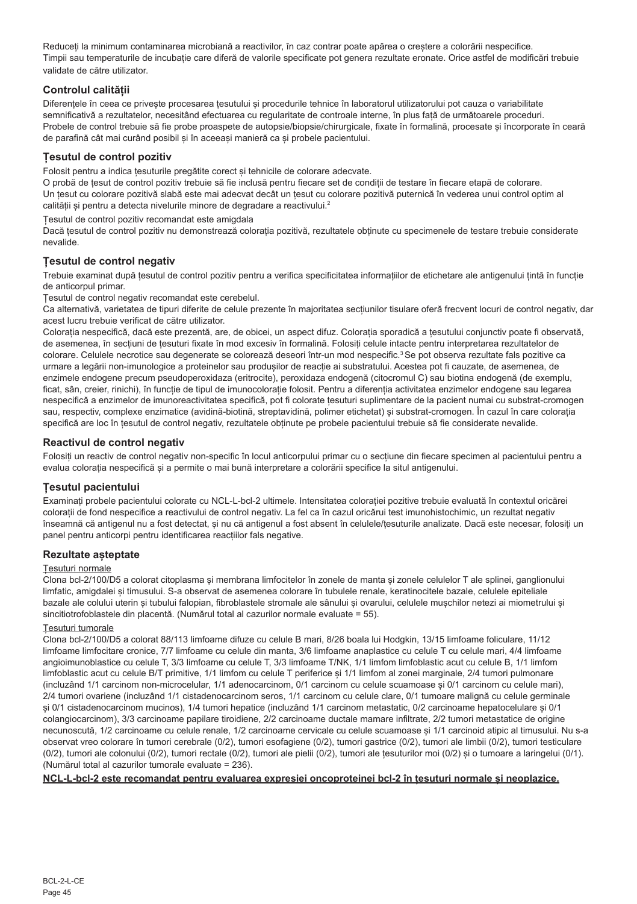Reduceți la minimum contaminarea microbiană a reactivilor, în caz contrar poate apărea o creștere a colorării nespecifice.
Timpii sau temperaturile de incubație care diferă de valorile specificate pot genera rezultate eronate. Orice astfel de modificări trebuie validate de către utilizator.

## Controlul calității

Diferențele în ceea ce privește procesarea țesutului și procedurile tehnice în laboratorul utilizatorului pot cauza o variabilitate semnificativă a rezultatelor, necesitând efectuarea cu regularitate de controale interne, în plus față de următoarele proceduri.
Probele de control trebuie să fie probe proaspete de autopsie/biopsie/chirurgicale, fixate în formalină, procesate și încorporate în ceară de parafină cât mai curând posibil și în aceeași manieră ca și probele pacientului.

## Țesutul de control pozitiv

Folosit pentru a indica țesuturile pregătite corect și tehnicile de colorare adecvate.
O probă de țesut de control pozitiv trebuie să fie inclusă pentru fiecare set de condiții de testare în fiecare etapă de colorare.
Un țesut cu colorare pozitivă slabă este mai adecvat decât un țesut cu colorare pozitivă puternică în vederea unui control optim al calității și pentru a detecta nivelurile minore de degradare a reactivului.[2]

Țesutul de control pozitiv recomandat este amigdala
Dacă țesutul de control pozitiv nu demonstrează colorația pozitivă, rezultatele obținute cu specimenele de testare trebuie considerate nevalide.

## Țesutul de control negativ

Trebuie examinat după țesutul de control pozitiv pentru a verifica specificitatea informațiilor de etichetare ale antigenului țintă în funcție de anticorpul primar.
Țesutul de control negativ recomandat este cerebelul.
Ca alternativă, varietatea de tipuri diferite de celule prezente în majoritatea secțiunilor tisulare oferă frecvent locuri de control negativ, dar acest lucru trebuie verificat de către utilizator.
Colorația nespecifică, dacă este prezentă, are, de obicei, un aspect difuz. Colorația sporadică a țesutului conjunctiv poate fi observată, de asemenea, în secțiuni de țesuturi fixate în mod excesiv în formalină. Folosiți celule intacte pentru interpretarea rezultatelor de colorare. Celulele necrotice sau degenerate se colorează deseori într-un mod nespecific.[3] Se pot observa rezultate fals pozitive ca urmare a legării non-imunologice a proteinelor sau produșilor de reacție ai substratului. Acestea pot fi cauzate, de asemenea, de enzimele endogene precum pseudoperoxidaza (eritrocite), peroxidaza endogenă (citocromul C) sau biotina endogenă (de exemplu, ficat, sân, creier, rinichi), în funcție de tipul de imunocolorație folosit. Pentru a diferenția activitatea enzimelor endogene sau legarea nespecifică a enzimelor de imunoreactivitatea specifică, pot fi colorate țesuturi suplimentare de la pacient numai cu substrat-cromogen sau, respectiv, complexe enzimatice (avidină-biotină, streptavidină, polimer etichetat) și substrat-cromogen. În cazul în care colorația specifică are loc în țesutul de control negativ, rezultatele obținute pe probele pacientului trebuie să fie considerate nevalide.

## Reactivul de control negativ

Folosiți un reactiv de control negativ non-specific în locul anticorpului primar cu o secțiune din fiecare specimen al pacientului pentru a evalua colorația nespecifică și a permite o mai bună interpretare a colorării specifice la situl antigenului.

## Țesutul pacientului

Examinați probele pacientului colorate cu NCL-L-bcl-2 ultimele. Intensitatea colorației pozitive trebuie evaluată în contextul oricărei colorații de fond nespecifice a reactivului de control negativ. La fel ca în cazul oricărui test imunohistochimic, un rezultat negativ înseamnă că antigenul nu a fost detectat, și nu că antigenul a fost absent în celulele/țesuturile analizate. Dacă este necesar, folosiți un panel pentru anticorpi pentru identificarea reacțiilor fals negative.

## Rezultate așteptate

Țesuturi normale

Clona bcl-2/100/D5 a colorat citoplasma și membrana limfocitelor în zonele de manta și zonele celulelor T ale splinei, ganglionului limfatic, amigdalei și timusului. S-a observat de asemenea colorare în tubulele renale, keratinocitele bazale, celulele epiteliale bazale ale colului uterin și tubului falopian, fibroblastele stromale ale sânului și ovarului, celulele mușchilor netezi ai miometrului și sincitiotrofoblastele din placentă. (Numărul total al cazurilor normale evaluate = 55).

Țesuturi tumorale

Clona bcl-2/100/D5 a colorat 88/113 limfoame difuze cu celule B mari, 8/26 boala lui Hodgkin, 13/15 limfoame foliculare, 11/12 limfoame limfocitare cronice, 7/7 limfoame cu celule din manta, 3/6 limfoame anaplastice cu celule T cu celule mari, 4/4 limfoame angioimunoblastice cu celule T, 3/3 limfoame cu celule T, 3/3 limfoame T/NK, 1/1 limfom limfoblastic acut cu celule B, 1/1 limfom limfoblastic acut cu celule B/T primitive, 1/1 limfom cu celule T periferice și 1/1 limfom al zonei marginale, 2/4 tumori pulmonare (incluzând 1/1 carcinom non-microcelular, 1/1 adenocarcinom, 0/1 carcinom cu celule scuamoase și 0/1 carcinom cu celule mari), 2/4 tumori ovariene (incluzând 1/1 cistadenocarcinom seros, 1/1 carcinom cu celule clare, 0/1 tumoare malignă cu celule germinale și 0/1 cistadenocarcinom mucinos), 1/4 tumori hepatice (incluzând 1/1 carcinom metastatic, 0/2 carcinoame hepatocelulare și 0/1 colangiocarcinom), 3/3 carcinoame papilare tiroidiene, 2/2 carcinoame ductale mamare infiltrate, 2/2 tumori metastatice de origine necunoscută, 1/2 carcinoame cu celule renale, 1/2 carcinoame cervicale cu celule scuamoase și 1/1 carcinoid atipic al timusului. Nu s-a observat vreo colorare în tumori cerebrale (0/2), tumori esofagiene (0/2), tumori gastrice (0/2), tumori ale limbii (0/2), tumori testiculare (0/2), tumori ale colonului (0/2), tumori rectale (0/2), tumori ale pielii (0/2), tumori ale țesuturilor moi (0/2) și o tumoare a laringelui (0/1). (Numărul total al cazurilor tumorale evaluate = 236).

**NCL-L-bcl-2 este recomandat pentru evaluarea expresiei oncoproteinei bcl-2 în țesuturi normale și neoplazice.**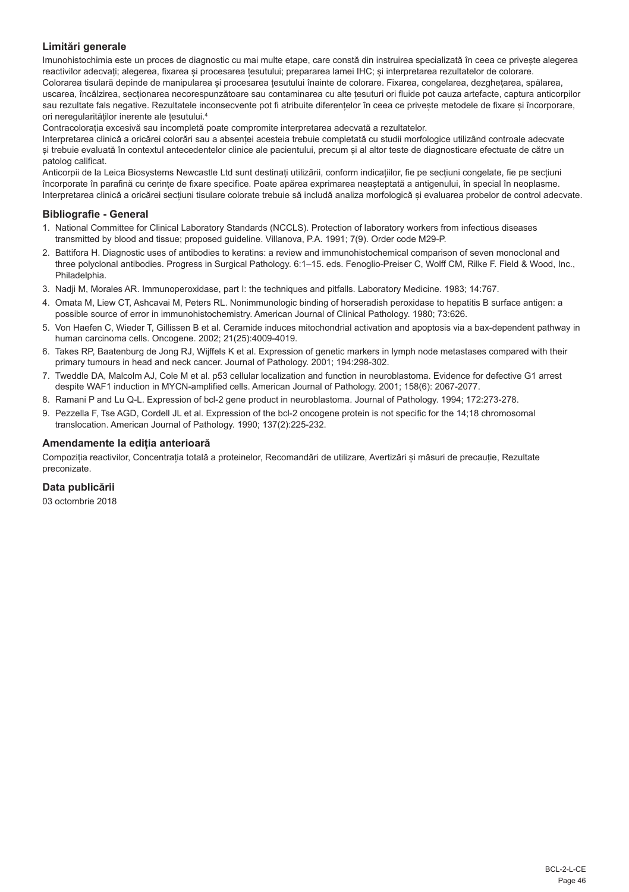## Limitări generale

Imunohistochimia este un proces de diagnostic cu mai multe etape, care constă din instruirea specializată în ceea ce privește alegerea reactivilor adecvați; alegerea, fixarea și procesarea țesutului; prepararea lamei IHC; și interpretarea rezultatelor de colorare.

Colorarea tisulară depinde de manipularea și procesarea țesutului înainte de colorare. Fixarea, congelarea, dezghețarea, spălarea, uscarea, încălzirea, secționarea necorespunzătoare sau contaminarea cu alte țesuturi ori fluide pot cauza artefacte, captura anticorpilor sau rezultate fals negative. Rezultatele inconsecvente pot fi atribuite diferențelor în ceea ce privește metodele de fixare și încorporare, ori neregularităților inerente ale țesutului.[4]

Contracolorația excesivă sau incompletă poate compromite interpretarea adecvată a rezultatelor.

Interpretarea clinică a oricărei colorări sau a absenței acesteia trebuie completată cu studii morfologice utilizând controale adecvate și trebuie evaluată în contextul antecedentelor clinice ale pacientului, precum și al altor teste de diagnosticare efectuate de către un patolog calificat.

Anticorpii de la Leica Biosystems Newcastle Ltd sunt destinați utilizării, conform indicațiilor, fie pe secțiuni congelate, fie pe secțiuni încorporate în parafină cu cerințe de fixare specifice. Poate apărea exprimarea neașteptată a antigenului, în special în neoplasme. Interpretarea clinică a oricărei secțiuni tisulare colorate trebuie să includă analiza morfologică și evaluarea probelor de control adecvate.

## Bibliografie - General

1. National Committee for Clinical Laboratory Standards (NCCLS). Protection of laboratory workers from infectious diseases transmitted by blood and tissue; proposed guideline. Villanova, P.A. 1991; 7(9). Order code M29-P.
2. Battifora H. Diagnostic uses of antibodies to keratins: a review and immunohistochemical comparison of seven monoclonal and three polyclonal antibodies. Progress in Surgical Pathology. 6:1–15. eds. Fenoglio-Preiser C, Wolff CM, Rilke F. Field & Wood, Inc., Philadelphia.
3. Nadji M, Morales AR. Immunoperoxidase, part I: the techniques and pitfalls. Laboratory Medicine. 1983; 14:767.
4. Omata M, Liew CT, Ashcavai M, Peters RL. Nonimmunologic binding of horseradish peroxidase to hepatitis B surface antigen: a possible source of error in immunohistochemistry. American Journal of Clinical Pathology. 1980; 73:626.
5. Von Haefen C, Wieder T, Gillissen B et al. Ceramide induces mitochondrial activation and apoptosis via a bax-dependent pathway in human carcinoma cells. Oncogene. 2002; 21(25):4009-4019.
6. Takes RP, Baatenburg de Jong RJ, Wijffels K et al. Expression of genetic markers in lymph node metastases compared with their primary tumours in head and neck cancer. Journal of Pathology. 2001; 194:298-302.
7. Tweddle DA, Malcolm AJ, Cole M et al. p53 cellular localization and function in neuroblastoma. Evidence for defective G1 arrest despite WAF1 induction in MYCN-amplified cells. American Journal of Pathology. 2001; 158(6): 2067-2077.
8. Ramani P and Lu Q-L. Expression of bcl-2 gene product in neuroblastoma. Journal of Pathology. 1994; 172:273-278.
9. Pezzella F, Tse AGD, Cordell JL et al. Expression of the bcl-2 oncogene protein is not specific for the 14;18 chromosomal translocation. American Journal of Pathology. 1990; 137(2):225-232.

## Amendamente la ediția anterioară

Compoziția reactivilor, Concentrația totală a proteinelor, Recomandări de utilizare, Avertizări și măsuri de precauție, Rezultate preconizate.

## Data publicării

03 octombrie 2018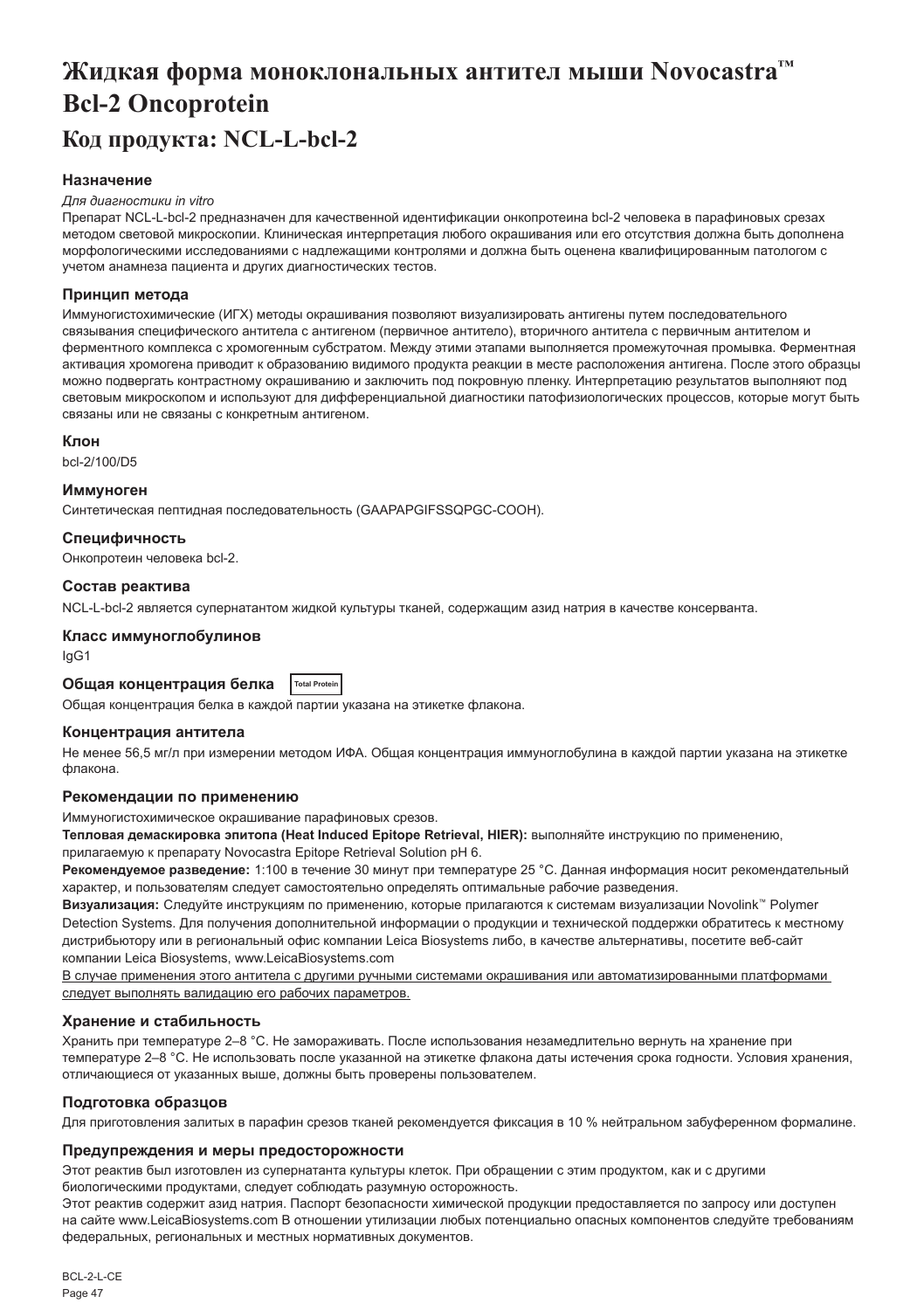# Жидкая форма моноклональных антител мыши Novocastra™ Bcl-2 Oncoprotein

# Код продукта: NCL-L-bcl-2

### Назначение

*Для диагностики in vitro*

Препарат NCL-L-bcl-2 предназначен для качественной идентификации онкопротеина bcl-2 человека в парафиновых срезах методом световой микроскопии. Клиническая интерпретация любого окрашивания или его отсутствия должна быть дополнена морфологическими исследованиями с надлежащими контролями и должна быть оценена квалифицированным патологом с учетом анамнеза пациента и других диагностических тестов.

### Принцип метода

Иммуногистохимические (ИГХ) методы окрашивания позволяют визуализировать антигены путем последовательного связывания специфического антитела с антигеном (первичное антитело), вторичного антитела с первичным антителом и ферментного комплекса с хромогенным субстратом. Между этими этапами выполняется промежуточная промывка. Ферментная активация хромогена приводит к образованию видимого продукта реакции в месте расположения антигена. После этого образцы можно подвергать контрастному окрашиванию и заключить под покровную пленку. Интерпретацию результатов выполняют под световым микроскопом и используют для дифференциальной диагностики патофизиологических процессов, которые могут быть связаны или не связаны с конкретным антигеном.

### Клон

bcl-2/100/D5

### Иммуноген

Синтетическая пептидная последовательность (GAAPAPGIFSSQPGC-COOH).

### Специфичность

Онкопротеин человека bcl-2.

### Состав реактива

NCL-L-bcl-2 является супернатантом жидкой культуры тканей, содержащим азид натрия в качестве консерванта.

### Класс иммуноглобулинов

IgG1

### Общая концентрация белка Total Protein

Общая концентрация белка в каждой партии указана на этикетке флакона.

### Концентрация антитела

Не менее 56,5 мг/л при измерении методом ИФА. Общая концентрация иммуноглобулина в каждой партии указана на этикетке флакона.

### Рекомендации по применению

Иммуногистохимическое окрашивание парафиновых срезов.

**Тепловая демаскировка эпитопа (Heat Induced Epitope Retrieval, HIER):** выполняйте инструкцию по применению, прилагаемую к препарату Novocastra Epitope Retrieval Solution pH 6.

**Рекомендуемое разведение:** 1:100 в течение 30 минут при температуре 25 °C. Данная информация носит рекомендательный характер, и пользователям следует самостоятельно определять оптимальные рабочие разведения.

**Визуализация:** Следуйте инструкциям по применению, которые прилагаются к системам визуализации Novolink™ Polymer Detection Systems. Для получения дополнительной информации о продукции и технической поддержки обратитесь к местному дистрибьютору или в региональный офис компании Leica Biosystems либо, в качестве альтернативы, посетите веб-сайт компании Leica Biosystems, www.LeicaBiosystems.com

<u>В случае применения этого антитела с другими ручными системами окрашивания или автоматизированными платформами следует выполнять валидацию его рабочих параметров.</u>

### Хранение и стабильность

Хранить при температуре 2–8 °C. Не замораживать. После использования незамедлительно вернуть на хранение при температуре 2–8 °C. Не использовать после указанной на этикетке флакона даты истечения срока годности. Условия хранения, отличающиеся от указанных выше, должны быть проверены пользователем.

### Подготовка образцов

Для приготовления залитых в парафин срезов тканей рекомендуется фиксация в 10 % нейтральном забуференном формалине.

### Предупреждения и меры предосторожности

Этот реактив был изготовлен из супернатанта культуры клеток. При обращении с этим продуктом, как и с другими биологическими продуктами, следует соблюдать разумную осторожность.

Этот реактив содержит азид натрия. Паспорт безопасности химической продукции предоставляется по запросу или доступен на сайте www.LeicaBiosystems.com В отношении утилизации любых потенциально опасных компонентов следуйте требованиям федеральных, региональных и местных нормативных документов.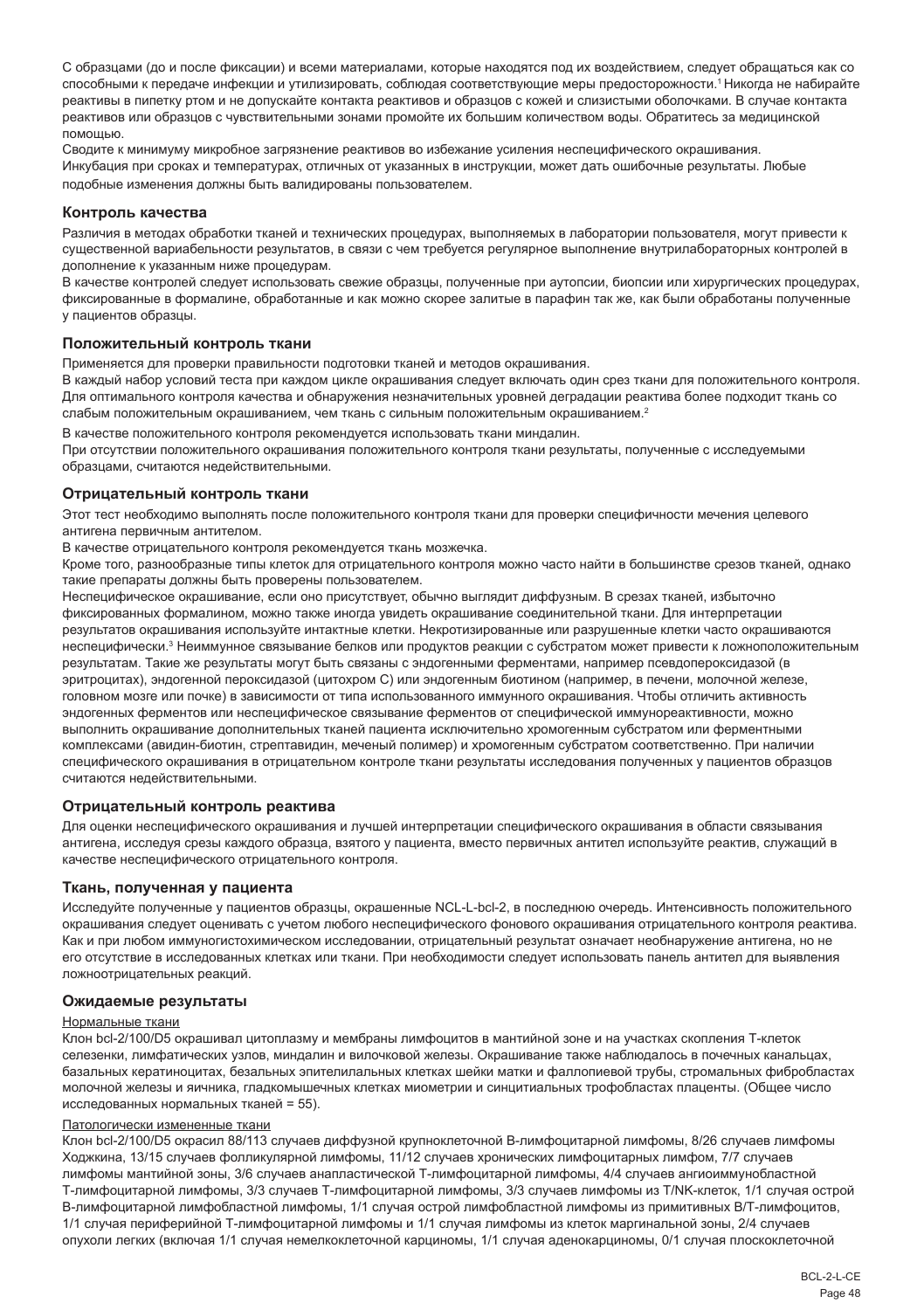С образцами (до и после фиксации) и всеми материалами, которые находятся под их воздействием, следует обращаться как со способными к передаче инфекции и утилизировать, соблюдая соответствующие меры предосторожности.[1] Никогда не набирайте реактивы в пипетку ртом и не допускайте контакта реактивов и образцов с кожей и слизистыми оболочками. В случае контакта реактивов или образцов с чувствительными зонами промойте их большим количеством воды. Обратитесь за медицинской помощью.

Сводите к минимуму микробное загрязнение реактивов во избежание усиления неспецифического окрашивания.

Инкубация при сроках и температурах, отличных от указанных в инструкции, может дать ошибочные результаты. Любые подобные изменения должны быть валидированы пользователем.

### Контроль качества

Различия в методах обработки тканей и технических процедурах, выполняемых в лаборатории пользователя, могут привести к существенной вариабельности результатов, в связи с чем требуется регулярное выполнение внутрилабораторных контролей в дополнение к указанным ниже процедурам.

В качестве контролей следует использовать свежие образцы, полученные при аутопсии, биопсии или хирургических процедурах, фиксированные в формалине, обработанные и как можно скорее залитые в парафин так же, как были обработаны полученные у пациентов образцы.

### Положительный контроль ткани

Применяется для проверки правильности подготовки тканей и методов окрашивания.

В каждый набор условий теста при каждом цикле окрашивания следует включать один срез ткани для положительного контроля. Для оптимального контроля качества и обнаружения незначительных уровней деградации реактива более подходит ткань со слабым положительным окрашиванием, чем ткань с сильным положительным окрашиванием.[2]

В качестве положительного контроля рекомендуется использовать ткани миндалин.

При отсутствии положительного окрашивания положительного контроля ткани результаты, полученные с исследуемыми образцами, считаются недействительными.

### Отрицательный контроль ткани

Этот тест необходимо выполнять после положительного контроля ткани для проверки специфичности мечения целевого антигена первичным антителом.

В качестве отрицательного контроля рекомендуется ткань мозжечка.

Кроме того, разнообразные типы клеток для отрицательного контроля можно часто найти в большинстве срезов тканей, однако такие препараты должны быть проверены пользователем.

Неспецифическое окрашивание, если оно присутствует, обычно выглядит диффузным. В срезах тканей, избыточно фиксированных формалином, можно также иногда увидеть окрашивание соединительной ткани. Для интерпретации результатов окрашивания используйте интактные клетки. Некротизированные или разрушенные клетки часто окрашиваются неспецифически.[3] Неиммунное связывание белков или продуктов реакции с субстратом может привести к ложноположительным результатам. Такие же результаты могут быть связаны с эндогенными ферментами, например псевдопероксидазой (в эритроцитах), эндогенной пероксидазой (цитохром C) или эндогенным биотином (например, в печени, молочной железе, головном мозге или почке) в зависимости от типа использованного иммунного окрашивания. Чтобы отличить активность эндогенных ферментов или неспецифическое связывание ферментов от специфической иммунореактивности, можно выполнить окрашивание дополнительных тканей пациента исключительно хромогенным субстратом или ферментными комплексами (авидин-биотин, стрептавидин, меченый полимер) и хромогенным субстратом соответственно. При наличии специфического окрашивания в отрицательном контроле ткани результаты исследования полученных у пациентов образцов считаются недействительными.

### Отрицательный контроль реактива

Для оценки неспецифического окрашивания и лучшей интерпретации специфического окрашивания в области связывания антигена, исследуя срезы каждого образца, взятого у пациента, вместо первичных антител используйте реактив, служащий в качестве неспецифического отрицательного контроля.

### Ткань, полученная у пациента

Исследуйте полученные у пациентов образцы, окрашенные NCL-L-bcl-2, в последнюю очередь. Интенсивность положительного окрашивания следует оценивать с учетом любого неспецифического фонового окрашивания отрицательного контроля реактива. Как и при любом иммуногистохимическом исследовании, отрицательный результат означает необнаружение антигена, но не его отсутствие в исследованных клетках или ткани. При необходимости следует использовать панель антител для выявления ложноотрицательных реакций.

### Ожидаемые результаты

Нормальные ткани

Клон bcl-2/100/D5 окрашивал цитоплазму и мембраны лимфоцитов в мантийной зоне и на участках скопления Т-клеток селезенки, лимфатических узлов, миндалин и вилочковой железы. Окрашивание также наблюдалось в почечных канальцах, базальных кератиноцитах, безальных эпителилальных клетках шейки матки и фаллопиевой трубы, стромальных фибробластах молочной железы и яичника, гладкомышечных клетках миометрии и синцитиальных трофобластах плаценты. (Общее число исследованных нормальных тканей = 55).

Патологически измененные ткани

Клон bcl-2/100/D5 окрасил 88/113 случаев диффузной крупноклеточной В-лимфоцитарной лимфомы, 8/26 случаев лимфомы Ходжкина, 13/15 случаев фолликулярной лимфомы, 11/12 случаев хронических лимфоцитарных лимфом, 7/7 случаев лимфомы мантийной зоны, 3/6 случаев анапластической Т-лимфоцитарной лимфомы, 4/4 случаев ангиоиммунобластной Т-лимфоцитарной лимфомы, 3/3 случаев Т-лимфоцитарной лимфомы, 3/3 случаев лимфомы из T/NK-клеток, 1/1 случая острой В-лимфоцитарной лимфобластной лимфомы, 1/1 случая острой лимфобластной лимфомы из примитивных В/Т-лимфоцитов, 1/1 случая периферийной Т-лимфоцитарной лимфомы и 1/1 случая лимфомы из клеток маргинальной зоны, 2/4 случаев опухоли легких (включая 1/1 случая немелкоклеточной карциномы, 1/1 случая аденокарциномы, 0/1 случая плоскоклеточной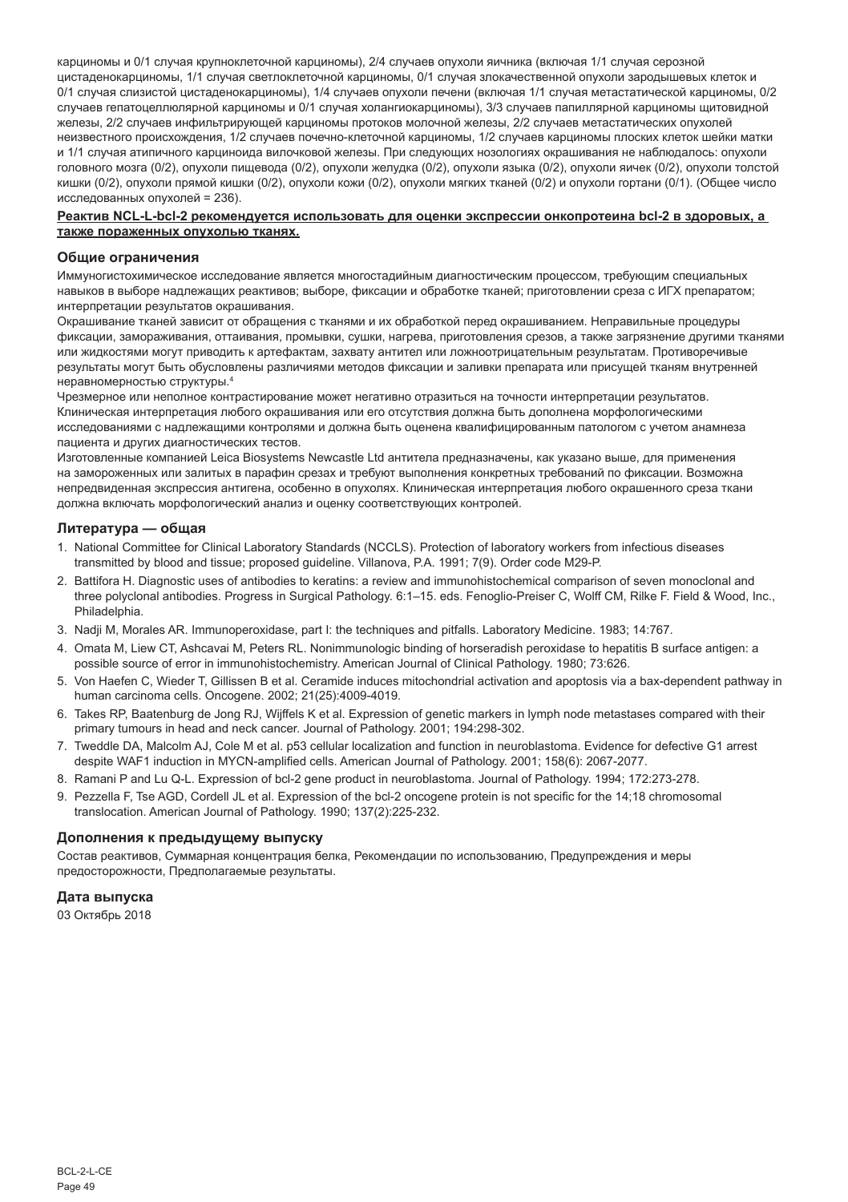карциномы и 0/1 случая крупноклеточной карциномы), 2/4 случаев опухоли яичника (включая 1/1 случая серозной цистаденокарциномы, 1/1 случая светлоклеточной карциномы, 0/1 случая злокачественной опухоли зародышевых клеток и 0/1 случая слизистой цистаденокарциномы), 1/4 случаев опухоли печени (включая 1/1 случая метастатической карциномы, 0/2 случаев гепатоцеллюлярной карциномы и 0/1 случая холангиокарциномы), 3/3 случаев папиллярной карциномы щитовидной железы, 2/2 случаев инфильтрирующей карциномы протоков молочной железы, 2/2 случаев метастатических опухолей неизвестного происхождения, 1/2 случаев почечно-клеточной карциномы, 1/2 случаев карциномы плоских клеток шейки матки и 1/1 случая атипичного карциноида вилочковой железы. При следующих нозологиях окрашивания не наблюдалось: опухоли головного мозга (0/2), опухоли пищевода (0/2), опухоли желудка (0/2), опухоли языка (0/2), опухоли яичек (0/2), опухоли толстой кишки (0/2), опухоли прямой кишки (0/2), опухоли кожи (0/2), опухоли мягких тканей (0/2) и опухоли гортани (0/1). (Общее число исследованных опухолей = 236).

**Реактив NCL-L-bcl-2 рекомендуется использовать для оценки экспрессии онкопротеина bcl-2 в здоровых, а также пораженных опухолью тканях.**

## Общие ограничения

Иммуногистохимическое исследование является многостадийным диагностическим процессом, требующим специальных навыков в выборе надлежащих реактивов; выборе, фиксации и обработке тканей; приготовлении среза с ИГХ препаратом; интерпретации результатов окрашивания.

Окрашивание тканей зависит от обращения с тканями и их обработкой перед окрашиванием. Неправильные процедуры фиксации, замораживания, оттаивания, промывки, сушки, нагрева, приготовления срезов, а также загрязнение другими тканями или жидкостями могут приводить к артефактам, захвату антител или ложноотрицательным результатам. Противоречивые результаты могут быть обусловлены различиями методов фиксации и заливки препарата или присущей тканям внутренней неравномерностью структуры.[4]

Чрезмерное или неполное контрастирование может негативно отразиться на точности интерпретации результатов. Клиническая интерпретация любого окрашивания или его отсутствия должна быть дополнена морфологическими исследованиями с надлежащими контролями и должна быть оценена квалифицированным патологом с учетом анамнеза пациента и других диагностических тестов.

Изготовленные компанией Leica Biosystems Newcastle Ltd антитела предназначены, как указано выше, для применения на замороженных или залитых в парафин срезах и требуют выполнения конкретных требований по фиксации. Возможна непредвиденная экспрессия антигена, особенно в опухолях. Клиническая интерпретация любого окрашенного среза ткани должна включать морфологический анализ и оценку соответствующих контролей.

## Литература — общая

1. National Committee for Clinical Laboratory Standards (NCCLS). Protection of laboratory workers from infectious diseases transmitted by blood and tissue; proposed guideline. Villanova, P.A. 1991; 7(9). Order code M29-P.
2. Battifora H. Diagnostic uses of antibodies to keratins: a review and immunohistochemical comparison of seven monoclonal and three polyclonal antibodies. Progress in Surgical Pathology. 6:1–15. eds. Fenoglio-Preiser C, Wolff CM, Rilke F. Field & Wood, Inc., Philadelphia.
3. Nadji M, Morales AR. Immunoperoxidase, part I: the techniques and pitfalls. Laboratory Medicine. 1983; 14:767.
4. Omata M, Liew CT, Ashcavai M, Peters RL. Nonimmunologic binding of horseradish peroxidase to hepatitis B surface antigen: a possible source of error in immunohistochemistry. American Journal of Clinical Pathology. 1980; 73:626.
5. Von Haefen C, Wieder T, Gillissen B et al. Ceramide induces mitochondrial activation and apoptosis via a bax-dependent pathway in human carcinoma cells. Oncogene. 2002; 21(25):4009-4019.
6. Takes RP, Baatenburg de Jong RJ, Wijffels K et al. Expression of genetic markers in lymph node metastases compared with their primary tumours in head and neck cancer. Journal of Pathology. 2001; 194:298-302.
7. Tweddle DA, Malcolm AJ, Cole M et al. p53 cellular localization and function in neuroblastoma. Evidence for defective G1 arrest despite WAF1 induction in MYCN-amplified cells. American Journal of Pathology. 2001; 158(6): 2067-2077.
8. Ramani P and Lu Q-L. Expression of bcl-2 gene product in neuroblastoma. Journal of Pathology. 1994; 172:273-278.
9. Pezzella F, Tse AGD, Cordell JL et al. Expression of the bcl-2 oncogene protein is not specific for the 14;18 chromosomal translocation. American Journal of Pathology. 1990; 137(2):225-232.

## Дополнения к предыдущему выпуску

Состав реактивов, Суммарная концентрация белка, Рекомендации по использованию, Предупреждения и меры предосторожности, Предполагаемые результаты.

## Дата выпуска

03 Октябрь 2018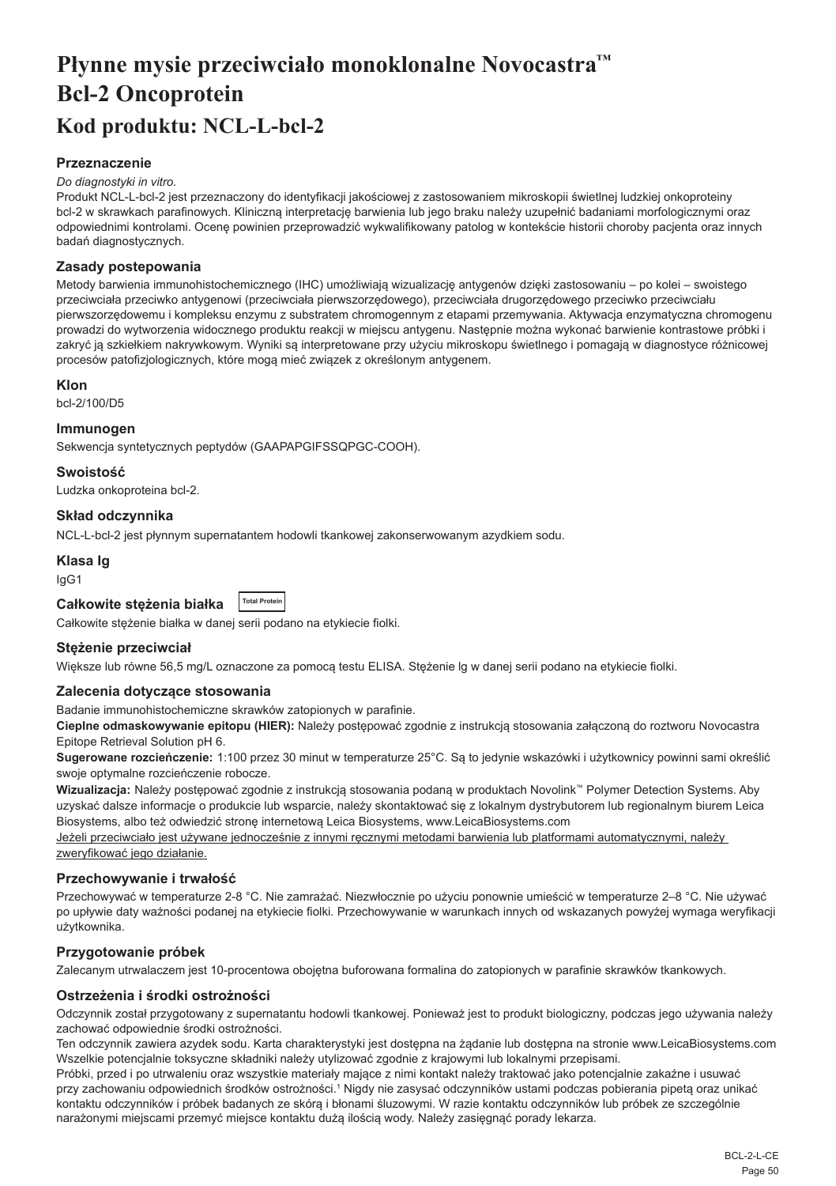# Płynne mysie przeciwciało monoklonalne Novocastra™ Bcl-2 Oncoprotein

## Kod produktu: NCL-L-bcl-2

### Przeznaczenie

*Do diagnostyki in vitro.*

Produkt NCL-L-bcl-2 jest przeznaczony do identyfikacji jakościowej z zastosowaniem mikroskopii świetlnej ludzkiej onkoproteiny bcl-2 w skrawkach parafinowych. Kliniczną interpretację barwienia lub jego braku należy uzupełnić badaniami morfologicznymi oraz odpowiednimi kontrolami. Ocenę powinien przeprowadzić wykwalifikowany patolog w kontekście historii choroby pacjenta oraz innych badań diagnostycznych.

### Zasady postepowania

Metody barwienia immunohistochemicznego (IHC) umożliwiają wizualizację antygenów dzięki zastosowaniu – po kolei – swoistego przeciwciała przeciwko antygenowi (przeciwciała pierwszorzędowego), przeciwciała drugorzędowego przeciwko przeciwciału pierwszorzędowemu i kompleksu enzymu z substratem chromogennym z etapami przemywania. Aktywacja enzymatyczna chromogenu prowadzi do wytworzenia widocznego produktu reakcji w miejscu antygenu. Następnie można wykonać barwienie kontrastowe próbki i zakryć ją szkiełkiem nakrywkowym. Wyniki są interpretowane przy użyciu mikroskopu świetlnego i pomagają w diagnostyce różnicowej procesów patofizjologicznych, które mogą mieć związek z określonym antygenem.

### Klon

bcl-2/100/D5

### Immunogen

Sekwencja syntetycznych peptydów (GAAPAPGIFSSQPGC-COOH).

### Swoistość

Ludzka onkoproteina bcl-2.

### Skład odczynnika

NCL-L-bcl-2 jest płynnym supernatantem hodowli tkankowej zakonserwowanym azydkiem sodu.

### Klasa Ig

IgG1

### Całkowite stężenia białka

Total Protein

Całkowite stężenie białka w danej serii podano na etykiecie fiolki.

### Stężenie przeciwciał

Większe lub równe 56,5 mg/L oznaczone za pomocą testu ELISA. Stężenie Ig w danej serii podano na etykiecie fiolki.

### Zalecenia dotyczące stosowania

Badanie immunohistochemiczne skrawków zatopionych w parafinie.

**Cieplne odmaskowywanie epitopu (HIER):** Należy postępować zgodnie z instrukcją stosowania załączoną do roztworu Novocastra Epitope Retrieval Solution pH 6.

**Sugerowane rozcieńczenie:** 1:100 przez 30 minut w temperaturze 25°C. Są to jedynie wskazówki i użytkownicy powinni sami określić swoje optymalne rozcieńczenie robocze.

**Wizualizacja:** Należy postępować zgodnie z instrukcją stosowania podaną w produktach Novolink™ Polymer Detection Systems. Aby uzyskać dalsze informacje o produkcie lub wsparcie, należy skontaktować się z lokalnym dystrybutorem lub regionalnym biurem Leica Biosystems, albo też odwiedzić stronę internetową Leica Biosystems, www.LeicaBiosystems.com

Jeżeli przeciwciało jest używane jednocześnie z innymi ręcznymi metodami barwienia lub platformami automatycznymi, należy zweryfikować jego działanie.

### Przechowywanie i trwałość

Przechowywać w temperaturze 2-8 °C. Nie zamrażać. Niezwłocznie po użyciu ponownie umieścić w temperaturze 2–8 °C. Nie używać po upływie daty ważności podanej na etykiecie fiolki. Przechowywanie w warunkach innych od wskazanych powyżej wymaga weryfikacji użytkownika.

### Przygotowanie próbek

Zalecanym utrwalaczem jest 10-procentowa obojętna buforowana formalina do zatopionych w parafinie skrawków tkankowych.

### Ostrzeżenia i środki ostrożności

Odczynnik został przygotowany z supernatantu hodowli tkankowej. Ponieważ jest to produkt biologiczny, podczas jego używania należy zachować odpowiednie środki ostrożności.

Ten odczynnik zawiera azydek sodu. Karta charakterystyki jest dostępna na żądanie lub dostępna na stronie www.LeicaBiosystems.com

Wszelkie potencjalnie toksyczne składniki należy utylizować zgodnie z krajowymi lub lokalnymi przepisami.

Próbki, przed i po utrwaleniu oraz wszystkie materiały mające z nimi kontakt należy traktować jako potencjalnie zakaźne i usuwać przy zachowaniu odpowiednich środków ostrożności.[1] Nigdy nie zasysać odczynników ustami podczas pobierania pipetą oraz unikać kontaktu odczynników i próbek badanych ze skórą i błonami śluzowymi. W razie kontaktu odczynników lub próbek ze szczególnie narażonymi miejscami przemyć miejsce kontaktu dużą ilością wody. Należy zasięgnąć porady lekarza.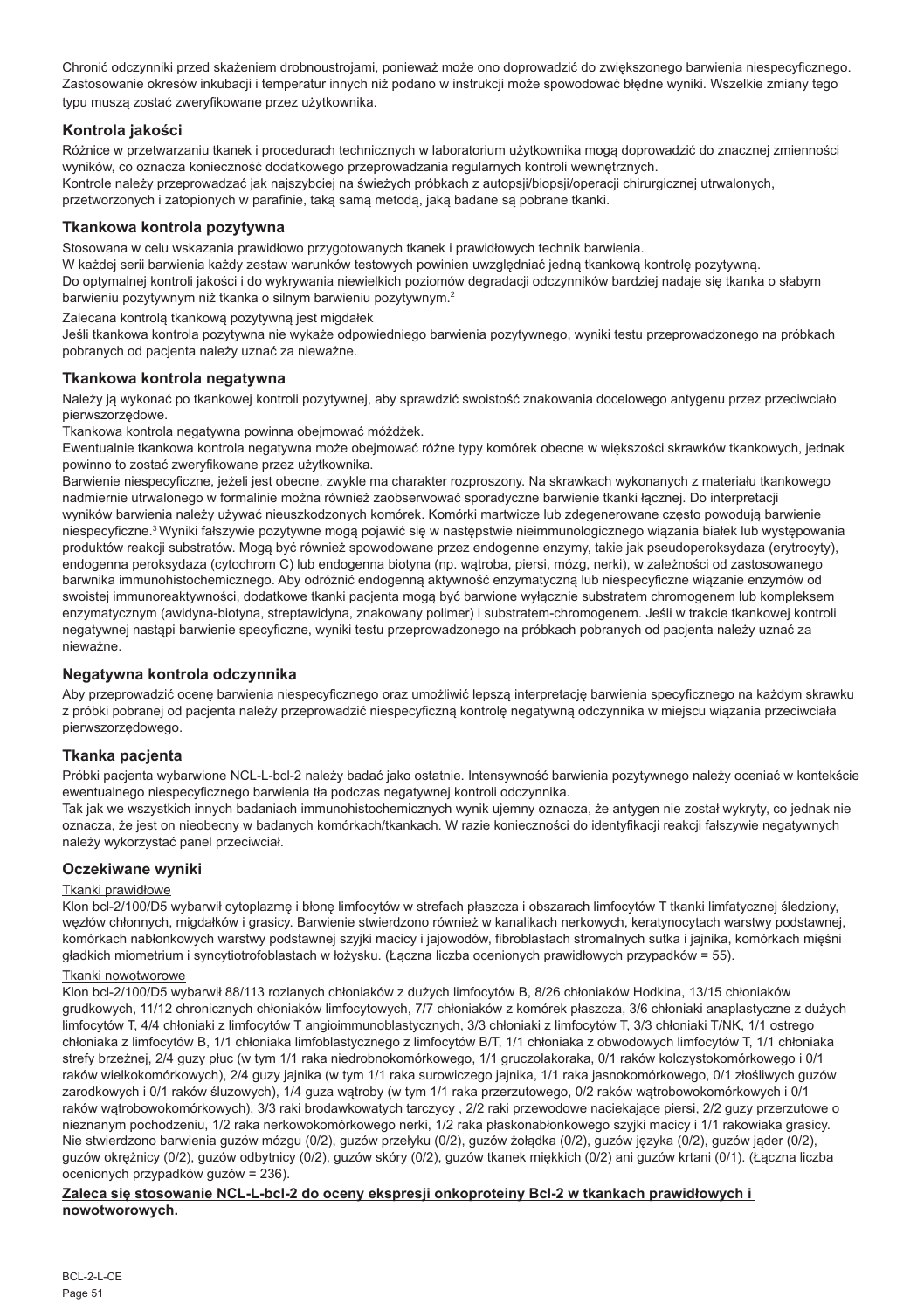Chronić odczynniki przed skażeniem drobnoustrojami, ponieważ może ono doprowadzić do zwiększonego barwienia niespecyficznego. Zastosowanie okresów inkubacji i temperatur innych niż podano w instrukcji może spowodować błędne wyniki. Wszelkie zmiany tego typu muszą zostać zweryfikowane przez użytkownika.

## Kontrola jakości

Różnice w przetwarzaniu tkanek i procedurach technicznych w laboratorium użytkownika mogą doprowadzić do znacznej zmienności wyników, co oznacza konieczność dodatkowego przeprowadzania regularnych kontroli wewnętrznych.
Kontrole należy przeprowadzać jak najszybciej na świeżych próbkach z autopsji/biopsji/operacji chirurgicznej utrwalonych, przetworzonych i zatopionych w parafinie, taką samą metodą, jaką badane są pobrane tkanki.

## Tkankowa kontrola pozytywna

Stosowana w celu wskazania prawidłowo przygotowanych tkanek i prawidłowych technik barwienia.
W każdej serii barwienia każdy zestaw warunków testowych powinien uwzględniać jedną tkankową kontrolę pozytywną.
Do optymalnej kontroli jakości i do wykrywania niewielkich poziomów degradacji odczynników bardziej nadaje się tkanka o słabym barwieniu pozytywnym niż tkanka o silnym barwieniu pozytywnym.[2]

Zalecaną kontrolą tkankową pozytywną jest migdałek
Jeśli tkankowa kontrola pozytywna nie wykaże odpowiedniego barwienia pozytywnego, wyniki testu przeprowadzonego na próbkach pobranych od pacjenta należy uznać za nieważne.

## Tkankowa kontrola negatywna

Należy ją wykonać po tkankowej kontroli pozytywnej, aby sprawdzić swoistość znakowania docelowego antygenu przez przeciwciało pierwszorzędowe.
Tkankowa kontrola negatywna powinna obejmować móżdżek.
Ewentualnie tkankowa kontrola negatywna może obejmować różne typy komórek obecne w większości skrawków tkankowych, jednak powinno to zostać zweryfikowane przez użytkownika.
Barwienie niespecyficzne, jeżeli jest obecne, zwykle ma charakter rozproszony. Na skrawkach wykonanych z materiału tkankowego nadmiernie utrwalonego w formalinie można również zaobserwować sporadyczne barwienie tkanki łącznej. Do interpretacji wyników barwienia należy używać nieuszkodzonych komórek. Komórki martwicze lub zdegenerowane często powodują barwienie niespecyficzne.[3] Wyniki fałszywie pozytywne mogą pojawić się w następstwie nieimmunologicznego wiązania białek lub występowania produktów reakcji substratów. Mogą być również spowodowane przez endogenne enzymy, takie jak pseudoperoksydaza (erytrocyty), endogenna peroksydaza (cytochrom C) lub endogenna biotyna (np. wątroba, piersi, mózg, nerki), w zależności od zastosowanego barwnika immunohistochemicznego. Aby odróżnić endogenną aktywność enzymatyczną lub niespecyficzne wiązanie enzymów od swoistej immunoreaktywności, dodatkowe tkanki pacjenta mogą być barwione wyłącznie substratem chromogenem lub kompleksem enzymatycznym (awidyna-biotyna, streptawidyna, znakowany polimer) i substratem-chromogenem. Jeśli w trakcie tkankowej kontroli negatywnej nastąpi barwienie specyficzne, wyniki testu przeprowadzonego na próbkach pobranych od pacjenta należy uznać za nieważne.

## Negatywna kontrola odczynnika

Aby przeprowadzić ocenę barwienia niespecyficznego oraz umożliwić lepszą interpretację barwienia specyficznego na każdym skrawku z próbki pobranej od pacjenta należy przeprowadzić niespecyficzną kontrolę negatywną odczynnika w miejscu wiązania przeciwciała pierwszorzędowego.

## Tkanka pacjenta

Próbki pacjenta wybarwione NCL-L-bcl-2 należy badać jako ostatnie. Intensywność barwienia pozytywnego należy oceniać w kontekście ewentualnego niespecyficznego barwienia tła podczas negatywnej kontroli odczynnika.
Tak jak we wszystkich innych badaniach immunohistochemicznych wynik ujemny oznacza, że antygen nie został wykryty, co jednak nie oznacza, że jest on nieobecny w badanych komórkach/tkankach. W razie konieczności do identyfikacji reakcji fałszywie negatywnych należy wykorzystać panel przeciwciał.

## Oczekiwane wyniki

Tkanki prawidłowe

Klon bcl-2/100/D5 wybarwił cytoplazmę i błonę limfocytów w strefach płaszcza i obszarach limfocytów T tkanki limfatycznej śledziony, węzłów chłonnych, migdałków i grasicy. Barwienie stwierdzono również w kanalikach nerkowych, keratynocytach warstwy podstawnej, komórkach nabłonkowych warstwy podstawnej szyjki macicy i jajowodów, fibroblastach stromalnych sutka i jajnika, komórkach mięśni gładkich miometrium i syncytiotrofoblastach w łożysku. (Łączna liczba ocenionych prawidłowych przypadków = 55).

Tkanki nowotworowe

Klon bcl-2/100/D5 wybarwił 88/113 rozlanych chłoniaków z dużych limfocytów B, 8/26 chłoniaków Hodkina, 13/15 chłoniaków grudkowych, 11/12 chronicznych chłoniaków limfocytowych, 7/7 chłoniaków z komórek płaszcza, 3/6 chłoniaki anaplastyczne z dużych limfocytów T, 4/4 chłoniaki z limfocytów T angioimmunoblastycznych, 3/3 chłoniaki z limfocytów T, 3/3 chłoniaki T/NK, 1/1 ostrego chłoniaka z limfocytów B, 1/1 chłoniaka limfoblastycznego z limfocytów B/T, 1/1 chłoniaka z obwodowych limfocytów T, 1/1 chłoniaka strefy brzeżnej, 2/4 guzy płuc (w tym 1/1 raka niedrobnokomórkowego, 1/1 gruczolakoraka, 0/1 raków kolczystokomórkowego i 0/1 raków wielkokomórkowych), 2/4 guzy jajnika (w tym 1/1 raka surowiczego jajnika, 1/1 raka jasnokomórkowego, 0/1 złośliwych guzów zarodkowych i 0/1 raków śluzowych), 1/4 guza wątroby (w tym 1/1 raka przerzutowego, 0/2 raków wątrobowokomórkowych i 0/1 raków wątrobowokomórkowych), 3/3 raki brodawkowatych tarczycy , 2/2 raki przewodowe naciekające piersi, 2/2 guzy przerzutowe o nieznanym pochodzeniu, 1/2 raka nerkowokomórkowego nerki, 1/2 raka płaskonabłonkowego szyjki macicy i 1/1 rakowiaka grasicy. Nie stwierdzono barwienia guzów mózgu (0/2), guzów przełyku (0/2), guzów żołądka (0/2), guzów języka (0/2), guzów jąder (0/2), guzów okrężnicy (0/2), guzów odbytnicy (0/2), guzów skóry (0/2), guzów tkanek miękkich (0/2) ani guzów krtani (0/1). (Łączna liczba ocenionych przypadków guzów = 236).

**Zaleca się stosowanie NCL-L-bcl-2 do oceny ekspresji onkoproteiny Bcl-2 w tkankach prawidłowych i nowotworowych.**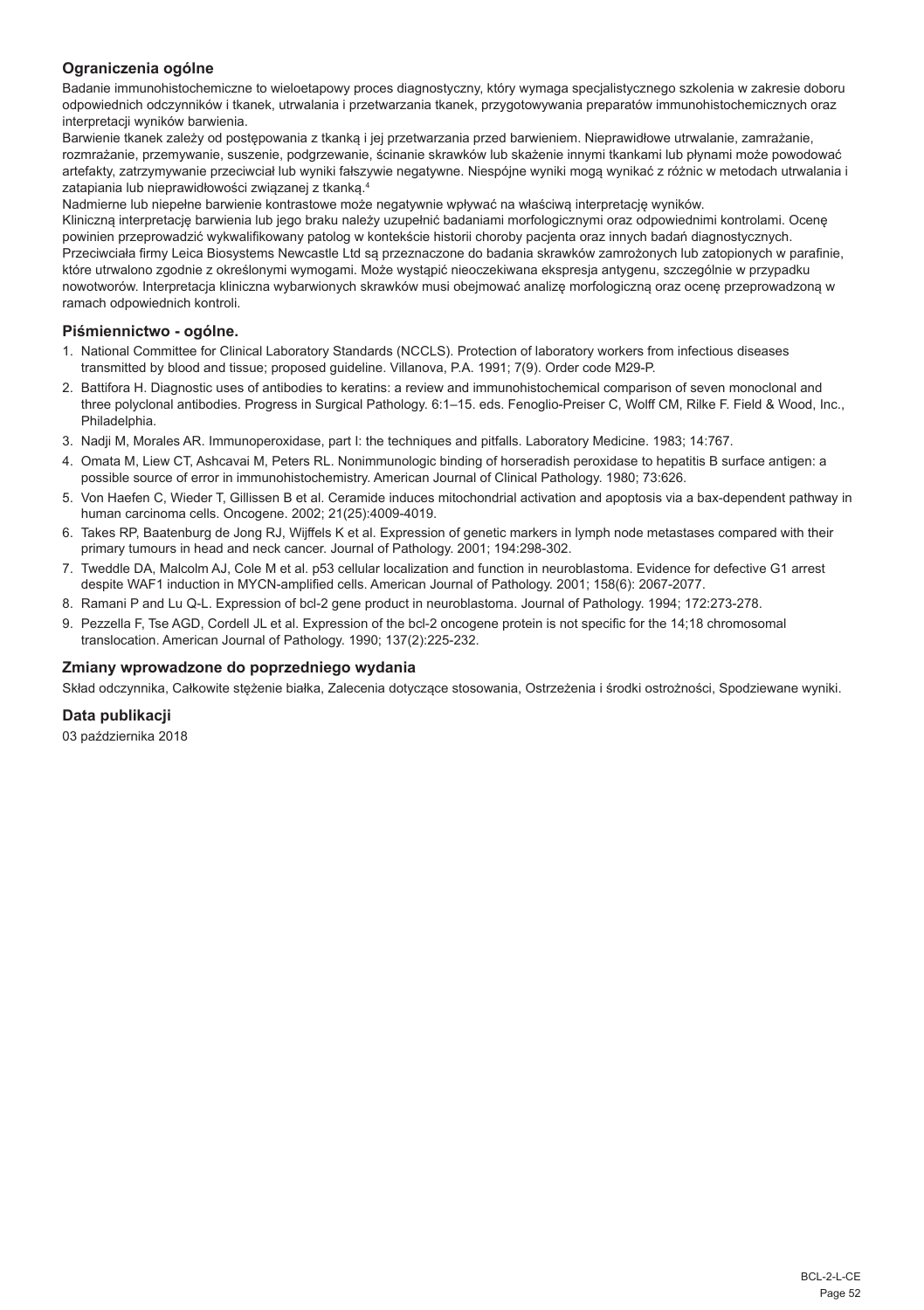### Ograniczenia ogólne

Badanie immunohistochemiczne to wieloetapowy proces diagnostyczny, który wymaga specjalistycznego szkolenia w zakresie doboru odpowiednich odczynników i tkanek, utrwalania i przetwarzania tkanek, przygotowywania preparatów immunohistochemicznych oraz interpretacji wyników barwienia.

Barwienie tkanek zależy od postępowania z tkanką i jej przetwarzania przed barwieniem. Nieprawidłowe utrwalanie, zamrażanie, rozmrażanie, przemywanie, suszenie, podgrzewanie, ścinanie skrawków lub skażenie innymi tkankami lub płynami może powodować artefakty, zatrzymywanie przeciwciał lub wyniki fałszywie negatywne. Niespójne wyniki mogą wynikać z różnic w metodach utrwalania i zatapiania lub nieprawidłowości związanej z tkanką.[4]

Nadmierne lub niepełne barwienie kontrastowe może negatywnie wpływać na właściwą interpretację wyników.

Kliniczną interpretację barwienia lub jego braku należy uzupełnić badaniami morfologicznymi oraz odpowiednimi kontrolami. Ocenę powinien przeprowadzić wykwalifikowany patolog w kontekście historii choroby pacjenta oraz innych badań diagnostycznych.

Przeciwciała firmy Leica Biosystems Newcastle Ltd są przeznaczone do badania skrawków zamrożonych lub zatopionych w parafinie, które utrwalono zgodnie z określonymi wymogami. Może wystąpić nieoczekiwana ekspresja antygenu, szczególnie w przypadku nowotworów. Interpretacja kliniczna wybarwionych skrawków musi obejmować analizę morfologiczną oraz ocenę przeprowadzoną w ramach odpowiednich kontroli.

### Piśmiennictwo - ogólne.

1. National Committee for Clinical Laboratory Standards (NCCLS). Protection of laboratory workers from infectious diseases transmitted by blood and tissue; proposed guideline. Villanova, P.A. 1991; 7(9). Order code M29-P.
2. Battifora H. Diagnostic uses of antibodies to keratins: a review and immunohistochemical comparison of seven monoclonal and three polyclonal antibodies. Progress in Surgical Pathology. 6:1–15. eds. Fenoglio-Preiser C, Wolff CM, Rilke F. Field & Wood, Inc., Philadelphia.
3. Nadji M, Morales AR. Immunoperoxidase, part I: the techniques and pitfalls. Laboratory Medicine. 1983; 14:767.
4. Omata M, Liew CT, Ashcavai M, Peters RL. Nonimmunologic binding of horseradish peroxidase to hepatitis B surface antigen: a possible source of error in immunohistochemistry. American Journal of Clinical Pathology. 1980; 73:626.
5. Von Haefen C, Wieder T, Gillissen B et al. Ceramide induces mitochondrial activation and apoptosis via a bax-dependent pathway in human carcinoma cells. Oncogene. 2002; 21(25):4009-4019.
6. Takes RP, Baatenburg de Jong RJ, Wijffels K et al. Expression of genetic markers in lymph node metastases compared with their primary tumours in head and neck cancer. Journal of Pathology. 2001; 194:298-302.
7. Tweddle DA, Malcolm AJ, Cole M et al. p53 cellular localization and function in neuroblastoma. Evidence for defective G1 arrest despite WAF1 induction in MYCN-amplified cells. American Journal of Pathology. 2001; 158(6): 2067-2077.
8. Ramani P and Lu Q-L. Expression of bcl-2 gene product in neuroblastoma. Journal of Pathology. 1994; 172:273-278.
9. Pezzella F, Tse AGD, Cordell JL et al. Expression of the bcl-2 oncogene protein is not specific for the 14;18 chromosomal translocation. American Journal of Pathology. 1990; 137(2):225-232.

### Zmiany wprowadzone do poprzedniego wydania

Skład odczynnika, Całkowite stężenie białka, Zalecenia dotyczące stosowania, Ostrzeżenia i środki ostrożności, Spodziewane wyniki.

### Data publikacji

03 października 2018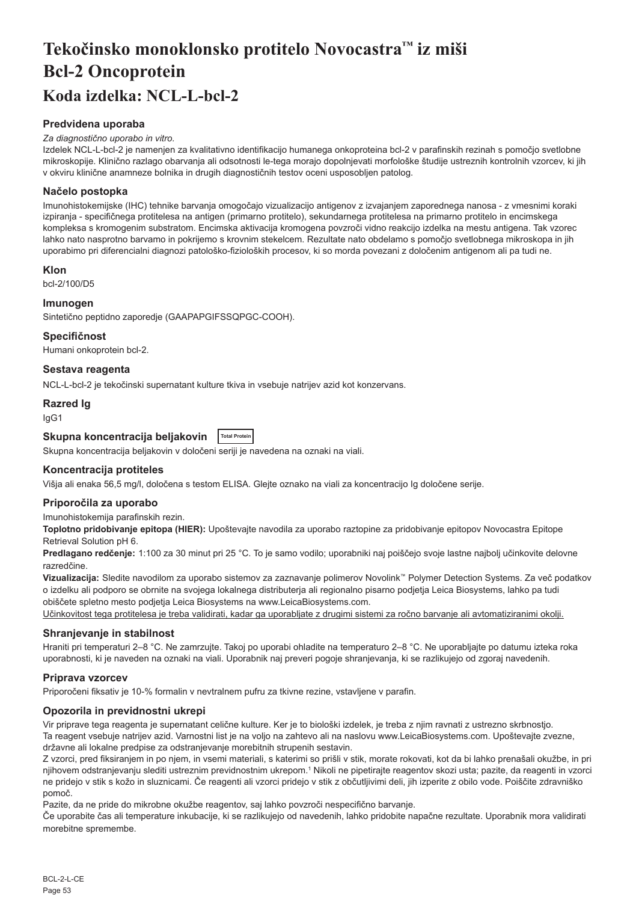# Tekočinsko monoklonsko protitelo Novocastra™ iz miši Bcl-2 Oncoprotein

# Koda izdelka: NCL-L-bcl-2

### Predvidena uporaba

*Za diagnostično uporabo in vitro.*

Izdelek NCL-L-bcl-2 je namenjen za kvalitativno identifikacijo humanega onkoproteina bcl-2 v parafinskih rezinah s pomočjo svetlobne mikroskopije. Klinično razlago obarvanja ali odsotnosti le-tega morajo dopolnjevati morfološke študije ustreznih kontrolnih vzorcev, ki jih v okviru klinične anamneze bolnika in drugih diagnostičnih testov oceni usposobljen patolog.

### Načelo postopka

Imunohistokemijske (IHC) tehnike barvanja omogočajo vizualizacijo antigenov z izvajanjem zaporednega nanosa - z vmesnimi koraki izpiranja - specifičnega protitelesa na antigen (primarno protitelo), sekundarnega protitelesa na primarno protitelo in encimskega kompleksa s kromogenim substratom. Encimska aktivacija kromogena povzroči vidno reakcijo izdelka na mestu antigena. Tak vzorec lahko nato nasprotno barvamo in pokrijemo s krovnim stekelcem. Rezultate nato obdelamo s pomočjo svetlobnega mikroskopa in jih uporabimo pri diferencialni diagnozi patološko-fizioloških procesov, ki so morda povezani z določenim antigenom ali pa tudi ne.

### Klon

bcl-2/100/D5

### Imunogen

Sintetično peptidno zaporedje (GAAPAPGIFSSQPGC-COOH).

### Specifičnost

Humani onkoprotein bcl-2.

### Sestava reagenta

NCL-L-bcl-2 je tekočinski supernatant kulture tkiva in vsebuje natrijev azid kot konzervans.

### Razred Ig

IgG1

### Skupna koncentracija beljakovin

Total Protein

Skupna koncentracija beljakovin v določeni seriji je navedena na oznaki na viali.

### Koncentracija protiteles

Višja ali enaka 56,5 mg/l, določena s testom ELISA. Glejte oznako na viali za koncentracijo Ig določene serije.

### Priporočila za uporabo

Imunohistokemija parafinskih rezin.

**Toplotno pridobivanje epitopa (HIER):** Upoštevajte navodila za uporabo raztopine za pridobivanje epitopov Novocastra Epitope Retrieval Solution pH 6.

**Predlagano redčenje:** 1:100 za 30 minut pri 25 °C. To je samo vodilo; uporabniki naj poiščejo svoje lastne najbolj učinkovite delovne razredčine.

**Vizualizacija:** Sledite navodilom za uporabo sistemov za zaznavanje polimerov Novolink™ Polymer Detection Systems. Za več podatkov o izdelku ali podporo se obrnite na svojega lokalnega distributerja ali regionalno pisarno podjetja Leica Biosystems, lahko pa tudi obiščete spletno mesto podjetja Leica Biosystems na www.LeicaBiosystems.com.

<u>Učinkovitost tega protitelesa je treba validirati, kadar ga uporabljate z drugimi sistemi za ročno barvanje ali avtomatiziranimi okolji.</u>

### Shranjevanje in stabilnost

Hraniti pri temperaturi 2–8 °C. Ne zamrzujte. Takoj po uporabi ohladite na temperaturo 2–8 °C. Ne uporabljajte po datumu izteka roka uporabnosti, ki je naveden na oznaki na viali. Uporabnik naj preveri pogoje shranjevanja, ki se razlikujejo od zgoraj navedenih.

### Priprava vzorcev

Priporočeni fiksativ je 10-% formalin v nevtralnem pufru za tkivne rezine, vstavljene v parafin.

### Opozorila in previdnostni ukrepi

Vir priprave tega reagenta je supernatant celične kulture. Ker je to biološki izdelek, je treba z njim ravnati z ustrezno skrbnostjo.

Ta reagent vsebuje natrijev azid. Varnostni list je na voljo na zahtevo ali na naslovu www.LeicaBiosystems.com. Upoštevajte zvezne, državne ali lokalne predpise za odstranjevanje morebitnih strupenih sestavin.

Z vzorci, pred fiksiranjem in po njem, in vsemi materiali, s katerimi so prišli v stik, morate rokovati, kot da bi lahko prenašali okužbe, in pri njihovem odstranjevanju slediti ustreznim previdnostnim ukrepom.[1] Nikoli ne pipetirajte reagentov skozi usta; pazite, da reagenti in vzorci ne pridejo v stik s kožo in sluznicami. Če reagenti ali vzorci pridejo v stik z občutljivimi deli, jih izperite z obilo vode. Poiščite zdravniško pomoč.

Pazite, da ne pride do mikrobne okužbe reagentov, saj lahko povzroči nespecifično barvanje.

Če uporabite čas ali temperature inkubacije, ki se razlikujejo od navedenih, lahko pridobite napačne rezultate. Uporabnik mora validirati morebitne spremembe.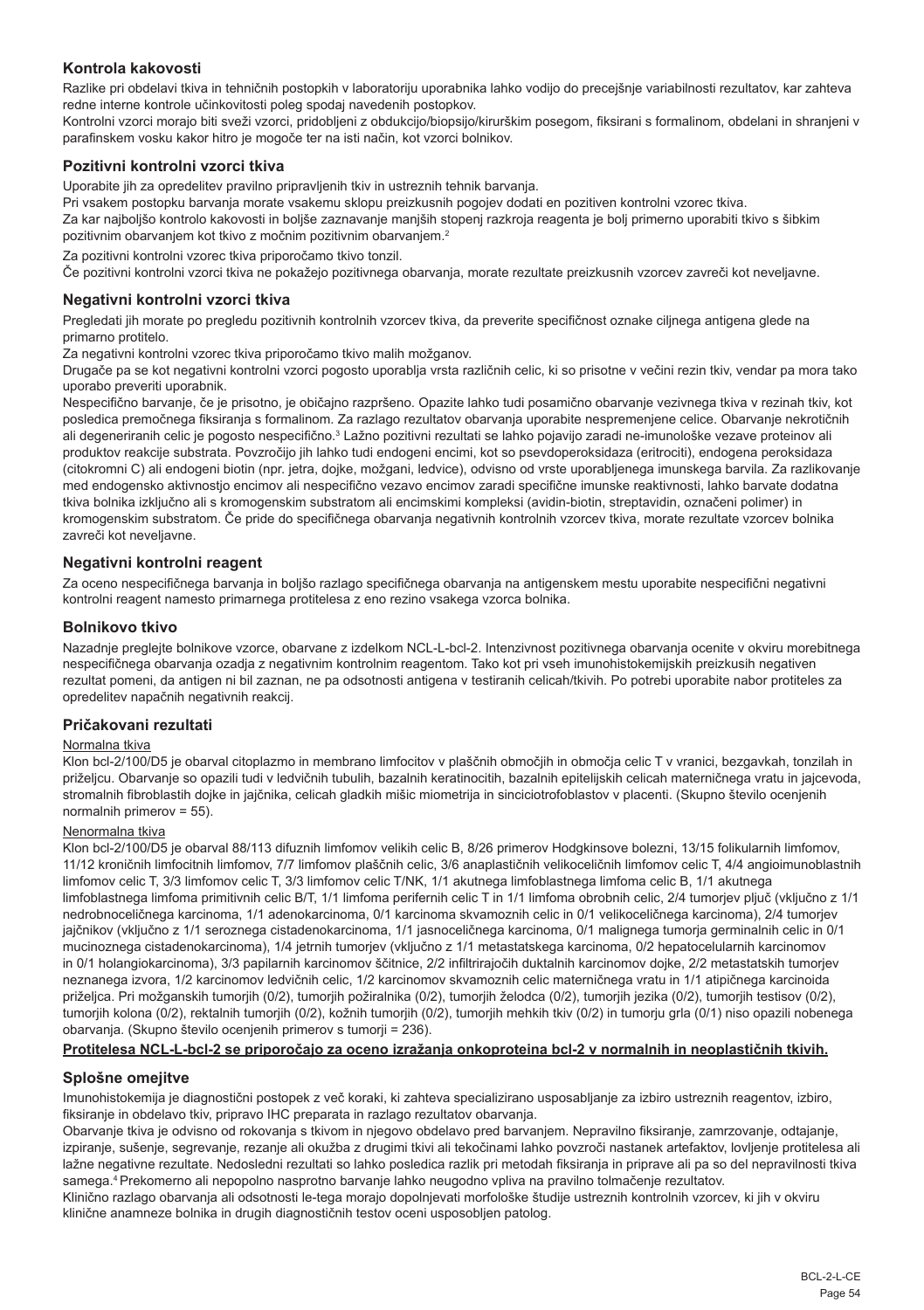## Kontrola kakovosti

Razlike pri obdelavi tkiva in tehničnih postopkih v laboratoriju uporabnika lahko vodijo do precejšnje variabilnosti rezultatov, kar zahteva redne interne kontrole učinkovitosti poleg spodaj navedenih postopkov.

Kontrolni vzorci morajo biti sveži vzorci, pridobljeni z obdukcijo/biopsijo/kirurškim posegom, fiksirani s formalinom, obdelani in shranjeni v parafinskem vosku kakor hitro je mogoče ter na isti način, kot vzorci bolnikov.

### Pozitivni kontrolni vzorci tkiva

Uporabite jih za opredelitev pravilno pripravljenih tkiv in ustreznih tehnik barvanja.

Pri vsakem postopku barvanja morate vsakemu sklopu preizkusnih pogojev dodati en pozitiven kontrolni vzorec tkiva.

Za kar najboljšo kontrolo kakovosti in boljše zaznavanje manjših stopenj razkroja reagenta je bolj primerno uporabiti tkivo s šibkim pozitivnim obarvanjem kot tkivo z močnim pozitivnim obarvanjem.[2]

Za pozitivni kontrolni vzorec tkiva priporočamo tkivo tonzil.

Če pozitivni kontrolni vzorci tkiva ne pokažejo pozitivnega obarvanja, morate rezultate preizkusnih vzorcev zavreči kot neveljavne.

### Negativni kontrolni vzorci tkiva

Pregledati jih morate po pregledu pozitivnih kontrolnih vzorcev tkiva, da preverite specifičnost oznake ciljnega antigena glede na primarno protitelo.

Za negativni kontrolni vzorec tkiva priporočamo tkivo malih možganov.

Drugače pa se kot negativni kontrolni vzorci pogosto uporablja vrsta različnih celic, ki so prisotne v večini rezin tkiv, vendar pa mora tako uporabo preveriti uporabnik.

Nespecifično barvanje, če je prisotno, je običajno razpršeno. Opazite lahko tudi posamično obarvanje vezivnega tkiva v rezinah tkiv, kot posledica premočnega fiksiranja s formalinom. Za razlago rezultatov obarvanja uporabite nespremenjene celice. Obarvanje nekrotičnih ali degeneriranih celic je pogosto nespecifično.[3] Lažno pozitivni rezultati se lahko pojavijo zaradi ne-imunološke vezave proteinov ali produktov reakcije substrata. Povzročijo jih lahko tudi endogeni encimi, kot so psevdoperoksidaza (eritrociti), endogena peroksidaza (citokromi C) ali endogeni biotin (npr. jetra, dojke, možgani, ledvice), odvisno od vrste uporabljenega imunskega barvila. Za razlikovanje med endogensko aktivnostjo encimov ali nespecifično vezavo encimov zaradi specifične imunske reaktivnosti, lahko barvate dodatna tkiva bolnika izključno ali s kromogenskim substratom ali encimskimi kompleksi (avidin-biotin, streptavidin, označeni polimer) in kromogenskim substratom. Če pride do specifičnega obarvanja negativnih kontrolnih vzorcev tkiva, morate rezultate vzorcev bolnika zavreči kot neveljavne.

### Negativni kontrolni reagent

Za oceno nespecifičnega barvanja in boljšo razlago specifičnega obarvanja na antigenskem mestu uporabite nespecifični negativni kontrolni reagent namesto primarnega protitelesa z eno rezino vsakega vzorca bolnika.

### Bolnikovo tkivo

Nazadnje preglejte bolnikove vzorce, obarvane z izdelkom NCL-L-bcl-2. Intenzivnost pozitivnega obarvanja ocenite v okviru morebitnega nespecifičnega obarvanja ozadja z negativnim kontrolnim reagentom. Tako kot pri vseh imunohistokemijskih preizkusih negativen rezultat pomeni, da antigen ni bil zaznan, ne pa odsotnosti antigena v testiranih celicah/tkivih. Po potrebi uporabite nabor protiteles za opredelitev napačnih negativnih reakcij.

### Pričakovani rezultati

Normalna tkiva

Klon bcl-2/100/D5 je obarval citoplazmo in membrano limfocitov v plaščnih območjih in območja celic T v vranici, bezgavkah, tonzilah in priželjcu. Obarvanje so opazili tudi v ledvičnih tubulih, bazalnih keratinocitih, bazalnih epitelijskih celicah materničnega vratu in jajcevoda, stromalnih fibroblastih dojke in jajčnika, celicah gladkih mišic miometrija in sinciciotrofoblastov v placenti. (Skupno število ocenjenih normalnih primerov = 55).

Nenormalna tkiva

Klon bcl-2/100/D5 je obarval 88/113 difuznih limfomov velikih celic B, 8/26 primerov Hodgkinsove bolezni, 13/15 folikularnih limfomov, 11/12 kroničnih limfocitnih limfomov, 7/7 limfomov plaščnih celic, 3/6 anaplastičnih velikoceličnih limfomov celic T, 4/4 angioimunoblastnih limfomov celic T, 3/3 limfomov celic T, 3/3 limfomov celic T/NK, 1/1 akutnega limfoblastnega limfoma celic B, 1/1 akutnega limfoblastnega limfoma primitivnih celic B/T, 1/1 limfoma perifernih celic T in 1/1 limfoma obrobnih celic, 2/4 tumorjev pljuč (vključno z 1/1 nedrobnoceličnega karcinoma, 1/1 adenokarcinoma, 0/1 karcinoma skvamoznih celic in 0/1 velikoceličnega karcinoma), 2/4 tumorjev jajčnikov (vključno z 1/1 seroznega cistadenokarcinoma, 1/1 jasnoceličnega karcinoma, 0/1 malignega tumorja germinalnih celic in 0/1 mucinoznega cistadenokarcinoma), 1/4 jetrnih tumorjev (vključno z 1/1 metastatskega karcinoma, 0/2 hepatocelularnih karcinomov in 0/1 holangiokarcinoma), 3/3 papilarnih karcinomov ščitnice, 2/2 infiltrirajočih duktalnih karcinomov dojke, 2/2 metastatskih tumorjev neznanega izvora, 1/2 karcinomov ledvičnih celic, 1/2 karcinomov skvamoznih celic materničnega vratu in 1/1 atipičnega karcinoida priželjca. Pri možganskih tumorjih (0/2), tumorjih požiralnika (0/2), tumorjih želodca (0/2), tumorjih jezika (0/2), tumorjih testisov (0/2), tumorjih kolona (0/2), rektalnih tumorjih (0/2), kožnih tumorjih (0/2), tumorjih mehkih tkiv (0/2) in tumorju grla (0/1) niso opazili nobenega obarvanja. (Skupno število ocenjenih primerov s tumorji = 236).

**Protitelesa NCL-L-bcl-2 se priporočajo za oceno izražanja onkoproteina bcl-2 v normalnih in neoplastičnih tkivih.**

### Splošne omejitve

Imunohistokemija je diagnostični postopek z več koraki, ki zahteva specializirano usposabljanje za izbiro ustreznih reagentov, izbiro, fiksiranje in obdelavo tkiv, pripravo IHC preparata in razlago rezultatov obarvanja.

Obarvanje tkiva je odvisno od rokovanja s tkivom in njegovo obdelavo pred barvanjem. Nepravilno fiksiranje, zamrzovanje, odtajanje, izpiranje, sušenje, segrevanje, rezanje ali okužba z drugimi tkivi ali tekočinami lahko povzroči nastanek artefaktov, lovljenje protitelesa ali lažne negativne rezultate. Nedosledni rezultati so lahko posledica razlik pri metodah fiksiranja in priprave ali pa so del nepravilnosti tkiva samega.[4] Prekomerno ali nepopolno nasprotno barvanje lahko neugodno vpliva na pravilno tolmačenje rezultatov.

Klinično razlago obarvanja ali odsotnosti le-tega morajo dopolnjevati morfološke študije ustreznih kontrolnih vzorcev, ki jih v okviru klinične anamneze bolnika in drugih diagnostičnih testov oceni usposobljen patolog.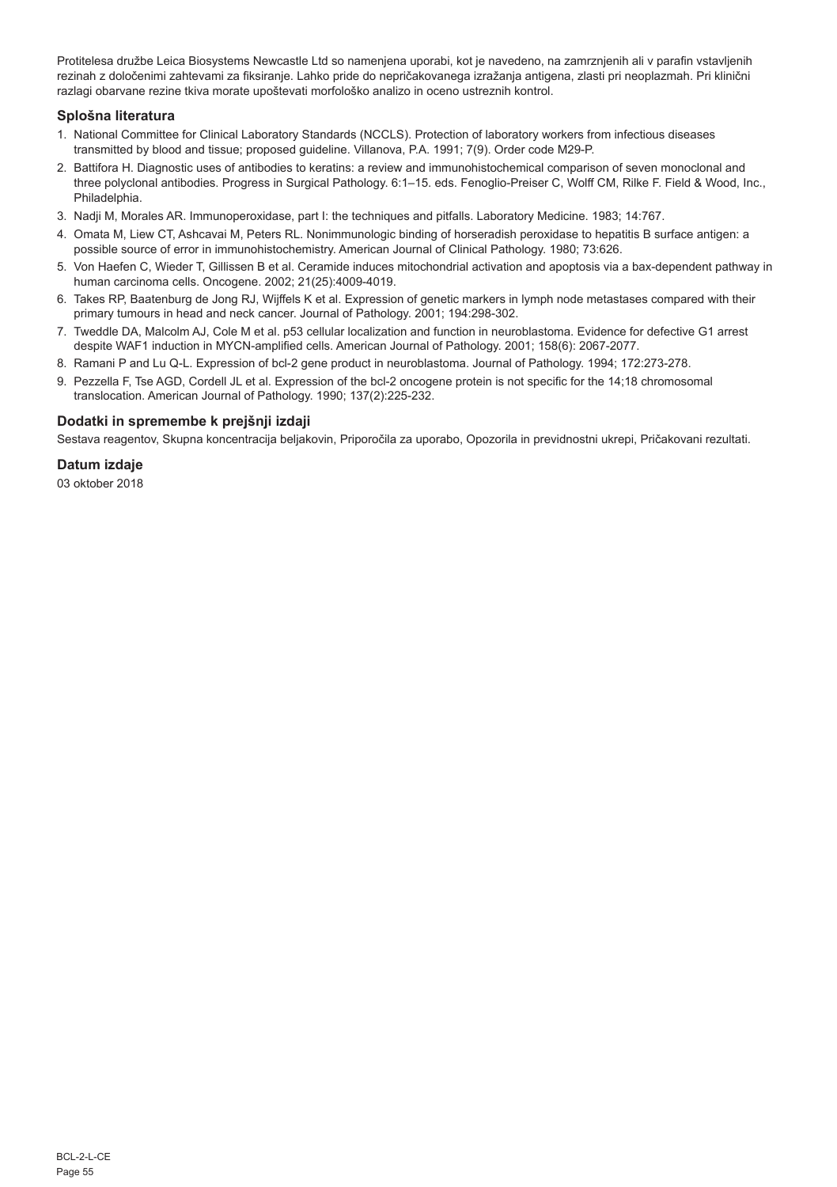Protitelesa družbe Leica Biosystems Newcastle Ltd so namenjena uporabi, kot je navedeno, na zamrznjenih ali v parafin vstavljenih rezinah z določenimi zahtevami za fiksiranje. Lahko pride do nepričakovanega izražanja antigena, zlasti pri neoplazmah. Pri klinični razlagi obarvane rezine tkiva morate upoštevati morfološko analizo in oceno ustreznih kontrol.

## Splošna literatura

1. National Committee for Clinical Laboratory Standards (NCCLS). Protection of laboratory workers from infectious diseases transmitted by blood and tissue; proposed guideline. Villanova, P.A. 1991; 7(9). Order code M29-P.
2. Battifora H. Diagnostic uses of antibodies to keratins: a review and immunohistochemical comparison of seven monoclonal and three polyclonal antibodies. Progress in Surgical Pathology. 6:1–15. eds. Fenoglio-Preiser C, Wolff CM, Rilke F. Field & Wood, Inc., Philadelphia.
3. Nadji M, Morales AR. Immunoperoxidase, part I: the techniques and pitfalls. Laboratory Medicine. 1983; 14:767.
4. Omata M, Liew CT, Ashcavai M, Peters RL. Nonimmunologic binding of horseradish peroxidase to hepatitis B surface antigen: a possible source of error in immunohistochemistry. American Journal of Clinical Pathology. 1980; 73:626.
5. Von Haefen C, Wieder T, Gillissen B et al. Ceramide induces mitochondrial activation and apoptosis via a bax-dependent pathway in human carcinoma cells. Oncogene. 2002; 21(25):4009-4019.
6. Takes RP, Baatenburg de Jong RJ, Wijffels K et al. Expression of genetic markers in lymph node metastases compared with their primary tumours in head and neck cancer. Journal of Pathology. 2001; 194:298-302.
7. Tweddle DA, Malcolm AJ, Cole M et al. p53 cellular localization and function in neuroblastoma. Evidence for defective G1 arrest despite WAF1 induction in MYCN-amplified cells. American Journal of Pathology. 2001; 158(6): 2067-2077.
8. Ramani P and Lu Q-L. Expression of bcl-2 gene product in neuroblastoma. Journal of Pathology. 1994; 172:273-278.
9. Pezzella F, Tse AGD, Cordell JL et al. Expression of the bcl-2 oncogene protein is not specific for the 14;18 chromosomal translocation. American Journal of Pathology. 1990; 137(2):225-232.

## Dodatki in spremembe k prejšnji izdaji

Sestava reagentov, Skupna koncentracija beljakovin, Priporočila za uporabo, Opozorila in previdnostni ukrepi, Pričakovani rezultati.

## Datum izdaje

03 oktober 2018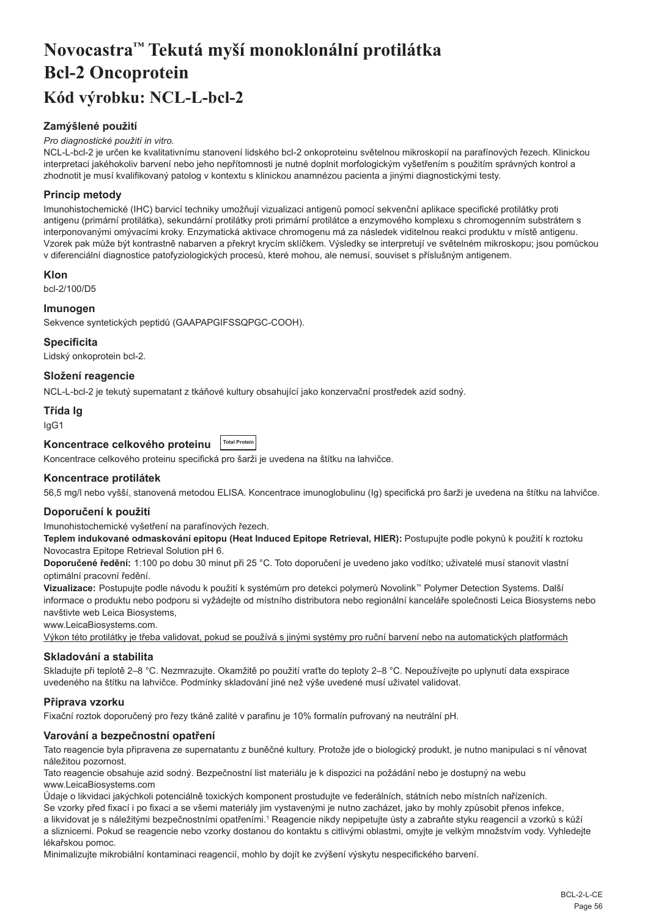# Novocastra™ Tekutá myší monoklonální protilátka Bcl-2 Oncoprotein

## Kód výrobku: NCL-L-bcl-2

### Zamýšlené použití

*Pro diagnostické použití in vitro.*

NCL-L-bcl-2 je určen ke kvalitativnímu stanovení lidského bcl-2 onkoproteinu světelnou mikroskopií na parafínových řezech. Klinickou interpretaci jakéhokoliv barvení nebo jeho nepřítomnosti je nutné doplnit morfologickým vyšetřením s použitím správných kontrol a zhodnotit je musí kvalifikovaný patolog v kontextu s klinickou anamnézou pacienta a jinými diagnostickými testy.

### Princip metody

Imunohistochemické (IHC) barvicí techniky umožňují vizualizaci antigenů pomocí sekvenční aplikace specifické protilátky proti antigenu (primární protilátka), sekundární protilátky proti primární protilátce a enzymového komplexu s chromogenním substrátem s interponovanými omývacími kroky. Enzymatická aktivace chromogenu má za následek viditelnou reakci produktu v místě antigenu. Vzorek pak může být kontrastně nabarven a překryt krycím sklíčkem. Výsledky se interpretují ve světelném mikroskopu; jsou pomůckou v diferenciální diagnostice patofyziologických procesů, které mohou, ale nemusí, souviset s příslušným antigenem.

### Klon

bcl-2/100/D5

### Imunogen

Sekvence syntetických peptidů (GAAPAPGIFSSQPGC-COOH).

### Specificita

Lidský onkoprotein bcl-2.

### Složení reagencie

NCL-L-bcl-2 je tekutý supernatant z tkáňové kultury obsahující jako konzervační prostředek azid sodný.

### Třída Ig

IgG1

### Koncentrace celkového proteinu Total Protein

Koncentrace celkového proteinu specifická pro šarži je uvedena na štítku na lahvičce.

### Koncentrace protilátek

56,5 mg/l nebo vyšší, stanovená metodou ELISA. Koncentrace imunoglobulinu (Ig) specifická pro šarži je uvedena na štítku na lahvičce.

### Doporučení k použití

Imunohistochemické vyšetření na parafínových řezech.

**Teplem indukované odmaskování epitopu (Heat Induced Epitope Retrieval, HIER):** Postupujte podle pokynů k použití k roztoku Novocastra Epitope Retrieval Solution pH 6.

**Doporučené ředění:** 1:100 po dobu 30 minut při 25 °C. Toto doporučení je uvedeno jako vodítko; uživatelé musí stanovit vlastní optimální pracovní ředění.

**Vizualizace:** Postupujte podle návodu k použití k systémům pro detekci polymerů Novolink™ Polymer Detection Systems. Další informace o produktu nebo podporu si vyžádejte od místního distributora nebo regionální kanceláře společnosti Leica Biosystems nebo navštivte web Leica Biosystems,
www.LeicaBiosystems.com.

Výkon této protilátky je třeba validovat, pokud se používá s jinými systémy pro ruční barvení nebo na automatických platformách

### Skladování a stabilita

Skladujte při teplotě 2–8 °C. Nezmrazujte. Okamžitě po použití vraťte do teploty 2–8 °C. Nepoužívejte po uplynutí data exspirace uvedeného na štítku na lahvičce. Podmínky skladování jiné než výše uvedené musí uživatel validovat.

### Příprava vzorku

Fixační roztok doporučený pro řezy tkáně zalité v parafinu je 10% formalín pufrovaný na neutrální pH.

### Varování a bezpečnostní opatření

Tato reagencie byla připravena ze supernatantu z buněčné kultury. Protože jde o biologický produkt, je nutno manipulaci s ní věnovat náležitou pozornost.

Tato reagencie obsahuje azid sodný. Bezpečnostní list materiálu je k dispozici na požádání nebo je dostupný na webu www.LeicaBiosystems.com

Údaje o likvidaci jakýchkoli potenciálně toxických komponent prostudujte ve federálních, státních nebo místních nařízeních.

Se vzorky před fixací i po fixaci a se všemi materiály jim vystavenými je nutno zacházet, jako by mohly způsobit přenos infekce, a likvidovat je s náležitými bezpečnostními opatřeními.[1] Reagencie nikdy nepipetujte ústy a zabraňte styku reagencií a vzorků s kůží a sliznicemi. Pokud se reagencie nebo vzorky dostanou do kontaktu s citlivými oblastmi, omyjte je velkým množstvím vody. Vyhledejte lékařskou pomoc.

Minimalizujte mikrobiální kontaminaci reagencií, mohlo by dojít ke zvýšení výskytu nespecifického barvení.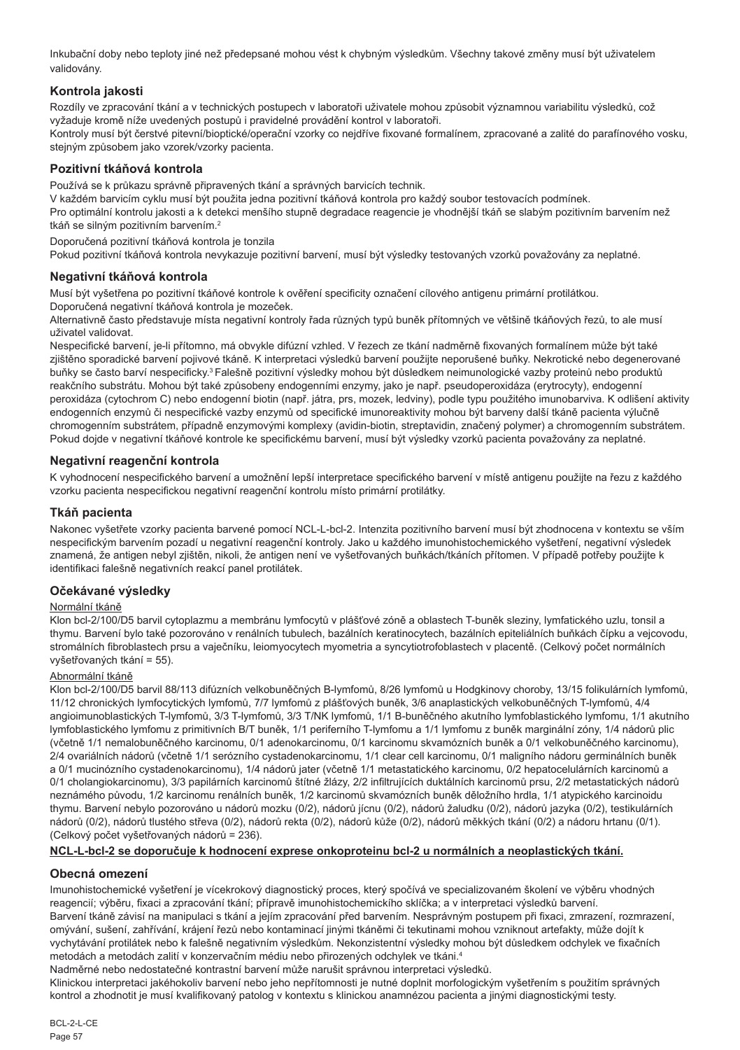Inkubační doby nebo teploty jiné než předepsané mohou vést k chybným výsledkům. Všechny takové změny musí být uživatelem validovány.

## Kontrola jakosti

Rozdíly ve zpracování tkání a v technických postupech v laboratoři uživatele mohou způsobit významnou variabilitu výsledků, což vyžaduje kromě níže uvedených postupů i pravidelné provádění kontrol v laboratoři.

Kontroly musí být čerstvé pitevní/bioptické/operační vzorky co nejdříve fixované formalínem, zpracované a zalité do parafínového vosku, stejným způsobem jako vzorek/vzorky pacienta.

## Pozitivní tkáňová kontrola

Používá se k průkazu správně připravených tkání a správných barvicích technik.

V každém barvicím cyklu musí být použita jedna pozitivní tkáňová kontrola pro každý soubor testovacích podmínek.

Pro optimální kontrolu jakosti a k detekci menšího stupně degradace reagencie je vhodnější tkáň se slabým pozitivním barvením než tkáň se silným pozitivním barvením.[2]

Doporučená pozitivní tkáňová kontrola je tonzila

Pokud pozitivní tkáňová kontrola nevykazuje pozitivní barvení, musí být výsledky testovaných vzorků považovány za neplatné.

## Negativní tkáňová kontrola

Musí být vyšetřena po pozitivní tkáňové kontrole k ověření specificity označení cílového antigenu primární protilátkou.

Doporučená negativní tkáňová kontrola je mozeček.

Alternativně často představuje místa negativní kontroly řada různých typů buněk přítomných ve většině tkáňových řezů, to ale musí uživatel validovat.

Nespecifické barvení, je-li přítomno, má obvykle difúzní vzhled. V řezech ze tkání nadměrně fixovaných formalínem může být také zjištěno sporadické barvení pojivové tkáně. K interpretaci výsledků barvení použijte neporušené buňky. Nekrotické nebo degenerované buňky se často barví nespecificky.[3] Falešně pozitivní výsledky mohou být důsledkem neimunologické vazby proteinů nebo produktů reakčního substrátu. Mohou být také způsobeny endogenními enzymy, jako je např. pseudoperoxidáza (erytrocyty), endogenní peroxidáza (cytochrom C) nebo endogenní biotin (např. játra, prs, mozek, ledviny), podle typu použitého imunobarviva. K odlišení aktivity endogenních enzymů či nespecifické vazby enzymů od specifické imunoreaktivity mohou být barveny další tkáně pacienta výlučně chromogenním substrátem, případně enzymovými komplexy (avidin-biotin, streptavidin, značený polymer) a chromogenním substrátem. Pokud dojde v negativní tkáňové kontrole ke specifickému barvení, musí být výsledky vzorků pacienta považovány za neplatné.

## Negativní reagenční kontrola

K vyhodnocení nespecifického barvení a umožnění lepší interpretace specifického barvení v místě antigenu použijte na řezu z každého vzorku pacienta nespecifickou negativní reagenční kontrolu místo primární protilátky.

## Tkáň pacienta

Nakonec vyšetřete vzorky pacienta barvené pomocí NCL-L-bcl-2. Intenzita pozitivního barvení musí být zhodnocena v kontextu se vším nespecifickým barvením pozadí u negativní reagenční kontroly. Jako u každého imunohistochemického vyšetření, negativní výsledek znamená, že antigen nebyl zjištěn, nikoli, že antigen není ve vyšetřovaných buňkách/tkáních přítomen. V případě potřeby použijte k identifikaci falešně negativních reakcí panel protilátek.

## Očekávané výsledky

### Normální tkáně

Klon bcl-2/100/D5 barvil cytoplazmu a membránu lymfocytů v plášťové zóně a oblastech T-buněk sleziny, lymfatického uzlu, tonsil a thymu. Barvení bylo také pozorováno v renálních tubulech, bazálních keratinocytech, bazálních epiteliálních buňkách čípku a vejcovodu, stromálních fibroblastech prsu a vaječníku, leiomyocytech myometria a syncytiotrofoblastech v placentě. (Celkový počet normálních vyšetřovaných tkání = 55).

### Abnormální tkáně

Klon bcl-2/100/D5 barvil 88/113 difúzních velkobuněčných B-lymfomů, 8/26 lymfomů u Hodgkinovy choroby, 13/15 folikulárních lymfomů, 11/12 chronických lymfocytických lymfomů, 7/7 lymfomů z plášťových buněk, 3/6 anaplastických velkobuněčných T-lymfomů, 4/4 angioimunoblastických T-lymfomů, 3/3 T-lymfomů, 3/3 T/NK lymfomů, 1/1 B-buněčného akutního lymfoblastického lymfomu, 1/1 akutního lymfoblastického lymfomu z primitivních B/T buněk, 1/1 periferního T-lymfomu a 1/1 lymfomu z buněk marginální zóny, 1/4 nádorů plic (včetně 1/1 nemalobuněčného karcinomu, 0/1 adenokarcinomu, 0/1 karcinomu skvamózních buněk a 0/1 velkobuněčného karcinomu), 2/4 ovariálních nádorů (včetně 1/1 serózního cystadenokarcinomu, 1/1 clear cell karcinomu, 0/1 maligního nádoru germinálních buněk a 0/1 mucinózního cystadenokarcinomu), 1/4 nádorů jater (včetně 1/1 metastatického karcinomu, 0/2 hepatocelulárních karcinomů a 0/1 cholangiokarcinomu), 3/3 papilárních karcinomů štítné žlázy, 2/2 infiltrujících duktálních karcinomů prsu, 2/2 metastatických nádorů neznámého původu, 1/2 karcinomu renálních buněk, 1/2 karcinomů skvamózních buněk děložního hrdla, 1/1 atypického karcinoidu thymu. Barvení nebylo pozorováno u nádorů mozku (0/2), nádorů jícnu (0/2), nádorů žaludku (0/2), nádorů jazyka (0/2), testikulárních nádorů (0/2), nádorů tlustého střeva (0/2), nádorů rekta (0/2), nádorů kůže (0/2), nádorů měkkých tkání (0/2) a nádoru hrtanu (0/1). (Celkový počet vyšetřovaných nádorů = 236).

**NCL-L-bcl-2 se doporučuje k hodnocení exprese onkoproteinu bcl-2 u normálních a neoplastických tkání.**

## Obecná omezení

Imunohistochemické vyšetření je vícekrokový diagnostický proces, který spočívá ve specializovaném školení ve výběru vhodných reagencií; výběru, fixaci a zpracování tkání; přípravě imunohistochemických sklíčka; a v interpretaci výsledků barvení.

Barvení tkáně závisí na manipulaci s tkání a jejím zpracování před barvením. Nesprávným postupem při fixaci, zmrazení, rozmrazení, omývání, sušení, zahřívání, krájení řezů nebo kontaminací jinými tkáněmi či tekutinami mohou vzniknout artefakty, může dojít k vychytávání protilátek nebo k falešně negativním výsledkům. Nekonzistentní výsledky mohou být důsledkem odchylek ve fixačních metodách a metodách zalití v konzervačním médiu nebo přirozených odchylek ve tkáni.[4]

Nadměrné nebo nedostatečné kontrastní barvení může narušit správnou interpretaci výsledků.

Klinickou interpretaci jakéhokoliv barvení nebo jeho nepřítomnosti je nutné doplnit morfologickým vyšetřením s použitím správných kontrol a zhodnotit je musí kvalifikovaný patolog v kontextu s klinickou anamnézou pacienta a jinými diagnostickými testy.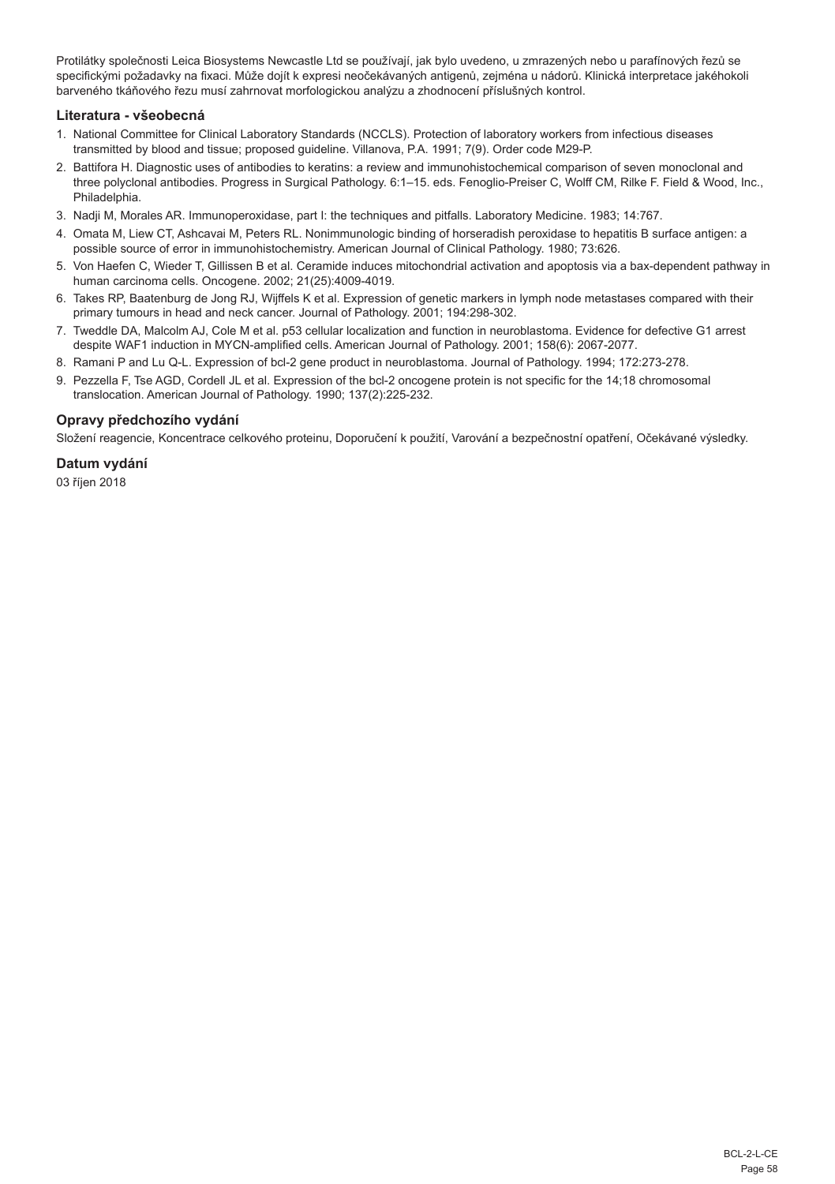Protilátky společnosti Leica Biosystems Newcastle Ltd se používají, jak bylo uvedeno, u zmrazených nebo u parafínových řezů se specifickými požadavky na fixaci. Může dojít k expresi neočekávaných antigenů, zejména u nádorů. Klinická interpretace jakéhokoli barveného tkáňového řezu musí zahrnovat morfologickou analýzu a zhodnocení příslušných kontrol.

### Literatura - všeobecná

1. National Committee for Clinical Laboratory Standards (NCCLS). Protection of laboratory workers from infectious diseases transmitted by blood and tissue; proposed guideline. Villanova, P.A. 1991; 7(9). Order code M29-P.
2. Battifora H. Diagnostic uses of antibodies to keratins: a review and immunohistochemical comparison of seven monoclonal and three polyclonal antibodies. Progress in Surgical Pathology. 6:1–15. eds. Fenoglio-Preiser C, Wolff CM, Rilke F. Field & Wood, Inc., Philadelphia.
3. Nadji M, Morales AR. Immunoperoxidase, part I: the techniques and pitfalls. Laboratory Medicine. 1983; 14:767.
4. Omata M, Liew CT, Ashcavai M, Peters RL. Nonimmunologic binding of horseradish peroxidase to hepatitis B surface antigen: a possible source of error in immunohistochemistry. American Journal of Clinical Pathology. 1980; 73:626.
5. Von Haefen C, Wieder T, Gillissen B et al. Ceramide induces mitochondrial activation and apoptosis via a bax-dependent pathway in human carcinoma cells. Oncogene. 2002; 21(25):4009-4019.
6. Takes RP, Baatenburg de Jong RJ, Wijffels K et al. Expression of genetic markers in lymph node metastases compared with their primary tumours in head and neck cancer. Journal of Pathology. 2001; 194:298-302.
7. Tweddle DA, Malcolm AJ, Cole M et al. p53 cellular localization and function in neuroblastoma. Evidence for defective G1 arrest despite WAF1 induction in MYCN-amplified cells. American Journal of Pathology. 2001; 158(6): 2067-2077.
8. Ramani P and Lu Q-L. Expression of bcl-2 gene product in neuroblastoma. Journal of Pathology. 1994; 172:273-278.
9. Pezzella F, Tse AGD, Cordell JL et al. Expression of the bcl-2 oncogene protein is not specific for the 14;18 chromosomal translocation. American Journal of Pathology. 1990; 137(2):225-232.

### Opravy předchozího vydání

Složení reagencie, Koncentrace celkového proteinu, Doporučení k použití, Varování a bezpečnostní opatření, Očekávané výsledky.

### Datum vydání

03 říjen 2018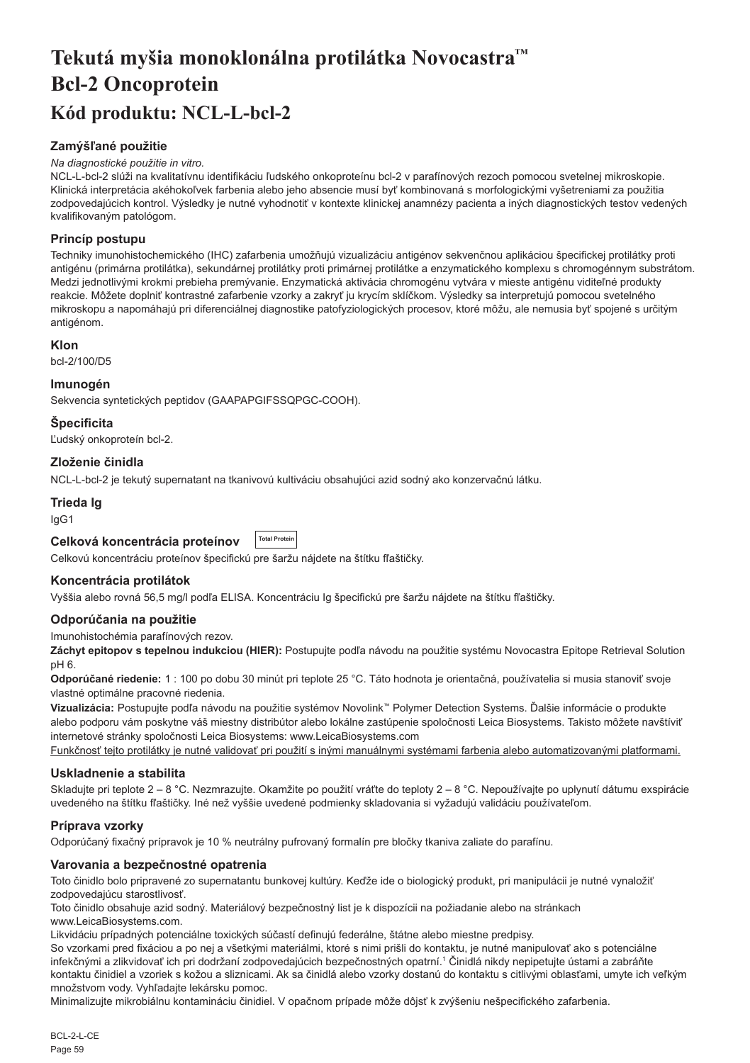# Tekutá myšia monoklonálna protilátka Novocastra™ Bcl-2 Oncoprotein

# Kód produktu: NCL-L-bcl-2

### Zamýšľané použitie

*Na diagnostické použitie in vitro.*

NCL-L-bcl-2 slúži na kvalitatívnu identifikáciu ľudského onkoproteínu bcl-2 v parafínových rezoch pomocou svetelnej mikroskopie. Klinická interpretácia akéhokoľvek farbenia alebo jeho absencie musí byť kombinovaná s morfologickými vyšetreniami za použitia zodpovedajúcich kontrol. Výsledky je nutné vyhodnotiť v kontexte klinickej anamnézy pacienta a iných diagnostických testov vedených kvalifikovaným patológom.

### Princíp postupu

Techniky imunohistochemického (IHC) zafarbenia umožňujú vizualizáciu antigénov sekvenčnou aplikáciou špecifickej protilátky proti antigénu (primárna protilátka), sekundárnej protilátky proti primárnej protilátke a enzymatického komplexu s chromogénnym substrátom. Medzi jednotlivými krokmi prebieha premývanie. Enzymatická aktivácia chromogénu vytvára v mieste antigénu viditeľné produkty reakcie. Môžete doplniť kontrastné zafarbenie vzorky a zakryť ju krycím sklíčkom. Výsledky sa interpretujú pomocou svetelného mikroskopu a napomáhajú pri diferenciálnej diagnostike patofyziologických procesov, ktoré môžu, ale nemusia byť spojené s určitým antigénom.

### Klon

bcl-2/100/D5

### Imunogén

Sekvencia syntetických peptidov (GAAPAPGIFSSQPGC-COOH).

### Špecificita

Ľudský onkoproteín bcl-2.

### Zloženie činidla

NCL-L-bcl-2 je tekutý supernatant na tkanivovú kultiváciu obsahujúci azid sodný ako konzervačnú látku.

### Trieda Ig

IgG1

### Celková koncentrácia proteínov Total Protein

Celkovú koncentráciu proteínov špecifickú pre šaržu nájdete na štítku fľaštičky.

### Koncentrácia protilátok

Vyššia alebo rovná 56,5 mg/l podľa ELISA. Koncentráciu Ig špecifickú pre šaržu nájdete na štítku fľaštičky.

### Odporúčania na použitie

Imunohistochémia parafínových rezov.

**Záchyt epitopov s tepelnou indukciou (HIER):** Postupujte podľa návodu na použitie systému Novocastra Epitope Retrieval Solution pH 6.

**Odporúčané riedenie:** 1 : 100 po dobu 30 minút pri teplote 25 °C. Táto hodnota je orientačná, používatelia si musia stanoviť svoje vlastné optimálne pracovné riedenia.

**Vizualizácia:** Postupujte podľa návodu na použitie systémov Novolink™ Polymer Detection Systems. Ďalšie informácie o produkte alebo podporu vám poskytne váš miestny distribútor alebo lokálne zastúpenie spoločnosti Leica Biosystems. Takisto môžete navštíviť internetové stránky spoločnosti Leica Biosystems: www.LeicaBiosystems.com

Funkčnosť tejto protilátky je nutné validovať pri použití s inými manuálnymi systémami farbenia alebo automatizovanými platformami.

### Uskladnenie a stabilita

Skladujte pri teplote 2 – 8 °C. Nezmrazujte. Okamžite po použití vráťte do teploty 2 – 8 °C. Nepoužívajte po uplynutí dátumu exspirácie uvedeného na štítku fľaštičky. Iné než vyššie uvedené podmienky skladovania si vyžadujú validáciu používateľom.

### Príprava vzorky

Odporúčaný fixačný prípravok je 10 % neutrálny pufrovaný formalín pre bločky tkaniva zaliate do parafínu.

### Varovania a bezpečnostné opatrenia

Toto činidlo bolo pripravené zo supernatantu bunkovej kultúry. Keďže ide o biologický produkt, pri manipulácii je nutné vynaložiť zodpovedajúcu starostlivosť.

Toto činidlo obsahuje azid sodný. Materiálový bezpečnostný list je k dispozícii na požiadanie alebo na stránkach www.LeicaBiosystems.com.

Likvidáciu prípadných potenciálne toxických súčastí definujú federálne, štátne alebo miestne predpisy.

So vzorkami pred fixáciou a po nej a všetkými materiálmi, ktoré s nimi prišli do kontaktu, je nutné manipulovať ako s potenciálne infekčnými a zlikvidovať ich pri dodržaní zodpovedajúcich bezpečnostných opatrní.[1] Činidlá nikdy nepipetujte ústami a zabráňte kontaktu činidiel a vzoriek s kožou a sliznicami. Ak sa činidlá alebo vzorky dostanú do kontaktu s citlivými oblasťami, umyte ich veľkým množstvom vody. Vyhľadajte lekársku pomoc.

Minimalizujte mikrobiálnu kontamináciu činidiel. V opačnom prípade môže dôjsť k zvýšeniu nešpecifického zafarbenia.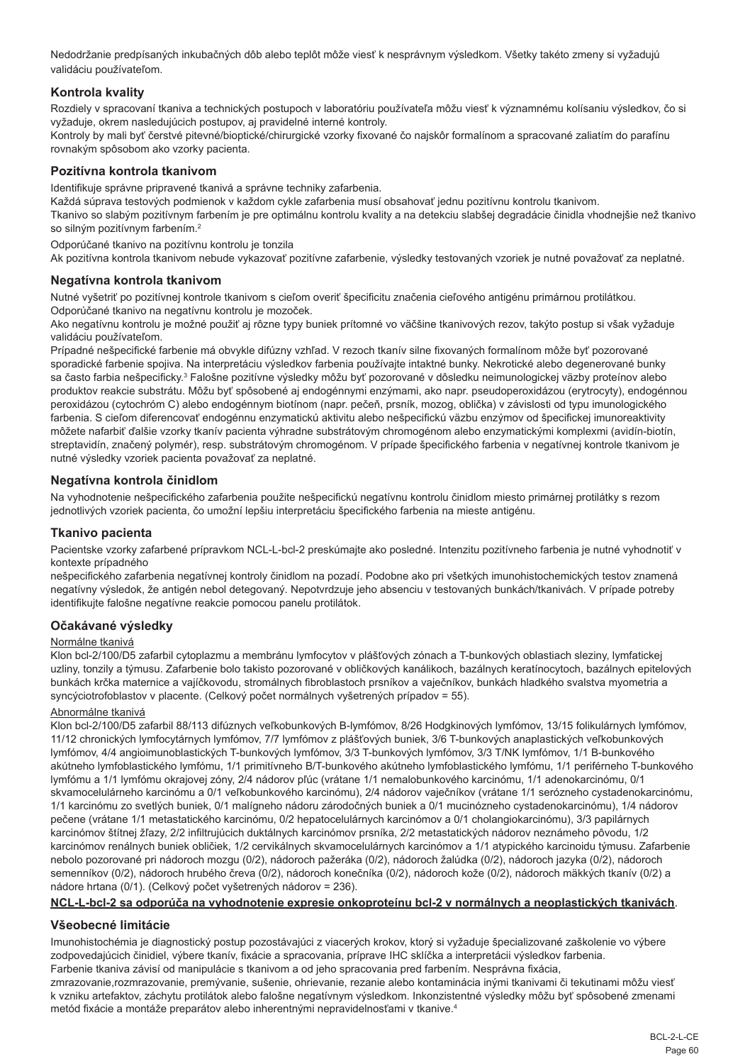Nedodržanie predpísaných inkubačných dôb alebo teplôt môže viesť k nesprávnym výsledkom. Všetky takéto zmeny si vyžadujú validáciu používateľom.

## Kontrola kvality

Rozdiely v spracovaní tkaniva a technických postupoch v laboratóriu používateľa môžu viesť k významnému kolísaniu výsledkov, čo si vyžaduje, okrem nasledujúcich postupov, aj pravidelné interné kontroly.
Kontroly by mali byť čerstvé pitevné/bioptické/chirurgické vzorky fixované čo najskôr formalínom a spracované zaliatím do parafínu rovnakým spôsobom ako vzorky pacienta.

## Pozitívna kontrola tkanivom

Identifikuje správne pripravené tkanivá a správne techniky zafarbenia.
Každá súprava testových podmienok v každom cykle zafarbenia musí obsahovať jednu pozitívnu kontrolu tkanivom.
Tkanivo so slabým pozitívnym farbením je pre optimálnu kontrolu kvality a na detekciu slabšej degradácie činidla vhodnejšie než tkanivo so silným pozitívnym farbením.[2]

Odporúčané tkanivo na pozitívnu kontrolu je tonzila
Ak pozitívna kontrola tkanivom nebude vykazovať pozitívne zafarbenie, výsledky testovaných vzoriek je nutné považovať za neplatné.

## Negatívna kontrola tkanivom

Nutné vyšetriť po pozitívnej kontrole tkanivom s cieľom overiť špecificitu značenia cieľového antigénu primárnou protilátkou.
Odporúčané tkanivo na negatívnu kontrolu je mozoček.
Ako negatívnu kontrolu je možné použiť aj rôzne typy buniek prítomné vo väčšine tkanivových rezov, takýto postup si však vyžaduje validáciu používateľom.
Prípadné nešpecifické farbenie má obvykle difúzny vzhľad. V rezoch tkanív silne fixovaných formalínom môže byť pozorované sporadické farbenie spojiva. Na interpretáciu výsledkov farbenia používajte intaktné bunky. Nekrotické alebo degenerované bunky sa často farbia nešpecificky.[3] Falošne pozitívne výsledky môžu byť pozorované v dôsledku neimunologickej väzby proteínov alebo produktov reakcie substrátu. Môžu byť spôsobené aj endogénnymi enzýmami, ako napr. pseudoperoxidázou (erytrocyty), endogénnou peroxidázou (cytochróm C) alebo endogénnym biotínom (napr. pečeň, prsník, mozog, oblička) v závislosti od typu imunologického farbenia. S cieľom diferencovať endogénnu enzymatickú aktivitu alebo nešpecifickú väzbu enzýmov od špecifickej imunoreaktivity môžete nafarbiť ďalšie vzorky tkanív pacienta výhradne substrátovým chromogénom alebo enzymatickými komplexmi (avidín-biotín, streptavidín, značený polymér), resp. substrátovým chromogénom. V prípade špecifického farbenia v negatívnej kontrole tkanivom je nutné výsledky vzoriek pacienta považovať za neplatné.

## Negatívna kontrola činidlom

Na vyhodnotenie nešpecifického zafarbenia použite nešpecifickú negatívnu kontrolu činidlom miesto primárnej protilátky s rezom jednotlivých vzoriek pacienta, čo umožní lepšiu interpretáciu špecifického farbenia na mieste antigénu.

## Tkanivo pacienta

Pacientske vzorky zafarbené prípravkom NCL-L-bcl-2 preskúmajte ako posledné. Intenzitu pozitívneho farbenia je nutné vyhodnotiť v kontexte prípadného
nešpecifického zafarbenia negatívnej kontroly činidlom na pozadí. Podobne ako pri všetkých imunohistochemických testov znamená negatívny výsledok, že antigén nebol detegovaný. Nepotvrdzuje jeho absenciu v testovaných bunkách/tkanivách. V prípade potreby identifikujte falošne negatívne reakcie pomocou panelu protilátok.

## Očakávané výsledky

Normálne tkanivá

Klon bcl-2/100/D5 zafarbil cytoplazmu a membránu lymfocytov v plášťových zónach a T-bunkových oblastiach sleziny, lymfatickej uzliny, tonzily a týmusu. Zafarbenie bolo takisto pozorované v obličkových kanálikoch, bazálnych keratínocytoch, bazálnych epitelových bunkách krčka maternice a vajíčkovodu, stromálnych fibroblastoch prsníkov a vaječníkov, bunkách hladkého svalstva myometria a syncýciotrofoblastov v placente. (Celkový počet normálnych vyšetrených prípadov = 55).

Abnormálne tkanivá

Klon bcl-2/100/D5 zafarbil 88/113 difúznych veľkobunkových B-lymfómov, 8/26 Hodgkinových lymfómov, 13/15 folikulárnych lymfómov, 11/12 chronických lymfocytárnych lymfómov, 7/7 lymfómov z plášťových buniek, 3/6 T-bunkových anaplastických veľkobunkových lymfómov, 4/4 angioimunoblastických T-bunkových lymfómov, 3/3 T-bunkových lymfómov, 3/3 T/NK lymfómov, 1/1 B-bunkového akútneho lymfoblastického lymfómu, 1/1 primitívneho B/T-bunkového akútneho lymfoblastického lymfómu, 1/1 periférneho T-bunkového lymfómu a 1/1 lymfómu okrajovej zóny, 2/4 nádorov pľúc (vrátane 1/1 nemalobunkového karcinómu, 1/1 adenokarcinómu, 0/1 skvamocelulárneho karcinómu a 0/1 veľkobunkového karcinómu), 2/4 nádorov vaječníkov (vrátane 1/1 serózneho cystadenokarcinómu, 1/1 karcinómu zo svetlých buniek, 0/1 malígneho nádoru zárodočných buniek a 0/1 mucinózneho cystadenokarcinómu), 1/4 nádorov pečene (vrátane 1/1 metastatického karcinómu, 0/2 hepatocelulárnych karcinómov a 0/1 cholangiokarcinómu), 3/3 papilárnych karcinómov štítnej žľazy, 2/2 infiltrujúcich duktálnych karcinómov prsníka, 2/2 metastatických nádorov neznámeho pôvodu, 1/2 karcinómov renálnych buniek obličiek, 1/2 cervikálnych skvamocelulárnych karcinómov a 1/1 atypického karcinoidu týmusu. Zafarbenie nebolo pozorované pri nádoroch mozgu (0/2), nádoroch pažeráka (0/2), nádoroch žalúdka (0/2), nádoroch jazyka (0/2), nádoroch semenníkov (0/2), nádoroch hrubého čreva (0/2), nádoroch konečníka (0/2), nádoroch kože (0/2), nádoroch mäkkých tkanív (0/2) a nádore hrtana (0/1). (Celkový počet vyšetrených nádorov = 236).

**NCL-L-bcl-2 sa odporúča na vyhodnotenie expresie onkoproteínu bcl-2 v normálnych a neoplastických tkanivách**.

## Všeobecné limitácie

Imunohistochémia je diagnostický postup pozostávajúci z viacerých krokov, ktorý si vyžaduje špecializované zaškolenie vo výbere zodpovedajúcich činidiel, výbere tkanív, fixácie a spracovania, príprave IHC sklíčka a interpretácii výsledkov farbenia.
Farbenie tkaniva závisí od manipulácie s tkanivom a od jeho spracovania pred farbením. Nesprávna fixácia, zmrazovanie,rozmrazovanie, premývanie, sušenie, ohrievanie, rezanie alebo kontaminácia inými tkanivami či tekutinami môžu viesť k vzniku artefaktov, záchytu protilátok alebo falošne negatívnym výsledkom. Inkonzistentné výsledky môžu byť spôsobené zmenami metód fixácie a montáže preparátov alebo inherentnými nepravidelnosťami v tkanive.[4]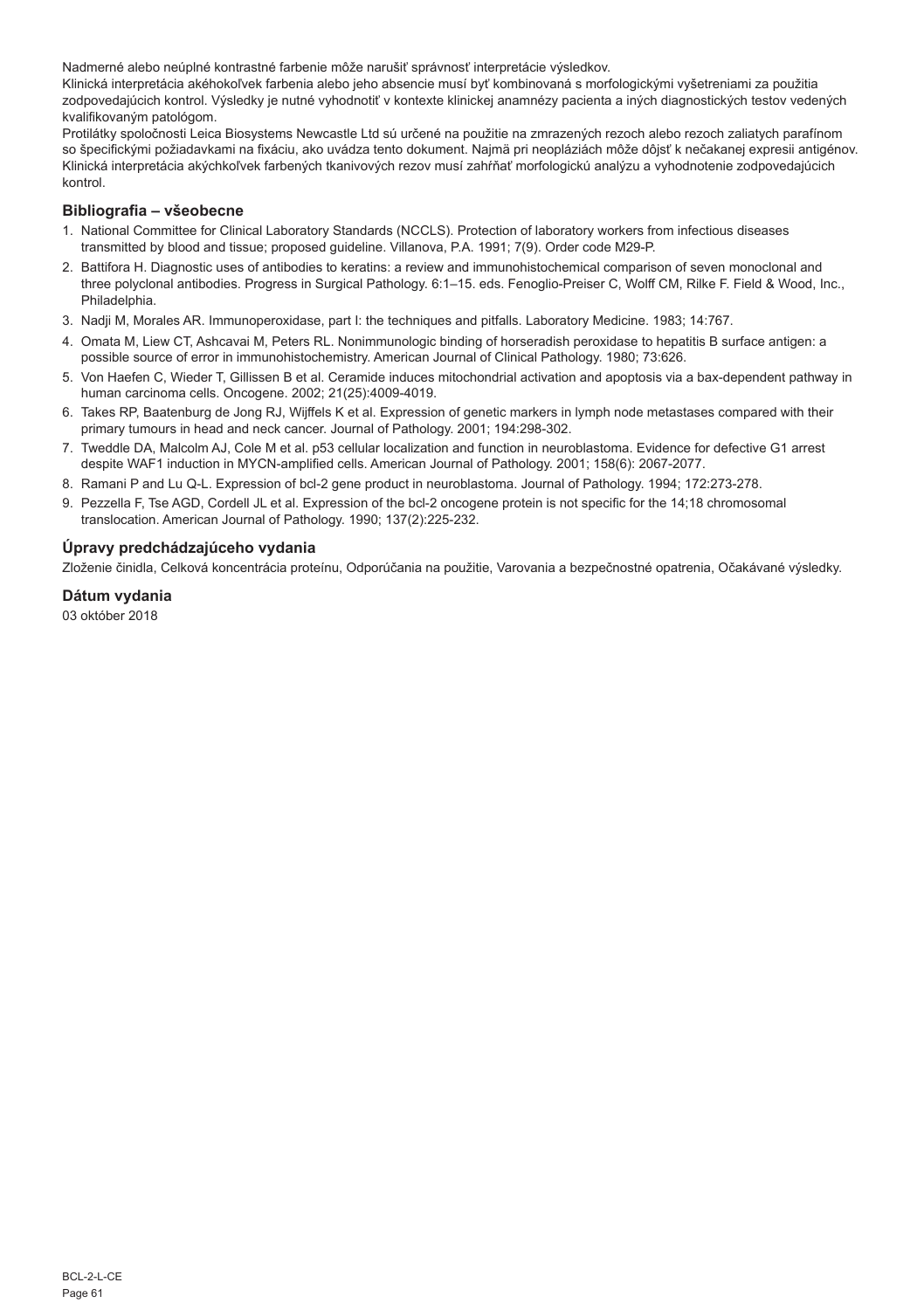Nadmerné alebo neúplné kontrastné farbenie môže narušiť správnosť interpretácie výsledkov.
Klinická interpretácia akéhokoľvek farbenia alebo jeho absencie musí byť kombinovaná s morfologickými vyšetreniami za použitia zodpovedajúcich kontrol. Výsledky je nutné vyhodnotiť v kontexte klinickej anamnézy pacienta a iných diagnostických testov vedených kvalifikovaným patológom.
Protilátky spoločnosti Leica Biosystems Newcastle Ltd sú určené na použitie na zmrazených rezoch alebo rezoch zaliatych parafínom so špecifickými požiadavkami na fixáciu, ako uvádza tento dokument. Najmä pri neopláziách môže dôjsť k nečakanej expresii antigénov. Klinická interpretácia akýchkoľvek farbených tkanivových rezov musí zahŕňať morfologickú analýzu a vyhodnotenie zodpovedajúcich kontrol.

## Bibliografia – všeobecne

1. National Committee for Clinical Laboratory Standards (NCCLS). Protection of laboratory workers from infectious diseases transmitted by blood and tissue; proposed guideline. Villanova, P.A. 1991; 7(9). Order code M29-P.
2. Battifora H. Diagnostic uses of antibodies to keratins: a review and immunohistochemical comparison of seven monoclonal and three polyclonal antibodies. Progress in Surgical Pathology. 6:1–15. eds. Fenoglio-Preiser C, Wolff CM, Rilke F. Field & Wood, Inc., Philadelphia.
3. Nadji M, Morales AR. Immunoperoxidase, part I: the techniques and pitfalls. Laboratory Medicine. 1983; 14:767.
4. Omata M, Liew CT, Ashcavai M, Peters RL. Nonimmunologic binding of horseradish peroxidase to hepatitis B surface antigen: a possible source of error in immunohistochemistry. American Journal of Clinical Pathology. 1980; 73:626.
5. Von Haefen C, Wieder T, Gillissen B et al. Ceramide induces mitochondrial activation and apoptosis via a bax-dependent pathway in human carcinoma cells. Oncogene. 2002; 21(25):4009-4019.
6. Takes RP, Baatenburg de Jong RJ, Wijffels K et al. Expression of genetic markers in lymph node metastases compared with their primary tumours in head and neck cancer. Journal of Pathology. 2001; 194:298-302.
7. Tweddle DA, Malcolm AJ, Cole M et al. p53 cellular localization and function in neuroblastoma. Evidence for defective G1 arrest despite WAF1 induction in MYCN-amplified cells. American Journal of Pathology. 2001; 158(6): 2067-2077.
8. Ramani P and Lu Q-L. Expression of bcl-2 gene product in neuroblastoma. Journal of Pathology. 1994; 172:273-278.
9. Pezzella F, Tse AGD, Cordell JL et al. Expression of the bcl-2 oncogene protein is not specific for the 14;18 chromosomal translocation. American Journal of Pathology. 1990; 137(2):225-232.

## Úpravy predchádzajúceho vydania

Zloženie činidla, Celková koncentrácia proteínu, Odporúčania na použitie, Varovania a bezpečnostné opatrenia, Očakávané výsledky.

## Dátum vydania

03 október 2018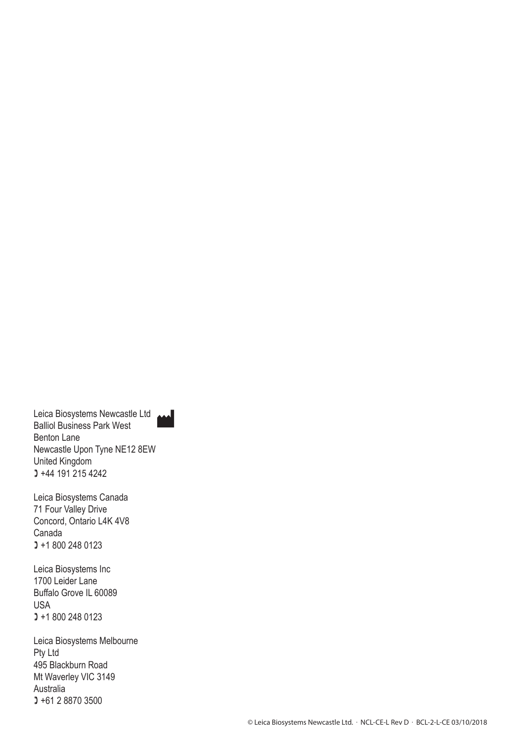Leica Biosystems Newcastle Ltd
Balliol Business Park West
Benton Lane
Newcastle Upon Tyne NE12 8EW
United Kingdom
+44 191 215 4242

Leica Biosystems Canada
71 Four Valley Drive
Concord, Ontario L4K 4V8
Canada
+1 800 248 0123

Leica Biosystems Inc
1700 Leider Lane
Buffalo Grove IL 60089
USA
+1 800 248 0123

Leica Biosystems Melbourne
Pty Ltd
495 Blackburn Road
Mt Waverley VIC 3149
Australia
+61 2 8870 3500

© Leica Biosystems Newcastle Ltd. · NCL-CE-L Rev D · BCL-2-L-CE 03/10/2018